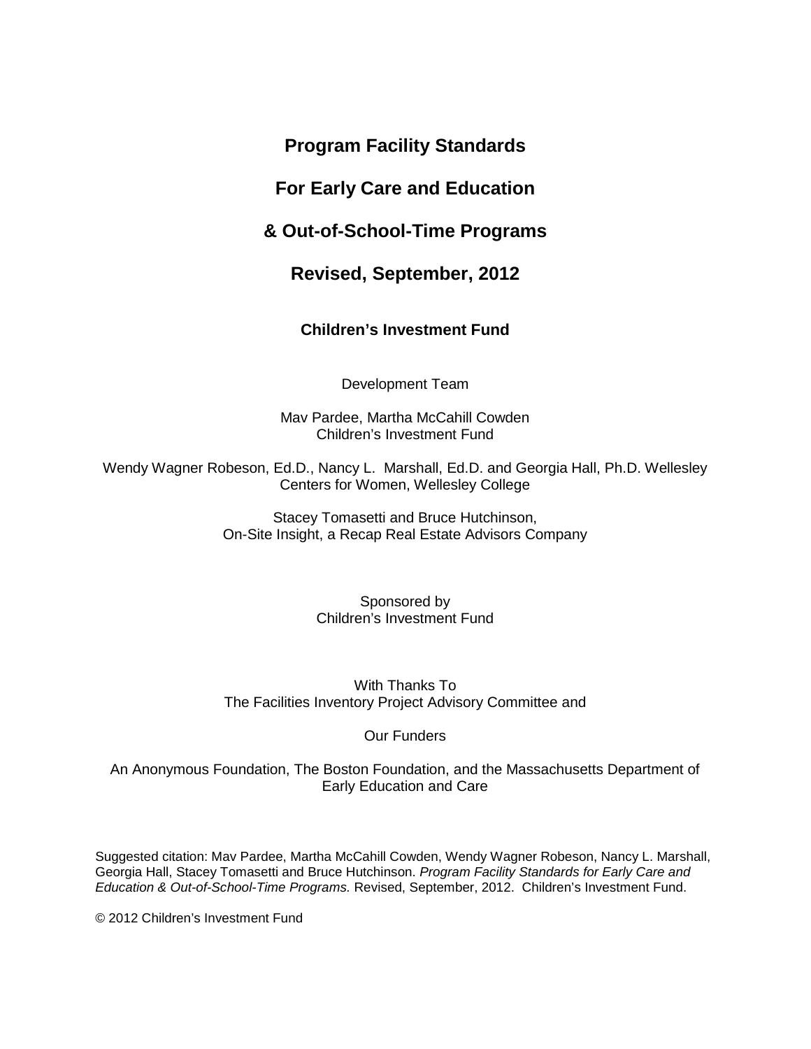# Program Facility Standards

# For Early Care and Education

# & Out-of-School-Time Programs

# Revised, September, 2012

**Children's Investment Fund**

Development Team

Mav Pardee, Martha McCahill Cowden
Children's Investment Fund

Wendy Wagner Robeson, Ed.D., Nancy L. Marshall, Ed.D. and Georgia Hall, Ph.D. Wellesley Centers for Women, Wellesley College

Stacey Tomasetti and Bruce Hutchinson,
On-Site Insight, a Recap Real Estate Advisors Company

Sponsored by
Children's Investment Fund

With Thanks To
The Facilities Inventory Project Advisory Committee and

Our Funders

An Anonymous Foundation, The Boston Foundation, and the Massachusetts Department of Early Education and Care

Suggested citation: Mav Pardee, Martha McCahill Cowden, Wendy Wagner Robeson, Nancy L. Marshall, Georgia Hall, Stacey Tomasetti and Bruce Hutchinson. *Program Facility Standards for Early Care and Education & Out-of-School-Time Programs.* Revised, September, 2012. Children's Investment Fund.

© 2012 Children's Investment Fund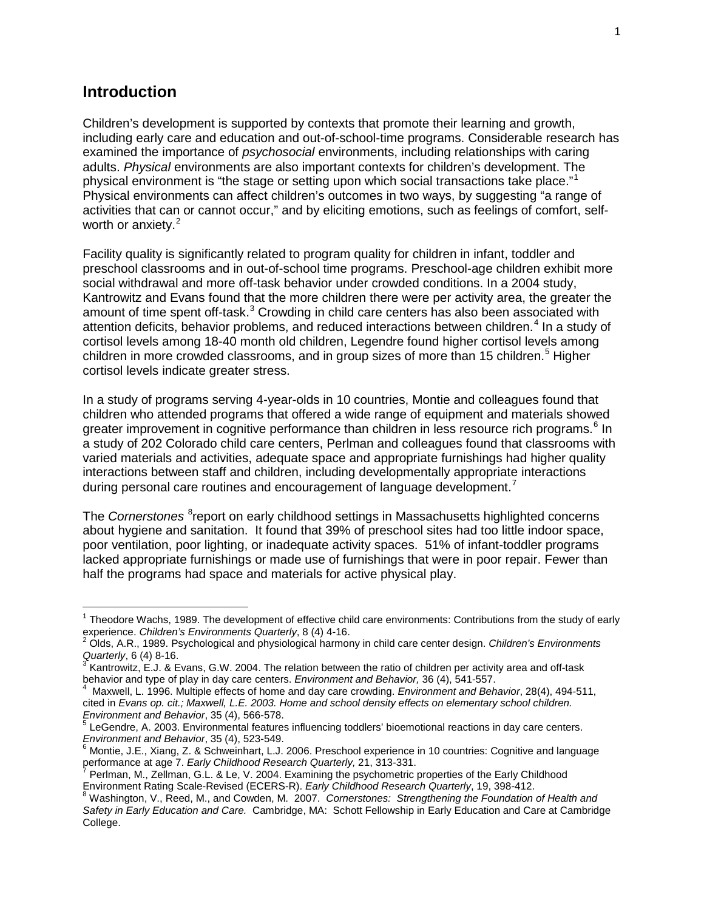## Introduction

Children's development is supported by contexts that promote their learning and growth, including early care and education and out-of-school-time programs. Considerable research has examined the importance of *psychosocial* environments, including relationships with caring adults. *Physical* environments are also important contexts for children's development. The physical environment is "the stage or setting upon which social transactions take place."[1] Physical environments can affect children's outcomes in two ways, by suggesting "a range of activities that can or cannot occur," and by eliciting emotions, such as feelings of comfort, self-worth or anxiety.[2]

Facility quality is significantly related to program quality for children in infant, toddler and preschool classrooms and in out-of-school time programs. Preschool-age children exhibit more social withdrawal and more off-task behavior under crowded conditions. In a 2004 study, Kantrowitz and Evans found that the more children there were per activity area, the greater the amount of time spent off-task.[3] Crowding in child care centers has also been associated with attention deficits, behavior problems, and reduced interactions between children.[4] In a study of cortisol levels among 18-40 month old children, Legendre found higher cortisol levels among children in more crowded classrooms, and in group sizes of more than 15 children.[5] Higher cortisol levels indicate greater stress.

In a study of programs serving 4-year-olds in 10 countries, Montie and colleagues found that children who attended programs that offered a wide range of equipment and materials showed greater improvement in cognitive performance than children in less resource rich programs.[6] In a study of 202 Colorado child care centers, Perlman and colleagues found that classrooms with varied materials and activities, adequate space and appropriate furnishings had higher quality interactions between staff and children, including developmentally appropriate interactions during personal care routines and encouragement of language development.[7]

The *Cornerstones* [8]report on early childhood settings in Massachusetts highlighted concerns about hygiene and sanitation. It found that 39% of preschool sites had too little indoor space, poor ventilation, poor lighting, or inadequate activity spaces. 51% of infant-toddler programs lacked appropriate furnishings or made use of furnishings that were in poor repair. Fewer than half the programs had space and materials for active physical play.

---

[1] Theodore Wachs, 1989. The development of effective child care environments: Contributions from the study of early experience. *Children's Environments Quarterly*, 8 (4) 4-16.

[2] Olds, A.R., 1989. Psychological and physiological harmony in child care center design. *Children's Environments Quarterly*, 6 (4) 8-16.

[3] Kantrowitz, E.J. & Evans, G.W. 2004. The relation between the ratio of children per activity area and off-task behavior and type of play in day care centers. *Environment and Behavior,* 36 (4), 541-557.

[4] Maxwell, L. 1996. Multiple effects of home and day care crowding. *Environment and Behavior*, 28(4), 494-511, cited in *Evans op. cit.; Maxwell, L.E. 2003. Home and school density effects on elementary school children. Environment and Behavior*, 35 (4), 566-578.

[5] LeGendre, A. 2003. Environmental features influencing toddlers' bioemotional reactions in day care centers. *Environment and Behavior*, 35 (4), 523-549.

[6] Montie, J.E., Xiang, Z. & Schweinhart, L.J. 2006. Preschool experience in 10 countries: Cognitive and language performance at age 7. *Early Childhood Research Quarterly,* 21, 313-331.

[7] Perlman, M., Zellman, G.L. & Le, V. 2004. Examining the psychometric properties of the Early Childhood Environment Rating Scale-Revised (ECERS-R). *Early Childhood Research Quarterly*, 19, 398-412.

[8] Washington, V., Reed, M., and Cowden, M. 2007. *Cornerstones: Strengthening the Foundation of Health and Safety in Early Education and Care.* Cambridge, MA: Schott Fellowship in Early Education and Care at Cambridge College.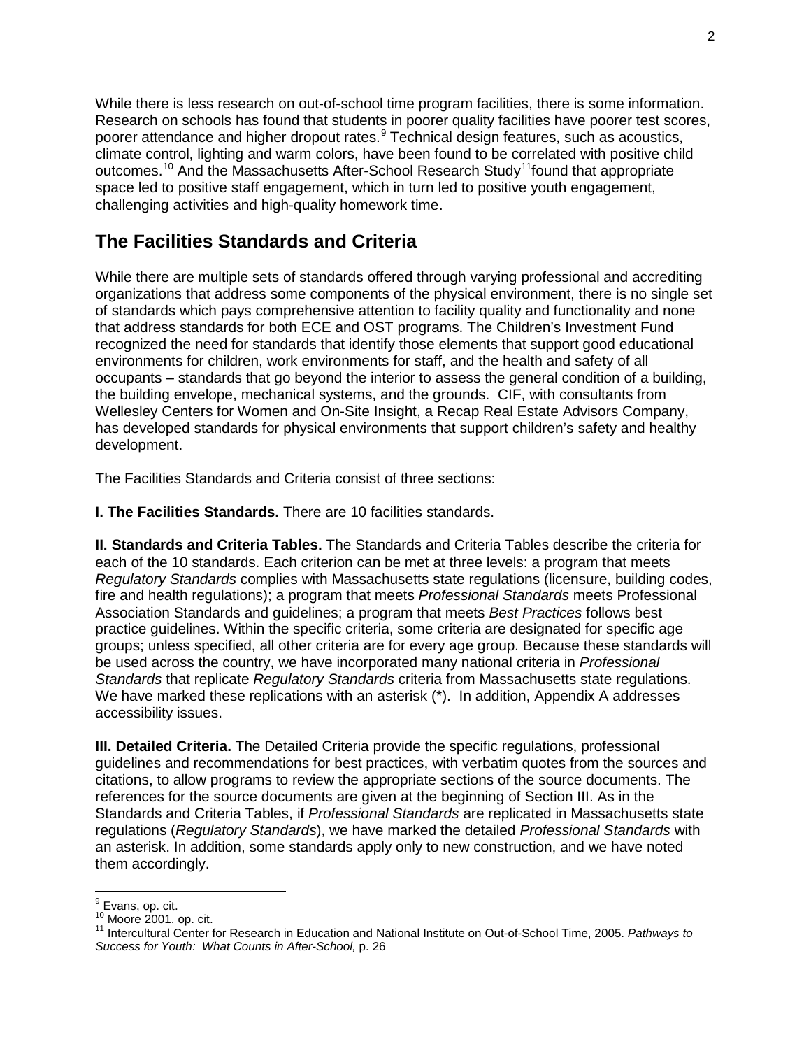While there is less research on out-of-school time program facilities, there is some information. Research on schools has found that students in poorer quality facilities have poorer test scores, poorer attendance and higher dropout rates.[9] Technical design features, such as acoustics, climate control, lighting and warm colors, have been found to be correlated with positive child outcomes.[10] And the Massachusetts After-School Research Study[11]found that appropriate space led to positive staff engagement, which in turn led to positive youth engagement, challenging activities and high-quality homework time.

## The Facilities Standards and Criteria

While there are multiple sets of standards offered through varying professional and accrediting organizations that address some components of the physical environment, there is no single set of standards which pays comprehensive attention to facility quality and functionality and none that address standards for both ECE and OST programs. The Children's Investment Fund recognized the need for standards that identify those elements that support good educational environments for children, work environments for staff, and the health and safety of all occupants – standards that go beyond the interior to assess the general condition of a building, the building envelope, mechanical systems, and the grounds. CIF, with consultants from Wellesley Centers for Women and On-Site Insight, a Recap Real Estate Advisors Company, has developed standards for physical environments that support children's safety and healthy development.

The Facilities Standards and Criteria consist of three sections:

**I. The Facilities Standards.** There are 10 facilities standards.

**II. Standards and Criteria Tables.** The Standards and Criteria Tables describe the criteria for each of the 10 standards. Each criterion can be met at three levels: a program that meets *Regulatory Standards* complies with Massachusetts state regulations (licensure, building codes, fire and health regulations); a program that meets *Professional Standards* meets Professional Association Standards and guidelines; a program that meets *Best Practices* follows best practice guidelines. Within the specific criteria, some criteria are designated for specific age groups; unless specified, all other criteria are for every age group. Because these standards will be used across the country, we have incorporated many national criteria in *Professional Standards* that replicate *Regulatory Standards* criteria from Massachusetts state regulations. We have marked these replications with an asterisk (*). In addition, Appendix A addresses accessibility issues.

**III. Detailed Criteria.** The Detailed Criteria provide the specific regulations, professional guidelines and recommendations for best practices, with verbatim quotes from the sources and citations, to allow programs to review the appropriate sections of the source documents. The references for the source documents are given at the beginning of Section III. As in the Standards and Criteria Tables, if *Professional Standards* are replicated in Massachusetts state regulations (*Regulatory Standards*), we have marked the detailed *Professional Standards* with an asterisk. In addition, some standards apply only to new construction, and we have noted them accordingly.

---

[9] Evans, op. cit.

[10] Moore 2001. op. cit.

[11] Intercultural Center for Research in Education and National Institute on Out-of-School Time, 2005. *Pathways to Success for Youth: What Counts in After-School,* p. 26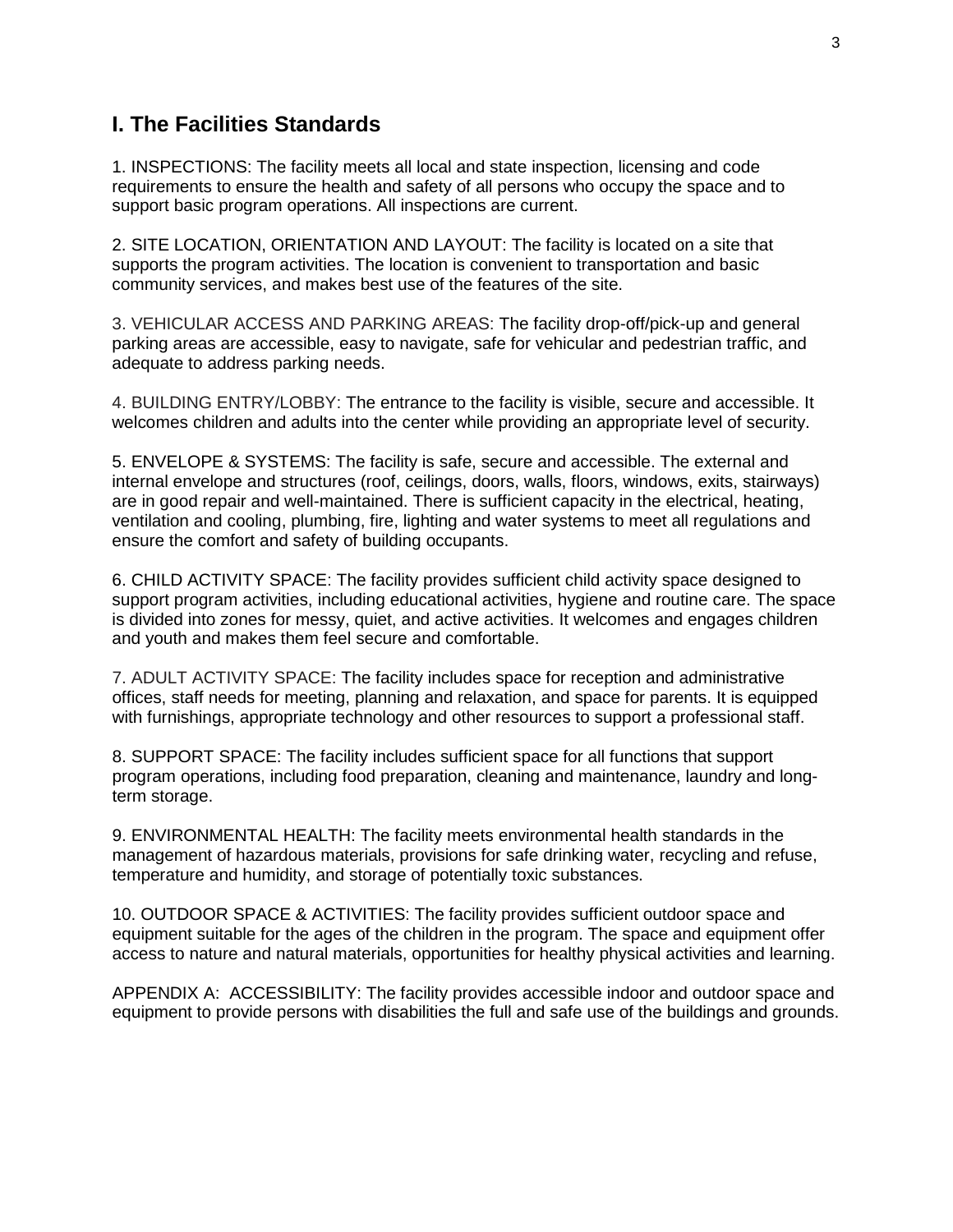## I. The Facilities Standards

1. INSPECTIONS: The facility meets all local and state inspection, licensing and code requirements to ensure the health and safety of all persons who occupy the space and to support basic program operations. All inspections are current.

2. SITE LOCATION, ORIENTATION AND LAYOUT: The facility is located on a site that supports the program activities. The location is convenient to transportation and basic community services, and makes best use of the features of the site.

3. VEHICULAR ACCESS AND PARKING AREAS: The facility drop-off/pick-up and general parking areas are accessible, easy to navigate, safe for vehicular and pedestrian traffic, and adequate to address parking needs.

4. BUILDING ENTRY/LOBBY: The entrance to the facility is visible, secure and accessible. It welcomes children and adults into the center while providing an appropriate level of security.

5. ENVELOPE & SYSTEMS: The facility is safe, secure and accessible. The external and internal envelope and structures (roof, ceilings, doors, walls, floors, windows, exits, stairways) are in good repair and well-maintained. There is sufficient capacity in the electrical, heating, ventilation and cooling, plumbing, fire, lighting and water systems to meet all regulations and ensure the comfort and safety of building occupants.

6. CHILD ACTIVITY SPACE: The facility provides sufficient child activity space designed to support program activities, including educational activities, hygiene and routine care. The space is divided into zones for messy, quiet, and active activities. It welcomes and engages children and youth and makes them feel secure and comfortable.

7. ADULT ACTIVITY SPACE: The facility includes space for reception and administrative offices, staff needs for meeting, planning and relaxation, and space for parents. It is equipped with furnishings, appropriate technology and other resources to support a professional staff.

8. SUPPORT SPACE: The facility includes sufficient space for all functions that support program operations, including food preparation, cleaning and maintenance, laundry and long-term storage.

9. ENVIRONMENTAL HEALTH: The facility meets environmental health standards in the management of hazardous materials, provisions for safe drinking water, recycling and refuse, temperature and humidity, and storage of potentially toxic substances.

10. OUTDOOR SPACE & ACTIVITIES: The facility provides sufficient outdoor space and equipment suitable for the ages of the children in the program. The space and equipment offer access to nature and natural materials, opportunities for healthy physical activities and learning.

APPENDIX A: ACCESSIBILITY: The facility provides accessible indoor and outdoor space and equipment to provide persons with disabilities the full and safe use of the buildings and grounds.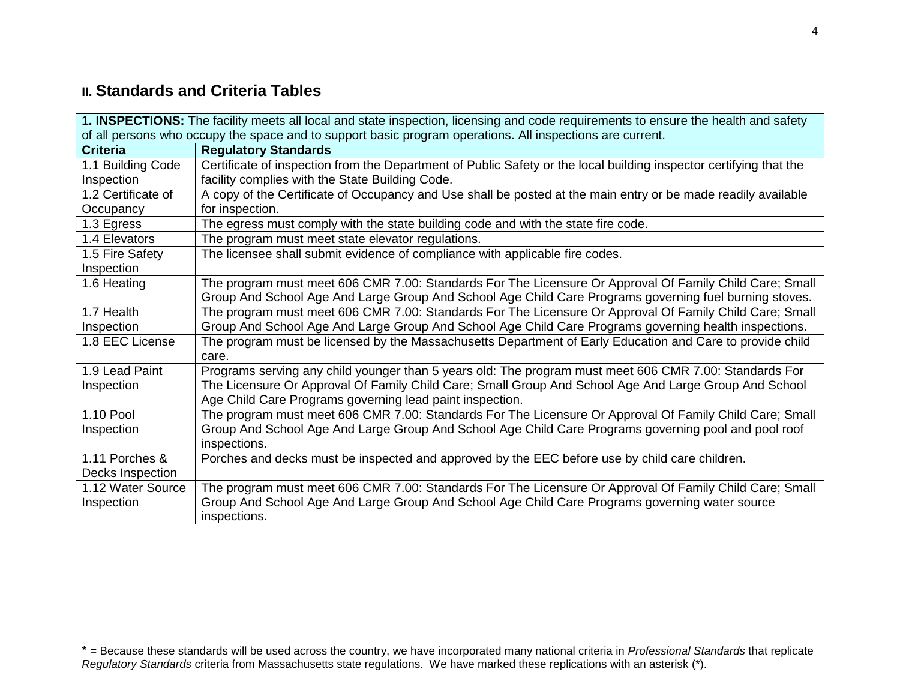## II. Standards and Criteria Tables

| **1. INSPECTIONS:** The facility meets all local and state inspection, licensing and code requirements to ensure the health and safety of all persons who occupy the space and to support basic program operations. All inspections are current. | |
|---|---|
| **Criteria** | **Regulatory Standards** |
| 1.1 Building Code Inspection | Certificate of inspection from the Department of Public Safety or the local building inspector certifying that the facility complies with the State Building Code. |
| 1.2 Certificate of Occupancy | A copy of the Certificate of Occupancy and Use shall be posted at the main entry or be made readily available for inspection. |
| 1.3 Egress | The egress must comply with the state building code and with the state fire code. |
| 1.4 Elevators | The program must meet state elevator regulations. |
| 1.5 Fire Safety Inspection | The licensee shall submit evidence of compliance with applicable fire codes. |
| 1.6 Heating | The program must meet 606 CMR 7.00: Standards For The Licensure Or Approval Of Family Child Care; Small Group And School Age And Large Group And School Age Child Care Programs governing fuel burning stoves. |
| 1.7 Health Inspection | The program must meet 606 CMR 7.00: Standards For The Licensure Or Approval Of Family Child Care; Small Group And School Age And Large Group And School Age Child Care Programs governing health inspections. |
| 1.8 EEC License | The program must be licensed by the Massachusetts Department of Early Education and Care to provide child care. |
| 1.9 Lead Paint Inspection | Programs serving any child younger than 5 years old: The program must meet 606 CMR 7.00: Standards For The Licensure Or Approval Of Family Child Care; Small Group And School Age And Large Group And School Age Child Care Programs governing lead paint inspection. |
| 1.10 Pool Inspection | The program must meet 606 CMR 7.00: Standards For The Licensure Or Approval Of Family Child Care; Small Group And School Age And Large Group And School Age Child Care Programs governing pool and pool roof inspections. |
| 1.11 Porches & Decks Inspection | Porches and decks must be inspected and approved by the EEC before use by child care children. |
| 1.12 Water Source Inspection | The program must meet 606 CMR 7.00: Standards For The Licensure Or Approval Of Family Child Care; Small Group And School Age And Large Group And School Age Child Care Programs governing water source inspections. |

* = Because these standards will be used across the country, we have incorporated many national criteria in *Professional Standards* that replicate *Regulatory Standards* criteria from Massachusetts state regulations. We have marked these replications with an asterisk (*).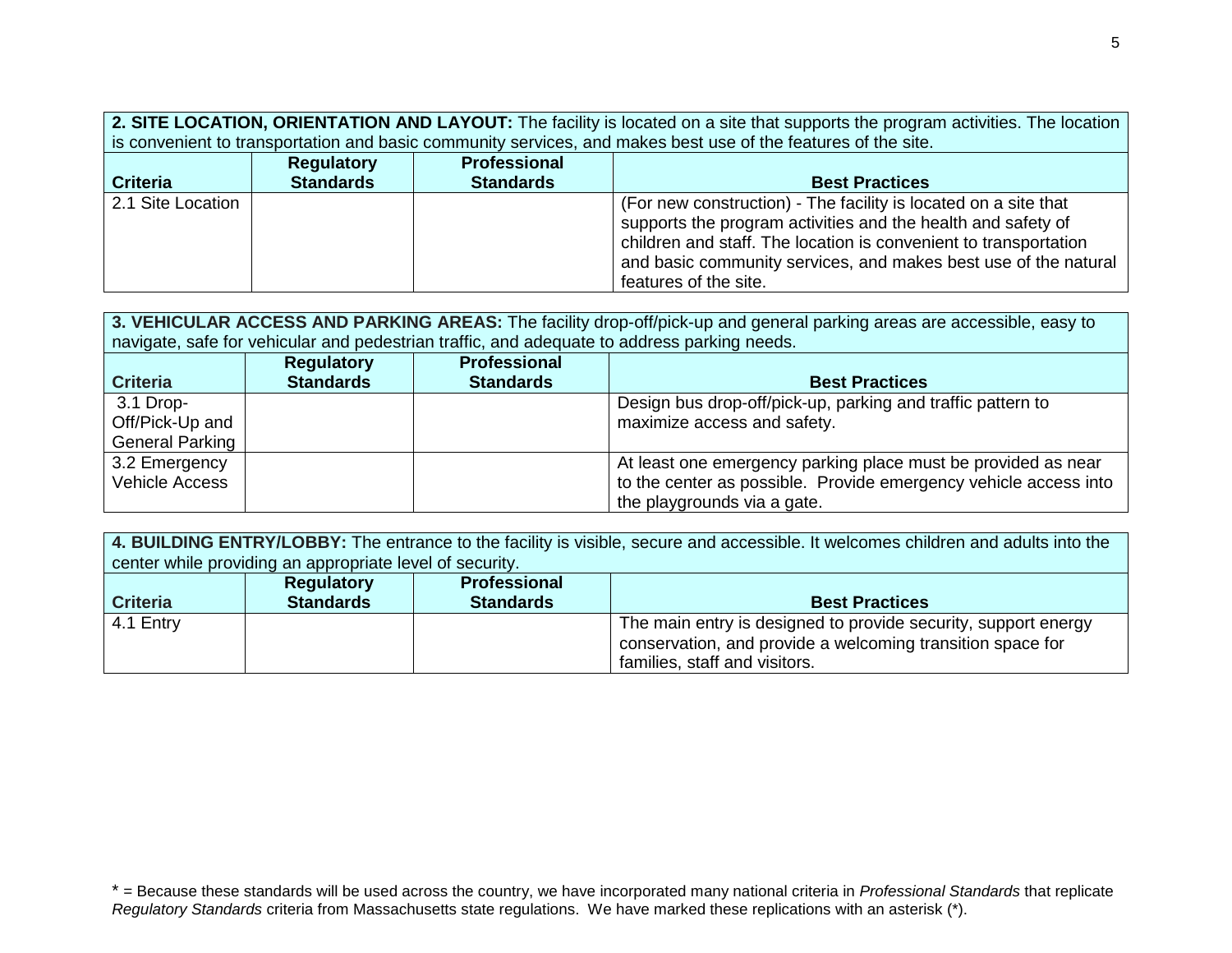| **2. SITE LOCATION, ORIENTATION AND LAYOUT:** The facility is located on a site that supports the program activities. The location is convenient to transportation and basic community services, and makes best use of the features of the site. | | | |
|---|---|---|---|
| **Criteria** | **Regulatory Standards** | **Professional Standards** | **Best Practices** |
| 2.1 Site Location | | | (For new construction) - The facility is located on a site that supports the program activities and the health and safety of children and staff. The location is convenient to transportation and basic community services, and makes best use of the natural features of the site. |

| **3. VEHICULAR ACCESS AND PARKING AREAS:** The facility drop-off/pick-up and general parking areas are accessible, easy to navigate, safe for vehicular and pedestrian traffic, and adequate to address parking needs. | | | |
|---|---|---|---|
| **Criteria** | **Regulatory Standards** | **Professional Standards** | **Best Practices** |
| 3.1 Drop-Off/Pick-Up and General Parking | | | Design bus drop-off/pick-up, parking and traffic pattern to maximize access and safety. |
| 3.2 Emergency Vehicle Access | | | At least one emergency parking place must be provided as near to the center as possible. Provide emergency vehicle access into the playgrounds via a gate. |

| **4. BUILDING ENTRY/LOBBY:** The entrance to the facility is visible, secure and accessible. It welcomes children and adults into the center while providing an appropriate level of security. | | | |
|---|---|---|---|
| **Criteria** | **Regulatory Standards** | **Professional Standards** | **Best Practices** |
| 4.1 Entry | | | The main entry is designed to provide security, support energy conservation, and provide a welcoming transition space for families, staff and visitors. |

* = Because these standards will be used across the country, we have incorporated many national criteria in *Professional Standards* that replicate *Regulatory Standards* criteria from Massachusetts state regulations. We have marked these replications with an asterisk (*).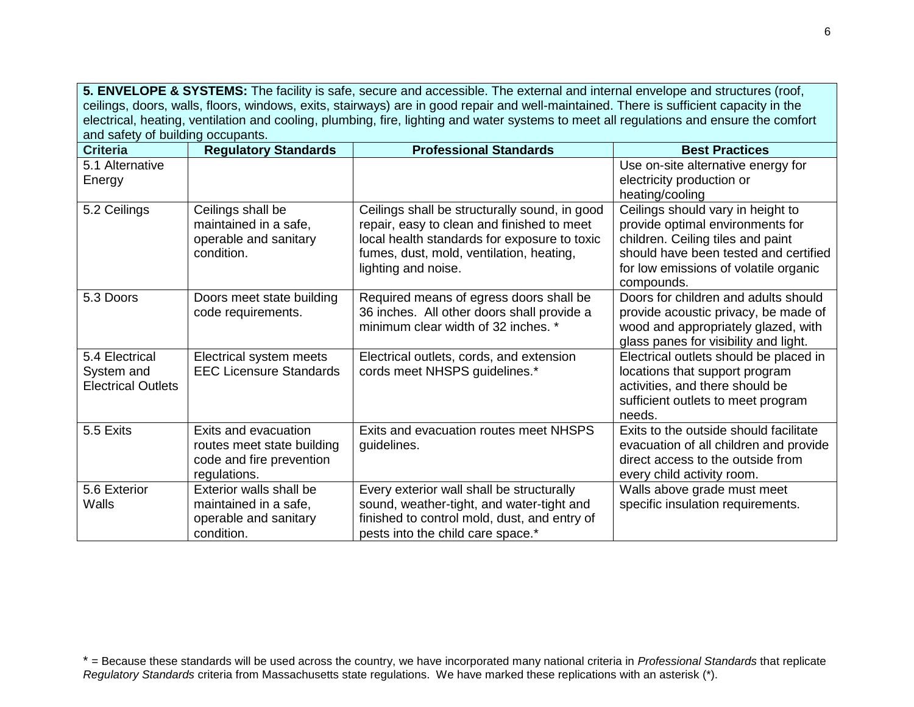**5. ENVELOPE & SYSTEMS:** The facility is safe, secure and accessible. The external and internal envelope and structures (roof, ceilings, doors, walls, floors, windows, exits, stairways) are in good repair and well-maintained. There is sufficient capacity in the electrical, heating, ventilation and cooling, plumbing, fire, lighting and water systems to meet all regulations and ensure the comfort and safety of building occupants.

| Criteria | Regulatory Standards | Professional Standards | Best Practices |
|---|---|---|---|
| 5.1 Alternative Energy | | | Use on-site alternative energy for electricity production or heating/cooling |
| 5.2 Ceilings | Ceilings shall be maintained in a safe, operable and sanitary condition. | Ceilings shall be structurally sound, in good repair, easy to clean and finished to meet local health standards for exposure to toxic fumes, dust, mold, ventilation, heating, lighting and noise. | Ceilings should vary in height to provide optimal environments for children. Ceiling tiles and paint should have been tested and certified for low emissions of volatile organic compounds. |
| 5.3 Doors | Doors meet state building code requirements. | Required means of egress doors shall be 36 inches. All other doors shall provide a minimum clear width of 32 inches. * | Doors for children and adults should provide acoustic privacy, be made of wood and appropriately glazed, with glass panes for visibility and light. |
| 5.4 Electrical System and Electrical Outlets | Electrical system meets EEC Licensure Standards | Electrical outlets, cords, and extension cords meet NHSPS guidelines.* | Electrical outlets should be placed in locations that support program activities, and there should be sufficient outlets to meet program needs. |
| 5.5 Exits | Exits and evacuation routes meet state building code and fire prevention regulations. | Exits and evacuation routes meet NHSPS guidelines. | Exits to the outside should facilitate evacuation of all children and provide direct access to the outside from every child activity room. |
| 5.6 Exterior Walls | Exterior walls shall be maintained in a safe, operable and sanitary condition. | Every exterior wall shall be structurally sound, weather-tight, and water-tight and finished to control mold, dust, and entry of pests into the child care space.* | Walls above grade must meet specific insulation requirements. |

* = Because these standards will be used across the country, we have incorporated many national criteria in *Professional Standards* that replicate *Regulatory Standards* criteria from Massachusetts state regulations. We have marked these replications with an asterisk (*).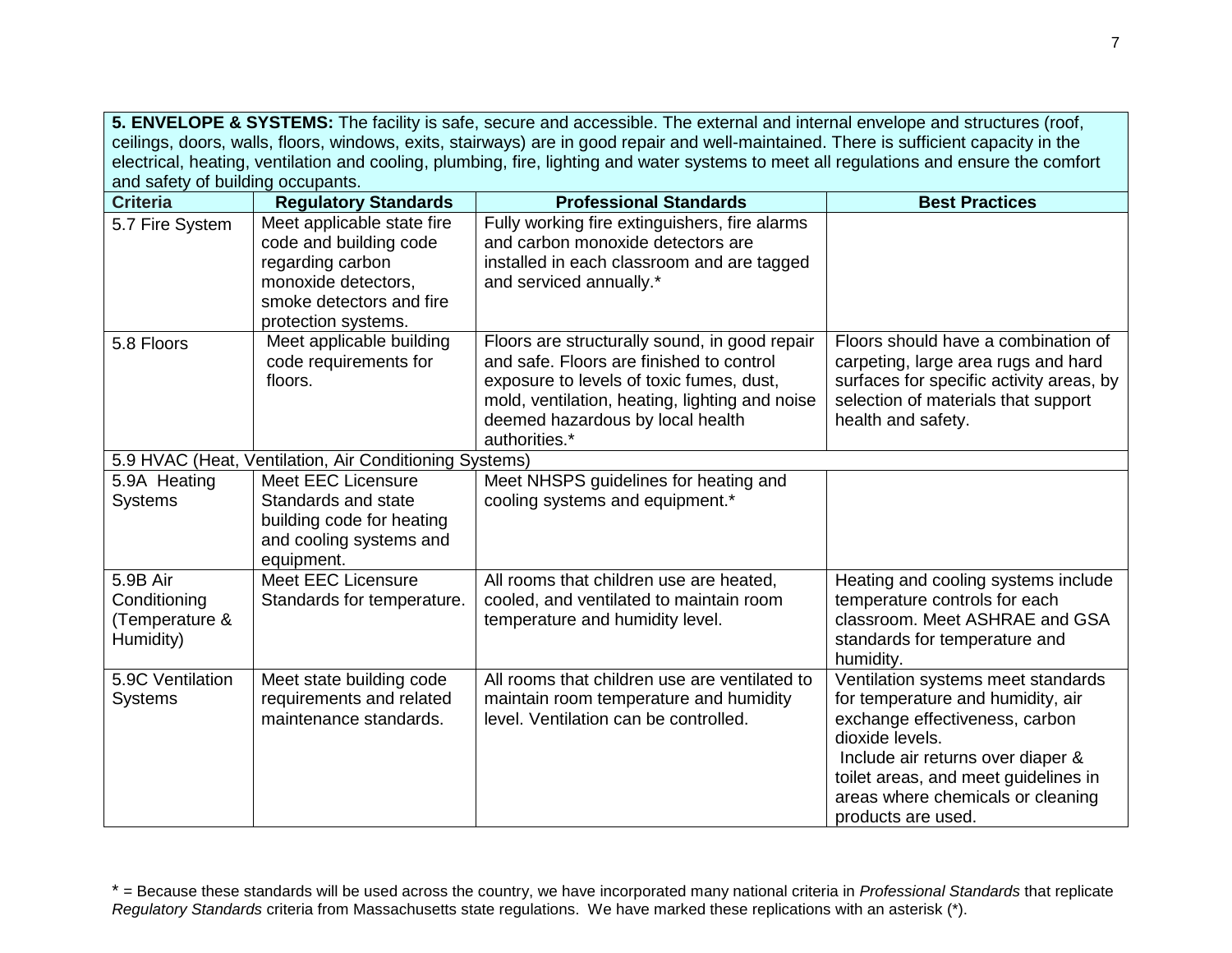| **5. ENVELOPE & SYSTEMS:** The facility is safe, secure and accessible. The external and internal envelope and structures (roof, ceilings, doors, walls, floors, windows, exits, stairways) are in good repair and well-maintained. There is sufficient capacity in the electrical, heating, ventilation and cooling, plumbing, fire, lighting and water systems to meet all regulations and ensure the comfort and safety of building occupants. | | | |
|---|---|---|---|
| **Criteria** | **Regulatory Standards** | **Professional Standards** | **Best Practices** |
| 5.7 Fire System | Meet applicable state fire code and building code regarding carbon monoxide detectors, smoke detectors and fire protection systems. | Fully working fire extinguishers, fire alarms and carbon monoxide detectors are installed in each classroom and are tagged and serviced annually.* | |
| 5.8 Floors | Meet applicable building code requirements for floors. | Floors are structurally sound, in good repair and safe. Floors are finished to control exposure to levels of toxic fumes, dust, mold, ventilation, heating, lighting and noise deemed hazardous by local health authorities.* | Floors should have a combination of carpeting, large area rugs and hard surfaces for specific activity areas, by selection of materials that support health and safety. |
| 5.9 HVAC (Heat, Ventilation, Air Conditioning Systems) | | | |
| 5.9A Heating Systems | Meet EEC Licensure Standards and state building code for heating and cooling systems and equipment. | Meet NHSPS guidelines for heating and cooling systems and equipment.* | |
| 5.9B Air Conditioning (Temperature & Humidity) | Meet EEC Licensure Standards for temperature. | All rooms that children use are heated, cooled, and ventilated to maintain room temperature and humidity level. | Heating and cooling systems include temperature controls for each classroom. Meet ASHRAE and GSA standards for temperature and humidity. |
| 5.9C Ventilation Systems | Meet state building code requirements and related maintenance standards. | All rooms that children use are ventilated to maintain room temperature and humidity level. Ventilation can be controlled. | Ventilation systems meet standards for temperature and humidity, air exchange effectiveness, carbon dioxide levels. Include air returns over diaper & toilet areas, and meet guidelines in areas where chemicals or cleaning products are used. |

\* = Because these standards will be used across the country, we have incorporated many national criteria in *Professional Standards* that replicate *Regulatory Standards* criteria from Massachusetts state regulations. We have marked these replications with an asterisk (*).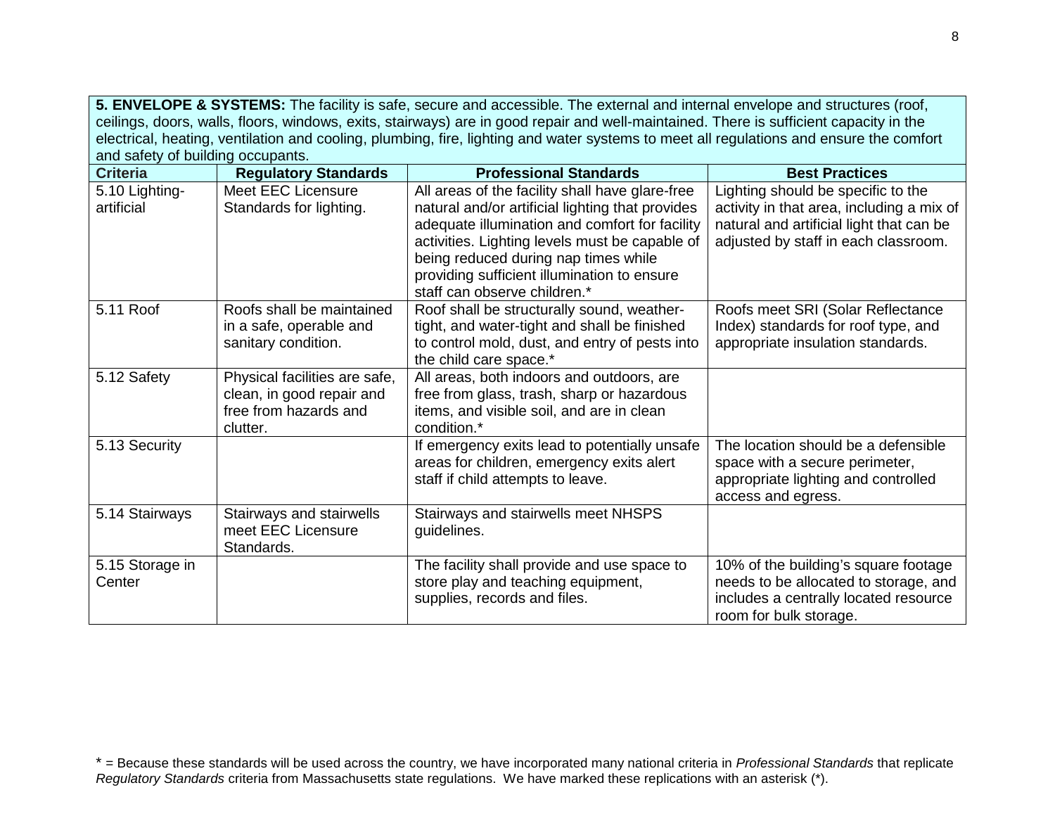**5. ENVELOPE & SYSTEMS:** The facility is safe, secure and accessible. The external and internal envelope and structures (roof, ceilings, doors, walls, floors, windows, exits, stairways) are in good repair and well-maintained. There is sufficient capacity in the electrical, heating, ventilation and cooling, plumbing, fire, lighting and water systems to meet all regulations and ensure the comfort and safety of building occupants.

| Criteria | Regulatory Standards | Professional Standards | Best Practices |
|---|---|---|---|
| 5.10 Lighting-artificial | Meet EEC Licensure Standards for lighting. | All areas of the facility shall have glare-free natural and/or artificial lighting that provides adequate illumination and comfort for facility activities. Lighting levels must be capable of being reduced during nap times while providing sufficient illumination to ensure staff can observe children.* | Lighting should be specific to the activity in that area, including a mix of natural and artificial light that can be adjusted by staff in each classroom. |
| 5.11 Roof | Roofs shall be maintained in a safe, operable and sanitary condition. | Roof shall be structurally sound, weather-tight, and water-tight and shall be finished to control mold, dust, and entry of pests into the child care space.* | Roofs meet SRI (Solar Reflectance Index) standards for roof type, and appropriate insulation standards. |
| 5.12 Safety | Physical facilities are safe, clean, in good repair and free from hazards and clutter. | All areas, both indoors and outdoors, are free from glass, trash, sharp or hazardous items, and visible soil, and are in clean condition.* | |
| 5.13 Security | | If emergency exits lead to potentially unsafe areas for children, emergency exits alert staff if child attempts to leave. | The location should be a defensible space with a secure perimeter, appropriate lighting and controlled access and egress. |
| 5.14 Stairways | Stairways and stairwells meet EEC Licensure Standards. | Stairways and stairwells meet NHSPS guidelines. | |
| 5.15 Storage in Center | | The facility shall provide and use space to store play and teaching equipment, supplies, records and files. | 10% of the building's square footage needs to be allocated to storage, and includes a centrally located resource room for bulk storage. |

* = Because these standards will be used across the country, we have incorporated many national criteria in *Professional Standards* that replicate *Regulatory Standards* criteria from Massachusetts state regulations. We have marked these replications with an asterisk (*).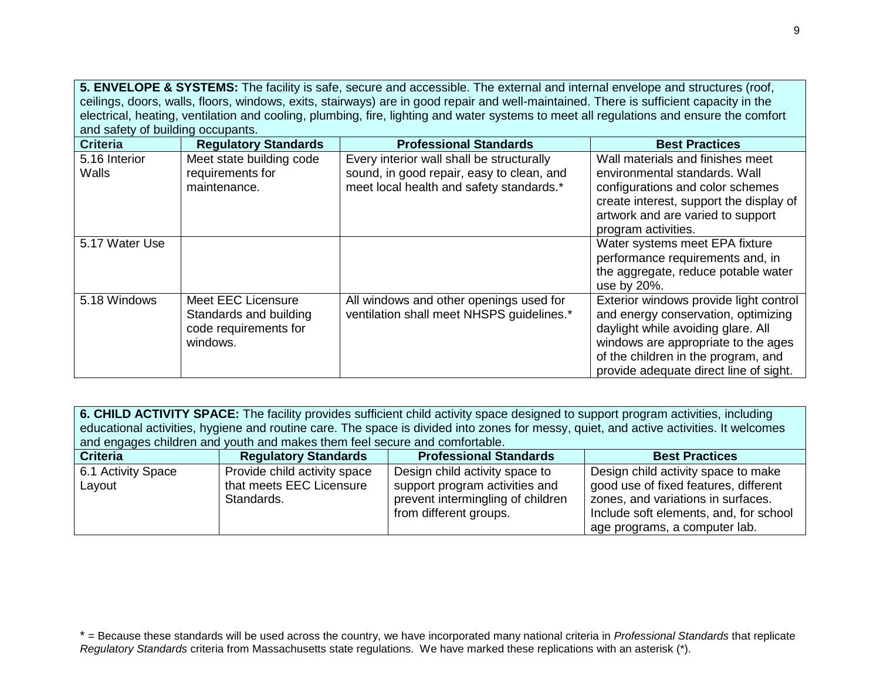**5. ENVELOPE & SYSTEMS:** The facility is safe, secure and accessible. The external and internal envelope and structures (roof, ceilings, doors, walls, floors, windows, exits, stairways) are in good repair and well-maintained. There is sufficient capacity in the electrical, heating, ventilation and cooling, plumbing, fire, lighting and water systems to meet all regulations and ensure the comfort and safety of building occupants.

| Criteria | Regulatory Standards | Professional Standards | Best Practices |
|---|---|---|---|
| 5.16 Interior Walls | Meet state building code requirements for maintenance. | Every interior wall shall be structurally sound, in good repair, easy to clean, and meet local health and safety standards.* | Wall materials and finishes meet environmental standards. Wall configurations and color schemes create interest, support the display of artwork and are varied to support program activities. |
| 5.17 Water Use | | | Water systems meet EPA fixture performance requirements and, in the aggregate, reduce potable water use by 20%. |
| 5.18 Windows | Meet EEC Licensure Standards and building code requirements for windows. | All windows and other openings used for ventilation shall meet NHSPS guidelines.* | Exterior windows provide light control and energy conservation, optimizing daylight while avoiding glare. All windows are appropriate to the ages of the children in the program, and provide adequate direct line of sight. |

**6. CHILD ACTIVITY SPACE:** The facility provides sufficient child activity space designed to support program activities, including educational activities, hygiene and routine care. The space is divided into zones for messy, quiet, and active activities. It welcomes and engages children and youth and makes them feel secure and comfortable.

| Criteria | Regulatory Standards | Professional Standards | Best Practices |
|---|---|---|---|
| 6.1 Activity Space Layout | Provide child activity space that meets EEC Licensure Standards. | Design child activity space to support program activities and prevent intermingling of children from different groups. | Design child activity space to make good use of fixed features, different zones, and variations in surfaces. Include soft elements, and, for school age programs, a computer lab. |

* = Because these standards will be used across the country, we have incorporated many national criteria in *Professional Standards* that replicate *Regulatory Standards* criteria from Massachusetts state regulations. We have marked these replications with an asterisk (*).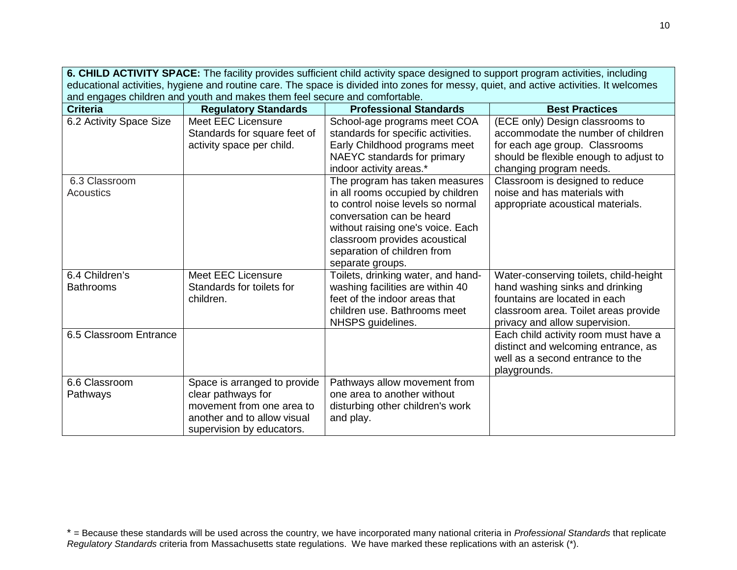**6. CHILD ACTIVITY SPACE:** The facility provides sufficient child activity space designed to support program activities, including educational activities, hygiene and routine care. The space is divided into zones for messy, quiet, and active activities. It welcomes and engages children and youth and makes them feel secure and comfortable.

| Criteria | Regulatory Standards | Professional Standards | Best Practices |
|---|---|---|---|
| 6.2 Activity Space Size | Meet EEC Licensure Standards for square feet of activity space per child. | School-age programs meet COA standards for specific activities. Early Childhood programs meet NAEYC standards for primary indoor activity areas.* | (ECE only) Design classrooms to accommodate the number of children for each age group. Classrooms should be flexible enough to adjust to changing program needs. |
| 6.3 Classroom Acoustics | | The program has taken measures in all rooms occupied by children to control noise levels so normal conversation can be heard without raising one's voice. Each classroom provides acoustical separation of children from separate groups. | Classroom is designed to reduce noise and has materials with appropriate acoustical materials. |
| 6.4 Children's Bathrooms | Meet EEC Licensure Standards for toilets for children. | Toilets, drinking water, and hand-washing facilities are within 40 feet of the indoor areas that children use. Bathrooms meet NHSPS guidelines. | Water-conserving toilets, child-height hand washing sinks and drinking fountains are located in each classroom area. Toilet areas provide privacy and allow supervision. |
| 6.5 Classroom Entrance | | | Each child activity room must have a distinct and welcoming entrance, as well as a second entrance to the playgrounds. |
| 6.6 Classroom Pathways | Space is arranged to provide clear pathways for movement from one area to another and to allow visual supervision by educators. | Pathways allow movement from one area to another without disturbing other children's work and play. | |

* = Because these standards will be used across the country, we have incorporated many national criteria in *Professional Standards* that replicate *Regulatory Standards* criteria from Massachusetts state regulations. We have marked these replications with an asterisk (*).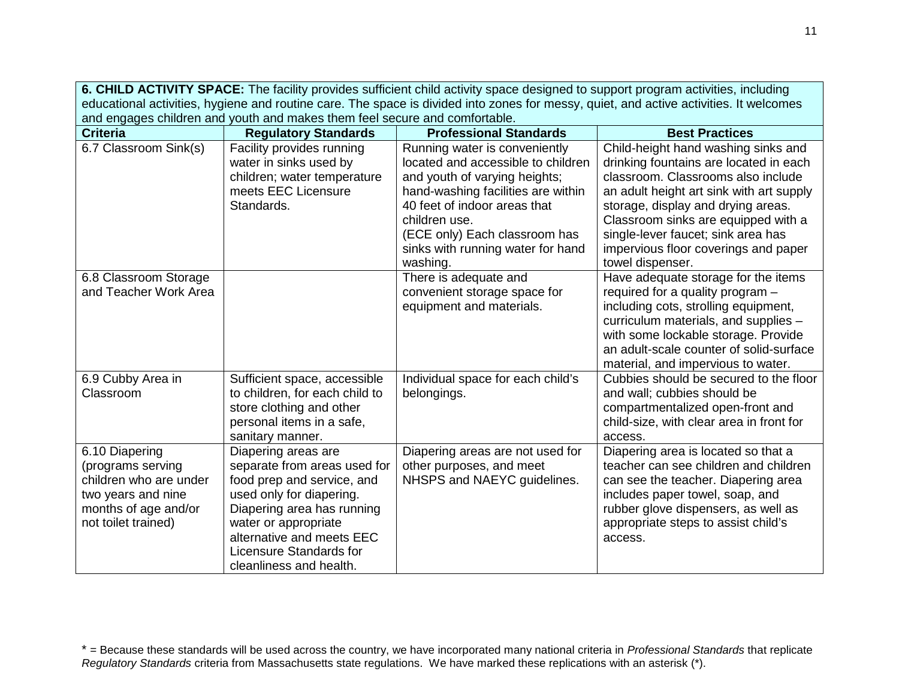**6. CHILD ACTIVITY SPACE:** The facility provides sufficient child activity space designed to support program activities, including educational activities, hygiene and routine care. The space is divided into zones for messy, quiet, and active activities. It welcomes and engages children and youth and makes them feel secure and comfortable.

| Criteria | Regulatory Standards | Professional Standards | Best Practices |
|---|---|---|---|
| 6.7 Classroom Sink(s) | Facility provides running water in sinks used by children; water temperature meets EEC Licensure Standards. | Running water is conveniently located and accessible to children and youth of varying heights; hand-washing facilities are within 40 feet of indoor areas that children use. (ECE only) Each classroom has sinks with running water for hand washing. | Child-height hand washing sinks and drinking fountains are located in each classroom. Classrooms also include an adult height art sink with art supply storage, display and drying areas. Classroom sinks are equipped with a single-lever faucet; sink area has impervious floor coverings and paper towel dispenser. |
| 6.8 Classroom Storage and Teacher Work Area | | There is adequate and convenient storage space for equipment and materials. | Have adequate storage for the items required for a quality program – including cots, strolling equipment, curriculum materials, and supplies – with some lockable storage. Provide an adult-scale counter of solid-surface material, and impervious to water. |
| 6.9 Cubby Area in Classroom | Sufficient space, accessible to children, for each child to store clothing and other personal items in a safe, sanitary manner. | Individual space for each child's belongings. | Cubbies should be secured to the floor and wall; cubbies should be compartmentalized open-front and child-size, with clear area in front for access. |
| 6.10 Diapering (programs serving children who are under two years and nine months of age and/or not toilet trained) | Diapering areas are separate from areas used for food prep and service, and used only for diapering. Diapering area has running water or appropriate alternative and meets EEC Licensure Standards for cleanliness and health. | Diapering areas are not used for other purposes, and meet NHSPS and NAEYC guidelines. | Diapering area is located so that a teacher can see children and children can see the teacher. Diapering area includes paper towel, soap, and rubber glove dispensers, as well as appropriate steps to assist child's access. |

* = Because these standards will be used across the country, we have incorporated many national criteria in *Professional Standards* that replicate *Regulatory Standards* criteria from Massachusetts state regulations. We have marked these replications with an asterisk (*).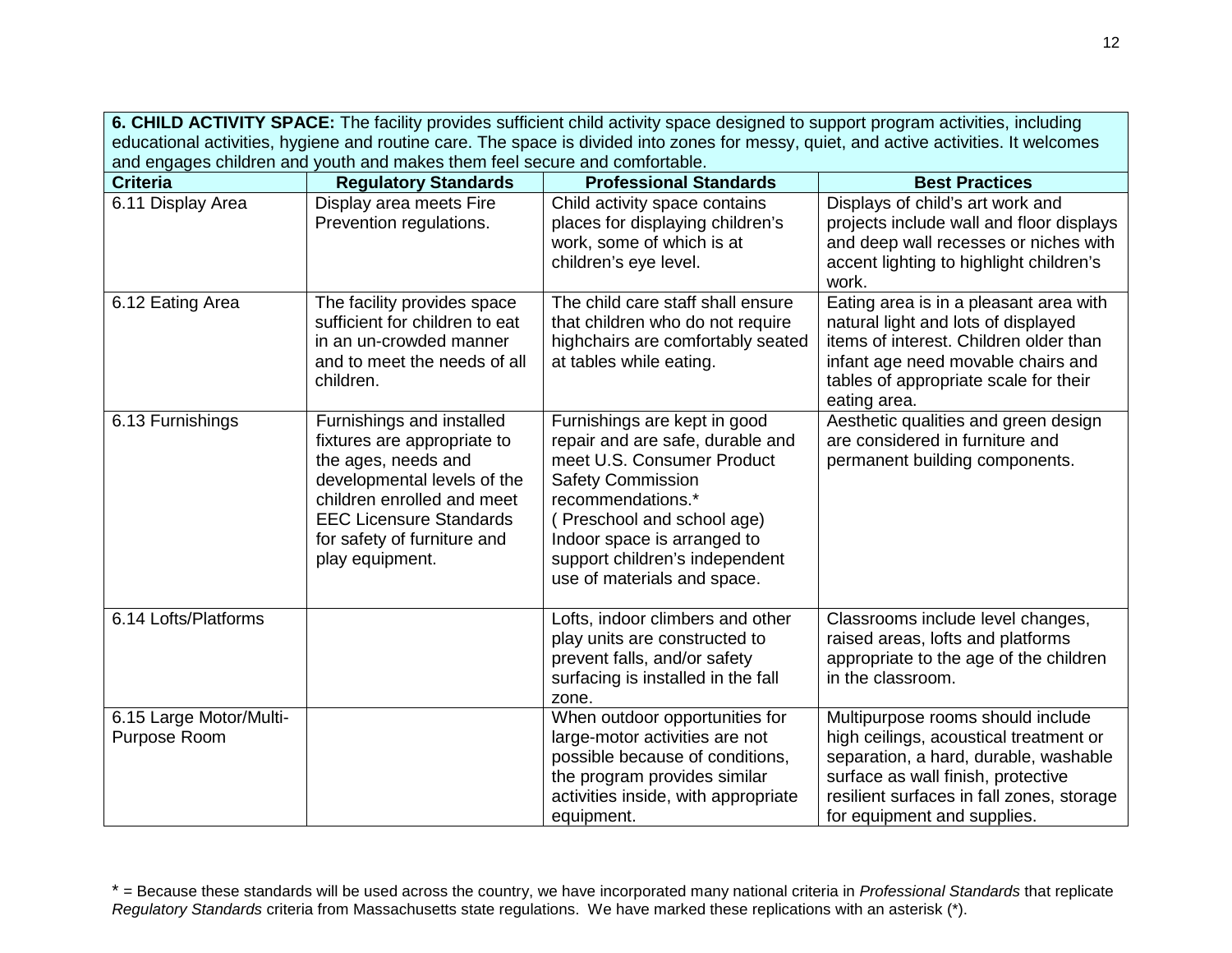| **6. CHILD ACTIVITY SPACE:** The facility provides sufficient child activity space designed to support program activities, including educational activities, hygiene and routine care. The space is divided into zones for messy, quiet, and active activities. It welcomes and engages children and youth and makes them feel secure and comfortable. | | | |
|---|---|---|---|
| **Criteria** | **Regulatory Standards** | **Professional Standards** | **Best Practices** |
| 6.11 Display Area | Display area meets Fire Prevention regulations. | Child activity space contains places for displaying children's work, some of which is at children's eye level. | Displays of child's art work and projects include wall and floor displays and deep wall recesses or niches with accent lighting to highlight children's work. |
| 6.12 Eating Area | The facility provides space sufficient for children to eat in an un-crowded manner and to meet the needs of all children. | The child care staff shall ensure that children who do not require highchairs are comfortably seated at tables while eating. | Eating area is in a pleasant area with natural light and lots of displayed items of interest. Children older than infant age need movable chairs and tables of appropriate scale for their eating area. |
| 6.13 Furnishings | Furnishings and installed fixtures are appropriate to the ages, needs and developmental levels of the children enrolled and meet EEC Licensure Standards for safety of furniture and play equipment. | Furnishings are kept in good repair and are safe, durable and meet U.S. Consumer Product Safety Commission recommendations.* ( Preschool and school age) Indoor space is arranged to support children's independent use of materials and space. | Aesthetic qualities and green design are considered in furniture and permanent building components. |
| 6.14 Lofts/Platforms | | Lofts, indoor climbers and other play units are constructed to prevent falls, and/or safety surfacing is installed in the fall zone. | Classrooms include level changes, raised areas, lofts and platforms appropriate to the age of the children in the classroom. |
| 6.15 Large Motor/Multi-Purpose Room | | When outdoor opportunities for large-motor activities are not possible because of conditions, the program provides similar activities inside, with appropriate equipment. | Multipurpose rooms should include high ceilings, acoustical treatment or separation, a hard, durable, washable surface as wall finish, protective resilient surfaces in fall zones, storage for equipment and supplies. |

* = Because these standards will be used across the country, we have incorporated many national criteria in *Professional Standards* that replicate *Regulatory Standards* criteria from Massachusetts state regulations. We have marked these replications with an asterisk (*).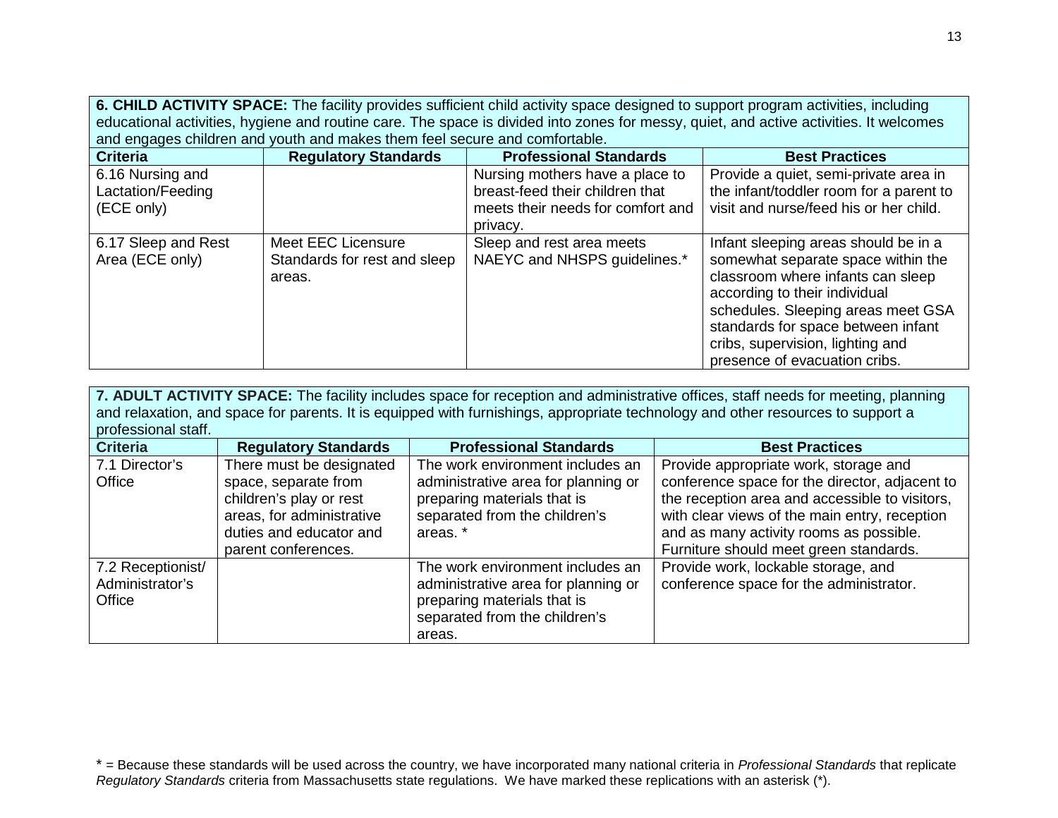| **6. CHILD ACTIVITY SPACE:** The facility provides sufficient child activity space designed to support program activities, including educational activities, hygiene and routine care. The space is divided into zones for messy, quiet, and active activities. It welcomes and engages children and youth and makes them feel secure and comfortable. | | | |
|---|---|---|---|
| **Criteria** | **Regulatory Standards** | **Professional Standards** | **Best Practices** |
| 6.16 Nursing and Lactation/Feeding (ECE only) | | Nursing mothers have a place to breast-feed their children that meets their needs for comfort and privacy. | Provide a quiet, semi-private area in the infant/toddler room for a parent to visit and nurse/feed his or her child. |
| 6.17 Sleep and Rest Area (ECE only) | Meet EEC Licensure Standards for rest and sleep areas. | Sleep and rest area meets NAEYC and NHSPS guidelines.* | Infant sleeping areas should be in a somewhat separate space within the classroom where infants can sleep according to their individual schedules. Sleeping areas meet GSA standards for space between infant cribs, supervision, lighting and presence of evacuation cribs. |

| **7. ADULT ACTIVITY SPACE:** The facility includes space for reception and administrative offices, staff needs for meeting, planning and relaxation, and space for parents. It is equipped with furnishings, appropriate technology and other resources to support a professional staff. | | | |
|---|---|---|---|
| **Criteria** | **Regulatory Standards** | **Professional Standards** | **Best Practices** |
| 7.1 Director's Office | There must be designated space, separate from children's play or rest areas, for administrative duties and educator and parent conferences. | The work environment includes an administrative area for planning or preparing materials that is separated from the children's areas. * | Provide appropriate work, storage and conference space for the director, adjacent to the reception area and accessible to visitors, with clear views of the main entry, reception and as many activity rooms as possible. Furniture should meet green standards. |
| 7.2 Receptionist/ Administrator's Office | | The work environment includes an administrative area for planning or preparing materials that is separated from the children's areas. | Provide work, lockable storage, and conference space for the administrator. |

* = Because these standards will be used across the country, we have incorporated many national criteria in *Professional Standards* that replicate *Regulatory Standards* criteria from Massachusetts state regulations. We have marked these replications with an asterisk (*).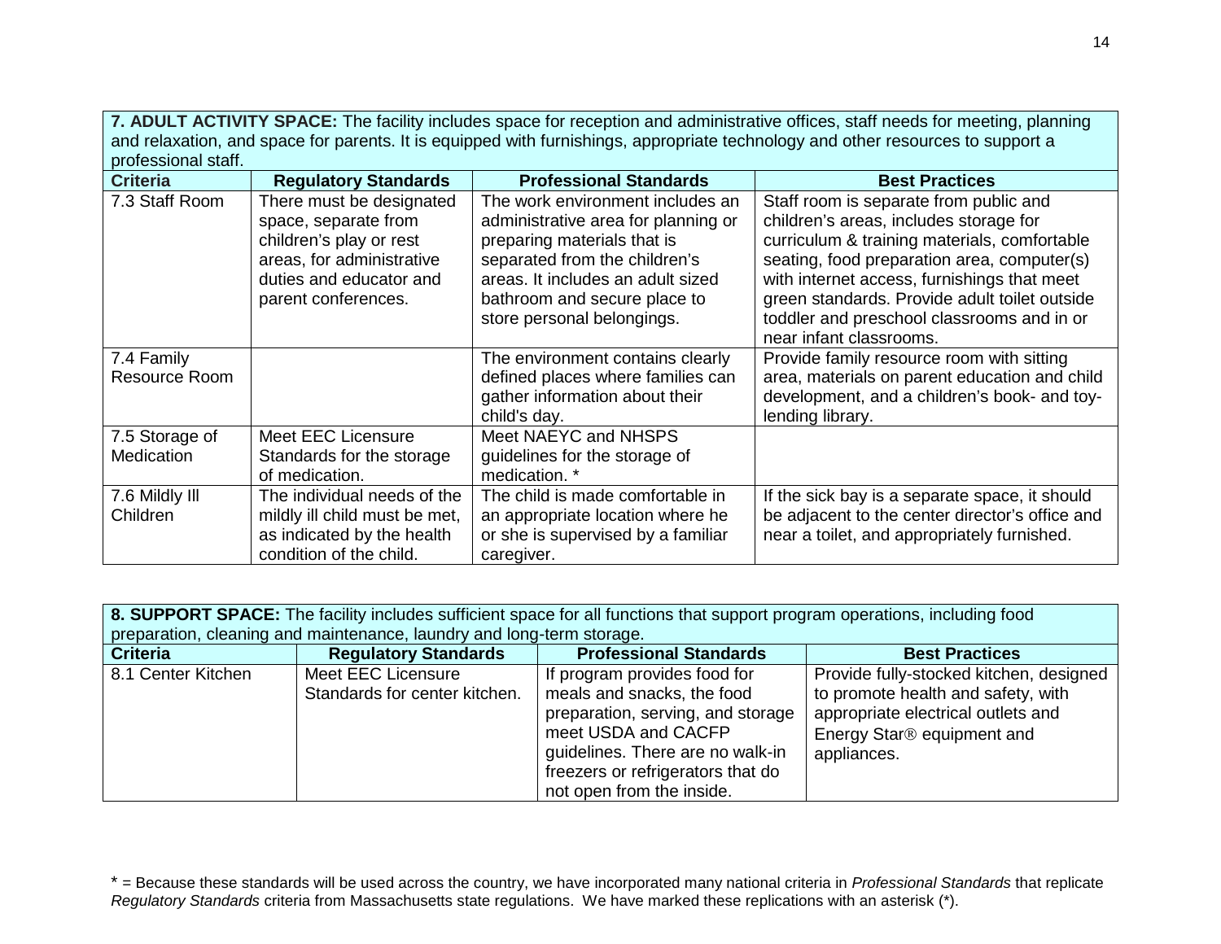**7. ADULT ACTIVITY SPACE:** The facility includes space for reception and administrative offices, staff needs for meeting, planning and relaxation, and space for parents. It is equipped with furnishings, appropriate technology and other resources to support a professional staff.

| Criteria | Regulatory Standards | Professional Standards | Best Practices |
|---|---|---|---|
| 7.3 Staff Room | There must be designated space, separate from children's play or rest areas, for administrative duties and educator and parent conferences. | The work environment includes an administrative area for planning or preparing materials that is separated from the children's areas. It includes an adult sized bathroom and secure place to store personal belongings. | Staff room is separate from public and children's areas, includes storage for curriculum & training materials, comfortable seating, food preparation area, computer(s) with internet access, furnishings that meet green standards. Provide adult toilet outside toddler and preschool classrooms and in or near infant classrooms. |
| 7.4 Family Resource Room | | The environment contains clearly defined places where families can gather information about their child's day. | Provide family resource room with sitting area, materials on parent education and child development, and a children's book- and toy-lending library. |
| 7.5 Storage of Medication | Meet EEC Licensure Standards for the storage of medication. | Meet NAEYC and NHSPS guidelines for the storage of medication. * | |
| 7.6 Mildly Ill Children | The individual needs of the mildly ill child must be met, as indicated by the health condition of the child. | The child is made comfortable in an appropriate location where he or she is supervised by a familiar caregiver. | If the sick bay is a separate space, it should be adjacent to the center director's office and near a toilet, and appropriately furnished. |

**8. SUPPORT SPACE:** The facility includes sufficient space for all functions that support program operations, including food preparation, cleaning and maintenance, laundry and long-term storage.

| Criteria | Regulatory Standards | Professional Standards | Best Practices |
|---|---|---|---|
| 8.1 Center Kitchen | Meet EEC Licensure Standards for center kitchen. | If program provides food for meals and snacks, the food preparation, serving, and storage meet USDA and CACFP guidelines. There are no walk-in freezers or refrigerators that do not open from the inside. | Provide fully-stocked kitchen, designed to promote health and safety, with appropriate electrical outlets and Energy Star® equipment and appliances. |

* = Because these standards will be used across the country, we have incorporated many national criteria in *Professional Standards* that replicate *Regulatory Standards* criteria from Massachusetts state regulations. We have marked these replications with an asterisk (*).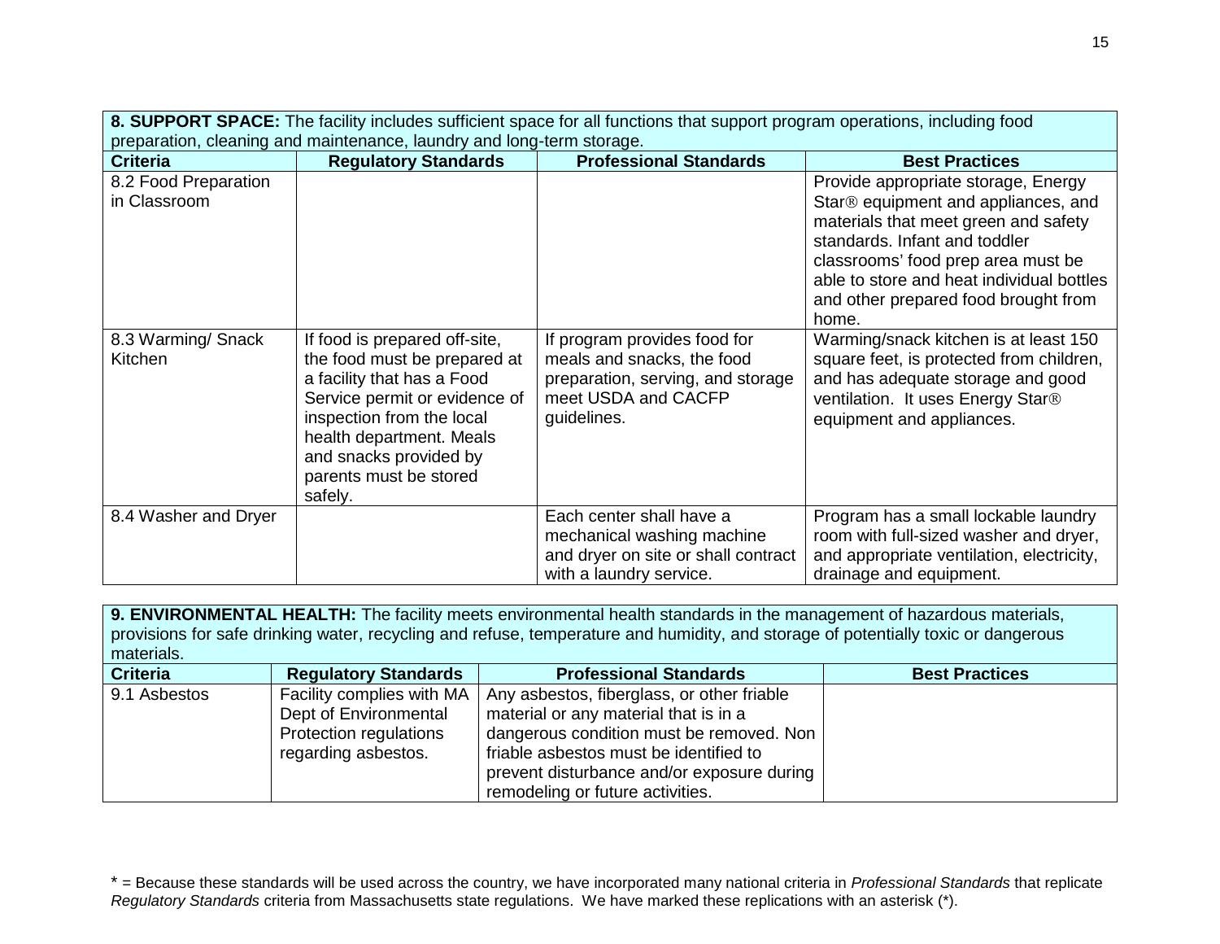**8. SUPPORT SPACE:** The facility includes sufficient space for all functions that support program operations, including food preparation, cleaning and maintenance, laundry and long-term storage.

| Criteria | Regulatory Standards | Professional Standards | Best Practices |
|---|---|---|---|
| 8.2 Food Preparation in Classroom | | | Provide appropriate storage, Energy Star® equipment and appliances, and materials that meet green and safety standards. Infant and toddler classrooms' food prep area must be able to store and heat individual bottles and other prepared food brought from home. |
| 8.3 Warming/ Snack Kitchen | If food is prepared off-site, the food must be prepared at a facility that has a Food Service permit or evidence of inspection from the local health department. Meals and snacks provided by parents must be stored safely. | If program provides food for meals and snacks, the food preparation, serving, and storage meet USDA and CACFP guidelines. | Warming/snack kitchen is at least 150 square feet, is protected from children, and has adequate storage and good ventilation. It uses Energy Star® equipment and appliances. |
| 8.4 Washer and Dryer | | Each center shall have a mechanical washing machine and dryer on site or shall contract with a laundry service. | Program has a small lockable laundry room with full-sized washer and dryer, and appropriate ventilation, electricity, drainage and equipment. |

**9. ENVIRONMENTAL HEALTH:** The facility meets environmental health standards in the management of hazardous materials, provisions for safe drinking water, recycling and refuse, temperature and humidity, and storage of potentially toxic or dangerous materials.

| Criteria | Regulatory Standards | Professional Standards | Best Practices |
|---|---|---|---|
| 9.1 Asbestos | Facility complies with MA Dept of Environmental Protection regulations regarding asbestos. | Any asbestos, fiberglass, or other friable material or any material that is in a dangerous condition must be removed. Non friable asbestos must be identified to prevent disturbance and/or exposure during remodeling or future activities. | |

* = Because these standards will be used across the country, we have incorporated many national criteria in *Professional Standards* that replicate *Regulatory Standards* criteria from Massachusetts state regulations. We have marked these replications with an asterisk (*).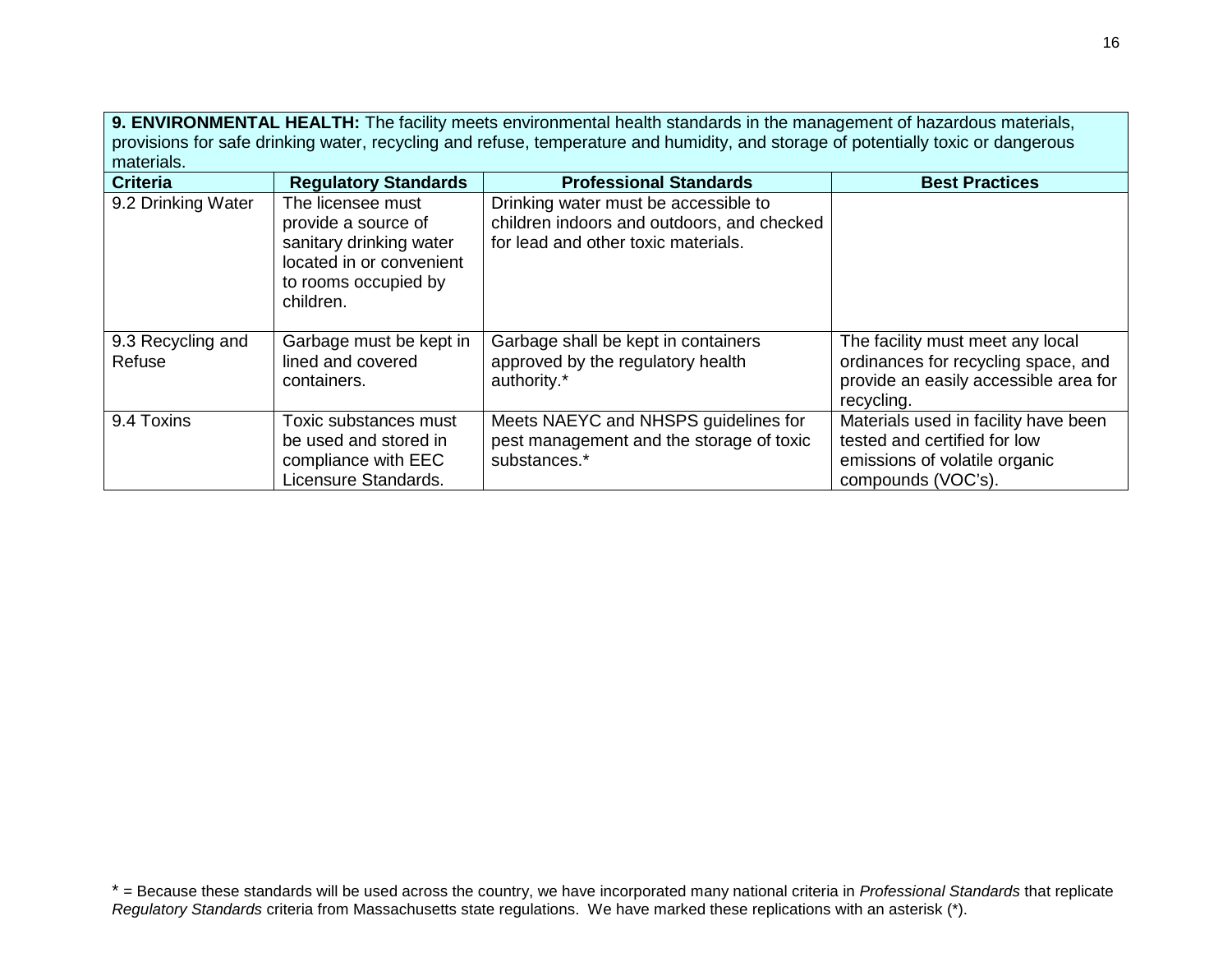**9. ENVIRONMENTAL HEALTH:** The facility meets environmental health standards in the management of hazardous materials, provisions for safe drinking water, recycling and refuse, temperature and humidity, and storage of potentially toxic or dangerous materials.

| Criteria | Regulatory Standards | Professional Standards | Best Practices |
| --- | --- | --- | --- |
| 9.2 Drinking Water | The licensee must provide a source of sanitary drinking water located in or convenient to rooms occupied by children. | Drinking water must be accessible to children indoors and outdoors, and checked for lead and other toxic materials. | |
| 9.3 Recycling and Refuse | Garbage must be kept in lined and covered containers. | Garbage shall be kept in containers approved by the regulatory health authority.* | The facility must meet any local ordinances for recycling space, and provide an easily accessible area for recycling. |
| 9.4 Toxins | Toxic substances must be used and stored in compliance with EEC Licensure Standards. | Meets NAEYC and NHSPS guidelines for pest management and the storage of toxic substances.* | Materials used in facility have been tested and certified for low emissions of volatile organic compounds (VOC's). |

* = Because these standards will be used across the country, we have incorporated many national criteria in *Professional Standards* that replicate *Regulatory Standards* criteria from Massachusetts state regulations. We have marked these replications with an asterisk (*).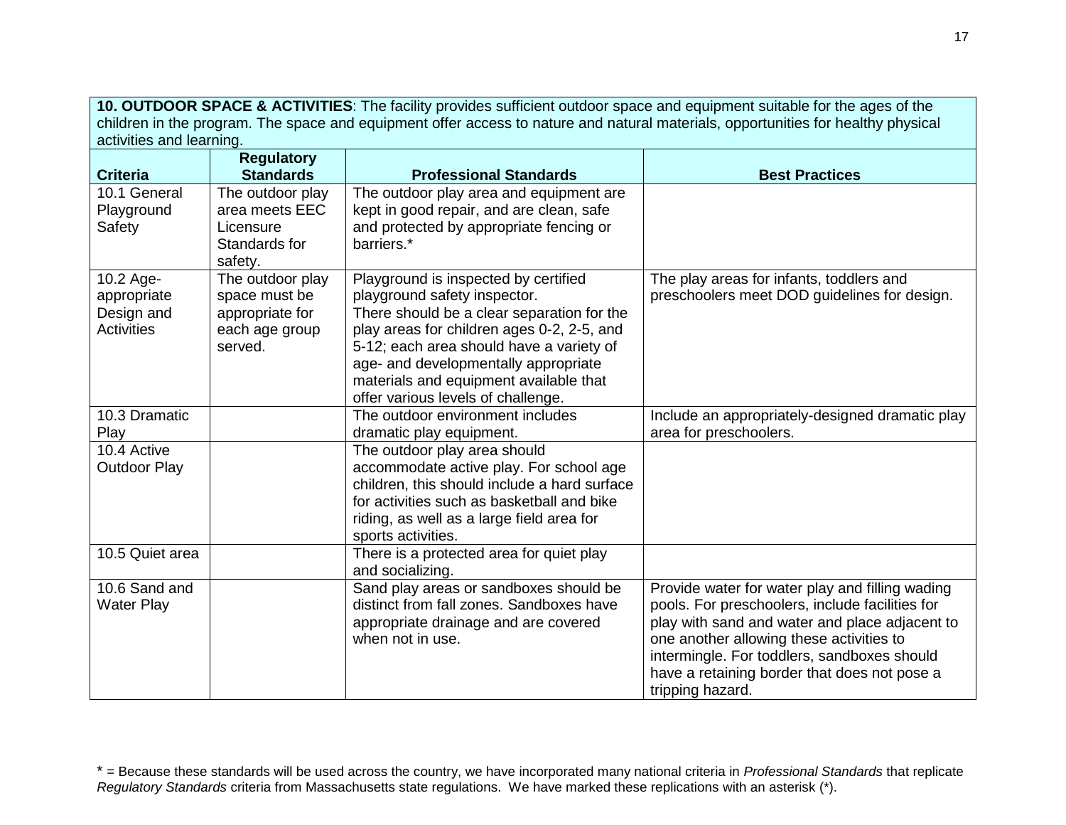**10. OUTDOOR SPACE & ACTIVITIES**: The facility provides sufficient outdoor space and equipment suitable for the ages of the children in the program. The space and equipment offer access to nature and natural materials, opportunities for healthy physical activities and learning.

| Criteria | Regulatory Standards | Professional Standards | Best Practices |
|---|---|---|---|
| 10.1 General Playground Safety | The outdoor play area meets EEC Licensure Standards for safety. | The outdoor play area and equipment are kept in good repair, and are clean, safe and protected by appropriate fencing or barriers.* | |
| 10.2 Age-appropriate Design and Activities | The outdoor play space must be appropriate for each age group served. | Playground is inspected by certified playground safety inspector. There should be a clear separation for the play areas for children ages 0-2, 2-5, and 5-12; each area should have a variety of age- and developmentally appropriate materials and equipment available that offer various levels of challenge. | The play areas for infants, toddlers and preschoolers meet DOD guidelines for design. |
| 10.3 Dramatic Play | | The outdoor environment includes dramatic play equipment. | Include an appropriately-designed dramatic play area for preschoolers. |
| 10.4 Active Outdoor Play | | The outdoor play area should accommodate active play. For school age children, this should include a hard surface for activities such as basketball and bike riding, as well as a large field area for sports activities. | |
| 10.5 Quiet area | | There is a protected area for quiet play and socializing. | |
| 10.6 Sand and Water Play | | Sand play areas or sandboxes should be distinct from fall zones. Sandboxes have appropriate drainage and are covered when not in use. | Provide water for water play and filling wading pools. For preschoolers, include facilities for play with sand and water and place adjacent to one another allowing these activities to intermingle. For toddlers, sandboxes should have a retaining border that does not pose a tripping hazard. |

* = Because these standards will be used across the country, we have incorporated many national criteria in *Professional Standards* that replicate *Regulatory Standards* criteria from Massachusetts state regulations. We have marked these replications with an asterisk (*).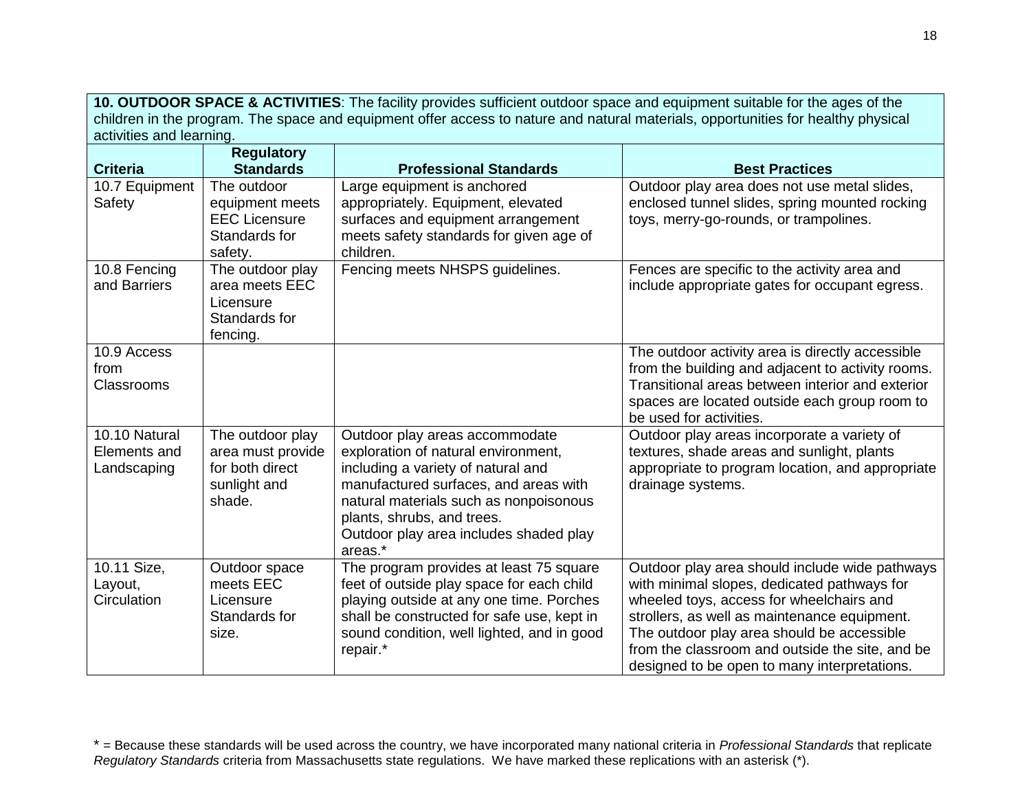**10. OUTDOOR SPACE & ACTIVITIES**: The facility provides sufficient outdoor space and equipment suitable for the ages of the children in the program. The space and equipment offer access to nature and natural materials, opportunities for healthy physical activities and learning.

| Criteria | Regulatory Standards | Professional Standards | Best Practices |
|---|---|---|---|
| 10.7 Equipment Safety | The outdoor equipment meets EEC Licensure Standards for safety. | Large equipment is anchored appropriately. Equipment, elevated surfaces and equipment arrangement meets safety standards for given age of children. | Outdoor play area does not use metal slides, enclosed tunnel slides, spring mounted rocking toys, merry-go-rounds, or trampolines. |
| 10.8 Fencing and Barriers | The outdoor play area meets EEC Licensure Standards for fencing. | Fencing meets NHSPS guidelines. | Fences are specific to the activity area and include appropriate gates for occupant egress. |
| 10.9 Access from Classrooms | | | The outdoor activity area is directly accessible from the building and adjacent to activity rooms. Transitional areas between interior and exterior spaces are located outside each group room to be used for activities. |
| 10.10 Natural Elements and Landscaping | The outdoor play area must provide for both direct sunlight and shade. | Outdoor play areas accommodate exploration of natural environment, including a variety of natural and manufactured surfaces, and areas with natural materials such as nonpoisonous plants, shrubs, and trees. Outdoor play area includes shaded play areas.* | Outdoor play areas incorporate a variety of textures, shade areas and sunlight, plants appropriate to program location, and appropriate drainage systems. |
| 10.11 Size, Layout, Circulation | Outdoor space meets EEC Licensure Standards for size. | The program provides at least 75 square feet of outside play space for each child playing outside at any one time. Porches shall be constructed for safe use, kept in sound condition, well lighted, and in good repair.* | Outdoor play area should include wide pathways with minimal slopes, dedicated pathways for wheeled toys, access for wheelchairs and strollers, as well as maintenance equipment. The outdoor play area should be accessible from the classroom and outside the site, and be designed to be open to many interpretations. |

* = Because these standards will be used across the country, we have incorporated many national criteria in *Professional Standards* that replicate *Regulatory Standards* criteria from Massachusetts state regulations. We have marked these replications with an asterisk (*).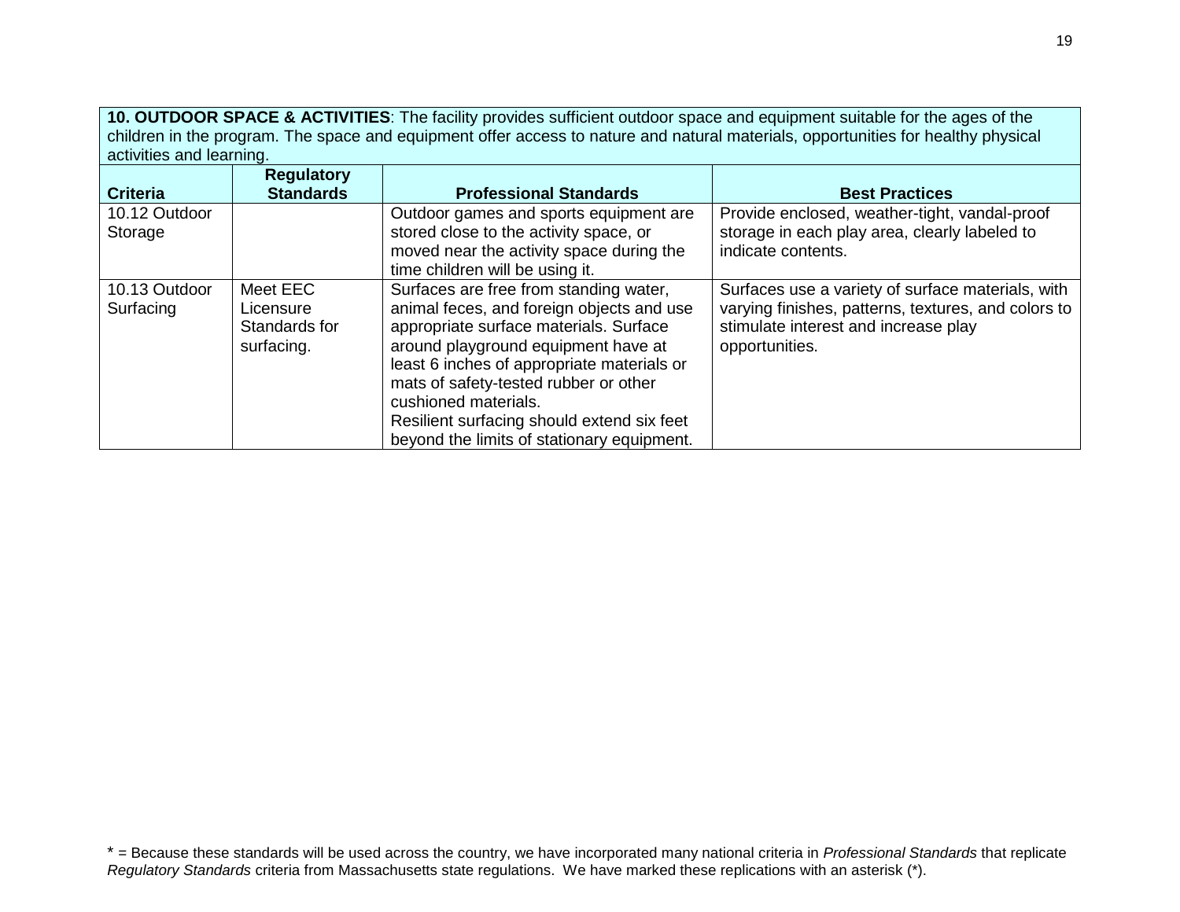| **10. OUTDOOR SPACE & ACTIVITIES**: The facility provides sufficient outdoor space and equipment suitable for the ages of the children in the program. The space and equipment offer access to nature and natural materials, opportunities for healthy physical activities and learning. | | | |
|---|---|---|---|
| **Criteria** | **Regulatory Standards** | **Professional Standards** | **Best Practices** |
| 10.12 Outdoor Storage | | Outdoor games and sports equipment are stored close to the activity space, or moved near the activity space during the time children will be using it. | Provide enclosed, weather-tight, vandal-proof storage in each play area, clearly labeled to indicate contents. |
| 10.13 Outdoor Surfacing | Meet EEC Licensure Standards for surfacing. | Surfaces are free from standing water, animal feces, and foreign objects and use appropriate surface materials. Surface around playground equipment have at least 6 inches of appropriate materials or mats of safety-tested rubber or other cushioned materials. Resilient surfacing should extend six feet beyond the limits of stationary equipment. | Surfaces use a variety of surface materials, with varying finishes, patterns, textures, and colors to stimulate interest and increase play opportunities. |

* = Because these standards will be used across the country, we have incorporated many national criteria in *Professional Standards* that replicate *Regulatory Standards* criteria from Massachusetts state regulations. We have marked these replications with an asterisk (*).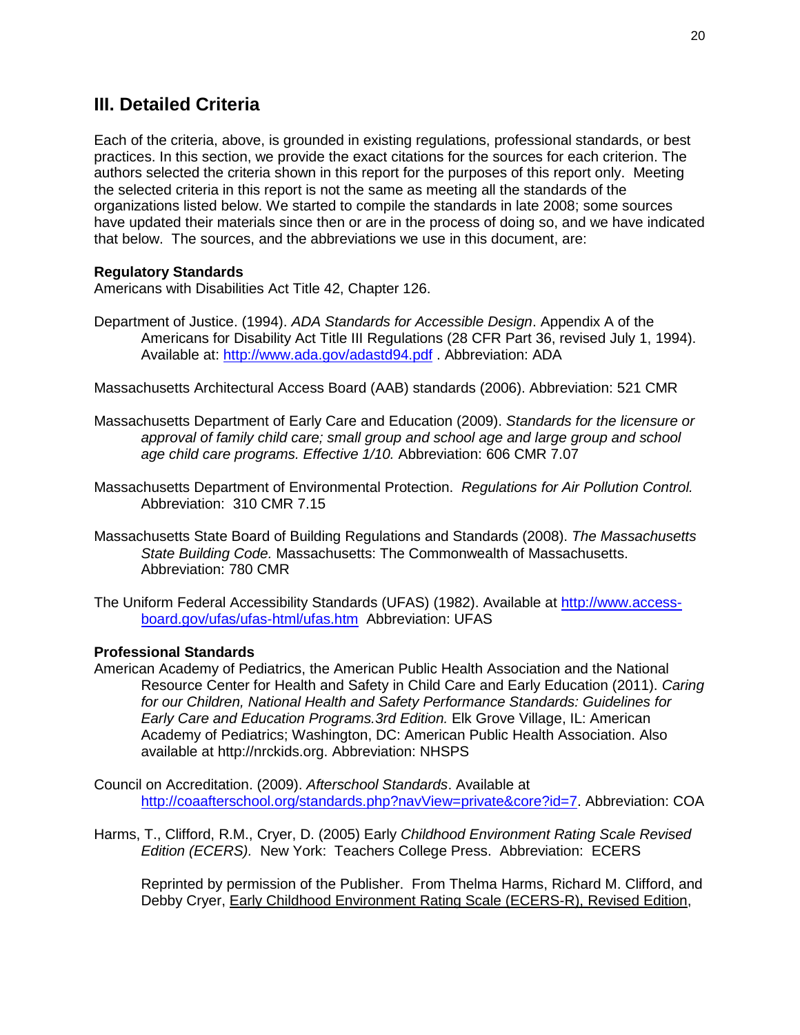## III. Detailed Criteria

Each of the criteria, above, is grounded in existing regulations, professional standards, or best practices. In this section, we provide the exact citations for the sources for each criterion. The authors selected the criteria shown in this report for the purposes of this report only. Meeting the selected criteria in this report is not the same as meeting all the standards of the organizations listed below. We started to compile the standards in late 2008; some sources have updated their materials since then or are in the process of doing so, and we have indicated that below. The sources, and the abbreviations we use in this document, are:

**Regulatory Standards**

Americans with Disabilities Act Title 42, Chapter 126.

Department of Justice. (1994). *ADA Standards for Accessible Design*. Appendix A of the Americans for Disability Act Title III Regulations (28 CFR Part 36, revised July 1, 1994). Available at: http://www.ada.gov/adastd94.pdf . Abbreviation: ADA

Massachusetts Architectural Access Board (AAB) standards (2006). Abbreviation: 521 CMR

Massachusetts Department of Early Care and Education (2009). *Standards for the licensure or approval of family child care; small group and school age and large group and school age child care programs. Effective 1/10.* Abbreviation: 606 CMR 7.07

Massachusetts Department of Environmental Protection. *Regulations for Air Pollution Control.* Abbreviation: 310 CMR 7.15

Massachusetts State Board of Building Regulations and Standards (2008). *The Massachusetts State Building Code.* Massachusetts: The Commonwealth of Massachusetts. Abbreviation: 780 CMR

The Uniform Federal Accessibility Standards (UFAS) (1982). Available at http://www.access-board.gov/ufas/ufas-html/ufas.htm Abbreviation: UFAS

**Professional Standards**

American Academy of Pediatrics, the American Public Health Association and the National Resource Center for Health and Safety in Child Care and Early Education (2011). *Caring for our Children, National Health and Safety Performance Standards: Guidelines for Early Care and Education Programs.3rd Edition.* Elk Grove Village, IL: American Academy of Pediatrics; Washington, DC: American Public Health Association. Also available at http://nrckids.org. Abbreviation: NHSPS

Council on Accreditation. (2009). *Afterschool Standards*. Available at http://coafterschool.org/standards.php?navView=private&core?id=7. Abbreviation: COA

Harms, T., Clifford, R.M., Cryer, D. (2005) Early *Childhood Environment Rating Scale Revised Edition (ECERS).* New York: Teachers College Press. Abbreviation: ECERS

Reprinted by permission of the Publisher. From Thelma Harms, Richard M. Clifford, and Debby Cryer, Early Childhood Environment Rating Scale (ECERS-R), Revised Edition,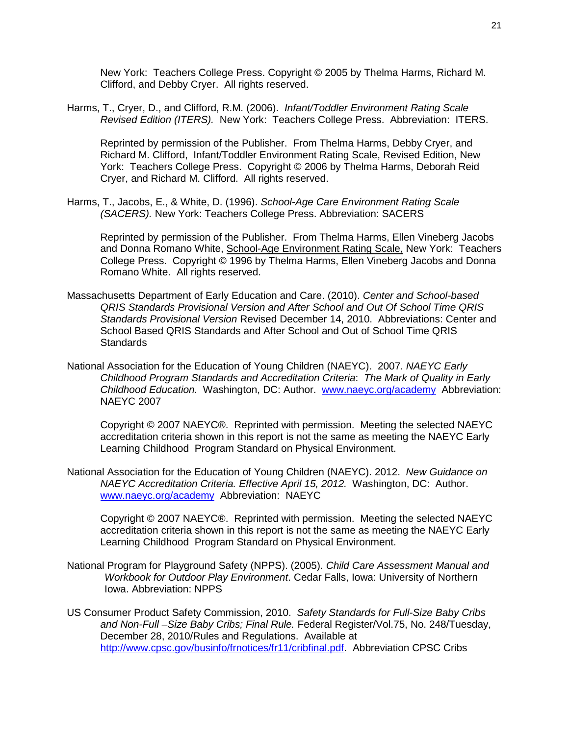New York: Teachers College Press. Copyright © 2005 by Thelma Harms, Richard M. Clifford, and Debby Cryer. All rights reserved.

Harms, T., Cryer, D., and Clifford, R.M. (2006). *Infant/Toddler Environment Rating Scale Revised Edition (ITERS).* New York: Teachers College Press. Abbreviation: ITERS.

Reprinted by permission of the Publisher. From Thelma Harms, Debby Cryer, and Richard M. Clifford, Infant/Toddler Environment Rating Scale, Revised Edition, New York: Teachers College Press. Copyright © 2006 by Thelma Harms, Deborah Reid Cryer, and Richard M. Clifford. All rights reserved.

Harms, T., Jacobs, E., & White, D. (1996). *School-Age Care Environment Rating Scale (SACERS).* New York: Teachers College Press. Abbreviation: SACERS

Reprinted by permission of the Publisher. From Thelma Harms, Ellen Vineberg Jacobs and Donna Romano White, School-Age Environment Rating Scale, New York: Teachers College Press. Copyright © 1996 by Thelma Harms, Ellen Vineberg Jacobs and Donna Romano White. All rights reserved.

Massachusetts Department of Early Education and Care. (2010). *Center and School-based QRIS Standards Provisional Version and After School and Out Of School Time QRIS Standards Provisional Version* Revised December 14, 2010. Abbreviations: Center and School Based QRIS Standards and After School and Out of School Time QRIS Standards

National Association for the Education of Young Children (NAEYC). 2007. *NAEYC Early Childhood Program Standards and Accreditation Criteria*: *The Mark of Quality in Early Childhood Education.* Washington, DC: Author. www.naeyc.org/academy Abbreviation: NAEYC 2007

Copyright © 2007 NAEYC®. Reprinted with permission. Meeting the selected NAEYC accreditation criteria shown in this report is not the same as meeting the NAEYC Early Learning Childhood Program Standard on Physical Environment.

National Association for the Education of Young Children (NAEYC). 2012. *New Guidance on NAEYC Accreditation Criteria. Effective April 15, 2012.* Washington, DC: Author. www.naeyc.org/academy Abbreviation: NAEYC

Copyright © 2007 NAEYC®. Reprinted with permission. Meeting the selected NAEYC accreditation criteria shown in this report is not the same as meeting the NAEYC Early Learning Childhood Program Standard on Physical Environment.

National Program for Playground Safety (NPPS). (2005). *Child Care Assessment Manual and Workbook for Outdoor Play Environment*. Cedar Falls, Iowa: University of Northern Iowa. Abbreviation: NPPS

US Consumer Product Safety Commission, 2010. *Safety Standards for Full-Size Baby Cribs and Non-Full –Size Baby Cribs; Final Rule.* Federal Register/Vol.75, No. 248/Tuesday, December 28, 2010/Rules and Regulations. Available at http://www.cpsc.gov/businfo/frnotices/fr11/cribfinal.pdf. Abbreviation CPSC Cribs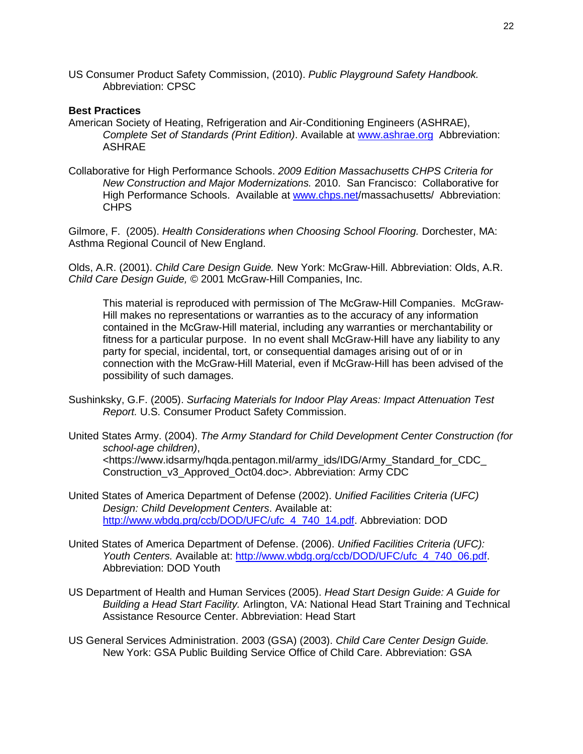US Consumer Product Safety Commission, (2010). *Public Playground Safety Handbook.* Abbreviation: CPSC

**Best Practices**

American Society of Heating, Refrigeration and Air-Conditioning Engineers (ASHRAE), *Complete Set of Standards (Print Edition)*. Available at www.ashrae.org Abbreviation: ASHRAE

Collaborative for High Performance Schools. *2009 Edition Massachusetts CHPS Criteria for New Construction and Major Modernizations.* 2010. San Francisco: Collaborative for High Performance Schools. Available at www.chps.net/massachusetts/ Abbreviation: CHPS

Gilmore, F. (2005). *Health Considerations when Choosing School Flooring.* Dorchester, MA: Asthma Regional Council of New England.

Olds, A.R. (2001). *Child Care Design Guide.* New York: McGraw-Hill. Abbreviation: Olds, A.R. *Child Care Design Guide,* © 2001 McGraw-Hill Companies, Inc.

> This material is reproduced with permission of The McGraw-Hill Companies. McGraw-Hill makes no representations or warranties as to the accuracy of any information contained in the McGraw-Hill material, including any warranties or merchantability or fitness for a particular purpose. In no event shall McGraw-Hill have any liability to any party for special, incidental, tort, or consequential damages arising out of or in connection with the McGraw-Hill Material, even if McGraw-Hill has been advised of the possibility of such damages.

Sushinksky, G.F. (2005). *Surfacing Materials for Indoor Play Areas: Impact Attenuation Test Report.* U.S. Consumer Product Safety Commission.

United States Army. (2004). *The Army Standard for Child Development Center Construction (for school-age children)*, <https://www.idsarmy/hqda.pentagon.mil/army_ids/IDG/Army_Standard_for_CDC_Construction_v3_Approved_Oct04.doc>. Abbreviation: Army CDC

United States of America Department of Defense (2002). *Unified Facilities Criteria (UFC) Design: Child Development Centers*. Available at: http://www.wbdg.prg/ccb/DOD/UFC/ufc_4_740_14.pdf. Abbreviation: DOD

United States of America Department of Defense. (2006). *Unified Facilities Criteria (UFC): Youth Centers.* Available at: http://www.wbdg.org/ccb/DOD/UFC/ufc_4_740_06.pdf. Abbreviation: DOD Youth

US Department of Health and Human Services (2005). *Head Start Design Guide: A Guide for Building a Head Start Facility.* Arlington, VA: National Head Start Training and Technical Assistance Resource Center. Abbreviation: Head Start

US General Services Administration. 2003 (GSA) (2003). *Child Care Center Design Guide.* New York: GSA Public Building Service Office of Child Care. Abbreviation: GSA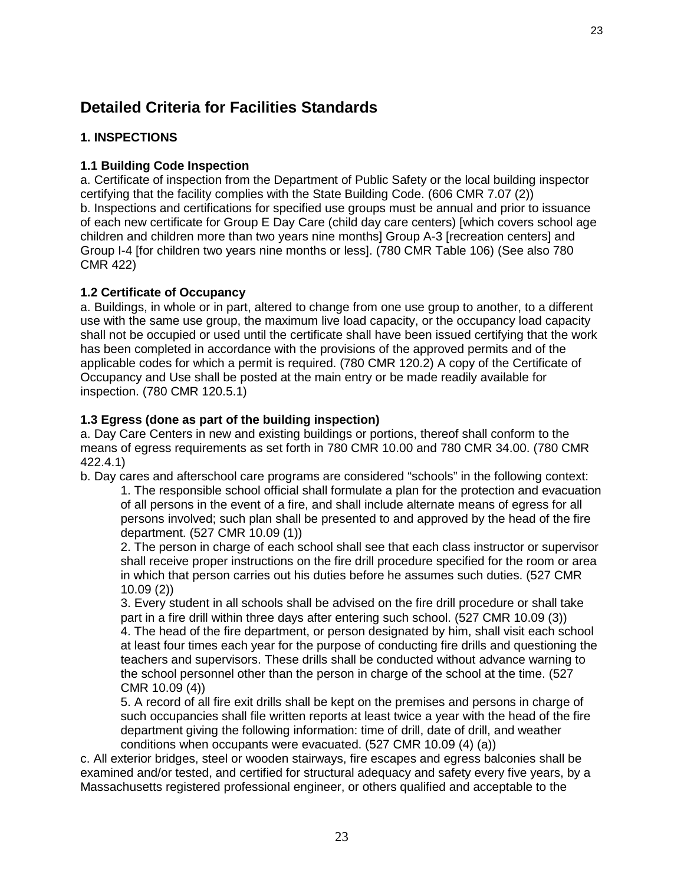# Detailed Criteria for Facilities Standards

## 1. INSPECTIONS

### 1.1 Building Code Inspection

a. Certificate of inspection from the Department of Public Safety or the local building inspector certifying that the facility complies with the State Building Code. (606 CMR 7.07 (2))
b. Inspections and certifications for specified use groups must be annual and prior to issuance of each new certificate for Group E Day Care (child day care centers) [which covers school age children and children more than two years nine months] Group A-3 [recreation centers] and Group I-4 [for children two years nine months or less]. (780 CMR Table 106) (See also 780 CMR 422)

### 1.2 Certificate of Occupancy

a. Buildings, in whole or in part, altered to change from one use group to another, to a different use with the same use group, the maximum live load capacity, or the occupancy load capacity shall not be occupied or used until the certificate shall have been issued certifying that the work has been completed in accordance with the provisions of the approved permits and of the applicable codes for which a permit is required. (780 CMR 120.2) A copy of the Certificate of Occupancy and Use shall be posted at the main entry or be made readily available for inspection. (780 CMR 120.5.1)

### 1.3 Egress (done as part of the building inspection)

a. Day Care Centers in new and existing buildings or portions, thereof shall conform to the means of egress requirements as set forth in 780 CMR 10.00 and 780 CMR 34.00. (780 CMR 422.4.1)
b. Day cares and afterschool care programs are considered "schools" in the following context:

1. The responsible school official shall formulate a plan for the protection and evacuation of all persons in the event of a fire, and shall include alternate means of egress for all persons involved; such plan shall be presented to and approved by the head of the fire department. (527 CMR 10.09 (1))
2. The person in charge of each school shall see that each class instructor or supervisor shall receive proper instructions on the fire drill procedure specified for the room or area in which that person carries out his duties before he assumes such duties. (527 CMR 10.09 (2))
3. Every student in all schools shall be advised on the fire drill procedure or shall take part in a fire drill within three days after entering such school. (527 CMR 10.09 (3))
4. The head of the fire department, or person designated by him, shall visit each school at least four times each year for the purpose of conducting fire drills and questioning the teachers and supervisors. These drills shall be conducted without advance warning to the school personnel other than the person in charge of the school at the time. (527 CMR 10.09 (4))
5. A record of all fire exit drills shall be kept on the premises and persons in charge of such occupancies shall file written reports at least twice a year with the head of the fire department giving the following information: time of drill, date of drill, and weather conditions when occupants were evacuated. (527 CMR 10.09 (4) (a))

c. All exterior bridges, steel or wooden stairways, fire escapes and egress balconies shall be examined and/or tested, and certified for structural adequacy and safety every five years, by a Massachusetts registered professional engineer, or others qualified and acceptable to the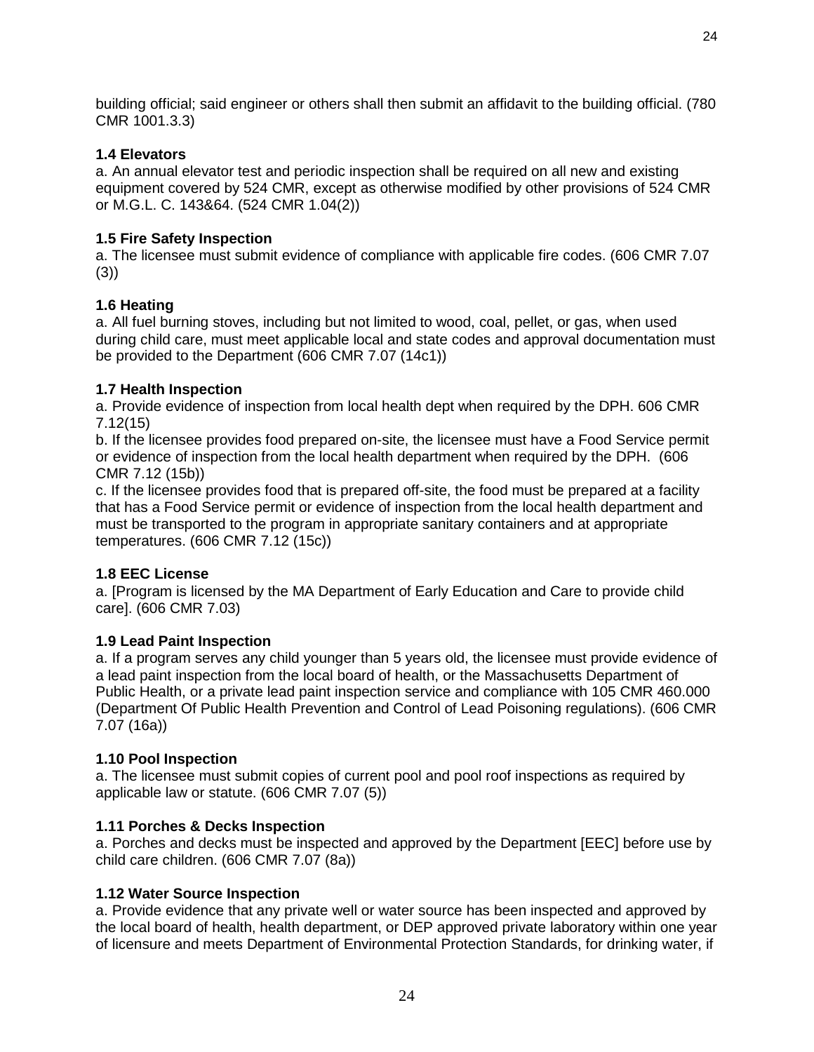building official; said engineer or others shall then submit an affidavit to the building official. (780 CMR 1001.3.3)

**1.4 Elevators**

a. An annual elevator test and periodic inspection shall be required on all new and existing equipment covered by 524 CMR, except as otherwise modified by other provisions of 524 CMR or M.G.L. C. 143&64. (524 CMR 1.04(2))

**1.5 Fire Safety Inspection**

a. The licensee must submit evidence of compliance with applicable fire codes. (606 CMR 7.07 (3))

**1.6 Heating**

a. All fuel burning stoves, including but not limited to wood, coal, pellet, or gas, when used during child care, must meet applicable local and state codes and approval documentation must be provided to the Department (606 CMR 7.07 (14c1))

**1.7 Health Inspection**

a. Provide evidence of inspection from local health dept when required by the DPH. 606 CMR 7.12(15)

b. If the licensee provides food prepared on-site, the licensee must have a Food Service permit or evidence of inspection from the local health department when required by the DPH. (606 CMR 7.12 (15b))

c. If the licensee provides food that is prepared off-site, the food must be prepared at a facility that has a Food Service permit or evidence of inspection from the local health department and must be transported to the program in appropriate sanitary containers and at appropriate temperatures. (606 CMR 7.12 (15c))

**1.8 EEC License**

a. [Program is licensed by the MA Department of Early Education and Care to provide child care]. (606 CMR 7.03)

**1.9 Lead Paint Inspection**

a. If a program serves any child younger than 5 years old, the licensee must provide evidence of a lead paint inspection from the local board of health, or the Massachusetts Department of Public Health, or a private lead paint inspection service and compliance with 105 CMR 460.000 (Department Of Public Health Prevention and Control of Lead Poisoning regulations). (606 CMR 7.07 (16a))

**1.10 Pool Inspection**

a. The licensee must submit copies of current pool and pool roof inspections as required by applicable law or statute. (606 CMR 7.07 (5))

**1.11 Porches & Decks Inspection**

a. Porches and decks must be inspected and approved by the Department [EEC] before use by child care children. (606 CMR 7.07 (8a))

**1.12 Water Source Inspection**

a. Provide evidence that any private well or water source has been inspected and approved by the local board of health, health department, or DEP approved private laboratory within one year of licensure and meets Department of Environmental Protection Standards, for drinking water, if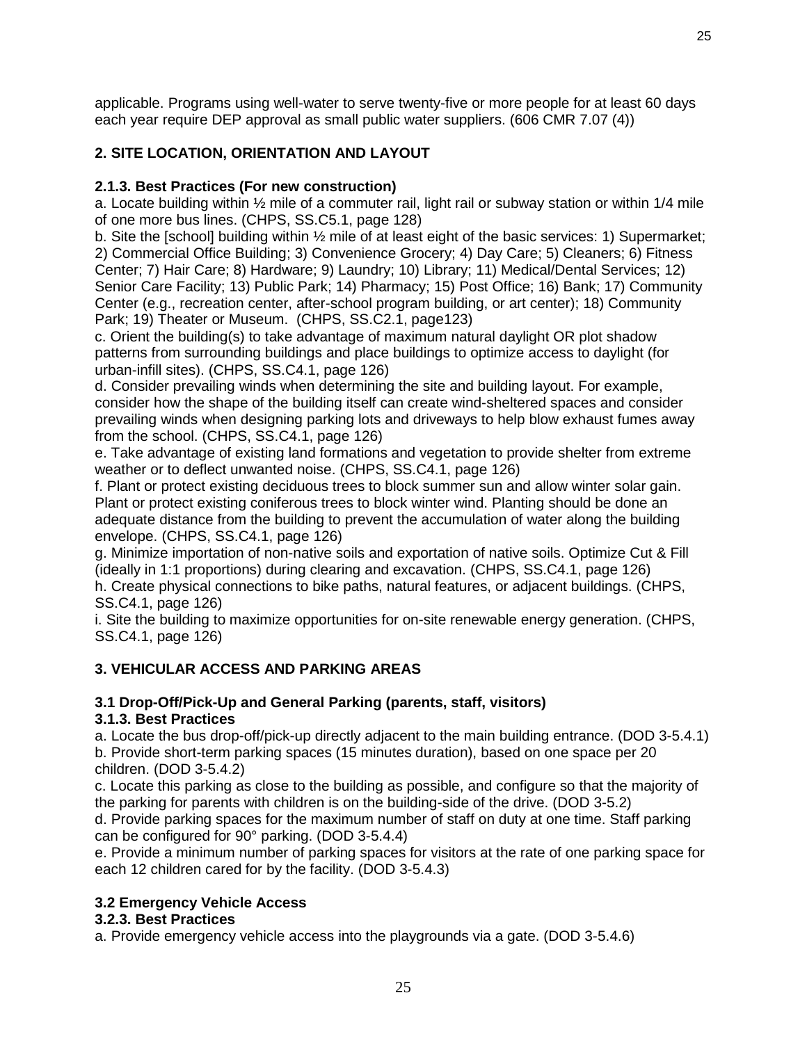applicable. Programs using well-water to serve twenty-five or more people for at least 60 days each year require DEP approval as small public water suppliers. (606 CMR 7.07 (4))

## 2. SITE LOCATION, ORIENTATION AND LAYOUT

### 2.1.3. Best Practices (For new construction)

a. Locate building within ½ mile of a commuter rail, light rail or subway station or within 1/4 mile of one more bus lines. (CHPS, SS.C5.1, page 128)

b. Site the [school] building within ½ mile of at least eight of the basic services: 1) Supermarket; 2) Commercial Office Building; 3) Convenience Grocery; 4) Day Care; 5) Cleaners; 6) Fitness Center; 7) Hair Care; 8) Hardware; 9) Laundry; 10) Library; 11) Medical/Dental Services; 12) Senior Care Facility; 13) Public Park; 14) Pharmacy; 15) Post Office; 16) Bank; 17) Community Center (e.g., recreation center, after-school program building, or art center); 18) Community Park; 19) Theater or Museum. (CHPS, SS.C2.1, page123)

c. Orient the building(s) to take advantage of maximum natural daylight OR plot shadow patterns from surrounding buildings and place buildings to optimize access to daylight (for urban-infill sites). (CHPS, SS.C4.1, page 126)

d. Consider prevailing winds when determining the site and building layout. For example, consider how the shape of the building itself can create wind-sheltered spaces and consider prevailing winds when designing parking lots and driveways to help blow exhaust fumes away from the school. (CHPS, SS.C4.1, page 126)

e. Take advantage of existing land formations and vegetation to provide shelter from extreme weather or to deflect unwanted noise. (CHPS, SS.C4.1, page 126)

f. Plant or protect existing deciduous trees to block summer sun and allow winter solar gain. Plant or protect existing coniferous trees to block winter wind. Planting should be done an adequate distance from the building to prevent the accumulation of water along the building envelope. (CHPS, SS.C4.1, page 126)

g. Minimize importation of non-native soils and exportation of native soils. Optimize Cut & Fill (ideally in 1:1 proportions) during clearing and excavation. (CHPS, SS.C4.1, page 126)

h. Create physical connections to bike paths, natural features, or adjacent buildings. (CHPS, SS.C4.1, page 126)

i. Site the building to maximize opportunities for on-site renewable energy generation. (CHPS, SS.C4.1, page 126)

## 3. VEHICULAR ACCESS AND PARKING AREAS

### 3.1 Drop-Off/Pick-Up and General Parking (parents, staff, visitors)

### 3.1.3. Best Practices

a. Locate the bus drop-off/pick-up directly adjacent to the main building entrance. (DOD 3-5.4.1)

b. Provide short-term parking spaces (15 minutes duration), based on one space per 20 children. (DOD 3-5.4.2)

c. Locate this parking as close to the building as possible, and configure so that the majority of the parking for parents with children is on the building-side of the drive. (DOD 3-5.2)

d. Provide parking spaces for the maximum number of staff on duty at one time. Staff parking can be configured for 90° parking. (DOD 3-5.4.4)

e. Provide a minimum number of parking spaces for visitors at the rate of one parking space for each 12 children cared for by the facility. (DOD 3-5.4.3)

### 3.2 Emergency Vehicle Access

### 3.2.3. Best Practices

a. Provide emergency vehicle access into the playgrounds via a gate. (DOD 3-5.4.6)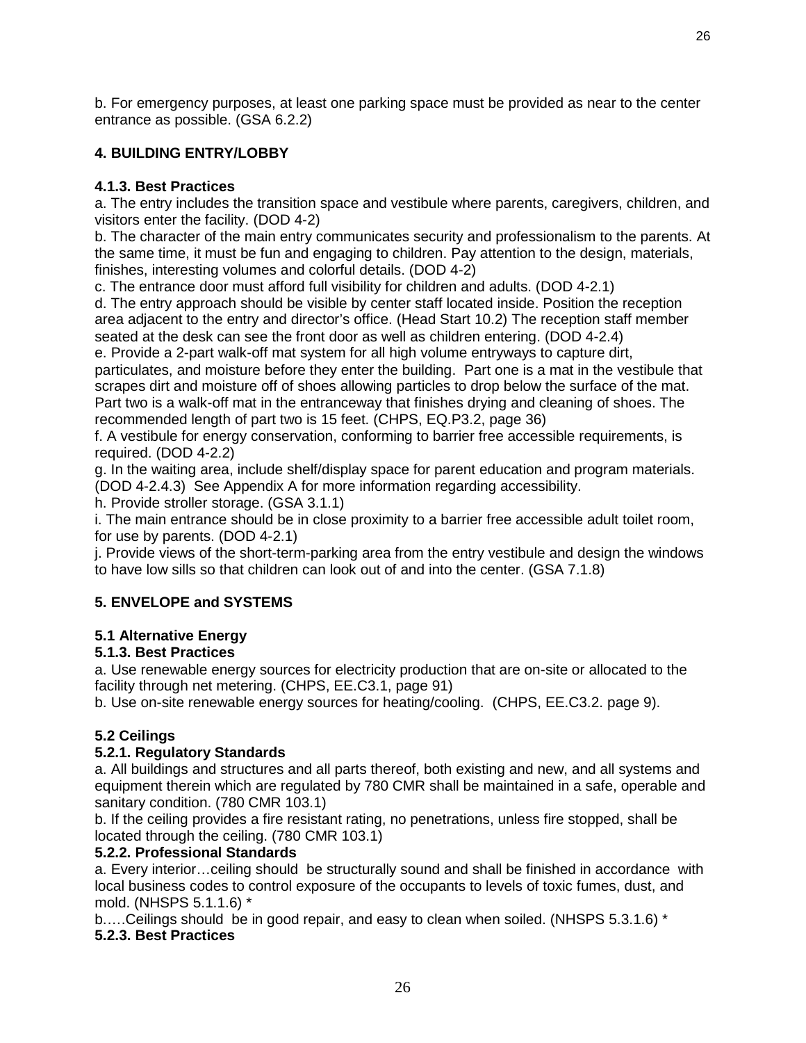b. For emergency purposes, at least one parking space must be provided as near to the center entrance as possible. (GSA 6.2.2)

## 4. BUILDING ENTRY/LOBBY

### 4.1.3. Best Practices

a. The entry includes the transition space and vestibule where parents, caregivers, children, and visitors enter the facility. (DOD 4-2)
b. The character of the main entry communicates security and professionalism to the parents. At the same time, it must be fun and engaging to children. Pay attention to the design, materials, finishes, interesting volumes and colorful details. (DOD 4-2)
c. The entrance door must afford full visibility for children and adults. (DOD 4-2.1)
d. The entry approach should be visible by center staff located inside. Position the reception area adjacent to the entry and director's office. (Head Start 10.2) The reception staff member seated at the desk can see the front door as well as children entering. (DOD 4-2.4)
e. Provide a 2-part walk-off mat system for all high volume entryways to capture dirt, particulates, and moisture before they enter the building. Part one is a mat in the vestibule that scrapes dirt and moisture off of shoes allowing particles to drop below the surface of the mat. Part two is a walk-off mat in the entranceway that finishes drying and cleaning of shoes. The recommended length of part two is 15 feet. (CHPS, EQ.P3.2, page 36)
f. A vestibule for energy conservation, conforming to barrier free accessible requirements, is required. (DOD 4-2.2)
g. In the waiting area, include shelf/display space for parent education and program materials. (DOD 4-2.4.3) See Appendix A for more information regarding accessibility.
h. Provide stroller storage. (GSA 3.1.1)
i. The main entrance should be in close proximity to a barrier free accessible adult toilet room, for use by parents. (DOD 4-2.1)
j. Provide views of the short-term-parking area from the entry vestibule and design the windows to have low sills so that children can look out of and into the center. (GSA 7.1.8)

## 5. ENVELOPE and SYSTEMS

### 5.1 Alternative Energy

#### 5.1.3. Best Practices

a. Use renewable energy sources for electricity production that are on-site or allocated to the facility through net metering. (CHPS, EE.C3.1, page 91)
b. Use on-site renewable energy sources for heating/cooling. (CHPS, EE.C3.2. page 9).

### 5.2 Ceilings

#### 5.2.1. Regulatory Standards

a. All buildings and structures and all parts thereof, both existing and new, and all systems and equipment therein which are regulated by 780 CMR shall be maintained in a safe, operable and sanitary condition. (780 CMR 103.1)
b. If the ceiling provides a fire resistant rating, no penetrations, unless fire stopped, shall be located through the ceiling. (780 CMR 103.1)

#### 5.2.2. Professional Standards

a. Every interior…ceiling should be structurally sound and shall be finished in accordance with local business codes to control exposure of the occupants to levels of toxic fumes, dust, and mold. (NHSPS 5.1.1.6) *
b.….Ceilings should be in good repair, and easy to clean when soiled. (NHSPS 5.3.1.6) *

#### 5.2.3. Best Practices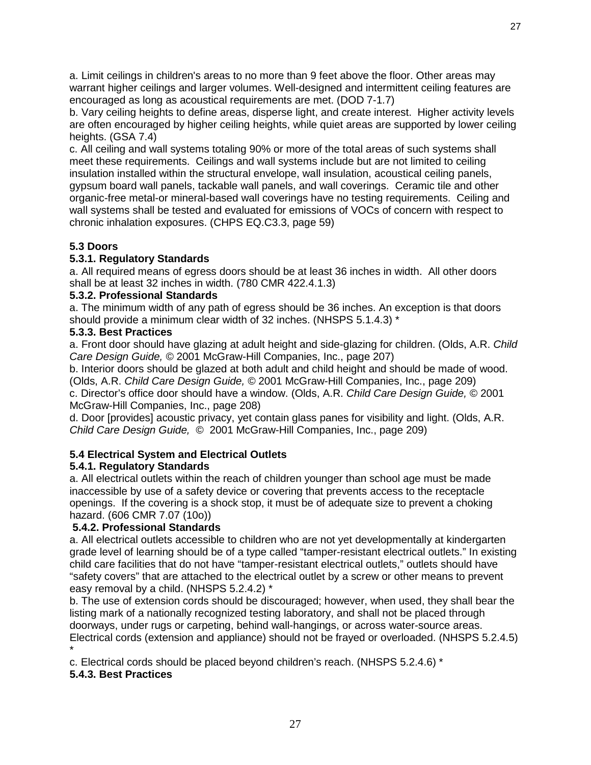a. Limit ceilings in children's areas to no more than 9 feet above the floor. Other areas may warrant higher ceilings and larger volumes. Well-designed and intermittent ceiling features are encouraged as long as acoustical requirements are met. (DOD 7-1.7)

b. Vary ceiling heights to define areas, disperse light, and create interest. Higher activity levels are often encouraged by higher ceiling heights, while quiet areas are supported by lower ceiling heights. (GSA 7.4)

c. All ceiling and wall systems totaling 90% or more of the total areas of such systems shall meet these requirements. Ceilings and wall systems include but are not limited to ceiling insulation installed within the structural envelope, wall insulation, acoustical ceiling panels, gypsum board wall panels, tackable wall panels, and wall coverings. Ceramic tile and other organic-free metal-or mineral-based wall coverings have no testing requirements. Ceiling and wall systems shall be tested and evaluated for emissions of VOCs of concern with respect to chronic inhalation exposures. (CHPS EQ.C3.3, page 59)

### 5.3 Doors

#### 5.3.1. Regulatory Standards

a. All required means of egress doors should be at least 36 inches in width. All other doors shall be at least 32 inches in width. (780 CMR 422.4.1.3)

#### 5.3.2. Professional Standards

a. The minimum width of any path of egress should be 36 inches. An exception is that doors should provide a minimum clear width of 32 inches. (NHSPS 5.1.4.3) *

#### 5.3.3. Best Practices

a. Front door should have glazing at adult height and side-glazing for children. (Olds, A.R. *Child Care Design Guide,* © 2001 McGraw-Hill Companies, Inc., page 207)

b. Interior doors should be glazed at both adult and child height and should be made of wood. (Olds, A.R. *Child Care Design Guide,* © 2001 McGraw-Hill Companies, Inc., page 209)

c. Director's office door should have a window. (Olds, A.R. *Child Care Design Guide,* © 2001 McGraw-Hill Companies, Inc., page 208)

d. Door [provides] acoustic privacy, yet contain glass panes for visibility and light. (Olds, A.R. *Child Care Design Guide,* © 2001 McGraw-Hill Companies, Inc., page 209)

### 5.4 Electrical System and Electrical Outlets

#### 5.4.1. Regulatory Standards

a. All electrical outlets within the reach of children younger than school age must be made inaccessible by use of a safety device or covering that prevents access to the receptacle openings. If the covering is a shock stop, it must be of adequate size to prevent a choking hazard. (606 CMR 7.07 (10o))

#### 5.4.2. Professional Standards

a. All electrical outlets accessible to children who are not yet developmentally at kindergarten grade level of learning should be of a type called "tamper-resistant electrical outlets." In existing child care facilities that do not have "tamper-resistant electrical outlets," outlets should have "safety covers" that are attached to the electrical outlet by a screw or other means to prevent easy removal by a child. (NHSPS 5.2.4.2) *

b. The use of extension cords should be discouraged; however, when used, they shall bear the listing mark of a nationally recognized testing laboratory, and shall not be placed through doorways, under rugs or carpeting, behind wall-hangings, or across water-source areas. Electrical cords (extension and appliance) should not be frayed or overloaded. (NHSPS 5.2.4.5) *

c. Electrical cords should be placed beyond children's reach. (NHSPS 5.2.4.6) *

#### 5.4.3. Best Practices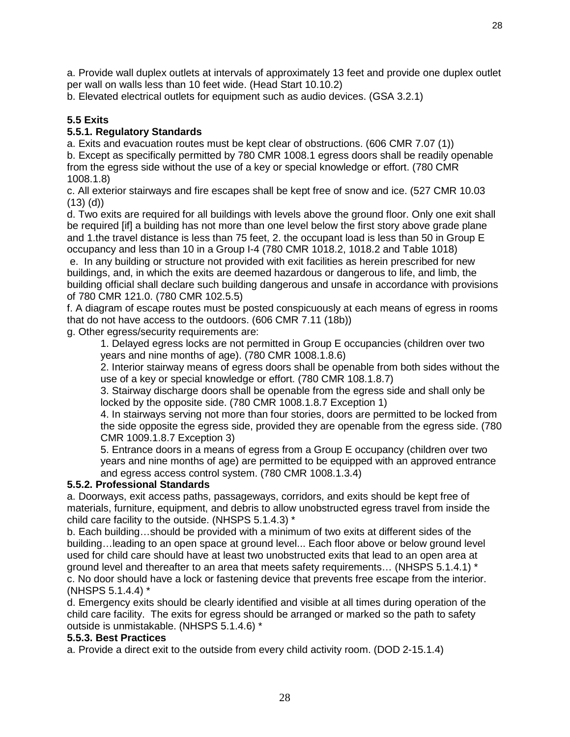a. Provide wall duplex outlets at intervals of approximately 13 feet and provide one duplex outlet per wall on walls less than 10 feet wide. (Head Start 10.10.2)

b. Elevated electrical outlets for equipment such as audio devices. (GSA 3.2.1)

### 5.5 Exits

#### 5.5.1. Regulatory Standards

a. Exits and evacuation routes must be kept clear of obstructions. (606 CMR 7.07 (1))

b. Except as specifically permitted by 780 CMR 1008.1 egress doors shall be readily openable from the egress side without the use of a key or special knowledge or effort. (780 CMR 1008.1.8)

c. All exterior stairways and fire escapes shall be kept free of snow and ice. (527 CMR 10.03 (13) (d))

d. Two exits are required for all buildings with levels above the ground floor. Only one exit shall be required [if] a building has not more than one level below the first story above grade plane and 1.the travel distance is less than 75 feet, 2. the occupant load is less than 50 in Group E occupancy and less than 10 in a Group I-4 (780 CMR 1018.2, 1018.2 and Table 1018)

e. In any building or structure not provided with exit facilities as herein prescribed for new buildings, and, in which the exits are deemed hazardous or dangerous to life, and limb, the building official shall declare such building dangerous and unsafe in accordance with provisions of 780 CMR 121.0. (780 CMR 102.5.5)

f. A diagram of escape routes must be posted conspicuously at each means of egress in rooms that do not have access to the outdoors. (606 CMR 7.11 (18b))

g. Other egress/security requirements are:

1. Delayed egress locks are not permitted in Group E occupancies (children over two years and nine months of age). (780 CMR 1008.1.8.6)
2. Interior stairway means of egress doors shall be openable from both sides without the use of a key or special knowledge or effort. (780 CMR 108.1.8.7)
3. Stairway discharge doors shall be openable from the egress side and shall only be locked by the opposite side. (780 CMR 1008.1.8.7 Exception 1)
4. In stairways serving not more than four stories, doors are permitted to be locked from the side opposite the egress side, provided they are openable from the egress side. (780 CMR 1009.1.8.7 Exception 3)
5. Entrance doors in a means of egress from a Group E occupancy (children over two years and nine months of age) are permitted to be equipped with an approved entrance and egress access control system. (780 CMR 1008.1.3.4)

#### 5.5.2. Professional Standards

a. Doorways, exit access paths, passageways, corridors, and exits should be kept free of materials, furniture, equipment, and debris to allow unobstructed egress travel from inside the child care facility to the outside. (NHSPS 5.1.4.3) *

b. Each building…should be provided with a minimum of two exits at different sides of the building…leading to an open space at ground level... Each floor above or below ground level used for child care should have at least two unobstructed exits that lead to an open area at ground level and thereafter to an area that meets safety requirements… (NHSPS 5.1.4.1) *

c. No door should have a lock or fastening device that prevents free escape from the interior. (NHSPS 5.1.4.4) *

d. Emergency exits should be clearly identified and visible at all times during operation of the child care facility. The exits for egress should be arranged or marked so the path to safety outside is unmistakable. (NHSPS 5.1.4.6) *

#### 5.5.3. Best Practices

a. Provide a direct exit to the outside from every child activity room. (DOD 2-15.1.4)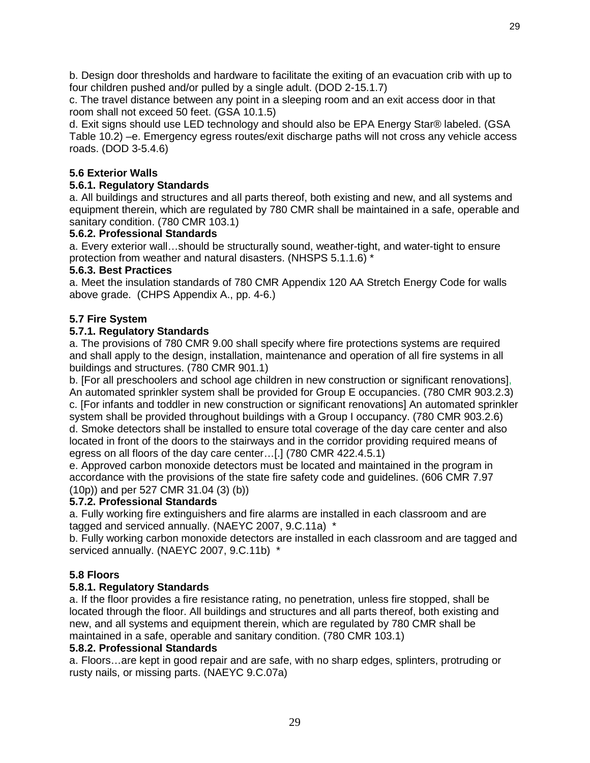b. Design door thresholds and hardware to facilitate the exiting of an evacuation crib with up to four children pushed and/or pulled by a single adult. (DOD 2-15.1.7)

c. The travel distance between any point in a sleeping room and an exit access door in that room shall not exceed 50 feet. (GSA 10.1.5)

d. Exit signs should use LED technology and should also be EPA Energy Star® labeled. (GSA Table 10.2) –e. Emergency egress routes/exit discharge paths will not cross any vehicle access roads. (DOD 3-5.4.6)

**5.6 Exterior Walls**

**5.6.1. Regulatory Standards**

a. All buildings and structures and all parts thereof, both existing and new, and all systems and equipment therein, which are regulated by 780 CMR shall be maintained in a safe, operable and sanitary condition. (780 CMR 103.1)

**5.6.2. Professional Standards**

a. Every exterior wall…should be structurally sound, weather-tight, and water-tight to ensure protection from weather and natural disasters. (NHSPS 5.1.1.6) *

**5.6.3. Best Practices**

a. Meet the insulation standards of 780 CMR Appendix 120 AA Stretch Energy Code for walls above grade. (CHPS Appendix A., pp. 4-6.)

**5.7 Fire System**

**5.7.1. Regulatory Standards**

a. The provisions of 780 CMR 9.00 shall specify where fire protections systems are required and shall apply to the design, installation, maintenance and operation of all fire systems in all buildings and structures. (780 CMR 901.1)

b. [For all preschoolers and school age children in new construction or significant renovations], An automated sprinkler system shall be provided for Group E occupancies. (780 CMR 903.2.3)

c. [For infants and toddler in new construction or significant renovations] An automated sprinkler system shall be provided throughout buildings with a Group I occupancy. (780 CMR 903.2.6)

d. Smoke detectors shall be installed to ensure total coverage of the day care center and also located in front of the doors to the stairways and in the corridor providing required means of egress on all floors of the day care center…[.] (780 CMR 422.4.5.1)

e. Approved carbon monoxide detectors must be located and maintained in the program in accordance with the provisions of the state fire safety code and guidelines. (606 CMR 7.97 (10p)) and per 527 CMR 31.04 (3) (b))

**5.7.2. Professional Standards**

a. Fully working fire extinguishers and fire alarms are installed in each classroom and are tagged and serviced annually. (NAEYC 2007, 9.C.11a) *

b. Fully working carbon monoxide detectors are installed in each classroom and are tagged and serviced annually. (NAEYC 2007, 9.C.11b) *

**5.8 Floors**

**5.8.1. Regulatory Standards**

a. If the floor provides a fire resistance rating, no penetration, unless fire stopped, shall be located through the floor. All buildings and structures and all parts thereof, both existing and new, and all systems and equipment therein, which are regulated by 780 CMR shall be maintained in a safe, operable and sanitary condition. (780 CMR 103.1)

**5.8.2. Professional Standards**

a. Floors…are kept in good repair and are safe, with no sharp edges, splinters, protruding or rusty nails, or missing parts. (NAEYC 9.C.07a)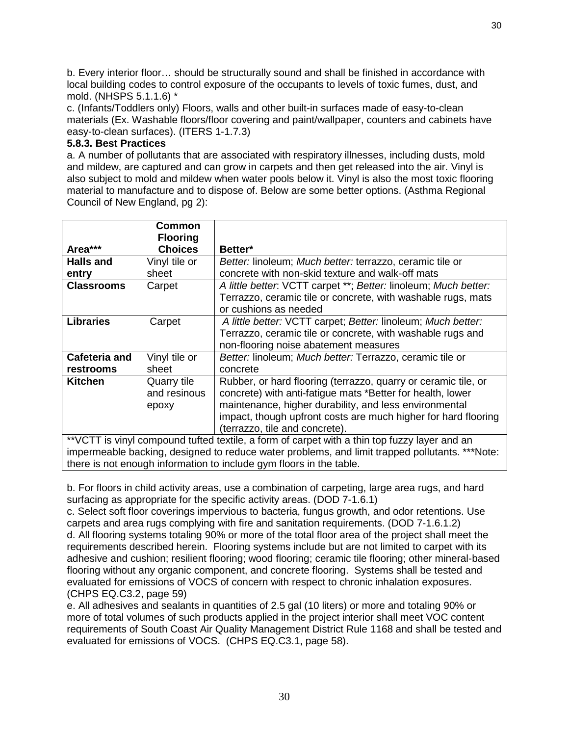b. Every interior floor… should be structurally sound and shall be finished in accordance with local building codes to control exposure of the occupants to levels of toxic fumes, dust, and mold. (NHSPS 5.1.1.6) *

c. (Infants/Toddlers only) Floors, walls and other built-in surfaces made of easy-to-clean materials (Ex. Washable floors/floor covering and paint/wallpaper, counters and cabinets have easy-to-clean surfaces). (ITERS 1-1.7.3)

**5.8.3. Best Practices**

a. A number of pollutants that are associated with respiratory illnesses, including dusts, mold and mildew, are captured and can grow in carpets and then get released into the air. Vinyl is also subject to mold and mildew when water pools below it. Vinyl is also the most toxic flooring material to manufacture and to dispose of. Below are some better options. (Asthma Regional Council of New England, pg 2):

| **Area*** ** | **Common Flooring Choices** | **Better*** |
|---|---|---|
| **Halls and entry** | Vinyl tile or sheet | *Better:* linoleum; *Much better:* terrazzo, ceramic tile or concrete with non-skid texture and walk-off mats |
| **Classrooms** | Carpet | *A little better*: VCTT carpet **; *Better:* linoleum; *Much better:* Terrazzo, ceramic tile or concrete, with washable rugs, mats or cushions as needed |
| **Libraries** | Carpet | *A little better:* VCTT carpet; *Better:* linoleum; *Much better:* Terrazzo, ceramic tile or concrete, with washable rugs and non-flooring noise abatement measures |
| **Cafeteria and restrooms** | Vinyl tile or sheet | *Better:* linoleum; *Much better:* Terrazzo, ceramic tile or concrete |
| **Kitchen** | Quarry tile and resinous epoxy | Rubber, or hard flooring (terrazzo, quarry or ceramic tile, or concrete) with anti-fatigue mats *Better for health, lower maintenance, higher durability, and less environmental impact, though upfront costs are much higher for hard flooring (terrazzo, tile and concrete). |
| **VCTT is vinyl compound tufted textile, a form of carpet with a thin top fuzzy layer and an impermeable backing, designed to reduce water problems, and limit trapped pollutants. ***Note: there is not enough information to include gym floors in the table. | | |

b. For floors in child activity areas, use a combination of carpeting, large area rugs, and hard surfacing as appropriate for the specific activity areas. (DOD 7-1.6.1)

c. Select soft floor coverings impervious to bacteria, fungus growth, and odor retentions. Use carpets and area rugs complying with fire and sanitation requirements. (DOD 7-1.6.1.2)

d. All flooring systems totaling 90% or more of the total floor area of the project shall meet the requirements described herein. Flooring systems include but are not limited to carpet with its adhesive and cushion; resilient flooring; wood flooring; ceramic tile flooring; other mineral-based flooring without any organic component, and concrete flooring. Systems shall be tested and evaluated for emissions of VOCS of concern with respect to chronic inhalation exposures. (CHPS EQ.C3.2, page 59)

e. All adhesives and sealants in quantities of 2.5 gal (10 liters) or more and totaling 90% or more of total volumes of such products applied in the project interior shall meet VOC content requirements of South Coast Air Quality Management District Rule 1168 and shall be tested and evaluated for emissions of VOCS. (CHPS EQ.C3.1, page 58).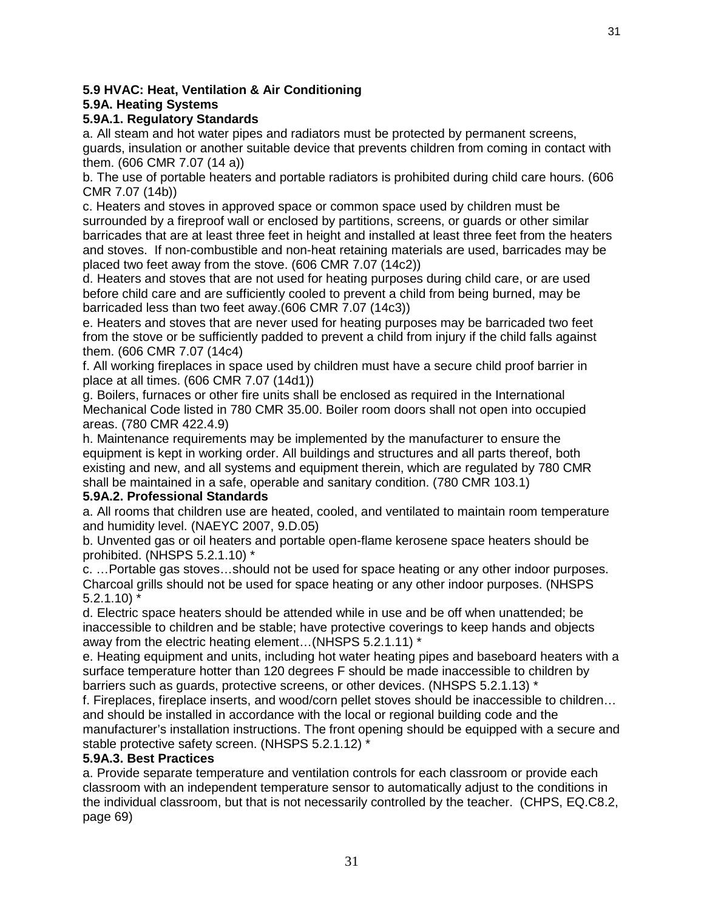### 5.9 HVAC: Heat, Ventilation & Air Conditioning

### 5.9A. Heating Systems

#### 5.9A.1. Regulatory Standards

a. All steam and hot water pipes and radiators must be protected by permanent screens, guards, insulation or another suitable device that prevents children from coming in contact with them. (606 CMR 7.07 (14 a))

b. The use of portable heaters and portable radiators is prohibited during child care hours. (606 CMR 7.07 (14b))

c. Heaters and stoves in approved space or common space used by children must be surrounded by a fireproof wall or enclosed by partitions, screens, or guards or other similar barricades that are at least three feet in height and installed at least three feet from the heaters and stoves. If non-combustible and non-heat retaining materials are used, barricades may be placed two feet away from the stove. (606 CMR 7.07 (14c2))

d. Heaters and stoves that are not used for heating purposes during child care, or are used before child care and are sufficiently cooled to prevent a child from being burned, may be barricaded less than two feet away.(606 CMR 7.07 (14c3))

e. Heaters and stoves that are never used for heating purposes may be barricaded two feet from the stove or be sufficiently padded to prevent a child from injury if the child falls against them. (606 CMR 7.07 (14c4)

f. All working fireplaces in space used by children must have a secure child proof barrier in place at all times. (606 CMR 7.07 (14d1))

g. Boilers, furnaces or other fire units shall be enclosed as required in the International Mechanical Code listed in 780 CMR 35.00. Boiler room doors shall not open into occupied areas. (780 CMR 422.4.9)

h. Maintenance requirements may be implemented by the manufacturer to ensure the equipment is kept in working order. All buildings and structures and all parts thereof, both existing and new, and all systems and equipment therein, which are regulated by 780 CMR shall be maintained in a safe, operable and sanitary condition. (780 CMR 103.1)

#### 5.9A.2. Professional Standards

a. All rooms that children use are heated, cooled, and ventilated to maintain room temperature and humidity level. (NAEYC 2007, 9.D.05)

b. Unvented gas or oil heaters and portable open-flame kerosene space heaters should be prohibited. (NHSPS 5.2.1.10) *

c. …Portable gas stoves…should not be used for space heating or any other indoor purposes. Charcoal grills should not be used for space heating or any other indoor purposes. (NHSPS 5.2.1.10) *

d. Electric space heaters should be attended while in use and be off when unattended; be inaccessible to children and be stable; have protective coverings to keep hands and objects away from the electric heating element…(NHSPS 5.2.1.11) *

e. Heating equipment and units, including hot water heating pipes and baseboard heaters with a surface temperature hotter than 120 degrees F should be made inaccessible to children by barriers such as guards, protective screens, or other devices. (NHSPS 5.2.1.13) *

f. Fireplaces, fireplace inserts, and wood/corn pellet stoves should be inaccessible to children… and should be installed in accordance with the local or regional building code and the manufacturer's installation instructions. The front opening should be equipped with a secure and stable protective safety screen. (NHSPS 5.2.1.12) *

#### 5.9A.3. Best Practices

a. Provide separate temperature and ventilation controls for each classroom or provide each classroom with an independent temperature sensor to automatically adjust to the conditions in the individual classroom, but that is not necessarily controlled by the teacher. (CHPS, EQ.C8.2, page 69)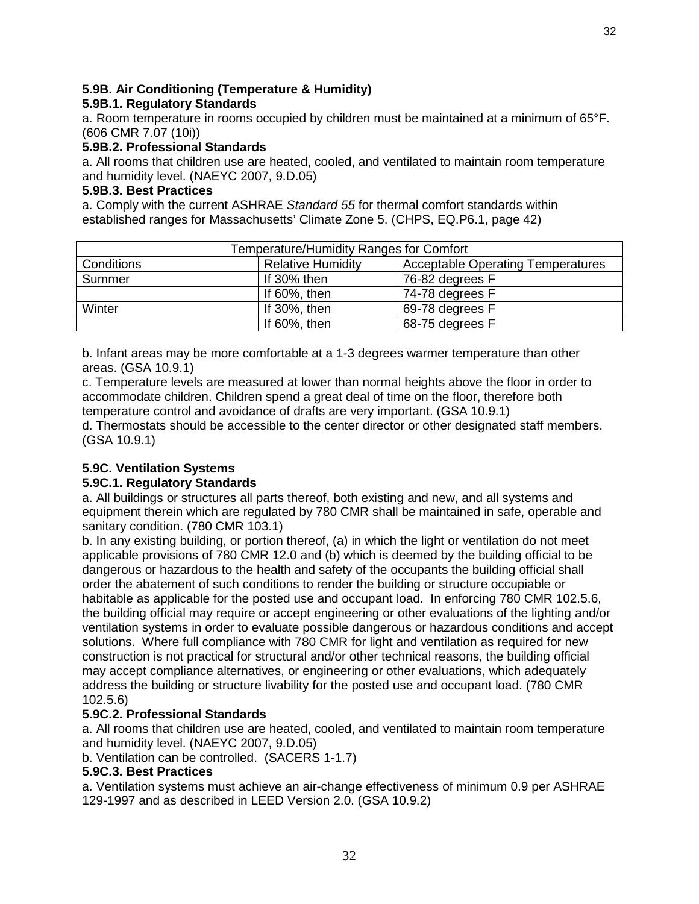**5.9B. Air Conditioning (Temperature & Humidity)**

**5.9B.1. Regulatory Standards**

a. Room temperature in rooms occupied by children must be maintained at a minimum of 65°F. (606 CMR 7.07 (10i))

**5.9B.2. Professional Standards**

a. All rooms that children use are heated, cooled, and ventilated to maintain room temperature and humidity level. (NAEYC 2007, 9.D.05)

**5.9B.3. Best Practices**

a. Comply with the current ASHRAE *Standard 55* for thermal comfort standards within established ranges for Massachusetts' Climate Zone 5. (CHPS, EQ.P6.1, page 42)

| Temperature/Humidity Ranges for Comfort | | |
|---|---|---|
| Conditions | Relative Humidity | Acceptable Operating Temperatures |
| Summer | If 30% then | 76-82 degrees F |
| | If 60%, then | 74-78 degrees F |
| Winter | If 30%, then | 69-78 degrees F |
| | If 60%, then | 68-75 degrees F |

b. Infant areas may be more comfortable at a 1-3 degrees warmer temperature than other areas. (GSA 10.9.1)

c. Temperature levels are measured at lower than normal heights above the floor in order to accommodate children. Children spend a great deal of time on the floor, therefore both temperature control and avoidance of drafts are very important. (GSA 10.9.1)

d. Thermostats should be accessible to the center director or other designated staff members. (GSA 10.9.1)

**5.9C. Ventilation Systems**

**5.9C.1. Regulatory Standards**

a. All buildings or structures all parts thereof, both existing and new, and all systems and equipment therein which are regulated by 780 CMR shall be maintained in safe, operable and sanitary condition. (780 CMR 103.1)

b. In any existing building, or portion thereof, (a) in which the light or ventilation do not meet applicable provisions of 780 CMR 12.0 and (b) which is deemed by the building official to be dangerous or hazardous to the health and safety of the occupants the building official shall order the abatement of such conditions to render the building or structure occupiable or habitable as applicable for the posted use and occupant load. In enforcing 780 CMR 102.5.6, the building official may require or accept engineering or other evaluations of the lighting and/or ventilation systems in order to evaluate possible dangerous or hazardous conditions and accept solutions. Where full compliance with 780 CMR for light and ventilation as required for new construction is not practical for structural and/or other technical reasons, the building official may accept compliance alternatives, or engineering or other evaluations, which adequately address the building or structure livability for the posted use and occupant load. (780 CMR 102.5.6)

**5.9C.2. Professional Standards**

a. All rooms that children use are heated, cooled, and ventilated to maintain room temperature and humidity level. (NAEYC 2007, 9.D.05)

b. Ventilation can be controlled. (SACERS 1-1.7)

**5.9C.3. Best Practices**

a. Ventilation systems must achieve an air-change effectiveness of minimum 0.9 per ASHRAE 129-1997 and as described in LEED Version 2.0. (GSA 10.9.2)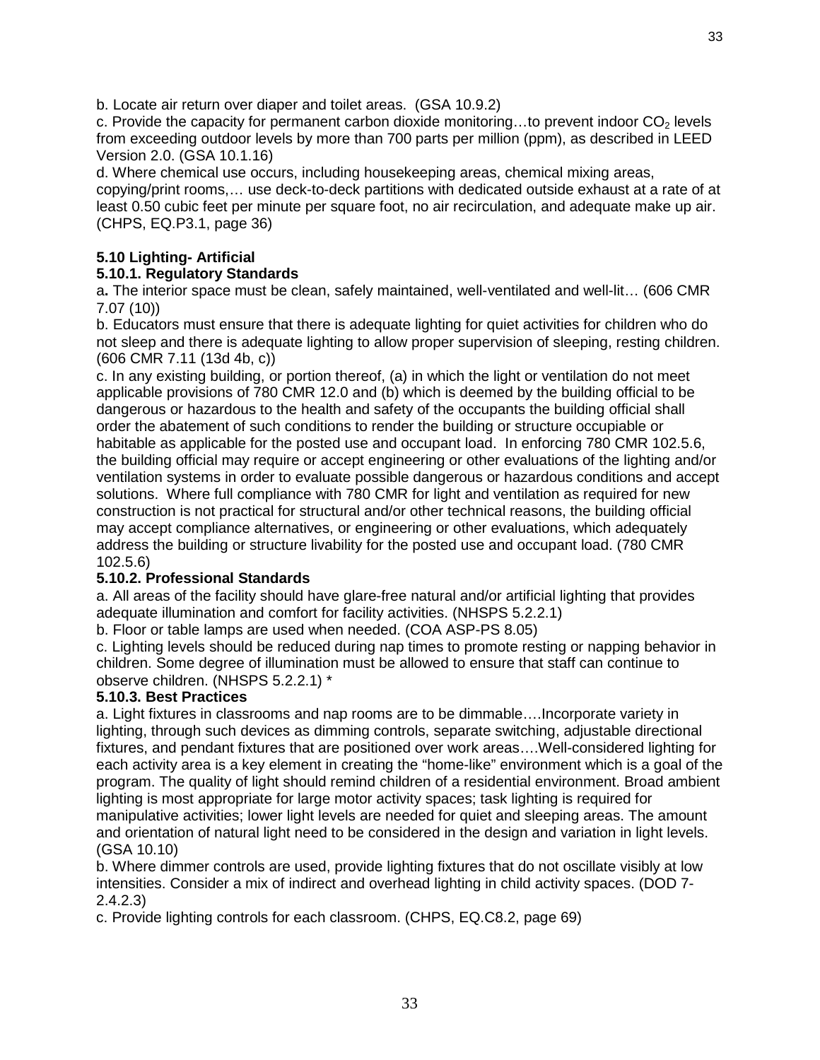b. Locate air return over diaper and toilet areas. (GSA 10.9.2)

c. Provide the capacity for permanent carbon dioxide monitoring…to prevent indoor $CO_2$ levels from exceeding outdoor levels by more than 700 parts per million (ppm), as described in LEED Version 2.0. (GSA 10.1.16)

d. Where chemical use occurs, including housekeeping areas, chemical mixing areas, copying/print rooms,… use deck-to-deck partitions with dedicated outside exhaust at a rate of at least 0.50 cubic feet per minute per square foot, no air recirculation, and adequate make up air. (CHPS, EQ.P3.1, page 36)

### 5.10 Lighting- Artificial

#### 5.10.1. Regulatory Standards

a**.** The interior space must be clean, safely maintained, well-ventilated and well-lit… (606 CMR 7.07 (10))

b. Educators must ensure that there is adequate lighting for quiet activities for children who do not sleep and there is adequate lighting to allow proper supervision of sleeping, resting children. (606 CMR 7.11 (13d 4b, c))

c. In any existing building, or portion thereof, (a) in which the light or ventilation do not meet applicable provisions of 780 CMR 12.0 and (b) which is deemed by the building official to be dangerous or hazardous to the health and safety of the occupants the building official shall order the abatement of such conditions to render the building or structure occupiable or habitable as applicable for the posted use and occupant load. In enforcing 780 CMR 102.5.6, the building official may require or accept engineering or other evaluations of the lighting and/or ventilation systems in order to evaluate possible dangerous or hazardous conditions and accept solutions. Where full compliance with 780 CMR for light and ventilation as required for new construction is not practical for structural and/or other technical reasons, the building official may accept compliance alternatives, or engineering or other evaluations, which adequately address the building or structure livability for the posted use and occupant load. (780 CMR 102.5.6)

#### 5.10.2. Professional Standards

a. All areas of the facility should have glare-free natural and/or artificial lighting that provides adequate illumination and comfort for facility activities. (NHSPS 5.2.2.1)

b. Floor or table lamps are used when needed. (COA ASP-PS 8.05)

c. Lighting levels should be reduced during nap times to promote resting or napping behavior in children. Some degree of illumination must be allowed to ensure that staff can continue to observe children. (NHSPS 5.2.2.1) *

#### 5.10.3. Best Practices

a. Light fixtures in classrooms and nap rooms are to be dimmable….Incorporate variety in lighting, through such devices as dimming controls, separate switching, adjustable directional fixtures, and pendant fixtures that are positioned over work areas….Well-considered lighting for each activity area is a key element in creating the “home-like” environment which is a goal of the program. The quality of light should remind children of a residential environment. Broad ambient lighting is most appropriate for large motor activity spaces; task lighting is required for manipulative activities; lower light levels are needed for quiet and sleeping areas. The amount and orientation of natural light need to be considered in the design and variation in light levels. (GSA 10.10)

b. Where dimmer controls are used, provide lighting fixtures that do not oscillate visibly at low intensities. Consider a mix of indirect and overhead lighting in child activity spaces. (DOD 7-2.4.2.3)

c. Provide lighting controls for each classroom. (CHPS, EQ.C8.2, page 69)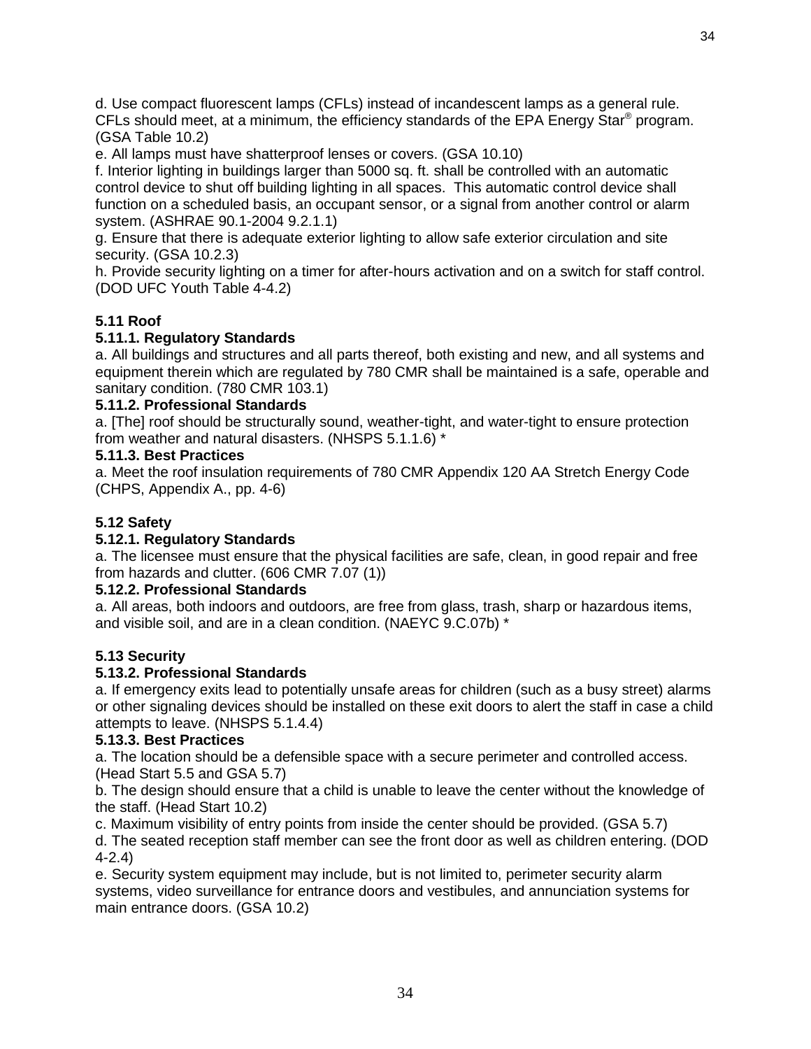d. Use compact fluorescent lamps (CFLs) instead of incandescent lamps as a general rule. CFLs should meet, at a minimum, the efficiency standards of the EPA Energy Star® program. (GSA Table 10.2)

e. All lamps must have shatterproof lenses or covers. (GSA 10.10)

f. Interior lighting in buildings larger than 5000 sq. ft. shall be controlled with an automatic control device to shut off building lighting in all spaces. This automatic control device shall function on a scheduled basis, an occupant sensor, or a signal from another control or alarm system. (ASHRAE 90.1-2004 9.2.1.1)

g. Ensure that there is adequate exterior lighting to allow safe exterior circulation and site security. (GSA 10.2.3)

h. Provide security lighting on a timer for after-hours activation and on a switch for staff control. (DOD UFC Youth Table 4-4.2)

**5.11 Roof**

**5.11.1. Regulatory Standards**

a. All buildings and structures and all parts thereof, both existing and new, and all systems and equipment therein which are regulated by 780 CMR shall be maintained is a safe, operable and sanitary condition. (780 CMR 103.1)

**5.11.2. Professional Standards**

a. [The] roof should be structurally sound, weather-tight, and water-tight to ensure protection from weather and natural disasters. (NHSPS 5.1.1.6) *

**5.11.3. Best Practices**

a. Meet the roof insulation requirements of 780 CMR Appendix 120 AA Stretch Energy Code (CHPS, Appendix A., pp. 4-6)

**5.12 Safety**

**5.12.1. Regulatory Standards**

a. The licensee must ensure that the physical facilities are safe, clean, in good repair and free from hazards and clutter. (606 CMR 7.07 (1))

**5.12.2. Professional Standards**

a. All areas, both indoors and outdoors, are free from glass, trash, sharp or hazardous items, and visible soil, and are in a clean condition. (NAEYC 9.C.07b) *

**5.13 Security**

**5.13.2. Professional Standards**

a. If emergency exits lead to potentially unsafe areas for children (such as a busy street) alarms or other signaling devices should be installed on these exit doors to alert the staff in case a child attempts to leave. (NHSPS 5.1.4.4)

**5.13.3. Best Practices**

a. The location should be a defensible space with a secure perimeter and controlled access. (Head Start 5.5 and GSA 5.7)

b. The design should ensure that a child is unable to leave the center without the knowledge of the staff. (Head Start 10.2)

c. Maximum visibility of entry points from inside the center should be provided. (GSA 5.7)

d. The seated reception staff member can see the front door as well as children entering. (DOD 4-2.4)

e. Security system equipment may include, but is not limited to, perimeter security alarm systems, video surveillance for entrance doors and vestibules, and annunciation systems for main entrance doors. (GSA 10.2)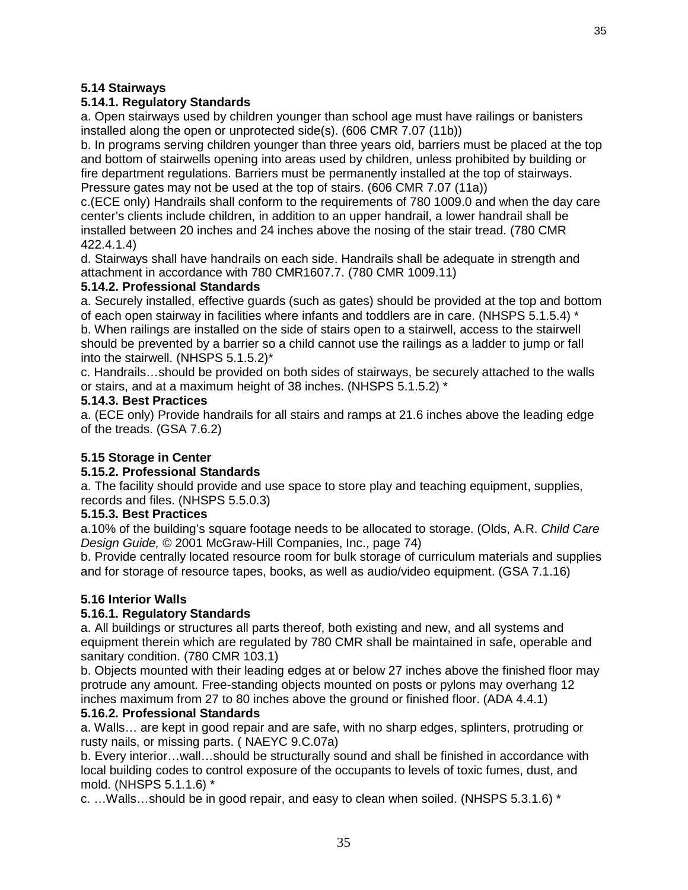**5.14 Stairways**

**5.14.1. Regulatory Standards**

a. Open stairways used by children younger than school age must have railings or banisters installed along the open or unprotected side(s). (606 CMR 7.07 (11b))

b. In programs serving children younger than three years old, barriers must be placed at the top and bottom of stairwells opening into areas used by children, unless prohibited by building or fire department regulations. Barriers must be permanently installed at the top of stairways. Pressure gates may not be used at the top of stairs. (606 CMR 7.07 (11a))

c.(ECE only) Handrails shall conform to the requirements of 780 1009.0 and when the day care center's clients include children, in addition to an upper handrail, a lower handrail shall be installed between 20 inches and 24 inches above the nosing of the stair tread. (780 CMR 422.4.1.4)

d. Stairways shall have handrails on each side. Handrails shall be adequate in strength and attachment in accordance with 780 CMR1607.7. (780 CMR 1009.11)

**5.14.2. Professional Standards**

a. Securely installed, effective guards (such as gates) should be provided at the top and bottom of each open stairway in facilities where infants and toddlers are in care. (NHSPS 5.1.5.4) *

b. When railings are installed on the side of stairs open to a stairwell, access to the stairwell should be prevented by a barrier so a child cannot use the railings as a ladder to jump or fall into the stairwell. (NHSPS 5.1.5.2)*

c. Handrails…should be provided on both sides of stairways, be securely attached to the walls or stairs, and at a maximum height of 38 inches. (NHSPS 5.1.5.2) *

**5.14.3. Best Practices**

a. (ECE only) Provide handrails for all stairs and ramps at 21.6 inches above the leading edge of the treads. (GSA 7.6.2)

**5.15 Storage in Center**

**5.15.2. Professional Standards**

a. The facility should provide and use space to store play and teaching equipment, supplies, records and files. (NHSPS 5.5.0.3)

**5.15.3. Best Practices**

a.10% of the building's square footage needs to be allocated to storage. (Olds, A.R. *Child Care Design Guide,* © 2001 McGraw-Hill Companies, Inc., page 74)

b. Provide centrally located resource room for bulk storage of curriculum materials and supplies and for storage of resource tapes, books, as well as audio/video equipment. (GSA 7.1.16)

**5.16 Interior Walls**

**5.16.1. Regulatory Standards**

a. All buildings or structures all parts thereof, both existing and new, and all systems and equipment therein which are regulated by 780 CMR shall be maintained in safe, operable and sanitary condition. (780 CMR 103.1)

b. Objects mounted with their leading edges at or below 27 inches above the finished floor may protrude any amount. Free-standing objects mounted on posts or pylons may overhang 12 inches maximum from 27 to 80 inches above the ground or finished floor. (ADA 4.4.1)

**5.16.2. Professional Standards**

a. Walls… are kept in good repair and are safe, with no sharp edges, splinters, protruding or rusty nails, or missing parts. ( NAEYC 9.C.07a)

b. Every interior…wall…should be structurally sound and shall be finished in accordance with local building codes to control exposure of the occupants to levels of toxic fumes, dust, and mold. (NHSPS 5.1.1.6) *

c. …Walls…should be in good repair, and easy to clean when soiled. (NHSPS 5.3.1.6) *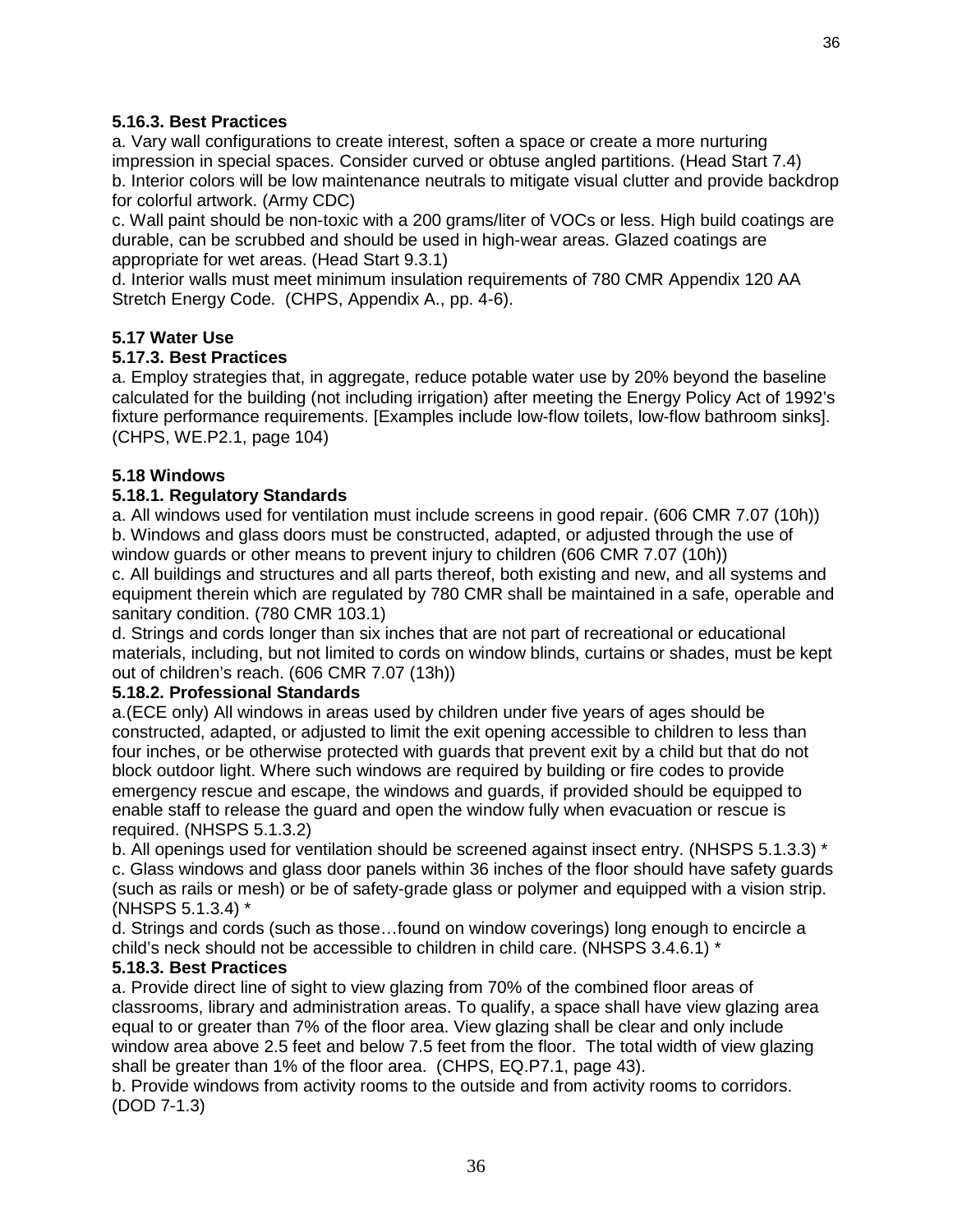**5.16.3. Best Practices**

a. Vary wall configurations to create interest, soften a space or create a more nurturing impression in special spaces. Consider curved or obtuse angled partitions. (Head Start 7.4)
b. Interior colors will be low maintenance neutrals to mitigate visual clutter and provide backdrop for colorful artwork. (Army CDC)
c. Wall paint should be non-toxic with a 200 grams/liter of VOCs or less. High build coatings are durable, can be scrubbed and should be used in high-wear areas. Glazed coatings are appropriate for wet areas. (Head Start 9.3.1)
d. Interior walls must meet minimum insulation requirements of 780 CMR Appendix 120 AA Stretch Energy Code. (CHPS, Appendix A., pp. 4-6).

**5.17 Water Use**

**5.17.3. Best Practices**

a. Employ strategies that, in aggregate, reduce potable water use by 20% beyond the baseline calculated for the building (not including irrigation) after meeting the Energy Policy Act of 1992's fixture performance requirements. [Examples include low-flow toilets, low-flow bathroom sinks]. (CHPS, WE.P2.1, page 104)

**5.18 Windows**

**5.18.1. Regulatory Standards**

a. All windows used for ventilation must include screens in good repair. (606 CMR 7.07 (10h))
b. Windows and glass doors must be constructed, adapted, or adjusted through the use of window guards or other means to prevent injury to children (606 CMR 7.07 (10h))
c. All buildings and structures and all parts thereof, both existing and new, and all systems and equipment therein which are regulated by 780 CMR shall be maintained in a safe, operable and sanitary condition. (780 CMR 103.1)
d. Strings and cords longer than six inches that are not part of recreational or educational materials, including, but not limited to cords on window blinds, curtains or shades, must be kept out of children's reach. (606 CMR 7.07 (13h))

**5.18.2. Professional Standards**

a.(ECE only) All windows in areas used by children under five years of ages should be constructed, adapted, or adjusted to limit the exit opening accessible to children to less than four inches, or be otherwise protected with guards that prevent exit by a child but that do not block outdoor light. Where such windows are required by building or fire codes to provide emergency rescue and escape, the windows and guards, if provided should be equipped to enable staff to release the guard and open the window fully when evacuation or rescue is required. (NHSPS 5.1.3.2)
b. All openings used for ventilation should be screened against insect entry. (NHSPS 5.1.3.3) *
c. Glass windows and glass door panels within 36 inches of the floor should have safety guards (such as rails or mesh) or be of safety-grade glass or polymer and equipped with a vision strip. (NHSPS 5.1.3.4) *
d. Strings and cords (such as those…found on window coverings) long enough to encircle a child's neck should not be accessible to children in child care. (NHSPS 3.4.6.1) *

**5.18.3. Best Practices**

a. Provide direct line of sight to view glazing from 70% of the combined floor areas of classrooms, library and administration areas. To qualify, a space shall have view glazing area equal to or greater than 7% of the floor area. View glazing shall be clear and only include window area above 2.5 feet and below 7.5 feet from the floor. The total width of view glazing shall be greater than 1% of the floor area. (CHPS, EQ.P7.1, page 43).
b. Provide windows from activity rooms to the outside and from activity rooms to corridors. (DOD 7-1.3)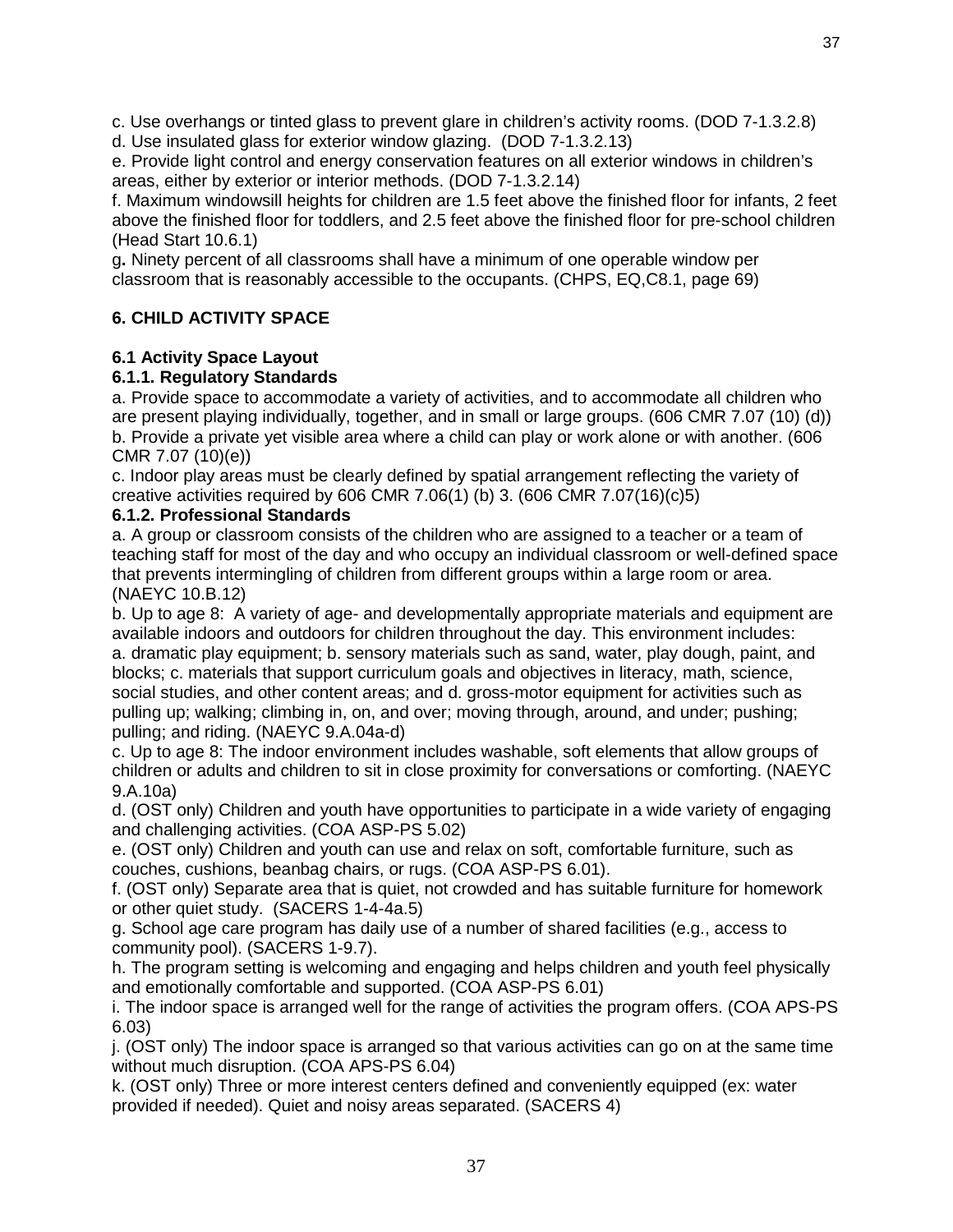c. Use overhangs or tinted glass to prevent glare in children's activity rooms. (DOD 7-1.3.2.8)
d. Use insulated glass for exterior window glazing. (DOD 7-1.3.2.13)
e. Provide light control and energy conservation features on all exterior windows in children's areas, either by exterior or interior methods. (DOD 7-1.3.2.14)
f. Maximum windowsill heights for children are 1.5 feet above the finished floor for infants, 2 feet above the finished floor for toddlers, and 2.5 feet above the finished floor for pre-school children (Head Start 10.6.1)
g**.** Ninety percent of all classrooms shall have a minimum of one operable window per classroom that is reasonably accessible to the occupants. (CHPS, EQ,C8.1, page 69)

## 6. CHILD ACTIVITY SPACE

### 6.1 Activity Space Layout

#### 6.1.1. Regulatory Standards

a. Provide space to accommodate a variety of activities, and to accommodate all children who are present playing individually, together, and in small or large groups. (606 CMR 7.07 (10) (d))
b. Provide a private yet visible area where a child can play or work alone or with another. (606 CMR 7.07 (10)(e))
c. Indoor play areas must be clearly defined by spatial arrangement reflecting the variety of creative activities required by 606 CMR 7.06(1) (b) 3. (606 CMR 7.07(16)(c)5)

#### 6.1.2. Professional Standards

a. A group or classroom consists of the children who are assigned to a teacher or a team of teaching staff for most of the day and who occupy an individual classroom or well-defined space that prevents intermingling of children from different groups within a large room or area. (NAEYC 10.B.12)
b. Up to age 8: A variety of age- and developmentally appropriate materials and equipment are available indoors and outdoors for children throughout the day. This environment includes: a. dramatic play equipment; b. sensory materials such as sand, water, play dough, paint, and blocks; c. materials that support curriculum goals and objectives in literacy, math, science, social studies, and other content areas; and d. gross-motor equipment for activities such as pulling up; walking; climbing in, on, and over; moving through, around, and under; pushing; pulling; and riding. (NAEYC 9.A.04a-d)
c. Up to age 8: The indoor environment includes washable, soft elements that allow groups of children or adults and children to sit in close proximity for conversations or comforting. (NAEYC 9.A.10a)
d. (OST only) Children and youth have opportunities to participate in a wide variety of engaging and challenging activities. (COA ASP-PS 5.02)
e. (OST only) Children and youth can use and relax on soft, comfortable furniture, such as couches, cushions, beanbag chairs, or rugs. (COA ASP-PS 6.01).
f. (OST only) Separate area that is quiet, not crowded and has suitable furniture for homework or other quiet study. (SACERS 1-4-4a.5)
g. School age care program has daily use of a number of shared facilities (e.g., access to community pool). (SACERS 1-9.7).
h. The program setting is welcoming and engaging and helps children and youth feel physically and emotionally comfortable and supported. (COA ASP-PS 6.01)
i. The indoor space is arranged well for the range of activities the program offers. (COA APS-PS 6.03)
j. (OST only) The indoor space is arranged so that various activities can go on at the same time without much disruption. (COA APS-PS 6.04)
k. (OST only) Three or more interest centers defined and conveniently equipped (ex: water provided if needed). Quiet and noisy areas separated. (SACERS 4)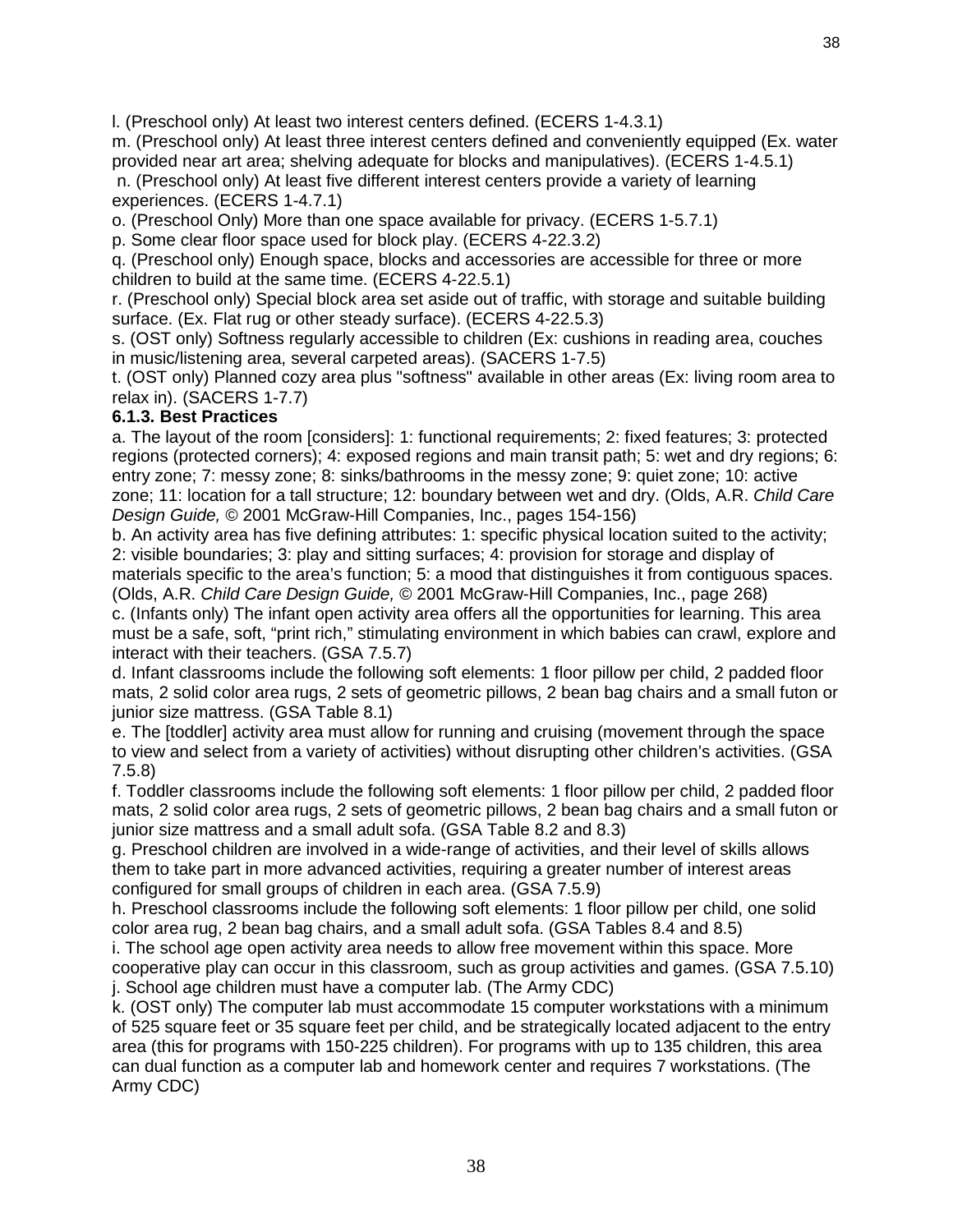l. (Preschool only) At least two interest centers defined. (ECERS 1-4.3.1)

m. (Preschool only) At least three interest centers defined and conveniently equipped (Ex. water provided near art area; shelving adequate for blocks and manipulatives). (ECERS 1-4.5.1)

n. (Preschool only) At least five different interest centers provide a variety of learning experiences. (ECERS 1-4.7.1)

o. (Preschool Only) More than one space available for privacy. (ECERS 1-5.7.1)

p. Some clear floor space used for block play. (ECERS 4-22.3.2)

q. (Preschool only) Enough space, blocks and accessories are accessible for three or more children to build at the same time. (ECERS 4-22.5.1)

r. (Preschool only) Special block area set aside out of traffic, with storage and suitable building surface. (Ex. Flat rug or other steady surface). (ECERS 4-22.5.3)

s. (OST only) Softness regularly accessible to children (Ex: cushions in reading area, couches in music/listening area, several carpeted areas). (SACERS 1-7.5)

t. (OST only) Planned cozy area plus "softness" available in other areas (Ex: living room area to relax in). (SACERS 1-7.7)

**6.1.3. Best Practices**

a. The layout of the room [considers]: 1: functional requirements; 2: fixed features; 3: protected regions (protected corners); 4: exposed regions and main transit path; 5: wet and dry regions; 6: entry zone; 7: messy zone; 8: sinks/bathrooms in the messy zone; 9: quiet zone; 10: active zone; 11: location for a tall structure; 12: boundary between wet and dry. (Olds, A.R. *Child Care Design Guide,* © 2001 McGraw-Hill Companies, Inc., pages 154-156)

b. An activity area has five defining attributes: 1: specific physical location suited to the activity; 2: visible boundaries; 3: play and sitting surfaces; 4: provision for storage and display of materials specific to the area's function; 5: a mood that distinguishes it from contiguous spaces. (Olds, A.R. *Child Care Design Guide,* © 2001 McGraw-Hill Companies, Inc., page 268)

c. (Infants only) The infant open activity area offers all the opportunities for learning. This area must be a safe, soft, "print rich," stimulating environment in which babies can crawl, explore and interact with their teachers. (GSA 7.5.7)

d. Infant classrooms include the following soft elements: 1 floor pillow per child, 2 padded floor mats, 2 solid color area rugs, 2 sets of geometric pillows, 2 bean bag chairs and a small futon or junior size mattress. (GSA Table 8.1)

e. The [toddler] activity area must allow for running and cruising (movement through the space to view and select from a variety of activities) without disrupting other children's activities. (GSA 7.5.8)

f. Toddler classrooms include the following soft elements: 1 floor pillow per child, 2 padded floor mats, 2 solid color area rugs, 2 sets of geometric pillows, 2 bean bag chairs and a small futon or junior size mattress and a small adult sofa. (GSA Table 8.2 and 8.3)

g. Preschool children are involved in a wide-range of activities, and their level of skills allows them to take part in more advanced activities, requiring a greater number of interest areas configured for small groups of children in each area. (GSA 7.5.9)

h. Preschool classrooms include the following soft elements: 1 floor pillow per child, one solid color area rug, 2 bean bag chairs, and a small adult sofa. (GSA Tables 8.4 and 8.5)

i. The school age open activity area needs to allow free movement within this space. More cooperative play can occur in this classroom, such as group activities and games. (GSA 7.5.10)

j. School age children must have a computer lab. (The Army CDC)

k. (OST only) The computer lab must accommodate 15 computer workstations with a minimum of 525 square feet or 35 square feet per child, and be strategically located adjacent to the entry area (this for programs with 150-225 children). For programs with up to 135 children, this area can dual function as a computer lab and homework center and requires 7 workstations. (The Army CDC)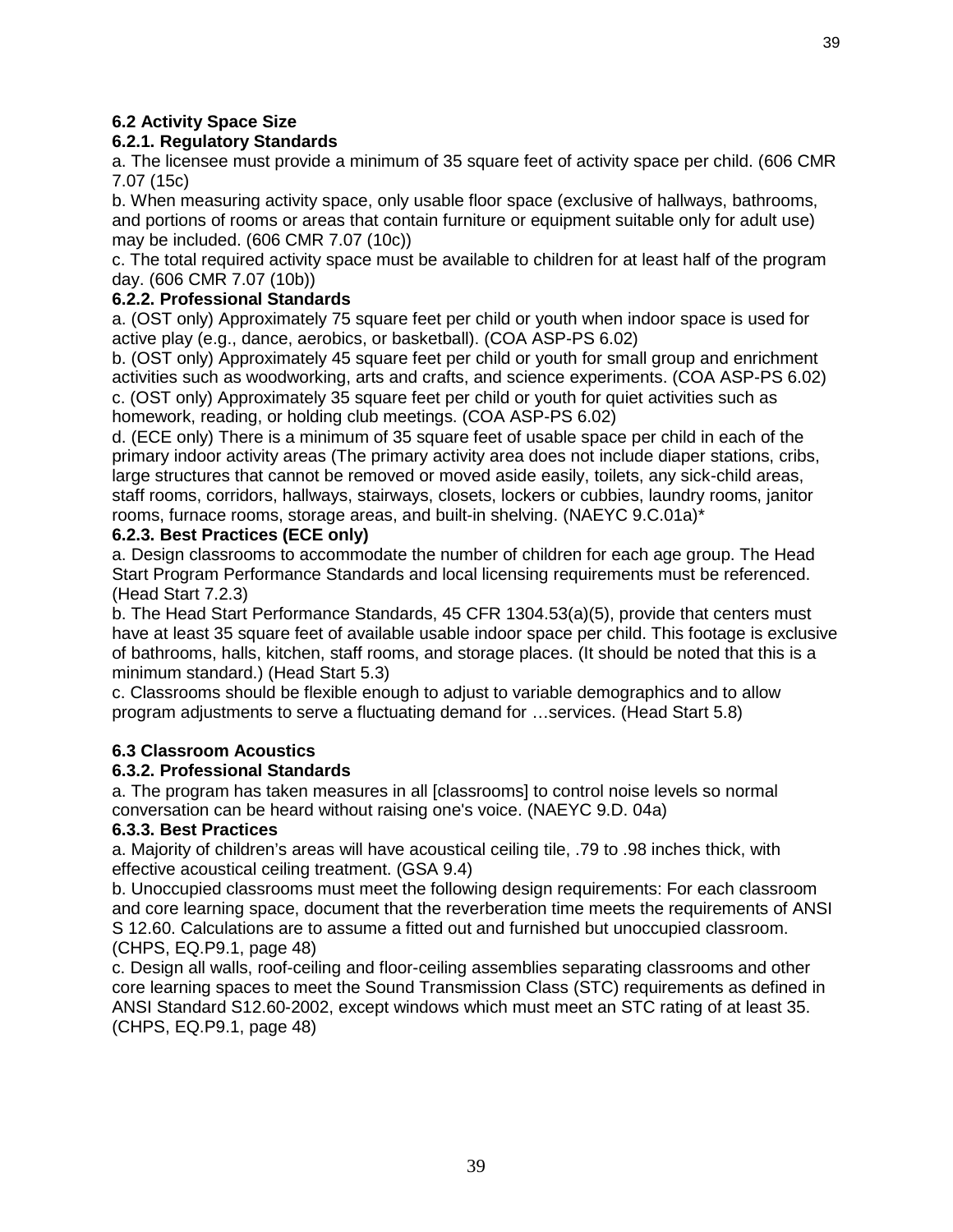### 6.2 Activity Space Size

#### 6.2.1. Regulatory Standards

a. The licensee must provide a minimum of 35 square feet of activity space per child. (606 CMR 7.07 (15c)

b. When measuring activity space, only usable floor space (exclusive of hallways, bathrooms, and portions of rooms or areas that contain furniture or equipment suitable only for adult use) may be included. (606 CMR 7.07 (10c))

c. The total required activity space must be available to children for at least half of the program day. (606 CMR 7.07 (10b))

#### 6.2.2. Professional Standards

a. (OST only) Approximately 75 square feet per child or youth when indoor space is used for active play (e.g., dance, aerobics, or basketball). (COA ASP-PS 6.02)

b. (OST only) Approximately 45 square feet per child or youth for small group and enrichment activities such as woodworking, arts and crafts, and science experiments. (COA ASP-PS 6.02)

c. (OST only) Approximately 35 square feet per child or youth for quiet activities such as homework, reading, or holding club meetings. (COA ASP-PS 6.02)

d. (ECE only) There is a minimum of 35 square feet of usable space per child in each of the primary indoor activity areas (The primary activity area does not include diaper stations, cribs, large structures that cannot be removed or moved aside easily, toilets, any sick-child areas, staff rooms, corridors, hallways, stairways, closets, lockers or cubbies, laundry rooms, janitor rooms, furnace rooms, storage areas, and built-in shelving. (NAEYC 9.C.01a)*

#### 6.2.3. Best Practices (ECE only)

a. Design classrooms to accommodate the number of children for each age group. The Head Start Program Performance Standards and local licensing requirements must be referenced. (Head Start 7.2.3)

b. The Head Start Performance Standards, 45 CFR 1304.53(a)(5), provide that centers must have at least 35 square feet of available usable indoor space per child. This footage is exclusive of bathrooms, halls, kitchen, staff rooms, and storage places. (It should be noted that this is a minimum standard.) (Head Start 5.3)

c. Classrooms should be flexible enough to adjust to variable demographics and to allow program adjustments to serve a fluctuating demand for …services. (Head Start 5.8)

### 6.3 Classroom Acoustics

#### 6.3.2. Professional Standards

a. The program has taken measures in all [classrooms] to control noise levels so normal conversation can be heard without raising one's voice. (NAEYC 9.D. 04a)

#### 6.3.3. Best Practices

a. Majority of children's areas will have acoustical ceiling tile, .79 to .98 inches thick, with effective acoustical ceiling treatment. (GSA 9.4)

b. Unoccupied classrooms must meet the following design requirements: For each classroom and core learning space, document that the reverberation time meets the requirements of ANSI S 12.60. Calculations are to assume a fitted out and furnished but unoccupied classroom. (CHPS, EQ.P9.1, page 48)

c. Design all walls, roof-ceiling and floor-ceiling assemblies separating classrooms and other core learning spaces to meet the Sound Transmission Class (STC) requirements as defined in ANSI Standard S12.60-2002, except windows which must meet an STC rating of at least 35. (CHPS, EQ.P9.1, page 48)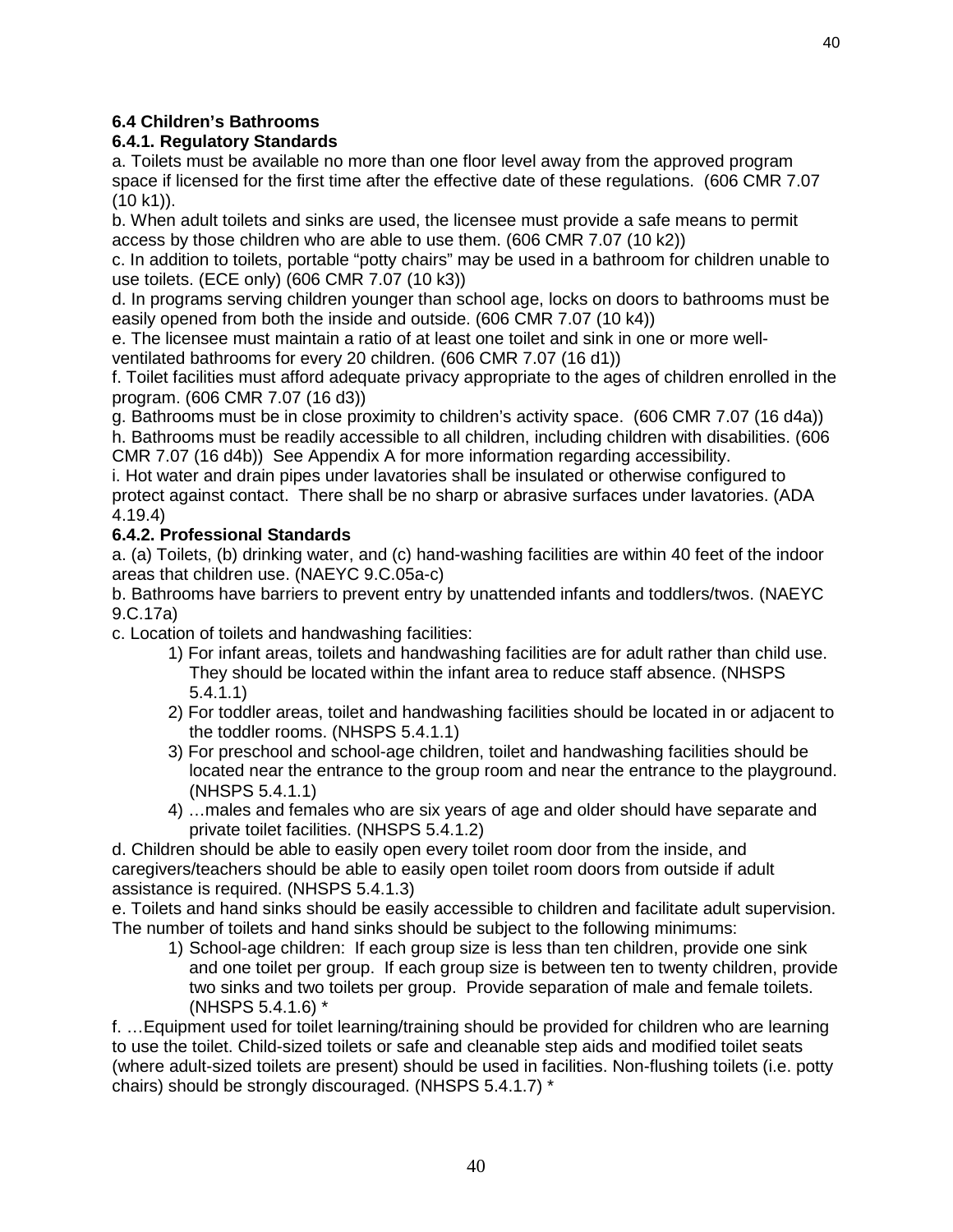### 6.4 Children's Bathrooms

#### 6.4.1. Regulatory Standards

a. Toilets must be available no more than one floor level away from the approved program space if licensed for the first time after the effective date of these regulations. (606 CMR 7.07 (10 k1)).

b. When adult toilets and sinks are used, the licensee must provide a safe means to permit access by those children who are able to use them. (606 CMR 7.07 (10 k2))

c. In addition to toilets, portable "potty chairs" may be used in a bathroom for children unable to use toilets. (ECE only) (606 CMR 7.07 (10 k3))

d. In programs serving children younger than school age, locks on doors to bathrooms must be easily opened from both the inside and outside. (606 CMR 7.07 (10 k4))

e. The licensee must maintain a ratio of at least one toilet and sink in one or more well-ventilated bathrooms for every 20 children. (606 CMR 7.07 (16 d1))

f. Toilet facilities must afford adequate privacy appropriate to the ages of children enrolled in the program. (606 CMR 7.07 (16 d3))

g. Bathrooms must be in close proximity to children's activity space. (606 CMR 7.07 (16 d4a))

h. Bathrooms must be readily accessible to all children, including children with disabilities. (606 CMR 7.07 (16 d4b)) See Appendix A for more information regarding accessibility.

i. Hot water and drain pipes under lavatories shall be insulated or otherwise configured to protect against contact. There shall be no sharp or abrasive surfaces under lavatories. (ADA 4.19.4)

#### 6.4.2. Professional Standards

a. (a) Toilets, (b) drinking water, and (c) hand-washing facilities are within 40 feet of the indoor areas that children use. (NAEYC 9.C.05a-c)

b. Bathrooms have barriers to prevent entry by unattended infants and toddlers/twos. (NAEYC 9.C.17a)

c. Location of toilets and handwashing facilities:

1) For infant areas, toilets and handwashing facilities are for adult rather than child use. They should be located within the infant area to reduce staff absence. (NHSPS 5.4.1.1)
2) For toddler areas, toilet and handwashing facilities should be located in or adjacent to the toddler rooms. (NHSPS 5.4.1.1)
3) For preschool and school-age children, toilet and handwashing facilities should be located near the entrance to the group room and near the entrance to the playground. (NHSPS 5.4.1.1)
4) …males and females who are six years of age and older should have separate and private toilet facilities. (NHSPS 5.4.1.2)

d. Children should be able to easily open every toilet room door from the inside, and caregivers/teachers should be able to easily open toilet room doors from outside if adult assistance is required. (NHSPS 5.4.1.3)

e. Toilets and hand sinks should be easily accessible to children and facilitate adult supervision. The number of toilets and hand sinks should be subject to the following minimums:

1) School-age children: If each group size is less than ten children, provide one sink and one toilet per group. If each group size is between ten to twenty children, provide two sinks and two toilets per group. Provide separation of male and female toilets. (NHSPS 5.4.1.6) *

f. …Equipment used for toilet learning/training should be provided for children who are learning to use the toilet. Child-sized toilets or safe and cleanable step aids and modified toilet seats (where adult-sized toilets are present) should be used in facilities. Non-flushing toilets (i.e. potty chairs) should be strongly discouraged. (NHSPS 5.4.1.7) *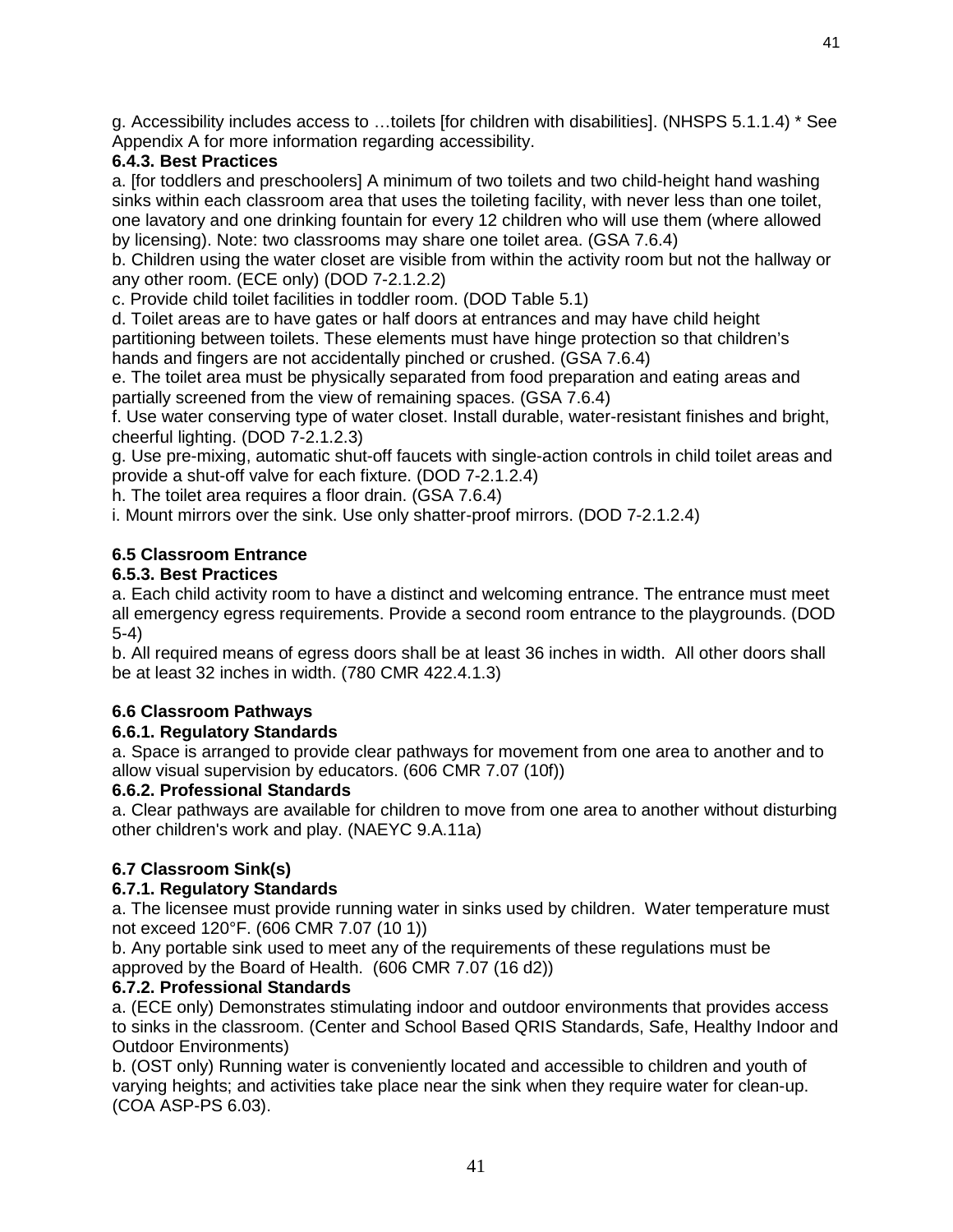g. Accessibility includes access to …toilets [for children with disabilities]. (NHSPS 5.1.1.4) * See Appendix A for more information regarding accessibility.

**6.4.3. Best Practices**

a. [for toddlers and preschoolers] A minimum of two toilets and two child-height hand washing sinks within each classroom area that uses the toileting facility, with never less than one toilet, one lavatory and one drinking fountain for every 12 children who will use them (where allowed by licensing). Note: two classrooms may share one toilet area. (GSA 7.6.4)

b. Children using the water closet are visible from within the activity room but not the hallway or any other room. (ECE only) (DOD 7-2.1.2.2)

c. Provide child toilet facilities in toddler room. (DOD Table 5.1)

d. Toilet areas are to have gates or half doors at entrances and may have child height partitioning between toilets. These elements must have hinge protection so that children's hands and fingers are not accidentally pinched or crushed. (GSA 7.6.4)

e. The toilet area must be physically separated from food preparation and eating areas and partially screened from the view of remaining spaces. (GSA 7.6.4)

f. Use water conserving type of water closet. Install durable, water-resistant finishes and bright, cheerful lighting. (DOD 7-2.1.2.3)

g. Use pre-mixing, automatic shut-off faucets with single-action controls in child toilet areas and provide a shut-off valve for each fixture. (DOD 7-2.1.2.4)

h. The toilet area requires a floor drain. (GSA 7.6.4)

i. Mount mirrors over the sink. Use only shatter-proof mirrors. (DOD 7-2.1.2.4)

## 6.5 Classroom Entrance

**6.5.3. Best Practices**

a. Each child activity room to have a distinct and welcoming entrance. The entrance must meet all emergency egress requirements. Provide a second room entrance to the playgrounds. (DOD 5-4)

b. All required means of egress doors shall be at least 36 inches in width. All other doors shall be at least 32 inches in width. (780 CMR 422.4.1.3)

## 6.6 Classroom Pathways

**6.6.1. Regulatory Standards**

a. Space is arranged to provide clear pathways for movement from one area to another and to allow visual supervision by educators. (606 CMR 7.07 (10f))

**6.6.2. Professional Standards**

a. Clear pathways are available for children to move from one area to another without disturbing other children's work and play. (NAEYC 9.A.11a)

## 6.7 Classroom Sink(s)

**6.7.1. Regulatory Standards**

a. The licensee must provide running water in sinks used by children. Water temperature must not exceed 120°F. (606 CMR 7.07 (10 1))

b. Any portable sink used to meet any of the requirements of these regulations must be approved by the Board of Health. (606 CMR 7.07 (16 d2))

**6.7.2. Professional Standards**

a. (ECE only) Demonstrates stimulating indoor and outdoor environments that provides access to sinks in the classroom. (Center and School Based QRIS Standards, Safe, Healthy Indoor and Outdoor Environments)

b. (OST only) Running water is conveniently located and accessible to children and youth of varying heights; and activities take place near the sink when they require water for clean-up. (COA ASP-PS 6.03).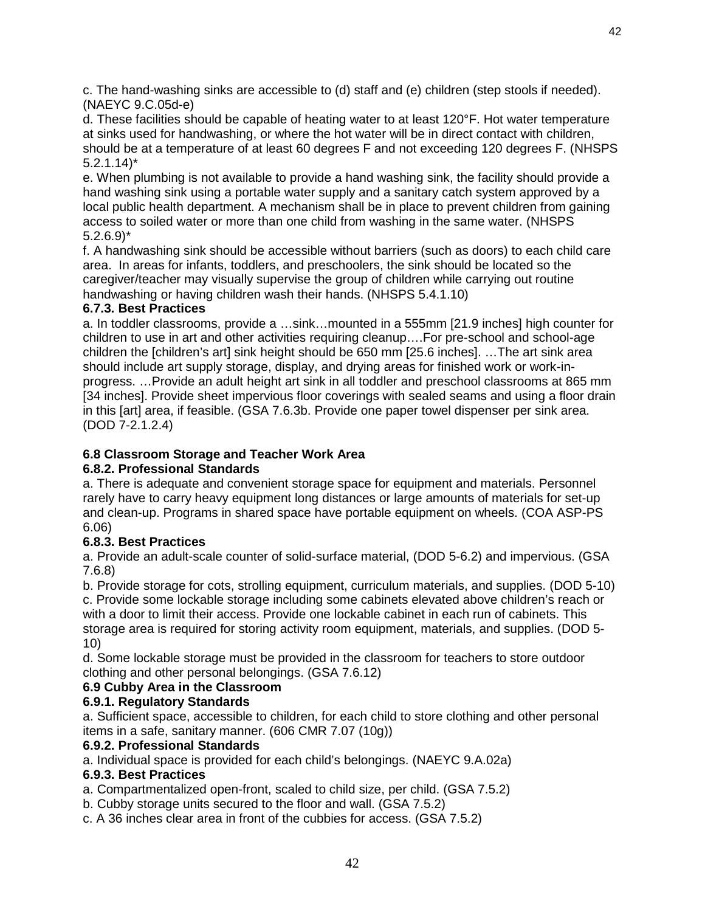c. The hand-washing sinks are accessible to (d) staff and (e) children (step stools if needed). (NAEYC 9.C.05d-e)

d. These facilities should be capable of heating water to at least 120°F. Hot water temperature at sinks used for handwashing, or where the hot water will be in direct contact with children, should be at a temperature of at least 60 degrees F and not exceeding 120 degrees F. (NHSPS 5.2.1.14)*

e. When plumbing is not available to provide a hand washing sink, the facility should provide a hand washing sink using a portable water supply and a sanitary catch system approved by a local public health department. A mechanism shall be in place to prevent children from gaining access to soiled water or more than one child from washing in the same water. (NHSPS 5.2.6.9)*

f. A handwashing sink should be accessible without barriers (such as doors) to each child care area. In areas for infants, toddlers, and preschoolers, the sink should be located so the caregiver/teacher may visually supervise the group of children while carrying out routine handwashing or having children wash their hands. (NHSPS 5.4.1.10)

**6.7.3. Best Practices**

a. In toddler classrooms, provide a …sink…mounted in a 555mm [21.9 inches] high counter for children to use in art and other activities requiring cleanup….For pre-school and school-age children the [children's art] sink height should be 650 mm [25.6 inches]. …The art sink area should include art supply storage, display, and drying areas for finished work or work-in-progress. …Provide an adult height art sink in all toddler and preschool classrooms at 865 mm [34 inches]. Provide sheet impervious floor coverings with sealed seams and using a floor drain in this [art] area, if feasible. (GSA 7.6.3b. Provide one paper towel dispenser per sink area. (DOD 7-2.1.2.4)

**6.8 Classroom Storage and Teacher Work Area**

**6.8.2. Professional Standards**

a. There is adequate and convenient storage space for equipment and materials. Personnel rarely have to carry heavy equipment long distances or large amounts of materials for set-up and clean-up. Programs in shared space have portable equipment on wheels. (COA ASP-PS 6.06)

**6.8.3. Best Practices**

a. Provide an adult-scale counter of solid-surface material, (DOD 5-6.2) and impervious. (GSA 7.6.8)

b. Provide storage for cots, strolling equipment, curriculum materials, and supplies. (DOD 5-10)

c. Provide some lockable storage including some cabinets elevated above children's reach or with a door to limit their access. Provide one lockable cabinet in each run of cabinets. This storage area is required for storing activity room equipment, materials, and supplies. (DOD 5-10)

d. Some lockable storage must be provided in the classroom for teachers to store outdoor clothing and other personal belongings. (GSA 7.6.12)

**6.9 Cubby Area in the Classroom**

**6.9.1. Regulatory Standards**

a. Sufficient space, accessible to children, for each child to store clothing and other personal items in a safe, sanitary manner. (606 CMR 7.07 (10g))

**6.9.2. Professional Standards**

a. Individual space is provided for each child's belongings. (NAEYC 9.A.02a)

**6.9.3. Best Practices**

a. Compartmentalized open-front, scaled to child size, per child. (GSA 7.5.2)

b. Cubby storage units secured to the floor and wall. (GSA 7.5.2)

c. A 36 inches clear area in front of the cubbies for access. (GSA 7.5.2)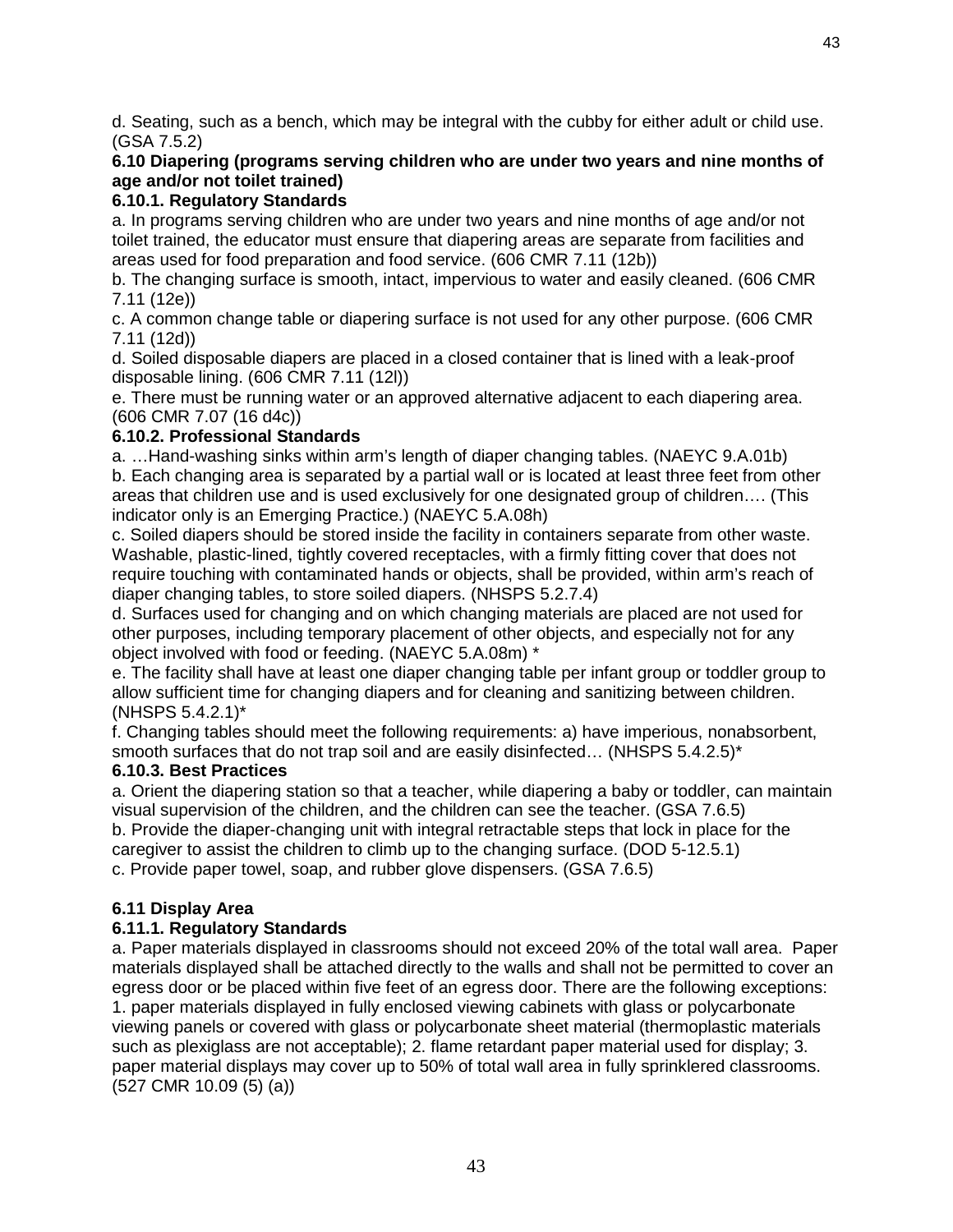d. Seating, such as a bench, which may be integral with the cubby for either adult or child use. (GSA 7.5.2)

### 6.10 Diapering (programs serving children who are under two years and nine months of age and/or not toilet trained)

#### 6.10.1. Regulatory Standards

a. In programs serving children who are under two years and nine months of age and/or not toilet trained, the educator must ensure that diapering areas are separate from facilities and areas used for food preparation and food service. (606 CMR 7.11 (12b))

b. The changing surface is smooth, intact, impervious to water and easily cleaned. (606 CMR 7.11 (12e))

c. A common change table or diapering surface is not used for any other purpose. (606 CMR 7.11 (12d))

d. Soiled disposable diapers are placed in a closed container that is lined with a leak-proof disposable lining. (606 CMR 7.11 (12l))

e. There must be running water or an approved alternative adjacent to each diapering area. (606 CMR 7.07 (16 d4c))

#### 6.10.2. Professional Standards

a. …Hand-washing sinks within arm's length of diaper changing tables. (NAEYC 9.A.01b)

b. Each changing area is separated by a partial wall or is located at least three feet from other areas that children use and is used exclusively for one designated group of children…. (This indicator only is an Emerging Practice.) (NAEYC 5.A.08h)

c. Soiled diapers should be stored inside the facility in containers separate from other waste. Washable, plastic-lined, tightly covered receptacles, with a firmly fitting cover that does not require touching with contaminated hands or objects, shall be provided, within arm's reach of diaper changing tables, to store soiled diapers. (NHSPS 5.2.7.4)

d. Surfaces used for changing and on which changing materials are placed are not used for other purposes, including temporary placement of other objects, and especially not for any object involved with food or feeding. (NAEYC 5.A.08m) *

e. The facility shall have at least one diaper changing table per infant group or toddler group to allow sufficient time for changing diapers and for cleaning and sanitizing between children. (NHSPS 5.4.2.1)*

f. Changing tables should meet the following requirements: a) have imperious, nonabsorbent, smooth surfaces that do not trap soil and are easily disinfected… (NHSPS 5.4.2.5)*

#### 6.10.3. Best Practices

a. Orient the diapering station so that a teacher, while diapering a baby or toddler, can maintain visual supervision of the children, and the children can see the teacher. (GSA 7.6.5)

b. Provide the diaper-changing unit with integral retractable steps that lock in place for the caregiver to assist the children to climb up to the changing surface. (DOD 5-12.5.1)

c. Provide paper towel, soap, and rubber glove dispensers. (GSA 7.6.5)

### 6.11 Display Area

#### 6.11.1. Regulatory Standards

a. Paper materials displayed in classrooms should not exceed 20% of the total wall area. Paper materials displayed shall be attached directly to the walls and shall not be permitted to cover an egress door or be placed within five feet of an egress door. There are the following exceptions: 1. paper materials displayed in fully enclosed viewing cabinets with glass or polycarbonate viewing panels or covered with glass or polycarbonate sheet material (thermoplastic materials such as plexiglass are not acceptable); 2. flame retardant paper material used for display; 3. paper material displays may cover up to 50% of total wall area in fully sprinklered classrooms. (527 CMR 10.09 (5) (a))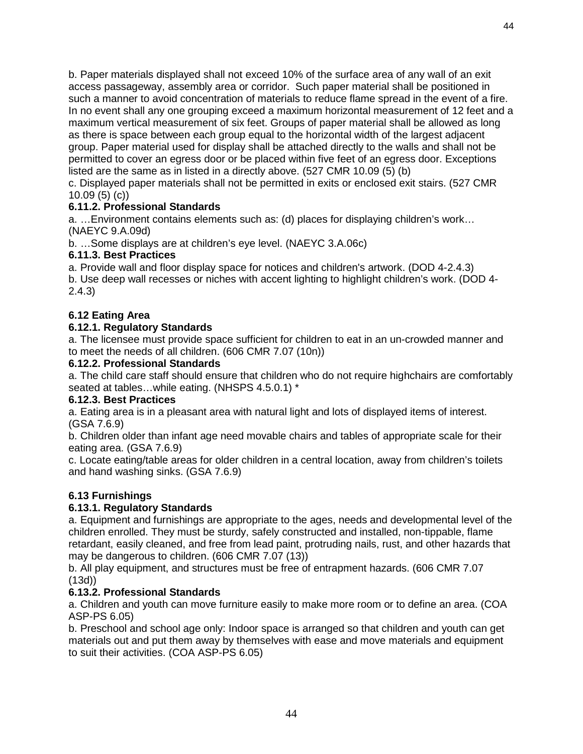b. Paper materials displayed shall not exceed 10% of the surface area of any wall of an exit access passageway, assembly area or corridor. Such paper material shall be positioned in such a manner to avoid concentration of materials to reduce flame spread in the event of a fire. In no event shall any one grouping exceed a maximum horizontal measurement of 12 feet and a maximum vertical measurement of six feet. Groups of paper material shall be allowed as long as there is space between each group equal to the horizontal width of the largest adjacent group. Paper material used for display shall be attached directly to the walls and shall not be permitted to cover an egress door or be placed within five feet of an egress door. Exceptions listed are the same as in listed in a directly above. (527 CMR 10.09 (5) (b)

c. Displayed paper materials shall not be permitted in exits or enclosed exit stairs. (527 CMR 10.09 (5) (c))

**6.11.2. Professional Standards**

a. …Environment contains elements such as: (d) places for displaying children's work… (NAEYC 9.A.09d)

b. …Some displays are at children's eye level. (NAEYC 3.A.06c)

**6.11.3. Best Practices**

a. Provide wall and floor display space for notices and children's artwork. (DOD 4-2.4.3)

b. Use deep wall recesses or niches with accent lighting to highlight children's work. (DOD 4-2.4.3)

**6.12 Eating Area**

**6.12.1. Regulatory Standards**

a. The licensee must provide space sufficient for children to eat in an un-crowded manner and to meet the needs of all children. (606 CMR 7.07 (10n))

**6.12.2. Professional Standards**

a. The child care staff should ensure that children who do not require highchairs are comfortably seated at tables…while eating. (NHSPS 4.5.0.1) *

**6.12.3. Best Practices**

a. Eating area is in a pleasant area with natural light and lots of displayed items of interest. (GSA 7.6.9)

b. Children older than infant age need movable chairs and tables of appropriate scale for their eating area. (GSA 7.6.9)

c. Locate eating/table areas for older children in a central location, away from children's toilets and hand washing sinks. (GSA 7.6.9)

**6.13 Furnishings**

**6.13.1. Regulatory Standards**

a. Equipment and furnishings are appropriate to the ages, needs and developmental level of the children enrolled. They must be sturdy, safely constructed and installed, non-tippable, flame retardant, easily cleaned, and free from lead paint, protruding nails, rust, and other hazards that may be dangerous to children. (606 CMR 7.07 (13))

b. All play equipment, and structures must be free of entrapment hazards. (606 CMR 7.07 (13d))

**6.13.2. Professional Standards**

a. Children and youth can move furniture easily to make more room or to define an area. (COA ASP-PS 6.05)

b. Preschool and school age only: Indoor space is arranged so that children and youth can get materials out and put them away by themselves with ease and move materials and equipment to suit their activities. (COA ASP-PS 6.05)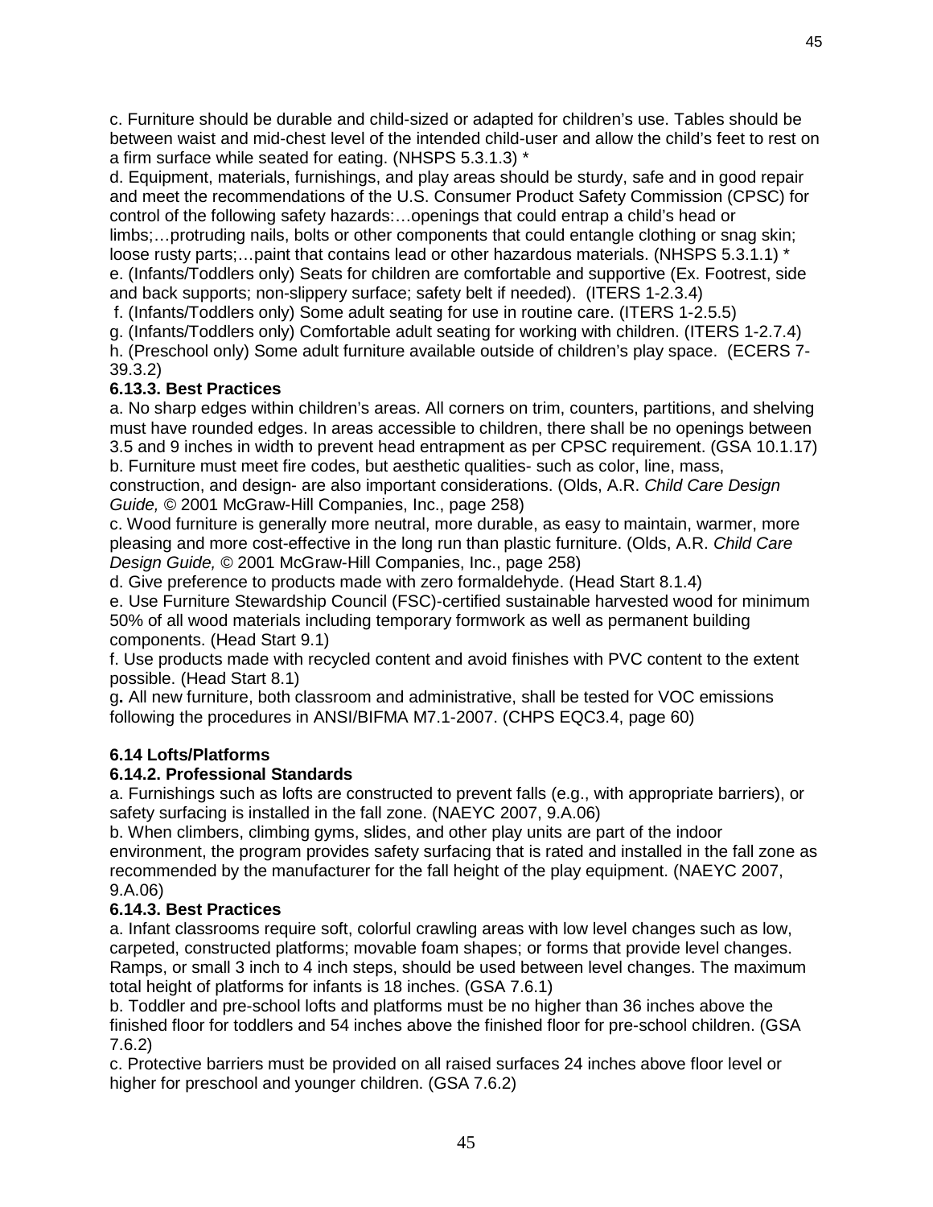c. Furniture should be durable and child-sized or adapted for children's use. Tables should be between waist and mid-chest level of the intended child-user and allow the child's feet to rest on a firm surface while seated for eating. (NHSPS 5.3.1.3) *

d. Equipment, materials, furnishings, and play areas should be sturdy, safe and in good repair and meet the recommendations of the U.S. Consumer Product Safety Commission (CPSC) for control of the following safety hazards:…openings that could entrap a child's head or limbs;…protruding nails, bolts or other components that could entangle clothing or snag skin; loose rusty parts;…paint that contains lead or other hazardous materials. (NHSPS 5.3.1.1) *

e. (Infants/Toddlers only) Seats for children are comfortable and supportive (Ex. Footrest, side and back supports; non-slippery surface; safety belt if needed). (ITERS 1-2.3.4)

f. (Infants/Toddlers only) Some adult seating for use in routine care. (ITERS 1-2.5.5)

g. (Infants/Toddlers only) Comfortable adult seating for working with children. (ITERS 1-2.7.4)

h. (Preschool only) Some adult furniture available outside of children's play space. (ECERS 7-39.3.2)

**6.13.3. Best Practices**

a. No sharp edges within children's areas. All corners on trim, counters, partitions, and shelving must have rounded edges. In areas accessible to children, there shall be no openings between 3.5 and 9 inches in width to prevent head entrapment as per CPSC requirement. (GSA 10.1.17)

b. Furniture must meet fire codes, but aesthetic qualities- such as color, line, mass, construction, and design- are also important considerations. (Olds, A.R. *Child Care Design Guide,* © 2001 McGraw-Hill Companies, Inc., page 258)

c. Wood furniture is generally more neutral, more durable, as easy to maintain, warmer, more pleasing and more cost-effective in the long run than plastic furniture. (Olds, A.R. *Child Care Design Guide,* © 2001 McGraw-Hill Companies, Inc., page 258)

d. Give preference to products made with zero formaldehyde. (Head Start 8.1.4)

e. Use Furniture Stewardship Council (FSC)-certified sustainable harvested wood for minimum 50% of all wood materials including temporary formwork as well as permanent building components. (Head Start 9.1)

f. Use products made with recycled content and avoid finishes with PVC content to the extent possible. (Head Start 8.1)

g**.** All new furniture, both classroom and administrative, shall be tested for VOC emissions following the procedures in ANSI/BIFMA M7.1-2007. (CHPS EQC3.4, page 60)

### 6.14 Lofts/Platforms

**6.14.2. Professional Standards**

a. Furnishings such as lofts are constructed to prevent falls (e.g., with appropriate barriers), or safety surfacing is installed in the fall zone. (NAEYC 2007, 9.A.06)

b. When climbers, climbing gyms, slides, and other play units are part of the indoor environment, the program provides safety surfacing that is rated and installed in the fall zone as recommended by the manufacturer for the fall height of the play equipment. (NAEYC 2007, 9.A.06)

**6.14.3. Best Practices**

a. Infant classrooms require soft, colorful crawling areas with low level changes such as low, carpeted, constructed platforms; movable foam shapes; or forms that provide level changes. Ramps, or small 3 inch to 4 inch steps, should be used between level changes. The maximum total height of platforms for infants is 18 inches. (GSA 7.6.1)

b. Toddler and pre-school lofts and platforms must be no higher than 36 inches above the finished floor for toddlers and 54 inches above the finished floor for pre-school children. (GSA 7.6.2)

c. Protective barriers must be provided on all raised surfaces 24 inches above floor level or higher for preschool and younger children. (GSA 7.6.2)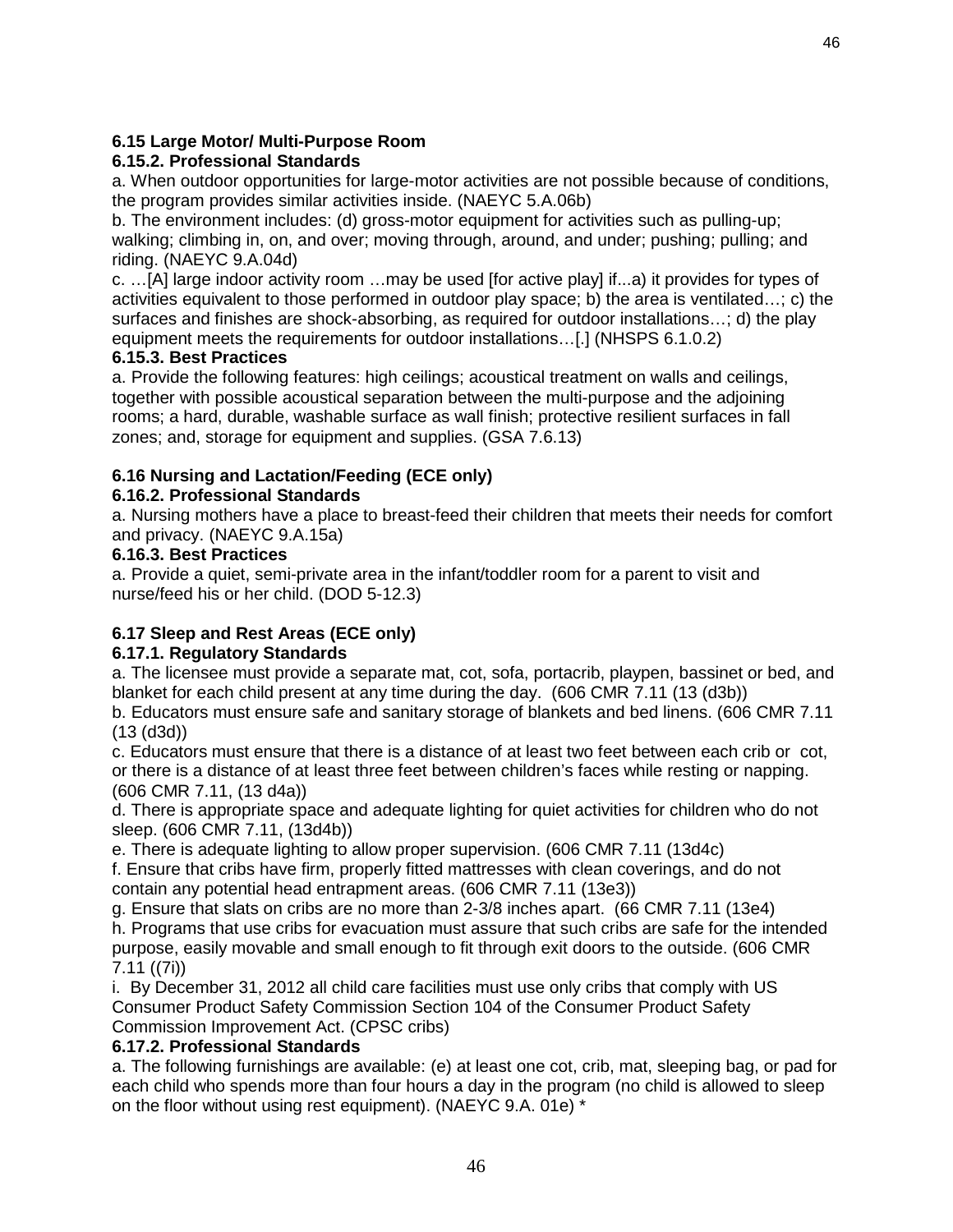### 6.15 Large Motor/ Multi-Purpose Room

#### 6.15.2. Professional Standards

a. When outdoor opportunities for large-motor activities are not possible because of conditions, the program provides similar activities inside. (NAEYC 5.A.06b)

b. The environment includes: (d) gross-motor equipment for activities such as pulling-up; walking; climbing in, on, and over; moving through, around, and under; pushing; pulling; and riding. (NAEYC 9.A.04d)

c. …[A] large indoor activity room …may be used [for active play] if...a) it provides for types of activities equivalent to those performed in outdoor play space; b) the area is ventilated…; c) the surfaces and finishes are shock-absorbing, as required for outdoor installations…; d) the play equipment meets the requirements for outdoor installations…[.] (NHSPS 6.1.0.2)

#### 6.15.3. Best Practices

a. Provide the following features: high ceilings; acoustical treatment on walls and ceilings, together with possible acoustical separation between the multi-purpose and the adjoining rooms; a hard, durable, washable surface as wall finish; protective resilient surfaces in fall zones; and, storage for equipment and supplies. (GSA 7.6.13)

### 6.16 Nursing and Lactation/Feeding (ECE only)

#### 6.16.2. Professional Standards

a. Nursing mothers have a place to breast-feed their children that meets their needs for comfort and privacy. (NAEYC 9.A.15a)

#### 6.16.3. Best Practices

a. Provide a quiet, semi-private area in the infant/toddler room for a parent to visit and nurse/feed his or her child. (DOD 5-12.3)

### 6.17 Sleep and Rest Areas (ECE only)

#### 6.17.1. Regulatory Standards

a. The licensee must provide a separate mat, cot, sofa, portacrib, playpen, bassinet or bed, and blanket for each child present at any time during the day. (606 CMR 7.11 (13 (d3b))

b. Educators must ensure safe and sanitary storage of blankets and bed linens. (606 CMR 7.11 (13 (d3d))

c. Educators must ensure that there is a distance of at least two feet between each crib or cot, or there is a distance of at least three feet between children's faces while resting or napping. (606 CMR 7.11, (13 d4a))

d. There is appropriate space and adequate lighting for quiet activities for children who do not sleep. (606 CMR 7.11, (13d4b))

e. There is adequate lighting to allow proper supervision. (606 CMR 7.11 (13d4c)

f. Ensure that cribs have firm, properly fitted mattresses with clean coverings, and do not contain any potential head entrapment areas. (606 CMR 7.11 (13e3))

g. Ensure that slats on cribs are no more than 2-3/8 inches apart. (66 CMR 7.11 (13e4)

h. Programs that use cribs for evacuation must assure that such cribs are safe for the intended purpose, easily movable and small enough to fit through exit doors to the outside. (606 CMR 7.11 ((7i))

i. By December 31, 2012 all child care facilities must use only cribs that comply with US Consumer Product Safety Commission Section 104 of the Consumer Product Safety Commission Improvement Act. (CPSC cribs)

#### 6.17.2. Professional Standards

a. The following furnishings are available: (e) at least one cot, crib, mat, sleeping bag, or pad for each child who spends more than four hours a day in the program (no child is allowed to sleep on the floor without using rest equipment). (NAEYC 9.A. 01e) *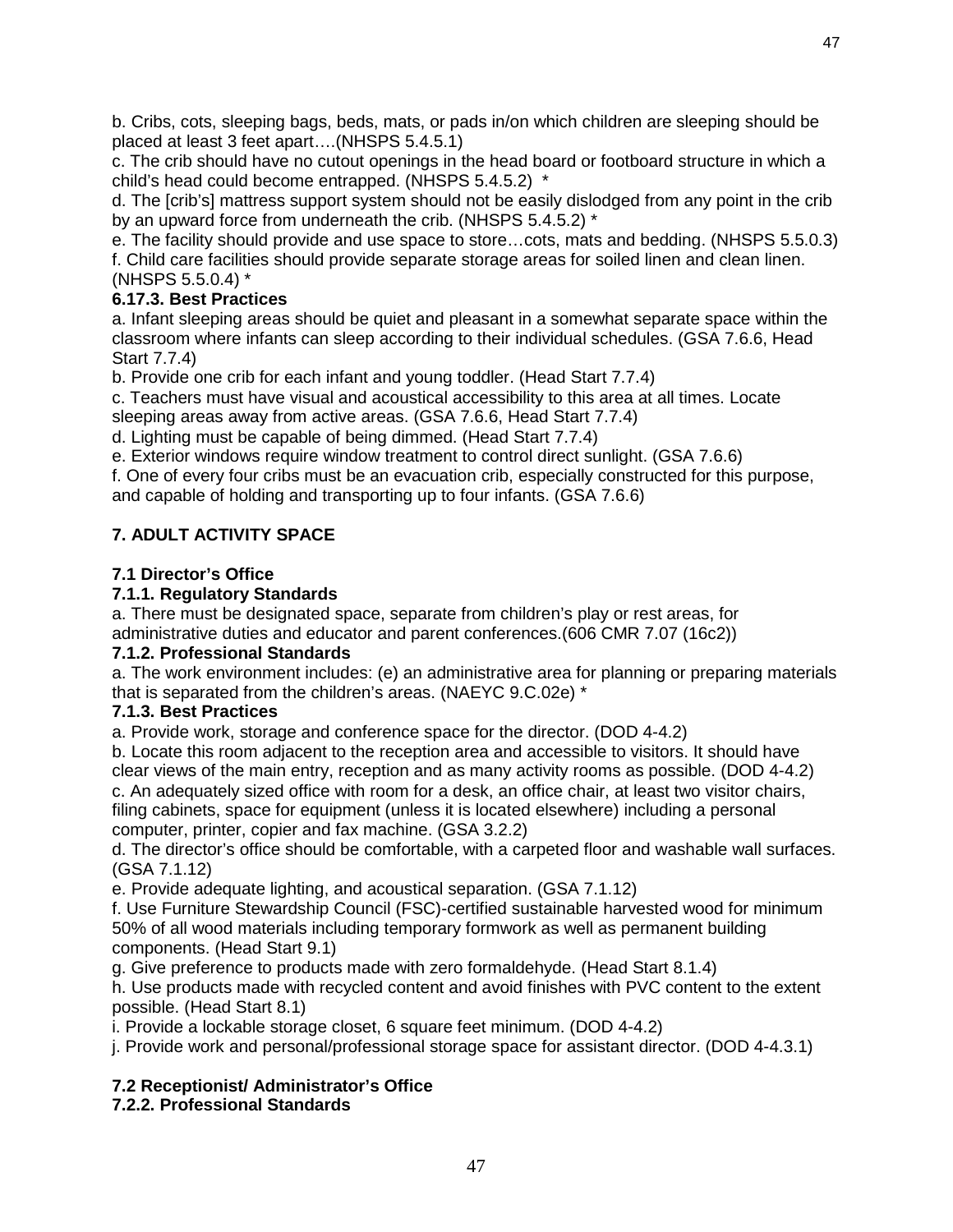b. Cribs, cots, sleeping bags, beds, mats, or pads in/on which children are sleeping should be placed at least 3 feet apart….(NHSPS 5.4.5.1)

c. The crib should have no cutout openings in the head board or footboard structure in which a child's head could become entrapped. (NHSPS 5.4.5.2) *

d. The [crib's] mattress support system should not be easily dislodged from any point in the crib by an upward force from underneath the crib. (NHSPS 5.4.5.2) *

e. The facility should provide and use space to store…cots, mats and bedding. (NHSPS 5.5.0.3)

f. Child care facilities should provide separate storage areas for soiled linen and clean linen. (NHSPS 5.5.0.4) *

**6.17.3. Best Practices**

a. Infant sleeping areas should be quiet and pleasant in a somewhat separate space within the classroom where infants can sleep according to their individual schedules. (GSA 7.6.6, Head Start 7.7.4)

b. Provide one crib for each infant and young toddler. (Head Start 7.7.4)

c. Teachers must have visual and acoustical accessibility to this area at all times. Locate sleeping areas away from active areas. (GSA 7.6.6, Head Start 7.7.4)

d. Lighting must be capable of being dimmed. (Head Start 7.7.4)

e. Exterior windows require window treatment to control direct sunlight. (GSA 7.6.6)

f. One of every four cribs must be an evacuation crib, especially constructed for this purpose, and capable of holding and transporting up to four infants. (GSA 7.6.6)

## 7. ADULT ACTIVITY SPACE

### 7.1 Director's Office

**7.1.1. Regulatory Standards**

a. There must be designated space, separate from children's play or rest areas, for administrative duties and educator and parent conferences.(606 CMR 7.07 (16c2))

**7.1.2. Professional Standards**

a. The work environment includes: (e) an administrative area for planning or preparing materials that is separated from the children's areas. (NAEYC 9.C.02e) *

**7.1.3. Best Practices**

a. Provide work, storage and conference space for the director. (DOD 4-4.2)

b. Locate this room adjacent to the reception area and accessible to visitors. It should have clear views of the main entry, reception and as many activity rooms as possible. (DOD 4-4.2)

c. An adequately sized office with room for a desk, an office chair, at least two visitor chairs, filing cabinets, space for equipment (unless it is located elsewhere) including a personal computer, printer, copier and fax machine. (GSA 3.2.2)

d. The director's office should be comfortable, with a carpeted floor and washable wall surfaces. (GSA 7.1.12)

e. Provide adequate lighting, and acoustical separation. (GSA 7.1.12)

f. Use Furniture Stewardship Council (FSC)-certified sustainable harvested wood for minimum 50% of all wood materials including temporary formwork as well as permanent building components. (Head Start 9.1)

g. Give preference to products made with zero formaldehyde. (Head Start 8.1.4)

h. Use products made with recycled content and avoid finishes with PVC content to the extent possible. (Head Start 8.1)

i. Provide a lockable storage closet, 6 square feet minimum. (DOD 4-4.2)

j. Provide work and personal/professional storage space for assistant director. (DOD 4-4.3.1)

### 7.2 Receptionist/ Administrator's Office

**7.2.2. Professional Standards**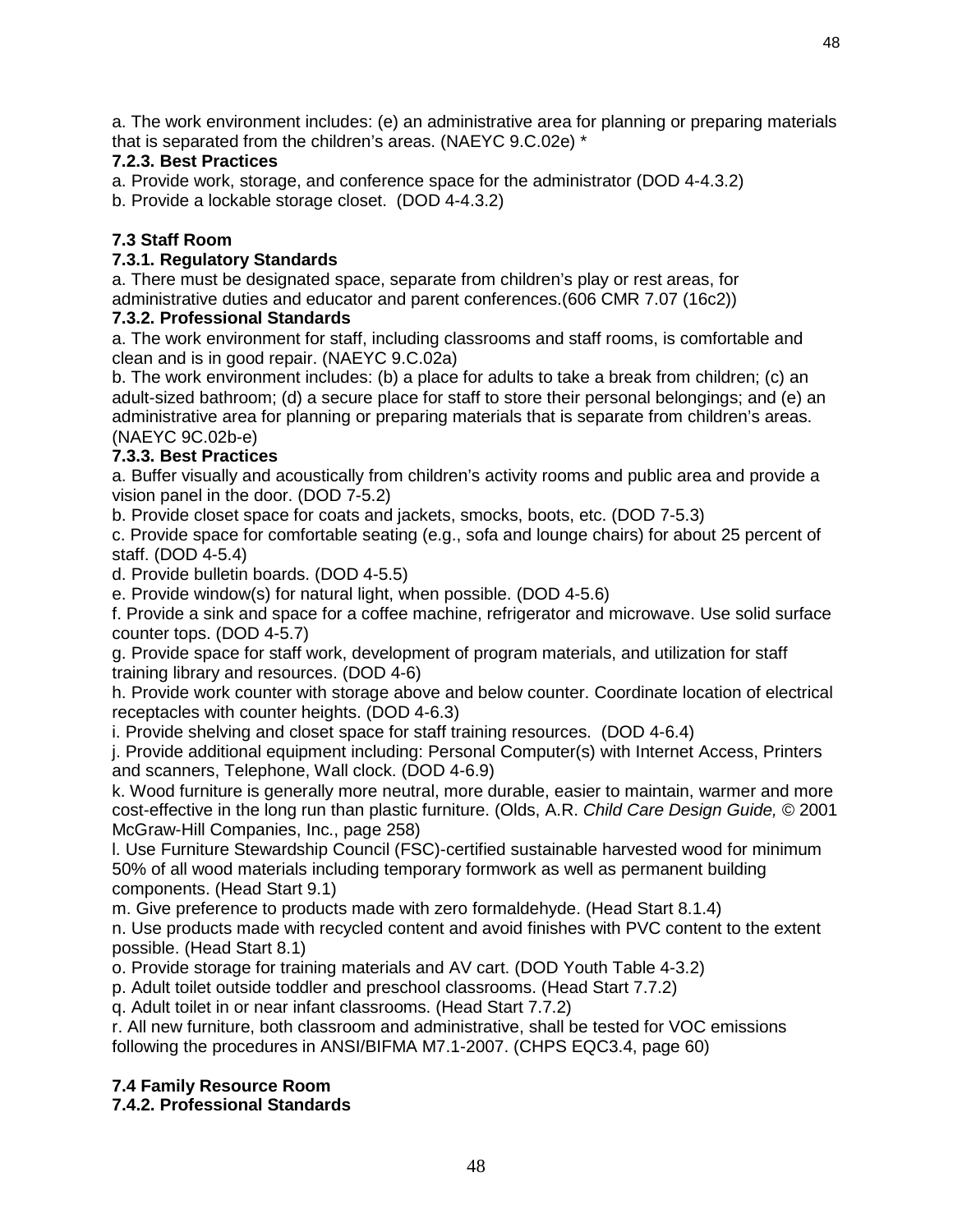a. The work environment includes: (e) an administrative area for planning or preparing materials that is separated from the children's areas. (NAEYC 9.C.02e) *

**7.2.3. Best Practices**

a. Provide work, storage, and conference space for the administrator (DOD 4-4.3.2)

b. Provide a lockable storage closet. (DOD 4-4.3.2)

**7.3 Staff Room**

**7.3.1. Regulatory Standards**

a. There must be designated space, separate from children's play or rest areas, for administrative duties and educator and parent conferences.(606 CMR 7.07 (16c2))

**7.3.2. Professional Standards**

a. The work environment for staff, including classrooms and staff rooms, is comfortable and clean and is in good repair. (NAEYC 9.C.02a)

b. The work environment includes: (b) a place for adults to take a break from children; (c) an adult-sized bathroom; (d) a secure place for staff to store their personal belongings; and (e) an administrative area for planning or preparing materials that is separate from children's areas. (NAEYC 9C.02b-e)

**7.3.3. Best Practices**

a. Buffer visually and acoustically from children's activity rooms and public area and provide a vision panel in the door. (DOD 7-5.2)

b. Provide closet space for coats and jackets, smocks, boots, etc. (DOD 7-5.3)

c. Provide space for comfortable seating (e.g., sofa and lounge chairs) for about 25 percent of staff. (DOD 4-5.4)

d. Provide bulletin boards. (DOD 4-5.5)

e. Provide window(s) for natural light, when possible. (DOD 4-5.6)

f. Provide a sink and space for a coffee machine, refrigerator and microwave. Use solid surface counter tops. (DOD 4-5.7)

g. Provide space for staff work, development of program materials, and utilization for staff training library and resources. (DOD 4-6)

h. Provide work counter with storage above and below counter. Coordinate location of electrical receptacles with counter heights. (DOD 4-6.3)

i. Provide shelving and closet space for staff training resources. (DOD 4-6.4)

j. Provide additional equipment including: Personal Computer(s) with Internet Access, Printers and scanners, Telephone, Wall clock. (DOD 4-6.9)

k. Wood furniture is generally more neutral, more durable, easier to maintain, warmer and more cost-effective in the long run than plastic furniture. (Olds, A.R. *Child Care Design Guide,* © 2001 McGraw-Hill Companies, Inc., page 258)

l. Use Furniture Stewardship Council (FSC)-certified sustainable harvested wood for minimum 50% of all wood materials including temporary formwork as well as permanent building components. (Head Start 9.1)

m. Give preference to products made with zero formaldehyde. (Head Start 8.1.4)

n. Use products made with recycled content and avoid finishes with PVC content to the extent possible. (Head Start 8.1)

o. Provide storage for training materials and AV cart. (DOD Youth Table 4-3.2)

p. Adult toilet outside toddler and preschool classrooms. (Head Start 7.7.2)

q. Adult toilet in or near infant classrooms. (Head Start 7.7.2)

r. All new furniture, both classroom and administrative, shall be tested for VOC emissions following the procedures in ANSI/BIFMA M7.1-2007. (CHPS EQC3.4, page 60)

**7.4 Family Resource Room**

**7.4.2. Professional Standards**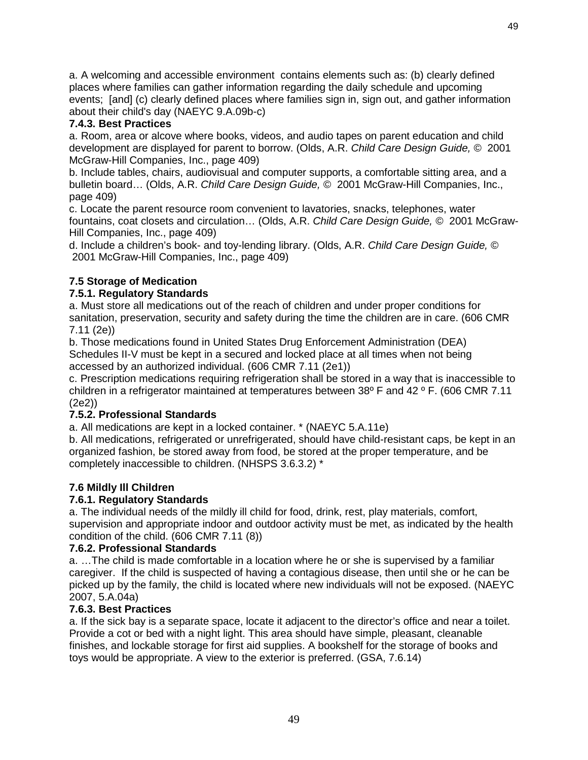a. A welcoming and accessible environment contains elements such as: (b) clearly defined places where families can gather information regarding the daily schedule and upcoming events; [and] (c) clearly defined places where families sign in, sign out, and gather information about their child's day (NAEYC 9.A.09b-c)

**7.4.3. Best Practices**

a. Room, area or alcove where books, videos, and audio tapes on parent education and child development are displayed for parent to borrow. (Olds, A.R. *Child Care Design Guide,* © 2001 McGraw-Hill Companies, Inc., page 409)

b. Include tables, chairs, audiovisual and computer supports, a comfortable sitting area, and a bulletin board… (Olds, A.R. *Child Care Design Guide,* © 2001 McGraw-Hill Companies, Inc., page 409)

c. Locate the parent resource room convenient to lavatories, snacks, telephones, water fountains, coat closets and circulation… (Olds, A.R. *Child Care Design Guide,* © 2001 McGraw-Hill Companies, Inc., page 409)

d. Include a children's book- and toy-lending library. (Olds, A.R. *Child Care Design Guide,* © 2001 McGraw-Hill Companies, Inc., page 409)

## 7.5 Storage of Medication

**7.5.1. Regulatory Standards**

a. Must store all medications out of the reach of children and under proper conditions for sanitation, preservation, security and safety during the time the children are in care. (606 CMR 7.11 (2e))

b. Those medications found in United States Drug Enforcement Administration (DEA) Schedules II-V must be kept in a secured and locked place at all times when not being accessed by an authorized individual. (606 CMR 7.11 (2e1))

c. Prescription medications requiring refrigeration shall be stored in a way that is inaccessible to children in a refrigerator maintained at temperatures between 38º F and 42 º F. (606 CMR 7.11 (2e2))

**7.5.2. Professional Standards**

a. All medications are kept in a locked container. * (NAEYC 5.A.11e)

b. All medications, refrigerated or unrefrigerated, should have child-resistant caps, be kept in an organized fashion, be stored away from food, be stored at the proper temperature, and be completely inaccessible to children. (NHSPS 3.6.3.2) *

## 7.6 Mildly Ill Children

**7.6.1. Regulatory Standards**

a. The individual needs of the mildly ill child for food, drink, rest, play materials, comfort, supervision and appropriate indoor and outdoor activity must be met, as indicated by the health condition of the child. (606 CMR 7.11 (8))

**7.6.2. Professional Standards**

a. …The child is made comfortable in a location where he or she is supervised by a familiar caregiver. If the child is suspected of having a contagious disease, then until she or he can be picked up by the family, the child is located where new individuals will not be exposed. (NAEYC 2007, 5.A.04a)

**7.6.3. Best Practices**

a. If the sick bay is a separate space, locate it adjacent to the director's office and near a toilet. Provide a cot or bed with a night light. This area should have simple, pleasant, cleanable finishes, and lockable storage for first aid supplies. A bookshelf for the storage of books and toys would be appropriate. A view to the exterior is preferred. (GSA, 7.6.14)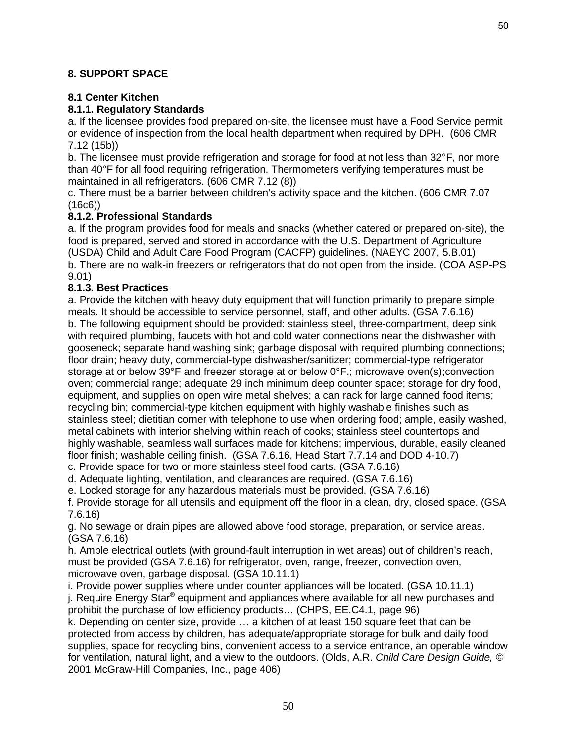## 8. SUPPORT SPACE

### 8.1 Center Kitchen

#### 8.1.1. Regulatory Standards

a. If the licensee provides food prepared on-site, the licensee must have a Food Service permit or evidence of inspection from the local health department when required by DPH. (606 CMR 7.12 (15b))

b. The licensee must provide refrigeration and storage for food at not less than 32°F, nor more than 40°F for all food requiring refrigeration. Thermometers verifying temperatures must be maintained in all refrigerators. (606 CMR 7.12 (8))

c. There must be a barrier between children's activity space and the kitchen. (606 CMR 7.07 (16c6))

#### 8.1.2. Professional Standards

a. If the program provides food for meals and snacks (whether catered or prepared on-site), the food is prepared, served and stored in accordance with the U.S. Department of Agriculture (USDA) Child and Adult Care Food Program (CACFP) guidelines. (NAEYC 2007, 5.B.01)

b. There are no walk-in freezers or refrigerators that do not open from the inside. (COA ASP-PS 9.01)

#### 8.1.3. Best Practices

a. Provide the kitchen with heavy duty equipment that will function primarily to prepare simple meals. It should be accessible to service personnel, staff, and other adults. (GSA 7.6.16)

b. The following equipment should be provided: stainless steel, three-compartment, deep sink with required plumbing, faucets with hot and cold water connections near the dishwasher with gooseneck; separate hand washing sink; garbage disposal with required plumbing connections; floor drain; heavy duty, commercial-type dishwasher/sanitizer; commercial-type refrigerator storage at or below 39°F and freezer storage at or below 0°F.; microwave oven(s);convection oven; commercial range; adequate 29 inch minimum deep counter space; storage for dry food, equipment, and supplies on open wire metal shelves; a can rack for large canned food items; recycling bin; commercial-type kitchen equipment with highly washable finishes such as stainless steel; dietitian corner with telephone to use when ordering food; ample, easily washed, metal cabinets with interior shelving within reach of cooks; stainless steel countertops and highly washable, seamless wall surfaces made for kitchens; impervious, durable, easily cleaned floor finish; washable ceiling finish. (GSA 7.6.16, Head Start 7.7.14 and DOD 4-10.7)

c. Provide space for two or more stainless steel food carts. (GSA 7.6.16)

d. Adequate lighting, ventilation, and clearances are required. (GSA 7.6.16)

e. Locked storage for any hazardous materials must be provided. (GSA 7.6.16)

f. Provide storage for all utensils and equipment off the floor in a clean, dry, closed space. (GSA 7.6.16)

g. No sewage or drain pipes are allowed above food storage, preparation, or service areas. (GSA 7.6.16)

h. Ample electrical outlets (with ground-fault interruption in wet areas) out of children's reach, must be provided (GSA 7.6.16) for refrigerator, oven, range, freezer, convection oven, microwave oven, garbage disposal. (GSA 10.11.1)

i. Provide power supplies where under counter appliances will be located. (GSA 10.11.1)

j. Require Energy Star® equipment and appliances where available for all new purchases and prohibit the purchase of low efficiency products… (CHPS, EE.C4.1, page 96)

k. Depending on center size, provide … a kitchen of at least 150 square feet that can be protected from access by children, has adequate/appropriate storage for bulk and daily food supplies, space for recycling bins, convenient access to a service entrance, an operable window for ventilation, natural light, and a view to the outdoors. (Olds, A.R. *Child Care Design Guide,* © 2001 McGraw-Hill Companies, Inc., page 406)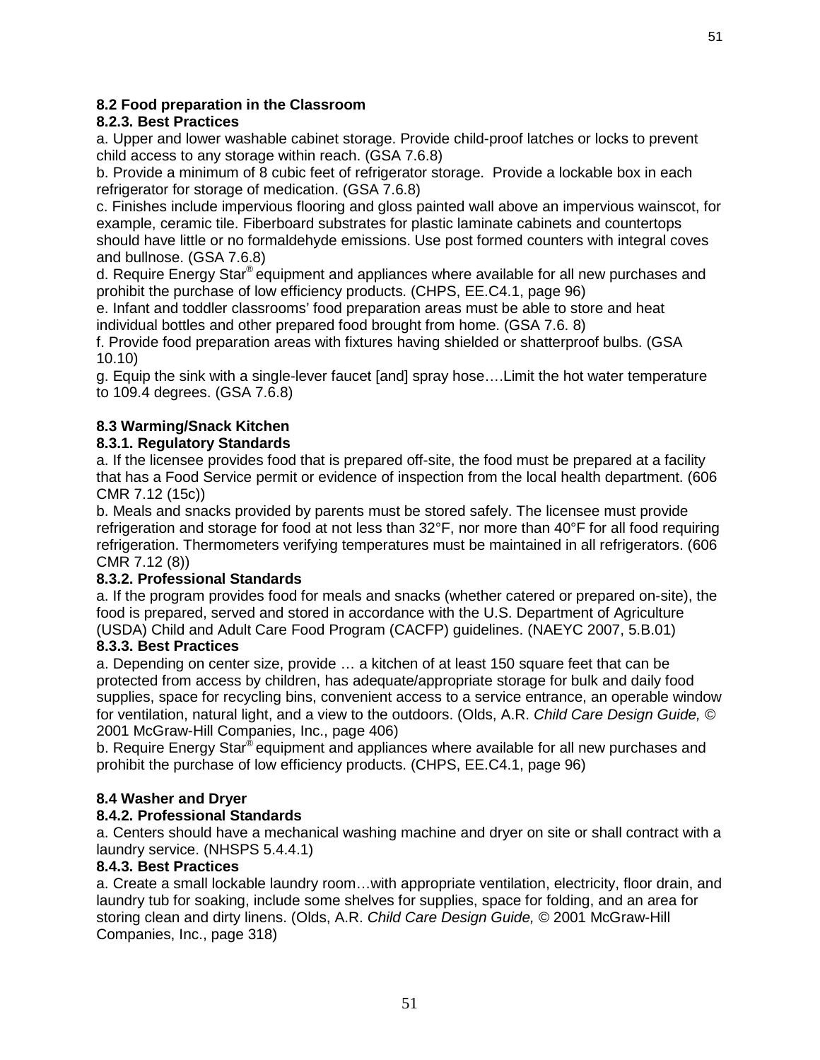**8.2 Food preparation in the Classroom**

**8.2.3. Best Practices**

a. Upper and lower washable cabinet storage. Provide child-proof latches or locks to prevent child access to any storage within reach. (GSA 7.6.8)

b. Provide a minimum of 8 cubic feet of refrigerator storage. Provide a lockable box in each refrigerator for storage of medication. (GSA 7.6.8)

c. Finishes include impervious flooring and gloss painted wall above an impervious wainscot, for example, ceramic tile. Fiberboard substrates for plastic laminate cabinets and countertops should have little or no formaldehyde emissions. Use post formed counters with integral coves and bullnose. (GSA 7.6.8)

d. Require Energy Star® equipment and appliances where available for all new purchases and prohibit the purchase of low efficiency products. (CHPS, EE.C4.1, page 96)

e. Infant and toddler classrooms' food preparation areas must be able to store and heat individual bottles and other prepared food brought from home. (GSA 7.6. 8)

f. Provide food preparation areas with fixtures having shielded or shatterproof bulbs. (GSA 10.10)

g. Equip the sink with a single-lever faucet [and] spray hose….Limit the hot water temperature to 109.4 degrees. (GSA 7.6.8)

**8.3 Warming/Snack Kitchen**

**8.3.1. Regulatory Standards**

a. If the licensee provides food that is prepared off-site, the food must be prepared at a facility that has a Food Service permit or evidence of inspection from the local health department. (606 CMR 7.12 (15c))

b. Meals and snacks provided by parents must be stored safely. The licensee must provide refrigeration and storage for food at not less than 32°F, nor more than 40°F for all food requiring refrigeration. Thermometers verifying temperatures must be maintained in all refrigerators. (606 CMR 7.12 (8))

**8.3.2. Professional Standards**

a. If the program provides food for meals and snacks (whether catered or prepared on-site), the food is prepared, served and stored in accordance with the U.S. Department of Agriculture (USDA) Child and Adult Care Food Program (CACFP) guidelines. (NAEYC 2007, 5.B.01)

**8.3.3. Best Practices**

a. Depending on center size, provide … a kitchen of at least 150 square feet that can be protected from access by children, has adequate/appropriate storage for bulk and daily food supplies, space for recycling bins, convenient access to a service entrance, an operable window for ventilation, natural light, and a view to the outdoors. (Olds, A.R. *Child Care Design Guide,* © 2001 McGraw-Hill Companies, Inc., page 406)

b. Require Energy Star® equipment and appliances where available for all new purchases and prohibit the purchase of low efficiency products. (CHPS, EE.C4.1, page 96)

**8.4 Washer and Dryer**

**8.4.2. Professional Standards**

a. Centers should have a mechanical washing machine and dryer on site or shall contract with a laundry service. (NHSPS 5.4.4.1)

**8.4.3. Best Practices**

a. Create a small lockable laundry room…with appropriate ventilation, electricity, floor drain, and laundry tub for soaking, include some shelves for supplies, space for folding, and an area for storing clean and dirty linens. (Olds, A.R. *Child Care Design Guide,* © 2001 McGraw-Hill Companies, Inc., page 318)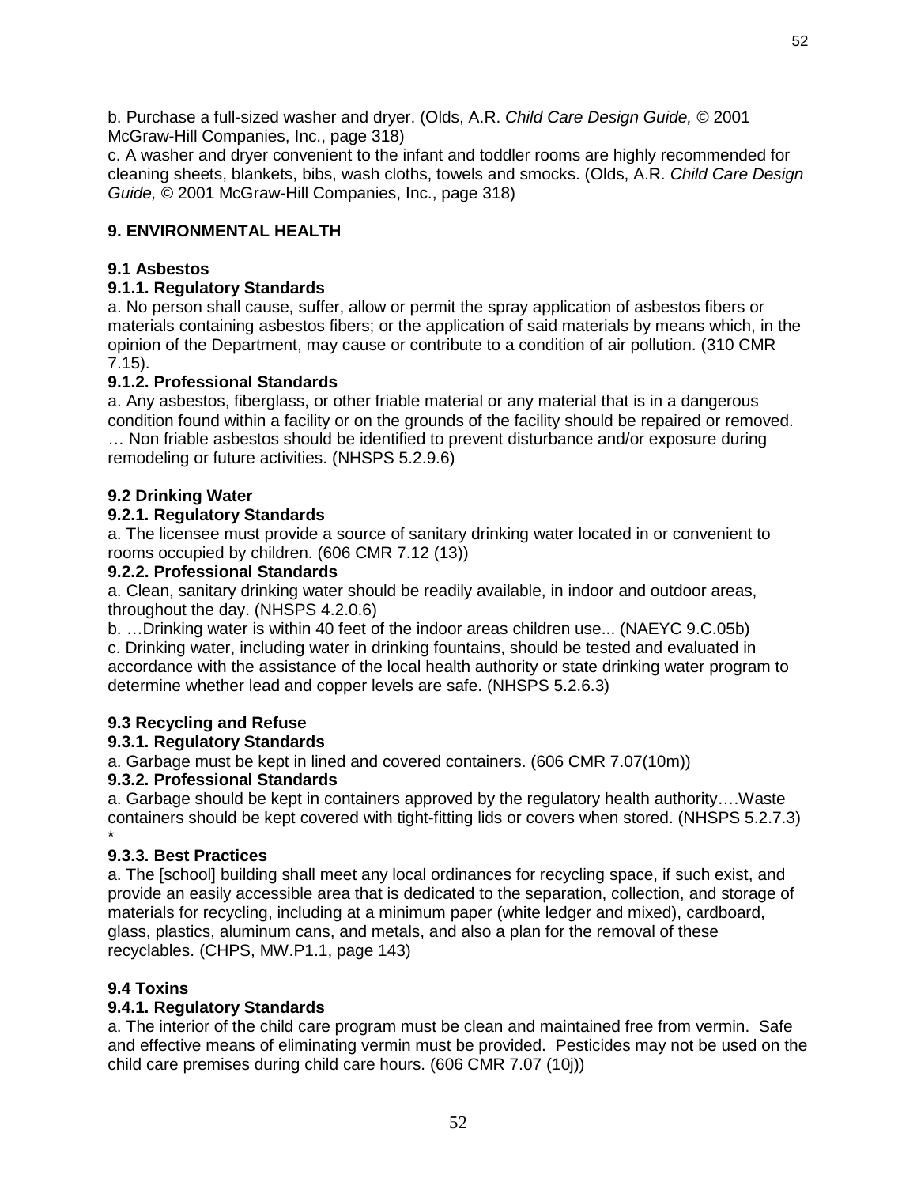b. Purchase a full-sized washer and dryer. (Olds, A.R. *Child Care Design Guide,* © 2001 McGraw-Hill Companies, Inc., page 318)

c. A washer and dryer convenient to the infant and toddler rooms are highly recommended for cleaning sheets, blankets, bibs, wash cloths, towels and smocks. (Olds, A.R. *Child Care Design Guide,* © 2001 McGraw-Hill Companies, Inc., page 318)

## 9. ENVIRONMENTAL HEALTH

### 9.1 Asbestos

#### 9.1.1. Regulatory Standards

a. No person shall cause, suffer, allow or permit the spray application of asbestos fibers or materials containing asbestos fibers; or the application of said materials by means which, in the opinion of the Department, may cause or contribute to a condition of air pollution. (310 CMR 7.15).

#### 9.1.2. Professional Standards

a. Any asbestos, fiberglass, or other friable material or any material that is in a dangerous condition found within a facility or on the grounds of the facility should be repaired or removed. … Non friable asbestos should be identified to prevent disturbance and/or exposure during remodeling or future activities. (NHSPS 5.2.9.6)

### 9.2 Drinking Water

#### 9.2.1. Regulatory Standards

a. The licensee must provide a source of sanitary drinking water located in or convenient to rooms occupied by children. (606 CMR 7.12 (13))

#### 9.2.2. Professional Standards

a. Clean, sanitary drinking water should be readily available, in indoor and outdoor areas, throughout the day. (NHSPS 4.2.0.6)

b. …Drinking water is within 40 feet of the indoor areas children use... (NAEYC 9.C.05b)

c. Drinking water, including water in drinking fountains, should be tested and evaluated in accordance with the assistance of the local health authority or state drinking water program to determine whether lead and copper levels are safe. (NHSPS 5.2.6.3)

### 9.3 Recycling and Refuse

#### 9.3.1. Regulatory Standards

a. Garbage must be kept in lined and covered containers. (606 CMR 7.07(10m))

#### 9.3.2. Professional Standards

a. Garbage should be kept in containers approved by the regulatory health authority….Waste containers should be kept covered with tight-fitting lids or covers when stored. (NHSPS 5.2.7.3) *

#### 9.3.3. Best Practices

a. The [school] building shall meet any local ordinances for recycling space, if such exist, and provide an easily accessible area that is dedicated to the separation, collection, and storage of materials for recycling, including at a minimum paper (white ledger and mixed), cardboard, glass, plastics, aluminum cans, and metals, and also a plan for the removal of these recyclables. (CHPS, MW.P1.1, page 143)

### 9.4 Toxins

#### 9.4.1. Regulatory Standards

a. The interior of the child care program must be clean and maintained free from vermin. Safe and effective means of eliminating vermin must be provided. Pesticides may not be used on the child care premises during child care hours. (606 CMR 7.07 (10j))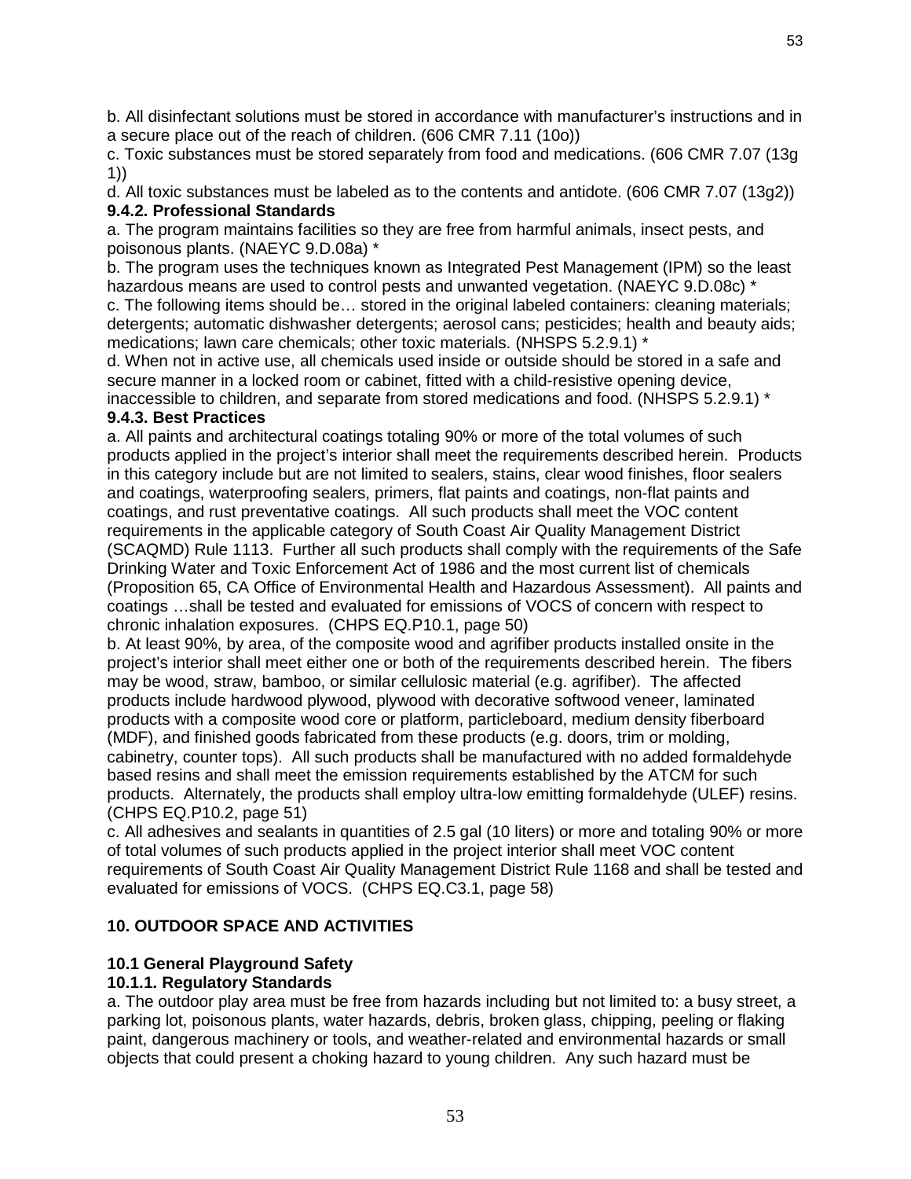b. All disinfectant solutions must be stored in accordance with manufacturer's instructions and in a secure place out of the reach of children. (606 CMR 7.11 (10o))

c. Toxic substances must be stored separately from food and medications. (606 CMR 7.07 (13g 1))

d. All toxic substances must be labeled as to the contents and antidote. (606 CMR 7.07 (13g2))

**9.4.2. Professional Standards**

a. The program maintains facilities so they are free from harmful animals, insect pests, and poisonous plants. (NAEYC 9.D.08a) *

b. The program uses the techniques known as Integrated Pest Management (IPM) so the least hazardous means are used to control pests and unwanted vegetation. (NAEYC 9.D.08c) *

c. The following items should be… stored in the original labeled containers: cleaning materials; detergents; automatic dishwasher detergents; aerosol cans; pesticides; health and beauty aids; medications; lawn care chemicals; other toxic materials. (NHSPS 5.2.9.1) *

d. When not in active use, all chemicals used inside or outside should be stored in a safe and secure manner in a locked room or cabinet, fitted with a child-resistive opening device, inaccessible to children, and separate from stored medications and food. (NHSPS 5.2.9.1) *

**9.4.3. Best Practices**

a. All paints and architectural coatings totaling 90% or more of the total volumes of such products applied in the project's interior shall meet the requirements described herein. Products in this category include but are not limited to sealers, stains, clear wood finishes, floor sealers and coatings, waterproofing sealers, primers, flat paints and coatings, non-flat paints and coatings, and rust preventative coatings. All such products shall meet the VOC content requirements in the applicable category of South Coast Air Quality Management District (SCAQMD) Rule 1113. Further all such products shall comply with the requirements of the Safe Drinking Water and Toxic Enforcement Act of 1986 and the most current list of chemicals (Proposition 65, CA Office of Environmental Health and Hazardous Assessment). All paints and coatings …shall be tested and evaluated for emissions of VOCS of concern with respect to chronic inhalation exposures. (CHPS EQ.P10.1, page 50)

b. At least 90%, by area, of the composite wood and agrifiber products installed onsite in the project's interior shall meet either one or both of the requirements described herein. The fibers may be wood, straw, bamboo, or similar cellulosic material (e.g. agrifiber). The affected products include hardwood plywood, plywood with decorative softwood veneer, laminated products with a composite wood core or platform, particleboard, medium density fiberboard (MDF), and finished goods fabricated from these products (e.g. doors, trim or molding, cabinetry, counter tops). All such products shall be manufactured with no added formaldehyde based resins and shall meet the emission requirements established by the ATCM for such products. Alternately, the products shall employ ultra-low emitting formaldehyde (ULEF) resins. (CHPS EQ.P10.2, page 51)

c. All adhesives and sealants in quantities of 2.5 gal (10 liters) or more and totaling 90% or more of total volumes of such products applied in the project interior shall meet VOC content requirements of South Coast Air Quality Management District Rule 1168 and shall be tested and evaluated for emissions of VOCS. (CHPS EQ.C3.1, page 58)

## 10. OUTDOOR SPACE AND ACTIVITIES

### 10.1 General Playground Safety

**10.1.1. Regulatory Standards**

a. The outdoor play area must be free from hazards including but not limited to: a busy street, a parking lot, poisonous plants, water hazards, debris, broken glass, chipping, peeling or flaking paint, dangerous machinery or tools, and weather-related and environmental hazards or small objects that could present a choking hazard to young children. Any such hazard must be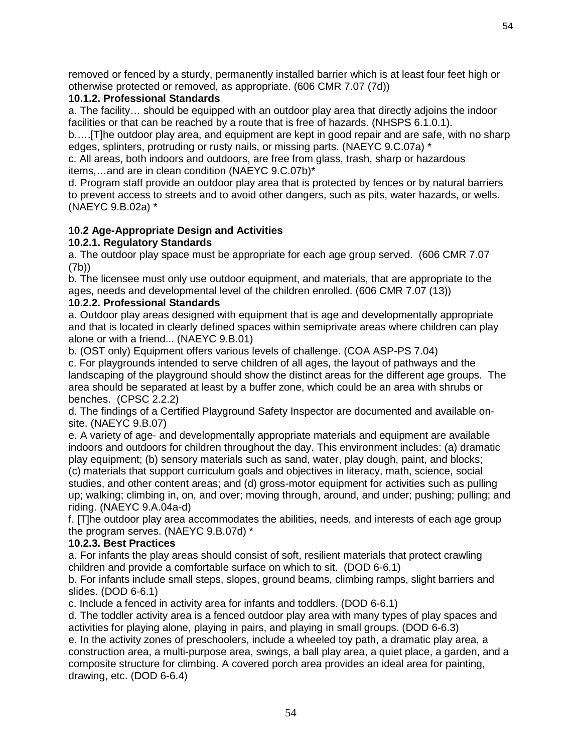removed or fenced by a sturdy, permanently installed barrier which is at least four feet high or otherwise protected or removed, as appropriate. (606 CMR 7.07 (7d))

**10.1.2. Professional Standards**

a. The facility… should be equipped with an outdoor play area that directly adjoins the indoor facilities or that can be reached by a route that is free of hazards. (NHSPS 6.1.0.1).

b.….[T]he outdoor play area, and equipment are kept in good repair and are safe, with no sharp edges, splinters, protruding or rusty nails, or missing parts. (NAEYC 9.C.07a) *

c. All areas, both indoors and outdoors, are free from glass, trash, sharp or hazardous items,…and are in clean condition (NAEYC 9.C.07b)*

d. Program staff provide an outdoor play area that is protected by fences or by natural barriers to prevent access to streets and to avoid other dangers, such as pits, water hazards, or wells. (NAEYC 9.B.02a) *

**10.2 Age-Appropriate Design and Activities**

**10.2.1. Regulatory Standards**

a. The outdoor play space must be appropriate for each age group served. (606 CMR 7.07 (7b))

b. The licensee must only use outdoor equipment, and materials, that are appropriate to the ages, needs and developmental level of the children enrolled. (606 CMR 7.07 (13))

**10.2.2. Professional Standards**

a. Outdoor play areas designed with equipment that is age and developmentally appropriate and that is located in clearly defined spaces within semiprivate areas where children can play alone or with a friend... (NAEYC 9.B.01)

b. (OST only) Equipment offers various levels of challenge. (COA ASP-PS 7.04)

c. For playgrounds intended to serve children of all ages, the layout of pathways and the landscaping of the playground should show the distinct areas for the different age groups. The area should be separated at least by a buffer zone, which could be an area with shrubs or benches. (CPSC 2.2.2)

d. The findings of a Certified Playground Safety Inspector are documented and available on-site. (NAEYC 9.B.07)

e. A variety of age- and developmentally appropriate materials and equipment are available indoors and outdoors for children throughout the day. This environment includes: (a) dramatic play equipment; (b) sensory materials such as sand, water, play dough, paint, and blocks; (c) materials that support curriculum goals and objectives in literacy, math, science, social studies, and other content areas; and (d) gross-motor equipment for activities such as pulling up; walking; climbing in, on, and over; moving through, around, and under; pushing; pulling; and riding. (NAEYC 9.A.04a-d)

f. [T]he outdoor play area accommodates the abilities, needs, and interests of each age group the program serves. (NAEYC 9.B.07d) *

**10.2.3. Best Practices**

a. For infants the play areas should consist of soft, resilient materials that protect crawling children and provide a comfortable surface on which to sit. (DOD 6-6.1)

b. For infants include small steps, slopes, ground beams, climbing ramps, slight barriers and slides. (DOD 6-6.1)

c. Include a fenced in activity area for infants and toddlers. (DOD 6-6.1)

d. The toddler activity area is a fenced outdoor play area with many types of play spaces and activities for playing alone, playing in pairs, and playing in small groups. (DOD 6-6.3)

e. In the activity zones of preschoolers, include a wheeled toy path, a dramatic play area, a construction area, a multi-purpose area, swings, a ball play area, a quiet place, a garden, and a composite structure for climbing. A covered porch area provides an ideal area for painting, drawing, etc. (DOD 6-6.4)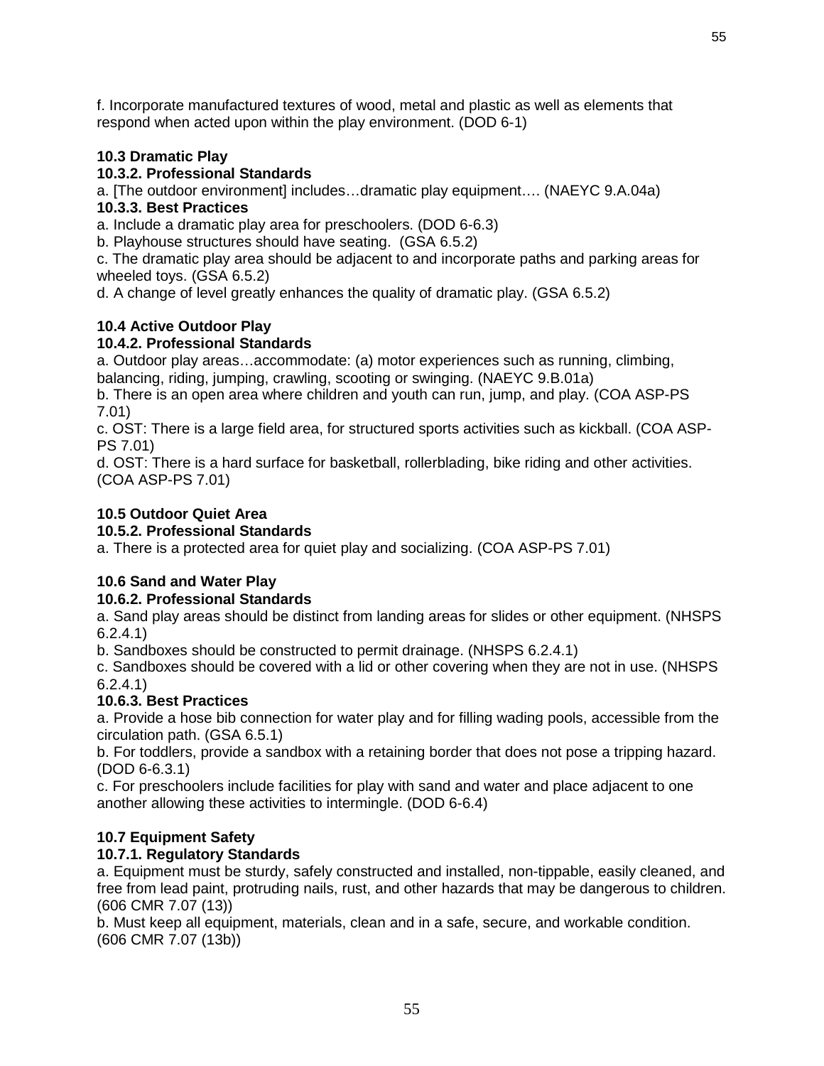f. Incorporate manufactured textures of wood, metal and plastic as well as elements that respond when acted upon within the play environment. (DOD 6-1)

**10.3 Dramatic Play**

**10.3.2. Professional Standards**

a. [The outdoor environment] includes…dramatic play equipment…. (NAEYC 9.A.04a)

**10.3.3. Best Practices**

a. Include a dramatic play area for preschoolers. (DOD 6-6.3)

b. Playhouse structures should have seating. (GSA 6.5.2)

c. The dramatic play area should be adjacent to and incorporate paths and parking areas for wheeled toys. (GSA 6.5.2)

d. A change of level greatly enhances the quality of dramatic play. (GSA 6.5.2)

**10.4 Active Outdoor Play**

**10.4.2. Professional Standards**

a. Outdoor play areas…accommodate: (a) motor experiences such as running, climbing, balancing, riding, jumping, crawling, scooting or swinging. (NAEYC 9.B.01a)

b. There is an open area where children and youth can run, jump, and play. (COA ASP-PS 7.01)

c. OST: There is a large field area, for structured sports activities such as kickball. (COA ASP-PS 7.01)

d. OST: There is a hard surface for basketball, rollerblading, bike riding and other activities. (COA ASP-PS 7.01)

**10.5 Outdoor Quiet Area**

**10.5.2. Professional Standards**

a. There is a protected area for quiet play and socializing. (COA ASP-PS 7.01)

**10.6 Sand and Water Play**

**10.6.2. Professional Standards**

a. Sand play areas should be distinct from landing areas for slides or other equipment. (NHSPS 6.2.4.1)

b. Sandboxes should be constructed to permit drainage. (NHSPS 6.2.4.1)

c. Sandboxes should be covered with a lid or other covering when they are not in use. (NHSPS 6.2.4.1)

**10.6.3. Best Practices**

a. Provide a hose bib connection for water play and for filling wading pools, accessible from the circulation path. (GSA 6.5.1)

b. For toddlers, provide a sandbox with a retaining border that does not pose a tripping hazard. (DOD 6-6.3.1)

c. For preschoolers include facilities for play with sand and water and place adjacent to one another allowing these activities to intermingle. (DOD 6-6.4)

**10.7 Equipment Safety**

**10.7.1. Regulatory Standards**

a. Equipment must be sturdy, safely constructed and installed, non-tippable, easily cleaned, and free from lead paint, protruding nails, rust, and other hazards that may be dangerous to children. (606 CMR 7.07 (13))

b. Must keep all equipment, materials, clean and in a safe, secure, and workable condition. (606 CMR 7.07 (13b))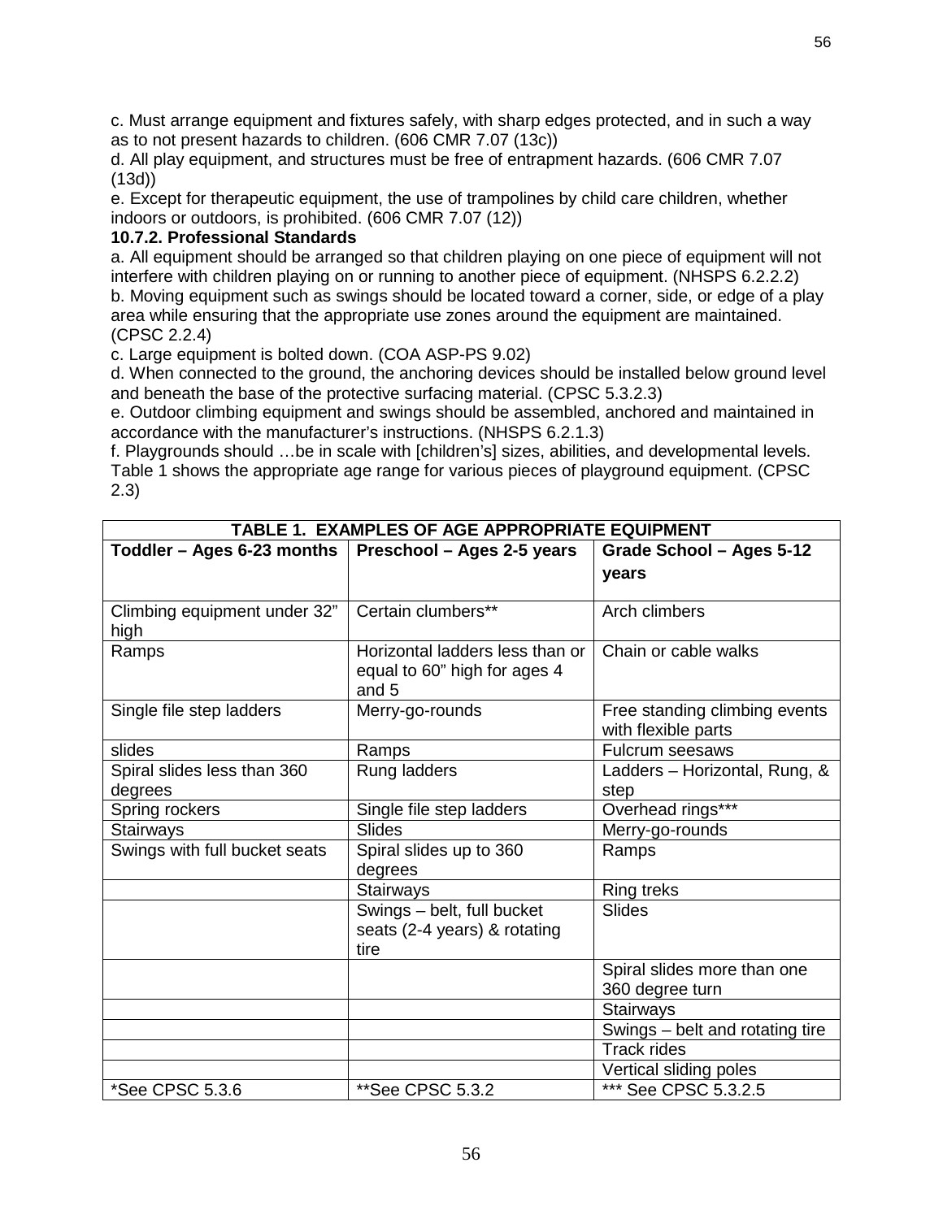c. Must arrange equipment and fixtures safely, with sharp edges protected, and in such a way as to not present hazards to children. (606 CMR 7.07 (13c))
d. All play equipment, and structures must be free of entrapment hazards. (606 CMR 7.07 (13d))
e. Except for therapeutic equipment, the use of trampolines by child care children, whether indoors or outdoors, is prohibited. (606 CMR 7.07 (12))

**10.7.2. Professional Standards**

a. All equipment should be arranged so that children playing on one piece of equipment will not interfere with children playing on or running to another piece of equipment. (NHSPS 6.2.2.2)
b. Moving equipment such as swings should be located toward a corner, side, or edge of a play area while ensuring that the appropriate use zones around the equipment are maintained. (CPSC 2.2.4)
c. Large equipment is bolted down. (COA ASP-PS 9.02)
d. When connected to the ground, the anchoring devices should be installed below ground level and beneath the base of the protective surfacing material. (CPSC 5.3.2.3)
e. Outdoor climbing equipment and swings should be assembled, anchored and maintained in accordance with the manufacturer's instructions. (NHSPS 6.2.1.3)
f. Playgrounds should …be in scale with [children's] sizes, abilities, and developmental levels. Table 1 shows the appropriate age range for various pieces of playground equipment. (CPSC 2.3)

| TABLE 1. EXAMPLES OF AGE APPROPRIATE EQUIPMENT | | |
|---|---|---|
| **Toddler – Ages 6-23 months** | **Preschool – Ages 2-5 years** | **Grade School – Ages 5-12 years** |
| Climbing equipment under 32" high | Certain clumbers** | Arch climbers |
| Ramps | Horizontal ladders less than or equal to 60" high for ages 4 and 5 | Chain or cable walks |
| Single file step ladders | Merry-go-rounds | Free standing climbing events with flexible parts |
| slides | Ramps | Fulcrum seesaws |
| Spiral slides less than 360 degrees | Rung ladders | Ladders – Horizontal, Rung, & step |
| Spring rockers | Single file step ladders | Overhead rings*** |
| Stairways | Slides | Merry-go-rounds |
| Swings with full bucket seats | Spiral slides up to 360 degrees | Ramps |
| | Stairways | Ring treks |
| | Swings – belt, full bucket seats (2-4 years) & rotating tire | Slides |
| | | Spiral slides more than one 360 degree turn |
| | | Stairways |
| | | Swings – belt and rotating tire |
| | | Track rides |
| | | Vertical sliding poles |
| *See CPSC 5.3.6 | **See CPSC 5.3.2 | *** See CPSC 5.3.2.5 |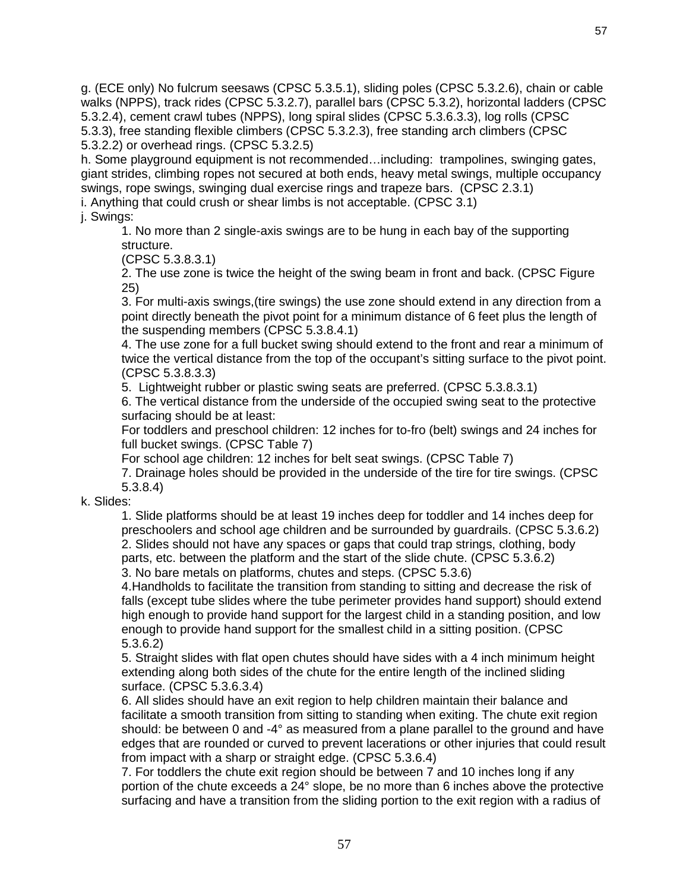g. (ECE only) No fulcrum seesaws (CPSC 5.3.5.1), sliding poles (CPSC 5.3.2.6), chain or cable walks (NPPS), track rides (CPSC 5.3.2.7), parallel bars (CPSC 5.3.2), horizontal ladders (CPSC 5.3.2.4), cement crawl tubes (NPPS), long spiral slides (CPSC 5.3.6.3.3), log rolls (CPSC 5.3.3), free standing flexible climbers (CPSC 5.3.2.3), free standing arch climbers (CPSC 5.3.2.2) or overhead rings. (CPSC 5.3.2.5)

h. Some playground equipment is not recommended…including: trampolines, swinging gates, giant strides, climbing ropes not secured at both ends, heavy metal swings, multiple occupancy swings, rope swings, swinging dual exercise rings and trapeze bars. (CPSC 2.3.1)

i. Anything that could crush or shear limbs is not acceptable. (CPSC 3.1)

j. Swings:

1. No more than 2 single-axis swings are to be hung in each bay of the supporting structure.
(CPSC 5.3.8.3.1)
2. The use zone is twice the height of the swing beam in front and back. (CPSC Figure 25)
3. For multi-axis swings,(tire swings) the use zone should extend in any direction from a point directly beneath the pivot point for a minimum distance of 6 feet plus the length of the suspending members (CPSC 5.3.8.4.1)
4. The use zone for a full bucket swing should extend to the front and rear a minimum of twice the vertical distance from the top of the occupant's sitting surface to the pivot point. (CPSC 5.3.8.3.3)
5. Lightweight rubber or plastic swing seats are preferred. (CPSC 5.3.8.3.1)
6. The vertical distance from the underside of the occupied swing seat to the protective surfacing should be at least:
For toddlers and preschool children: 12 inches for to-fro (belt) swings and 24 inches for full bucket swings. (CPSC Table 7)
For school age children: 12 inches for belt seat swings. (CPSC Table 7)
7. Drainage holes should be provided in the underside of the tire for tire swings. (CPSC 5.3.8.4)

k. Slides:

1. Slide platforms should be at least 19 inches deep for toddler and 14 inches deep for preschoolers and school age children and be surrounded by guardrails. (CPSC 5.3.6.2)
2. Slides should not have any spaces or gaps that could trap strings, clothing, body parts, etc. between the platform and the start of the slide chute. (CPSC 5.3.6.2)
3. No bare metals on platforms, chutes and steps. (CPSC 5.3.6)
4. Handholds to facilitate the transition from standing to sitting and decrease the risk of falls (except tube slides where the tube perimeter provides hand support) should extend high enough to provide hand support for the largest child in a standing position, and low enough to provide hand support for the smallest child in a sitting position. (CPSC 5.3.6.2)
5. Straight slides with flat open chutes should have sides with a 4 inch minimum height extending along both sides of the chute for the entire length of the inclined sliding surface. (CPSC 5.3.6.3.4)
6. All slides should have an exit region to help children maintain their balance and facilitate a smooth transition from sitting to standing when exiting. The chute exit region should: be between 0 and -4° as measured from a plane parallel to the ground and have edges that are rounded or curved to prevent lacerations or other injuries that could result from impact with a sharp or straight edge. (CPSC 5.3.6.4)
7. For toddlers the chute exit region should be between 7 and 10 inches long if any portion of the chute exceeds a 24° slope, be no more than 6 inches above the protective surfacing and have a transition from the sliding portion to the exit region with a radius of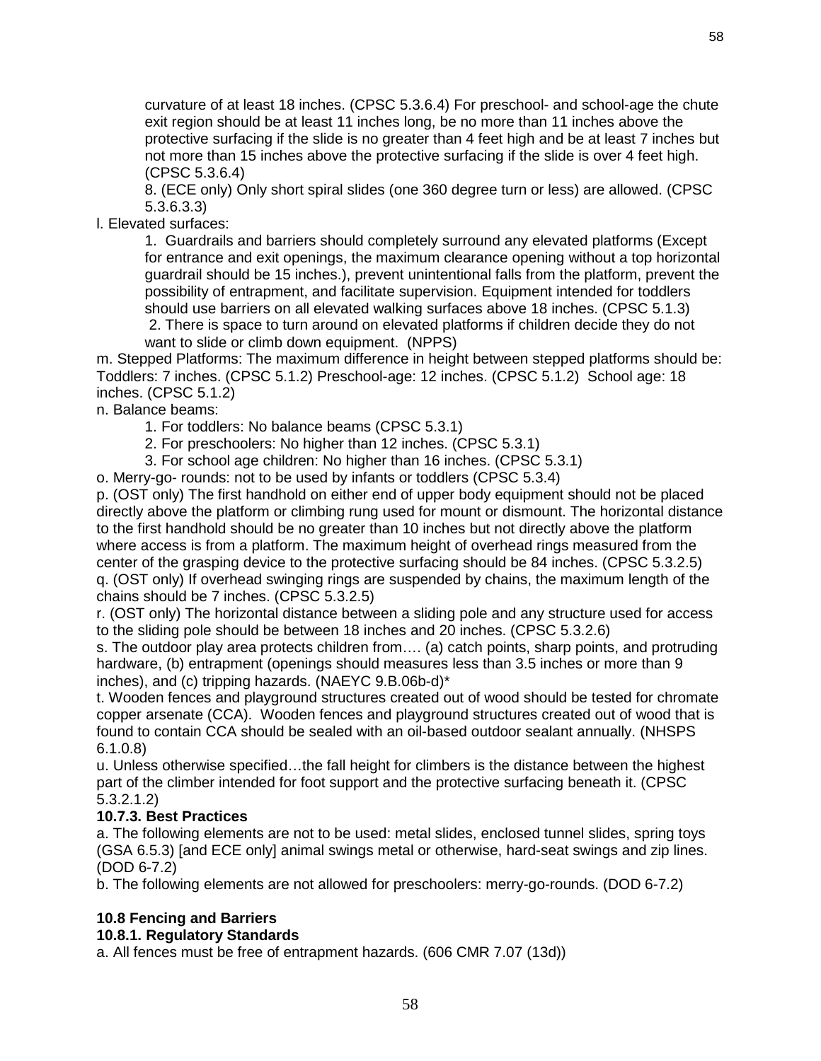curvature of at least 18 inches. (CPSC 5.3.6.4) For preschool- and school-age the chute exit region should be at least 11 inches long, be no more than 11 inches above the protective surfacing if the slide is no greater than 4 feet high and be at least 7 inches but not more than 15 inches above the protective surfacing if the slide is over 4 feet high. (CPSC 5.3.6.4)

8. (ECE only) Only short spiral slides (one 360 degree turn or less) are allowed. (CPSC 5.3.6.3.3)

l. Elevated surfaces:

1. Guardrails and barriers should completely surround any elevated platforms (Except for entrance and exit openings, the maximum clearance opening without a top horizontal guardrail should be 15 inches.), prevent unintentional falls from the platform, prevent the possibility of entrapment, and facilitate supervision. Equipment intended for toddlers should use barriers on all elevated walking surfaces above 18 inches. (CPSC 5.1.3)
2. There is space to turn around on elevated platforms if children decide they do not want to slide or climb down equipment. (NPPS)

m. Stepped Platforms: The maximum difference in height between stepped platforms should be: Toddlers: 7 inches. (CPSC 5.1.2) Preschool-age: 12 inches. (CPSC 5.1.2) School age: 18 inches. (CPSC 5.1.2)

n. Balance beams:

1. For toddlers: No balance beams (CPSC 5.3.1)
2. For preschoolers: No higher than 12 inches. (CPSC 5.3.1)
3. For school age children: No higher than 16 inches. (CPSC 5.3.1)

o. Merry-go- rounds: not to be used by infants or toddlers (CPSC 5.3.4)

p. (OST only) The first handhold on either end of upper body equipment should not be placed directly above the platform or climbing rung used for mount or dismount. The horizontal distance to the first handhold should be no greater than 10 inches but not directly above the platform where access is from a platform. The maximum height of overhead rings measured from the center of the grasping device to the protective surfacing should be 84 inches. (CPSC 5.3.2.5)

q. (OST only) If overhead swinging rings are suspended by chains, the maximum length of the chains should be 7 inches. (CPSC 5.3.2.5)

r. (OST only) The horizontal distance between a sliding pole and any structure used for access to the sliding pole should be between 18 inches and 20 inches. (CPSC 5.3.2.6)

s. The outdoor play area protects children from…. (a) catch points, sharp points, and protruding hardware, (b) entrapment (openings should measures less than 3.5 inches or more than 9 inches), and (c) tripping hazards. (NAEYC 9.B.06b-d)*

t. Wooden fences and playground structures created out of wood should be tested for chromate copper arsenate (CCA). Wooden fences and playground structures created out of wood that is found to contain CCA should be sealed with an oil-based outdoor sealant annually. (NHSPS 6.1.0.8)

u. Unless otherwise specified…the fall height for climbers is the distance between the highest part of the climber intended for foot support and the protective surfacing beneath it. (CPSC 5.3.2.1.2)

**10.7.3. Best Practices**

a. The following elements are not to be used: metal slides, enclosed tunnel slides, spring toys (GSA 6.5.3) [and ECE only] animal swings metal or otherwise, hard-seat swings and zip lines. (DOD 6-7.2)

b. The following elements are not allowed for preschoolers: merry-go-rounds. (DOD 6-7.2)

## 10.8 Fencing and Barriers

**10.8.1. Regulatory Standards**

a. All fences must be free of entrapment hazards. (606 CMR 7.07 (13d))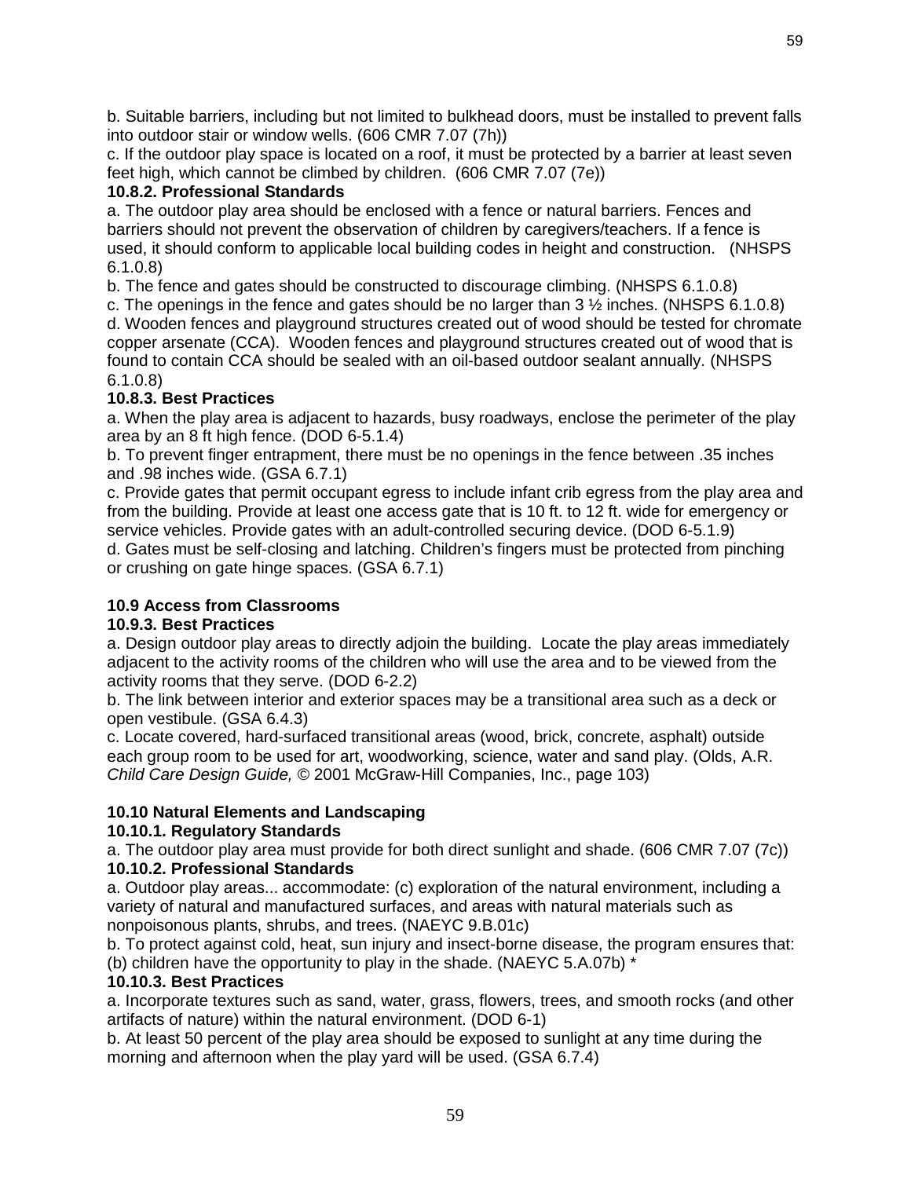b. Suitable barriers, including but not limited to bulkhead doors, must be installed to prevent falls into outdoor stair or window wells. (606 CMR 7.07 (7h))

c. If the outdoor play space is located on a roof, it must be protected by a barrier at least seven feet high, which cannot be climbed by children. (606 CMR 7.07 (7e))

**10.8.2. Professional Standards**

a. The outdoor play area should be enclosed with a fence or natural barriers. Fences and barriers should not prevent the observation of children by caregivers/teachers. If a fence is used, it should conform to applicable local building codes in height and construction. (NHSPS 6.1.0.8)

b. The fence and gates should be constructed to discourage climbing. (NHSPS 6.1.0.8)

c. The openings in the fence and gates should be no larger than 3 ½ inches. (NHSPS 6.1.0.8)

d. Wooden fences and playground structures created out of wood should be tested for chromate copper arsenate (CCA). Wooden fences and playground structures created out of wood that is found to contain CCA should be sealed with an oil-based outdoor sealant annually. (NHSPS 6.1.0.8)

**10.8.3. Best Practices**

a. When the play area is adjacent to hazards, busy roadways, enclose the perimeter of the play area by an 8 ft high fence. (DOD 6-5.1.4)

b. To prevent finger entrapment, there must be no openings in the fence between .35 inches and .98 inches wide. (GSA 6.7.1)

c. Provide gates that permit occupant egress to include infant crib egress from the play area and from the building. Provide at least one access gate that is 10 ft. to 12 ft. wide for emergency or service vehicles. Provide gates with an adult-controlled securing device. (DOD 6-5.1.9)

d. Gates must be self-closing and latching. Children's fingers must be protected from pinching or crushing on gate hinge spaces. (GSA 6.7.1)

## 10.9 Access from Classrooms

**10.9.3. Best Practices**

a. Design outdoor play areas to directly adjoin the building. Locate the play areas immediately adjacent to the activity rooms of the children who will use the area and to be viewed from the activity rooms that they serve. (DOD 6-2.2)

b. The link between interior and exterior spaces may be a transitional area such as a deck or open vestibule. (GSA 6.4.3)

c. Locate covered, hard-surfaced transitional areas (wood, brick, concrete, asphalt) outside each group room to be used for art, woodworking, science, water and sand play. (Olds, A.R. *Child Care Design Guide,* © 2001 McGraw-Hill Companies, Inc., page 103)

## 10.10 Natural Elements and Landscaping

**10.10.1. Regulatory Standards**

a. The outdoor play area must provide for both direct sunlight and shade. (606 CMR 7.07 (7c))

**10.10.2. Professional Standards**

a. Outdoor play areas... accommodate: (c) exploration of the natural environment, including a variety of natural and manufactured surfaces, and areas with natural materials such as nonpoisonous plants, shrubs, and trees. (NAEYC 9.B.01c)

b. To protect against cold, heat, sun injury and insect-borne disease, the program ensures that: (b) children have the opportunity to play in the shade. (NAEYC 5.A.07b) *

**10.10.3. Best Practices**

a. Incorporate textures such as sand, water, grass, flowers, trees, and smooth rocks (and other artifacts of nature) within the natural environment. (DOD 6-1)

b. At least 50 percent of the play area should be exposed to sunlight at any time during the morning and afternoon when the play yard will be used. (GSA 6.7.4)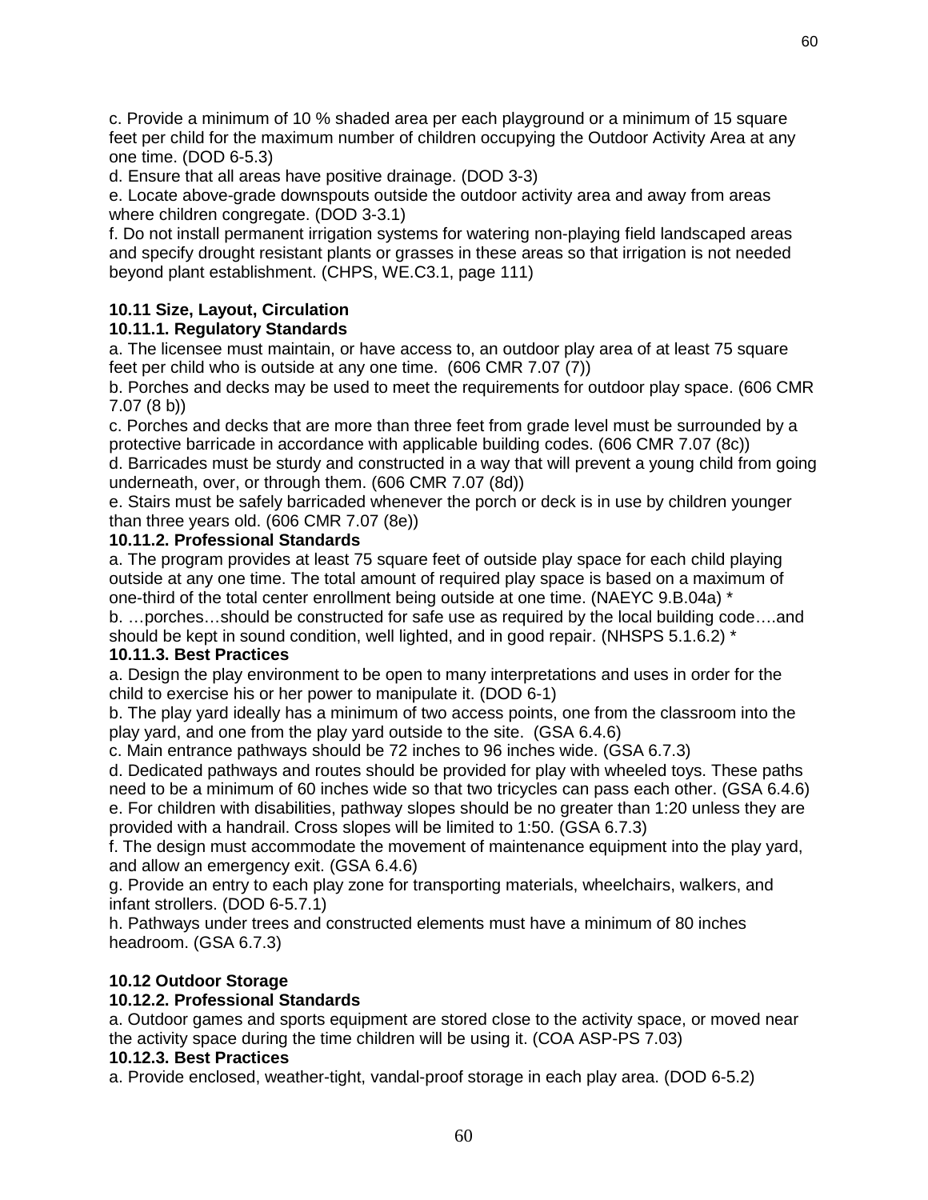c. Provide a minimum of 10 % shaded area per each playground or a minimum of 15 square feet per child for the maximum number of children occupying the Outdoor Activity Area at any one time. (DOD 6-5.3)

d. Ensure that all areas have positive drainage. (DOD 3-3)

e. Locate above-grade downspouts outside the outdoor activity area and away from areas where children congregate. (DOD 3-3.1)

f. Do not install permanent irrigation systems for watering non-playing field landscaped areas and specify drought resistant plants or grasses in these areas so that irrigation is not needed beyond plant establishment. (CHPS, WE.C3.1, page 111)

**10.11 Size, Layout, Circulation**

**10.11.1. Regulatory Standards**

a. The licensee must maintain, or have access to, an outdoor play area of at least 75 square feet per child who is outside at any one time. (606 CMR 7.07 (7))

b. Porches and decks may be used to meet the requirements for outdoor play space. (606 CMR 7.07 (8 b))

c. Porches and decks that are more than three feet from grade level must be surrounded by a protective barricade in accordance with applicable building codes. (606 CMR 7.07 (8c))

d. Barricades must be sturdy and constructed in a way that will prevent a young child from going underneath, over, or through them. (606 CMR 7.07 (8d))

e. Stairs must be safely barricaded whenever the porch or deck is in use by children younger than three years old. (606 CMR 7.07 (8e))

**10.11.2. Professional Standards**

a. The program provides at least 75 square feet of outside play space for each child playing outside at any one time. The total amount of required play space is based on a maximum of one-third of the total center enrollment being outside at one time. (NAEYC 9.B.04a) *

b. …porches…should be constructed for safe use as required by the local building code….and should be kept in sound condition, well lighted, and in good repair. (NHSPS 5.1.6.2) *

**10.11.3. Best Practices**

a. Design the play environment to be open to many interpretations and uses in order for the child to exercise his or her power to manipulate it. (DOD 6-1)

b. The play yard ideally has a minimum of two access points, one from the classroom into the play yard, and one from the play yard outside to the site. (GSA 6.4.6)

c. Main entrance pathways should be 72 inches to 96 inches wide. (GSA 6.7.3)

d. Dedicated pathways and routes should be provided for play with wheeled toys. These paths need to be a minimum of 60 inches wide so that two tricycles can pass each other. (GSA 6.4.6)

e. For children with disabilities, pathway slopes should be no greater than 1:20 unless they are provided with a handrail. Cross slopes will be limited to 1:50. (GSA 6.7.3)

f. The design must accommodate the movement of maintenance equipment into the play yard, and allow an emergency exit. (GSA 6.4.6)

g. Provide an entry to each play zone for transporting materials, wheelchairs, walkers, and infant strollers. (DOD 6-5.7.1)

h. Pathways under trees and constructed elements must have a minimum of 80 inches headroom. (GSA 6.7.3)

**10.12 Outdoor Storage**

**10.12.2. Professional Standards**

a. Outdoor games and sports equipment are stored close to the activity space, or moved near the activity space during the time children will be using it. (COA ASP-PS 7.03)

**10.12.3. Best Practices**

a. Provide enclosed, weather-tight, vandal-proof storage in each play area. (DOD 6-5.2)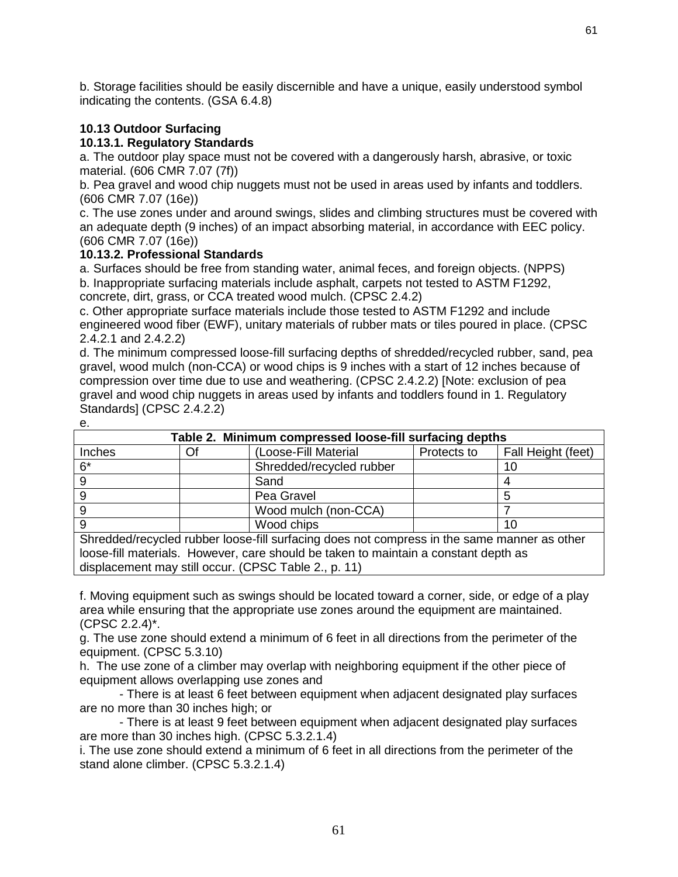b. Storage facilities should be easily discernible and have a unique, easily understood symbol indicating the contents. (GSA 6.4.8)

### 10.13 Outdoor Surfacing

#### 10.13.1. Regulatory Standards

a. The outdoor play space must not be covered with a dangerously harsh, abrasive, or toxic material. (606 CMR 7.07 (7f))

b. Pea gravel and wood chip nuggets must not be used in areas used by infants and toddlers. (606 CMR 7.07 (16e))

c. The use zones under and around swings, slides and climbing structures must be covered with an adequate depth (9 inches) of an impact absorbing material, in accordance with EEC policy. (606 CMR 7.07 (16e))

#### 10.13.2. Professional Standards

a. Surfaces should be free from standing water, animal feces, and foreign objects. (NPPS)

b. Inappropriate surfacing materials include asphalt, carpets not tested to ASTM F1292, concrete, dirt, grass, or CCA treated wood mulch. (CPSC 2.4.2)

c. Other appropriate surface materials include those tested to ASTM F1292 and include engineered wood fiber (EWF), unitary materials of rubber mats or tiles poured in place. (CPSC 2.4.2.1 and 2.4.2.2)

d. The minimum compressed loose-fill surfacing depths of shredded/recycled rubber, sand, pea gravel, wood mulch (non-CCA) or wood chips is 9 inches with a start of 12 inches because of compression over time due to use and weathering. (CPSC 2.4.2.2) [Note: exclusion of pea gravel and wood chip nuggets in areas used by infants and toddlers found in 1. Regulatory Standards] (CPSC 2.4.2.2)

e.

**Table 2. Minimum compressed loose-fill surfacing depths**

| Inches | Of | (Loose-Fill Material | Protects to | Fall Height (feet) |
|---|---|---|---|---|
| 6* | | Shredded/recycled rubber | | 10 |
| 9 | | Sand | | 4 |
| 9 | | Pea Gravel | | 5 |
| 9 | | Wood mulch (non-CCA) | | 7 |
| 9 | | Wood chips | | 10 |

Shredded/recycled rubber loose-fill surfacing does not compress in the same manner as other loose-fill materials. However, care should be taken to maintain a constant depth as displacement may still occur. (CPSC Table 2., p. 11)

f. Moving equipment such as swings should be located toward a corner, side, or edge of a play area while ensuring that the appropriate use zones around the equipment are maintained. (CPSC 2.2.4)*.

g. The use zone should extend a minimum of 6 feet in all directions from the perimeter of the equipment. (CPSC 5.3.10)

h. The use zone of a climber may overlap with neighboring equipment if the other piece of equipment allows overlapping use zones and

- There is at least 6 feet between equipment when adjacent designated play surfaces are no more than 30 inches high; or
- There is at least 9 feet between equipment when adjacent designated play surfaces are more than 30 inches high. (CPSC 5.3.2.1.4)

i. The use zone should extend a minimum of 6 feet in all directions from the perimeter of the stand alone climber. (CPSC 5.3.2.1.4)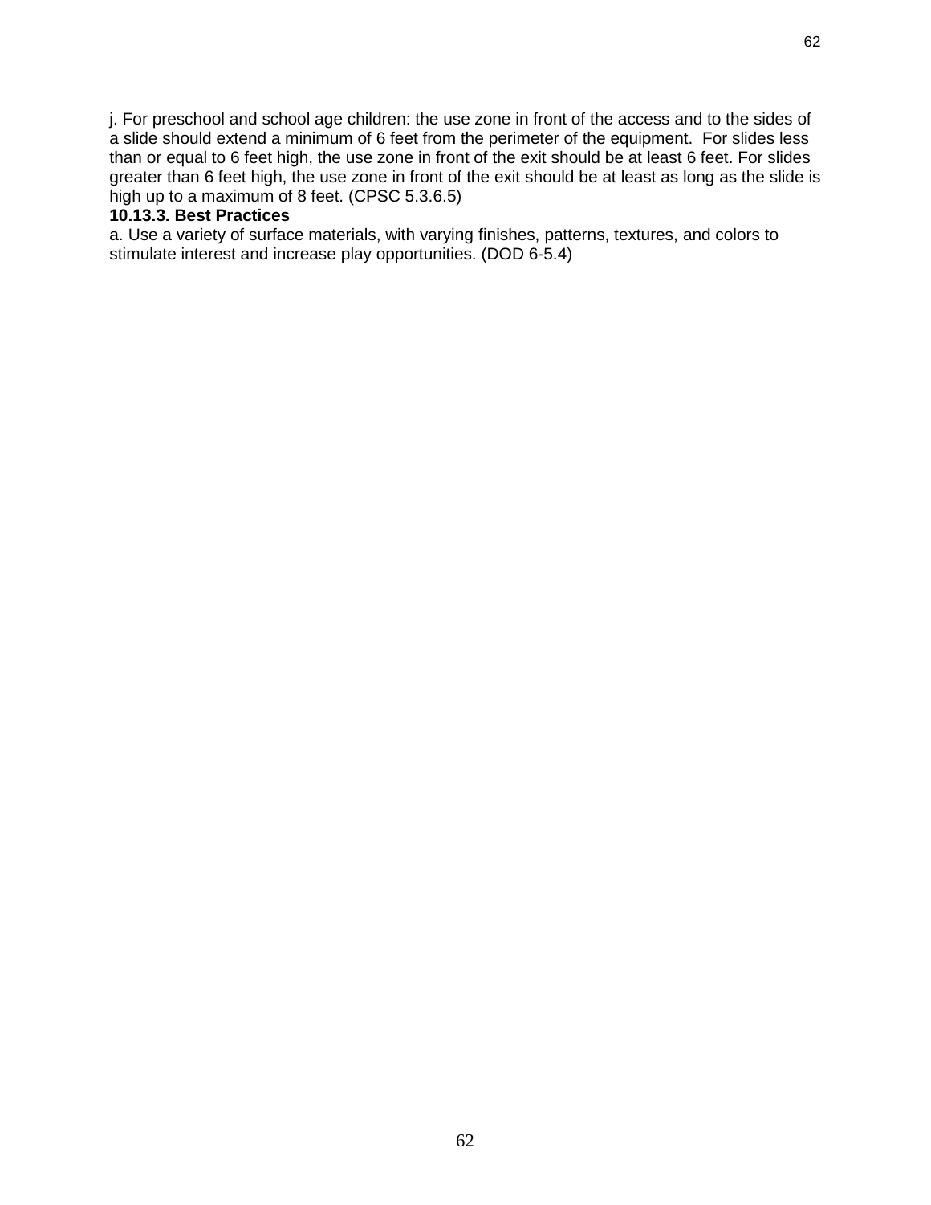j. For preschool and school age children: the use zone in front of the access and to the sides of a slide should extend a minimum of 6 feet from the perimeter of the equipment. For slides less than or equal to 6 feet high, the use zone in front of the exit should be at least 6 feet. For slides greater than 6 feet high, the use zone in front of the exit should be at least as long as the slide is high up to a maximum of 8 feet. (CPSC 5.3.6.5)

**10.13.3. Best Practices**

a. Use a variety of surface materials, with varying finishes, patterns, textures, and colors to stimulate interest and increase play opportunities. (DOD 6-5.4)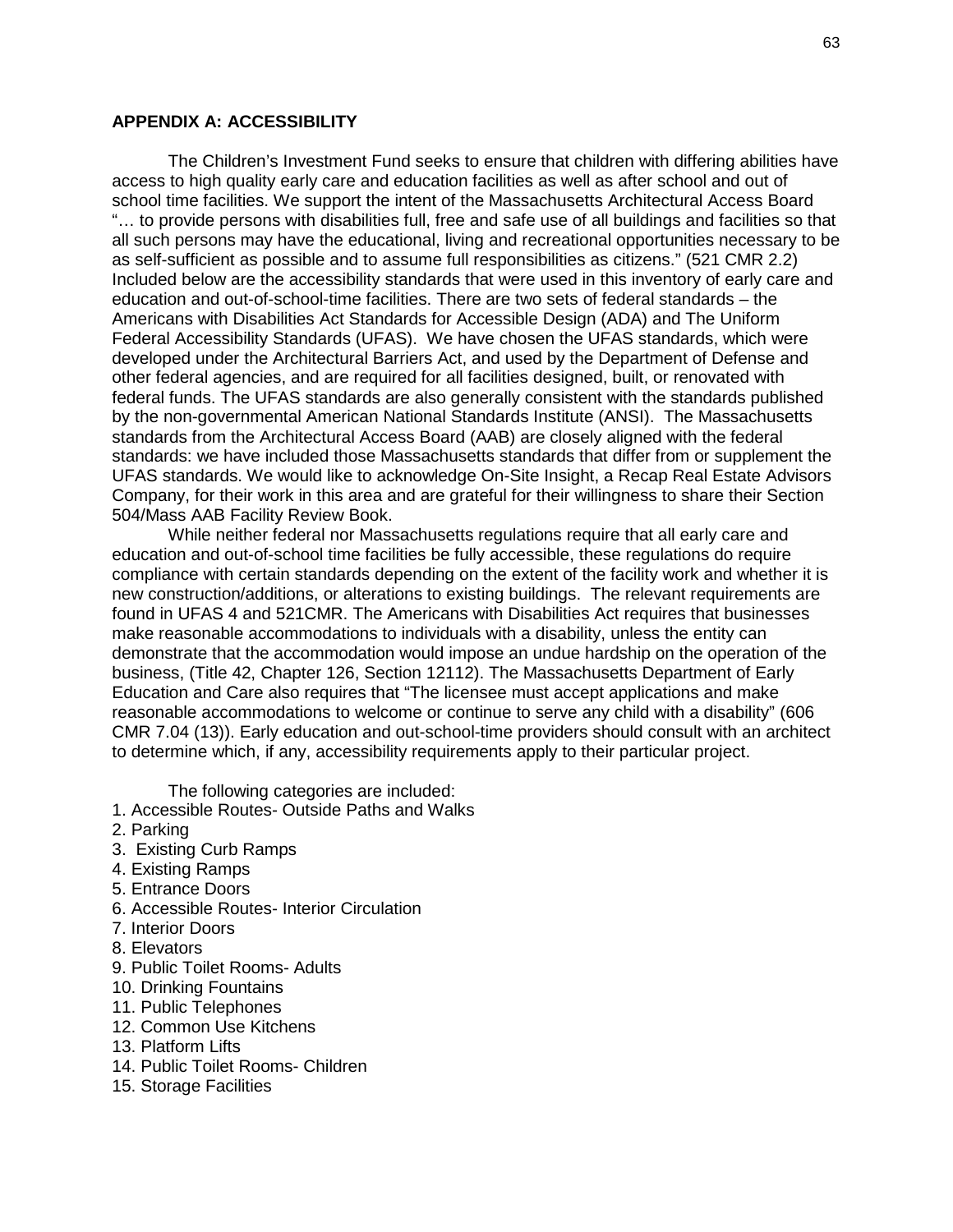## APPENDIX A: ACCESSIBILITY

The Children's Investment Fund seeks to ensure that children with differing abilities have access to high quality early care and education facilities as well as after school and out of school time facilities. We support the intent of the Massachusetts Architectural Access Board "… to provide persons with disabilities full, free and safe use of all buildings and facilities so that all such persons may have the educational, living and recreational opportunities necessary to be as self-sufficient as possible and to assume full responsibilities as citizens." (521 CMR 2.2) Included below are the accessibility standards that were used in this inventory of early care and education and out-of-school-time facilities. There are two sets of federal standards – the Americans with Disabilities Act Standards for Accessible Design (ADA) and The Uniform Federal Accessibility Standards (UFAS). We have chosen the UFAS standards, which were developed under the Architectural Barriers Act, and used by the Department of Defense and other federal agencies, and are required for all facilities designed, built, or renovated with federal funds. The UFAS standards are also generally consistent with the standards published by the non-governmental American National Standards Institute (ANSI). The Massachusetts standards from the Architectural Access Board (AAB) are closely aligned with the federal standards: we have included those Massachusetts standards that differ from or supplement the UFAS standards. We would like to acknowledge On-Site Insight, a Recap Real Estate Advisors Company, for their work in this area and are grateful for their willingness to share their Section 504/Mass AAB Facility Review Book.

While neither federal nor Massachusetts regulations require that all early care and education and out-of-school time facilities be fully accessible, these regulations do require compliance with certain standards depending on the extent of the facility work and whether it is new construction/additions, or alterations to existing buildings. The relevant requirements are found in UFAS 4 and 521CMR. The Americans with Disabilities Act requires that businesses make reasonable accommodations to individuals with a disability, unless the entity can demonstrate that the accommodation would impose an undue hardship on the operation of the business, (Title 42, Chapter 126, Section 12112). The Massachusetts Department of Early Education and Care also requires that "The licensee must accept applications and make reasonable accommodations to welcome or continue to serve any child with a disability" (606 CMR 7.04 (13)). Early education and out-school-time providers should consult with an architect to determine which, if any, accessibility requirements apply to their particular project.

The following categories are included:

1. Accessible Routes- Outside Paths and Walks
2. Parking
3. Existing Curb Ramps
4. Existing Ramps
5. Entrance Doors
6. Accessible Routes- Interior Circulation
7. Interior Doors
8. Elevators
9. Public Toilet Rooms- Adults
10. Drinking Fountains
11. Public Telephones
12. Common Use Kitchens
13. Platform Lifts
14. Public Toilet Rooms- Children
15. Storage Facilities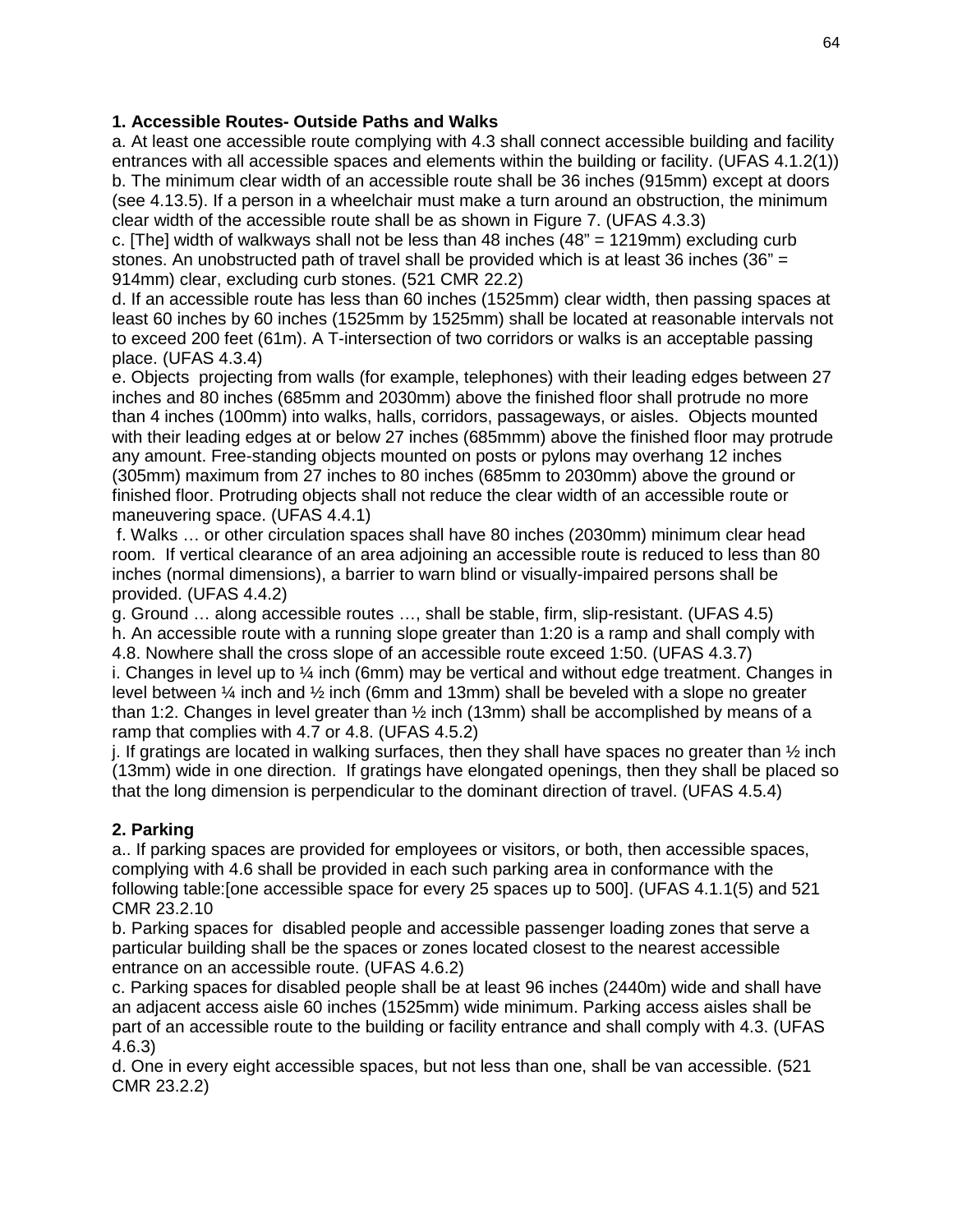**1. Accessible Routes- Outside Paths and Walks**

a. At least one accessible route complying with 4.3 shall connect accessible building and facility entrances with all accessible spaces and elements within the building or facility. (UFAS 4.1.2(1))

b. The minimum clear width of an accessible route shall be 36 inches (915mm) except at doors (see 4.13.5). If a person in a wheelchair must make a turn around an obstruction, the minimum clear width of the accessible route shall be as shown in Figure 7. (UFAS 4.3.3)

c. [The] width of walkways shall not be less than 48 inches (48" = 1219mm) excluding curb stones. An unobstructed path of travel shall be provided which is at least 36 inches (36" = 914mm) clear, excluding curb stones. (521 CMR 22.2)

d. If an accessible route has less than 60 inches (1525mm) clear width, then passing spaces at least 60 inches by 60 inches (1525mm by 1525mm) shall be located at reasonable intervals not to exceed 200 feet (61m). A T-intersection of two corridors or walks is an acceptable passing place. (UFAS 4.3.4)

e. Objects projecting from walls (for example, telephones) with their leading edges between 27 inches and 80 inches (685mm and 2030mm) above the finished floor shall protrude no more than 4 inches (100mm) into walks, halls, corridors, passageways, or aisles. Objects mounted with their leading edges at or below 27 inches (685mmm) above the finished floor may protrude any amount. Free-standing objects mounted on posts or pylons may overhang 12 inches (305mm) maximum from 27 inches to 80 inches (685mm to 2030mm) above the ground or finished floor. Protruding objects shall not reduce the clear width of an accessible route or maneuvering space. (UFAS 4.4.1)

f. Walks … or other circulation spaces shall have 80 inches (2030mm) minimum clear head room. If vertical clearance of an area adjoining an accessible route is reduced to less than 80 inches (normal dimensions), a barrier to warn blind or visually-impaired persons shall be provided. (UFAS 4.4.2)

g. Ground … along accessible routes …, shall be stable, firm, slip-resistant. (UFAS 4.5)

h. An accessible route with a running slope greater than 1:20 is a ramp and shall comply with 4.8. Nowhere shall the cross slope of an accessible route exceed 1:50. (UFAS 4.3.7)

i. Changes in level up to ¼ inch (6mm) may be vertical and without edge treatment. Changes in level between ¼ inch and ½ inch (6mm and 13mm) shall be beveled with a slope no greater than 1:2. Changes in level greater than ½ inch (13mm) shall be accomplished by means of a ramp that complies with 4.7 or 4.8. (UFAS 4.5.2)

j. If gratings are located in walking surfaces, then they shall have spaces no greater than ½ inch (13mm) wide in one direction. If gratings have elongated openings, then they shall be placed so that the long dimension is perpendicular to the dominant direction of travel. (UFAS 4.5.4)

**2. Parking**

a.. If parking spaces are provided for employees or visitors, or both, then accessible spaces, complying with 4.6 shall be provided in each such parking area in conformance with the following table:[one accessible space for every 25 spaces up to 500]. (UFAS 4.1.1(5) and 521 CMR 23.2.10

b. Parking spaces for disabled people and accessible passenger loading zones that serve a particular building shall be the spaces or zones located closest to the nearest accessible entrance on an accessible route. (UFAS 4.6.2)

c. Parking spaces for disabled people shall be at least 96 inches (2440m) wide and shall have an adjacent access aisle 60 inches (1525mm) wide minimum. Parking access aisles shall be part of an accessible route to the building or facility entrance and shall comply with 4.3. (UFAS 4.6.3)

d. One in every eight accessible spaces, but not less than one, shall be van accessible. (521 CMR 23.2.2)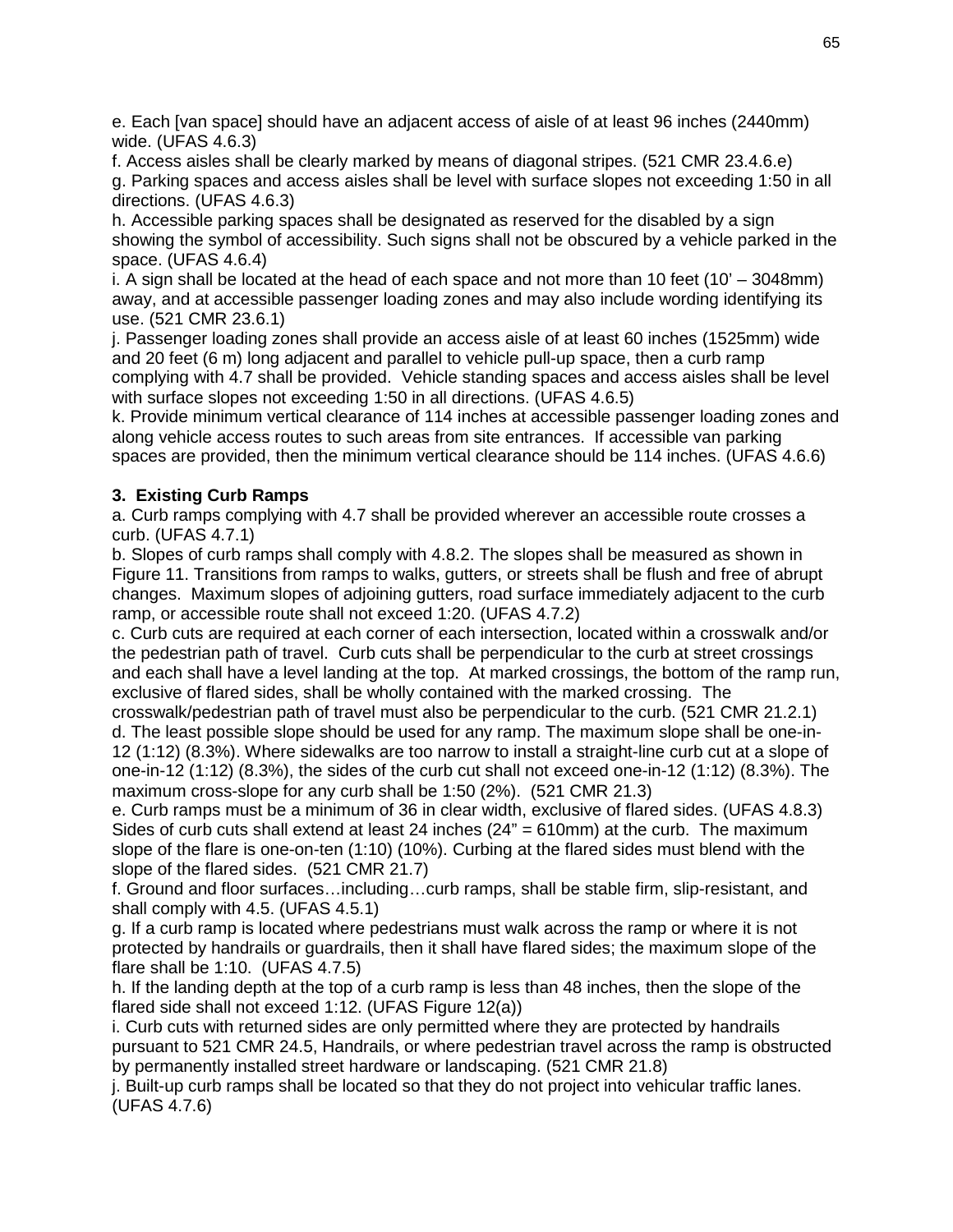e. Each [van space] should have an adjacent access of aisle of at least 96 inches (2440mm) wide. (UFAS 4.6.3)

f. Access aisles shall be clearly marked by means of diagonal stripes. (521 CMR 23.4.6.e)

g. Parking spaces and access aisles shall be level with surface slopes not exceeding 1:50 in all directions. (UFAS 4.6.3)

h. Accessible parking spaces shall be designated as reserved for the disabled by a sign showing the symbol of accessibility. Such signs shall not be obscured by a vehicle parked in the space. (UFAS 4.6.4)

i. A sign shall be located at the head of each space and not more than 10 feet (10' – 3048mm) away, and at accessible passenger loading zones and may also include wording identifying its use. (521 CMR 23.6.1)

j. Passenger loading zones shall provide an access aisle of at least 60 inches (1525mm) wide and 20 feet (6 m) long adjacent and parallel to vehicle pull-up space, then a curb ramp complying with 4.7 shall be provided. Vehicle standing spaces and access aisles shall be level with surface slopes not exceeding 1:50 in all directions. (UFAS 4.6.5)

k. Provide minimum vertical clearance of 114 inches at accessible passenger loading zones and along vehicle access routes to such areas from site entrances. If accessible van parking spaces are provided, then the minimum vertical clearance should be 114 inches. (UFAS 4.6.6)

### 3. Existing Curb Ramps

a. Curb ramps complying with 4.7 shall be provided wherever an accessible route crosses a curb. (UFAS 4.7.1)

b. Slopes of curb ramps shall comply with 4.8.2. The slopes shall be measured as shown in Figure 11. Transitions from ramps to walks, gutters, or streets shall be flush and free of abrupt changes. Maximum slopes of adjoining gutters, road surface immediately adjacent to the curb ramp, or accessible route shall not exceed 1:20. (UFAS 4.7.2)

c. Curb cuts are required at each corner of each intersection, located within a crosswalk and/or the pedestrian path of travel. Curb cuts shall be perpendicular to the curb at street crossings and each shall have a level landing at the top. At marked crossings, the bottom of the ramp run, exclusive of flared sides, shall be wholly contained with the marked crossing. The crosswalk/pedestrian path of travel must also be perpendicular to the curb. (521 CMR 21.2.1)

d. The least possible slope should be used for any ramp. The maximum slope shall be one-in-12 (1:12) (8.3%). Where sidewalks are too narrow to install a straight-line curb cut at a slope of one-in-12 (1:12) (8.3%), the sides of the curb cut shall not exceed one-in-12 (1:12) (8.3%). The maximum cross-slope for any curb shall be 1:50 (2%). (521 CMR 21.3)

e. Curb ramps must be a minimum of 36 in clear width, exclusive of flared sides. (UFAS 4.8.3) Sides of curb cuts shall extend at least 24 inches (24" = 610mm) at the curb. The maximum slope of the flare is one-on-ten (1:10) (10%). Curbing at the flared sides must blend with the slope of the flared sides. (521 CMR 21.7)

f. Ground and floor surfaces…including…curb ramps, shall be stable firm, slip-resistant, and shall comply with 4.5. (UFAS 4.5.1)

g. If a curb ramp is located where pedestrians must walk across the ramp or where it is not protected by handrails or guardrails, then it shall have flared sides; the maximum slope of the flare shall be 1:10. (UFAS 4.7.5)

h. If the landing depth at the top of a curb ramp is less than 48 inches, then the slope of the flared side shall not exceed 1:12. (UFAS Figure 12(a))

i. Curb cuts with returned sides are only permitted where they are protected by handrails pursuant to 521 CMR 24.5, Handrails, or where pedestrian travel across the ramp is obstructed by permanently installed street hardware or landscaping. (521 CMR 21.8)

j. Built-up curb ramps shall be located so that they do not project into vehicular traffic lanes. (UFAS 4.7.6)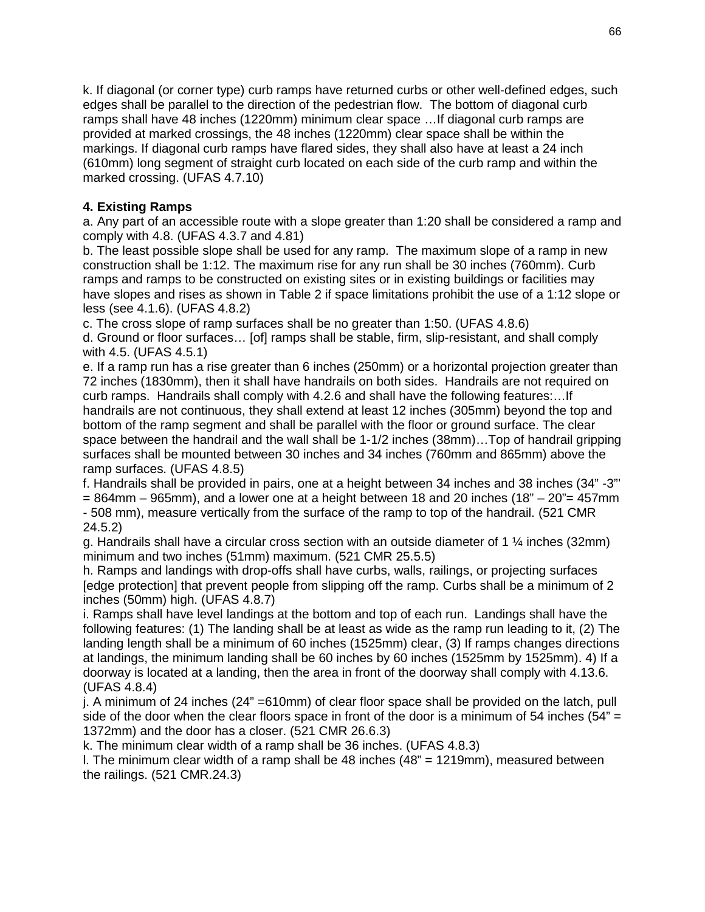k. If diagonal (or corner type) curb ramps have returned curbs or other well-defined edges, such edges shall be parallel to the direction of the pedestrian flow. The bottom of diagonal curb ramps shall have 48 inches (1220mm) minimum clear space …If diagonal curb ramps are provided at marked crossings, the 48 inches (1220mm) clear space shall be within the markings. If diagonal curb ramps have flared sides, they shall also have at least a 24 inch (610mm) long segment of straight curb located on each side of the curb ramp and within the marked crossing. (UFAS 4.7.10)

**4. Existing Ramps**

a. Any part of an accessible route with a slope greater than 1:20 shall be considered a ramp and comply with 4.8. (UFAS 4.3.7 and 4.81)

b. The least possible slope shall be used for any ramp. The maximum slope of a ramp in new construction shall be 1:12. The maximum rise for any run shall be 30 inches (760mm). Curb ramps and ramps to be constructed on existing sites or in existing buildings or facilities may have slopes and rises as shown in Table 2 if space limitations prohibit the use of a 1:12 slope or less (see 4.1.6). (UFAS 4.8.2)

c. The cross slope of ramp surfaces shall be no greater than 1:50. (UFAS 4.8.6)

d. Ground or floor surfaces… [of] ramps shall be stable, firm, slip-resistant, and shall comply with 4.5. (UFAS 4.5.1)

e. If a ramp run has a rise greater than 6 inches (250mm) or a horizontal projection greater than 72 inches (1830mm), then it shall have handrails on both sides. Handrails are not required on curb ramps. Handrails shall comply with 4.2.6 and shall have the following features:…If handrails are not continuous, they shall extend at least 12 inches (305mm) beyond the top and bottom of the ramp segment and shall be parallel with the floor or ground surface. The clear space between the handrail and the wall shall be 1-1/2 inches (38mm)…Top of handrail gripping surfaces shall be mounted between 30 inches and 34 inches (760mm and 865mm) above the ramp surfaces. (UFAS 4.8.5)

f. Handrails shall be provided in pairs, one at a height between 34 inches and 38 inches (34" -3"' = 864mm – 965mm), and a lower one at a height between 18 and 20 inches (18" – 20"= 457mm - 508 mm), measure vertically from the surface of the ramp to top of the handrail. (521 CMR 24.5.2)

g. Handrails shall have a circular cross section with an outside diameter of 1 ¼ inches (32mm) minimum and two inches (51mm) maximum. (521 CMR 25.5.5)

h. Ramps and landings with drop-offs shall have curbs, walls, railings, or projecting surfaces [edge protection] that prevent people from slipping off the ramp. Curbs shall be a minimum of 2 inches (50mm) high. (UFAS 4.8.7)

i. Ramps shall have level landings at the bottom and top of each run. Landings shall have the following features: (1) The landing shall be at least as wide as the ramp run leading to it, (2) The landing length shall be a minimum of 60 inches (1525mm) clear, (3) If ramps changes directions at landings, the minimum landing shall be 60 inches by 60 inches (1525mm by 1525mm). 4) If a doorway is located at a landing, then the area in front of the doorway shall comply with 4.13.6. (UFAS 4.8.4)

j. A minimum of 24 inches (24" =610mm) of clear floor space shall be provided on the latch, pull side of the door when the clear floors space in front of the door is a minimum of 54 inches (54" = 1372mm) and the door has a closer. (521 CMR 26.6.3)

k. The minimum clear width of a ramp shall be 36 inches. (UFAS 4.8.3)

l. The minimum clear width of a ramp shall be 48 inches (48" = 1219mm), measured between the railings. (521 CMR.24.3)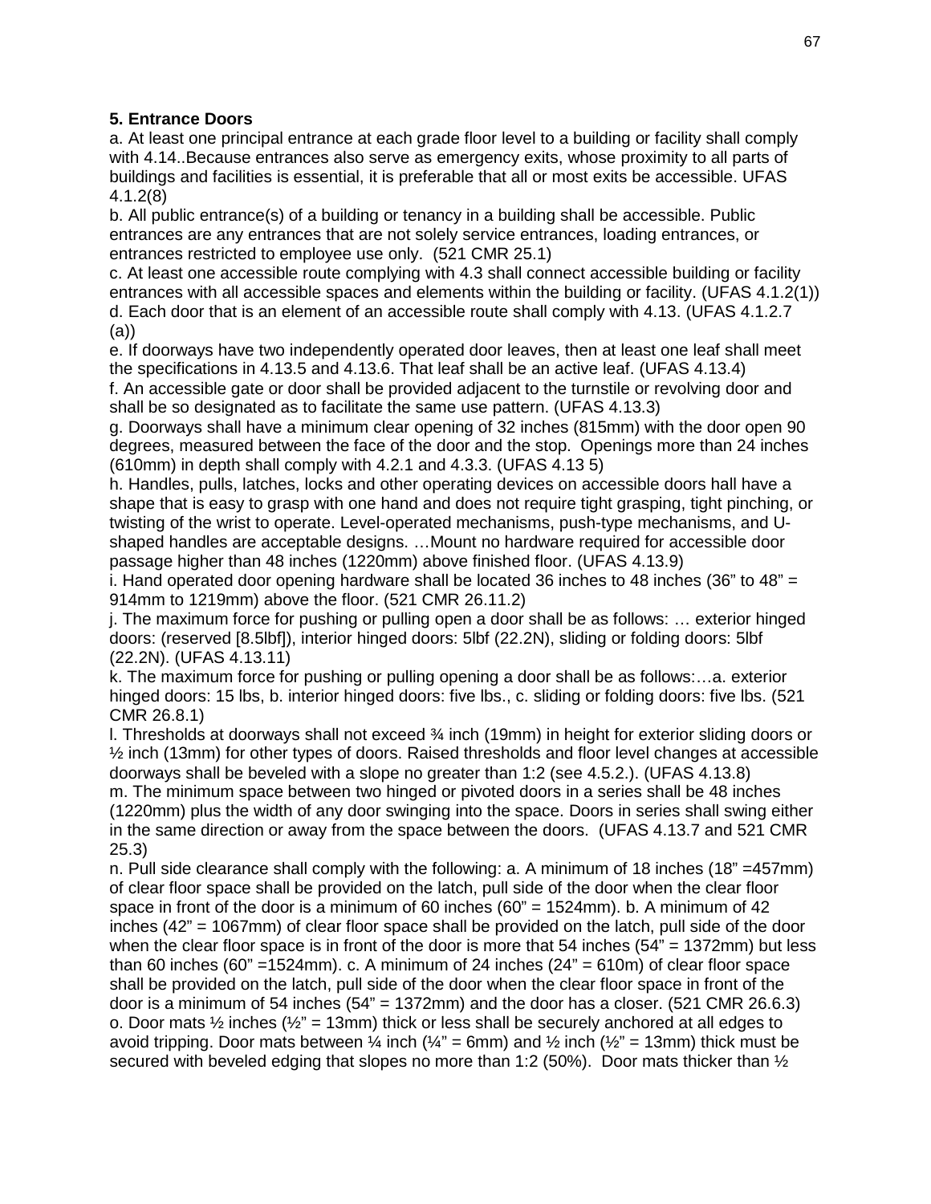**5. Entrance Doors**

a. At least one principal entrance at each grade floor level to a building or facility shall comply with 4.14..Because entrances also serve as emergency exits, whose proximity to all parts of buildings and facilities is essential, it is preferable that all or most exits be accessible. UFAS 4.1.2(8)

b. All public entrance(s) of a building or tenancy in a building shall be accessible. Public entrances are any entrances that are not solely service entrances, loading entrances, or entrances restricted to employee use only. (521 CMR 25.1)

c. At least one accessible route complying with 4.3 shall connect accessible building or facility entrances with all accessible spaces and elements within the building or facility. (UFAS 4.1.2(1))

d. Each door that is an element of an accessible route shall comply with 4.13. (UFAS 4.1.2.7 (a))

e. If doorways have two independently operated door leaves, then at least one leaf shall meet the specifications in 4.13.5 and 4.13.6. That leaf shall be an active leaf. (UFAS 4.13.4)

f. An accessible gate or door shall be provided adjacent to the turnstile or revolving door and shall be so designated as to facilitate the same use pattern. (UFAS 4.13.3)

g. Doorways shall have a minimum clear opening of 32 inches (815mm) with the door open 90 degrees, measured between the face of the door and the stop. Openings more than 24 inches (610mm) in depth shall comply with 4.2.1 and 4.3.3. (UFAS 4.13 5)

h. Handles, pulls, latches, locks and other operating devices on accessible doors hall have a shape that is easy to grasp with one hand and does not require tight grasping, tight pinching, or twisting of the wrist to operate. Level-operated mechanisms, push-type mechanisms, and U-shaped handles are acceptable designs. …Mount no hardware required for accessible door passage higher than 48 inches (1220mm) above finished floor. (UFAS 4.13.9)

i. Hand operated door opening hardware shall be located 36 inches to 48 inches (36" to 48" = 914mm to 1219mm) above the floor. (521 CMR 26.11.2)

j. The maximum force for pushing or pulling open a door shall be as follows: … exterior hinged doors: (reserved [8.5lbf]), interior hinged doors: 5lbf (22.2N), sliding or folding doors: 5lbf (22.2N). (UFAS 4.13.11)

k. The maximum force for pushing or pulling opening a door shall be as follows:…a. exterior hinged doors: 15 lbs, b. interior hinged doors: five lbs., c. sliding or folding doors: five lbs. (521 CMR 26.8.1)

l. Thresholds at doorways shall not exceed ¾ inch (19mm) in height for exterior sliding doors or ½ inch (13mm) for other types of doors. Raised thresholds and floor level changes at accessible doorways shall be beveled with a slope no greater than 1:2 (see 4.5.2.). (UFAS 4.13.8)

m. The minimum space between two hinged or pivoted doors in a series shall be 48 inches (1220mm) plus the width of any door swinging into the space. Doors in series shall swing either in the same direction or away from the space between the doors. (UFAS 4.13.7 and 521 CMR 25.3)

n. Pull side clearance shall comply with the following: a. A minimum of 18 inches (18" =457mm) of clear floor space shall be provided on the latch, pull side of the door when the clear floor space in front of the door is a minimum of 60 inches (60" = 1524mm). b. A minimum of 42 inches (42" = 1067mm) of clear floor space shall be provided on the latch, pull side of the door when the clear floor space is in front of the door is more that 54 inches (54" = 1372mm) but less than 60 inches (60" =1524mm). c. A minimum of 24 inches (24" = 610m) of clear floor space shall be provided on the latch, pull side of the door when the clear floor space in front of the door is a minimum of 54 inches (54" = 1372mm) and the door has a closer. (521 CMR 26.6.3)

o. Door mats ½ inches (½" = 13mm) thick or less shall be securely anchored at all edges to avoid tripping. Door mats between ¼ inch (¼" = 6mm) and ½ inch (½" = 13mm) thick must be secured with beveled edging that slopes no more than 1:2 (50%). Door mats thicker than ½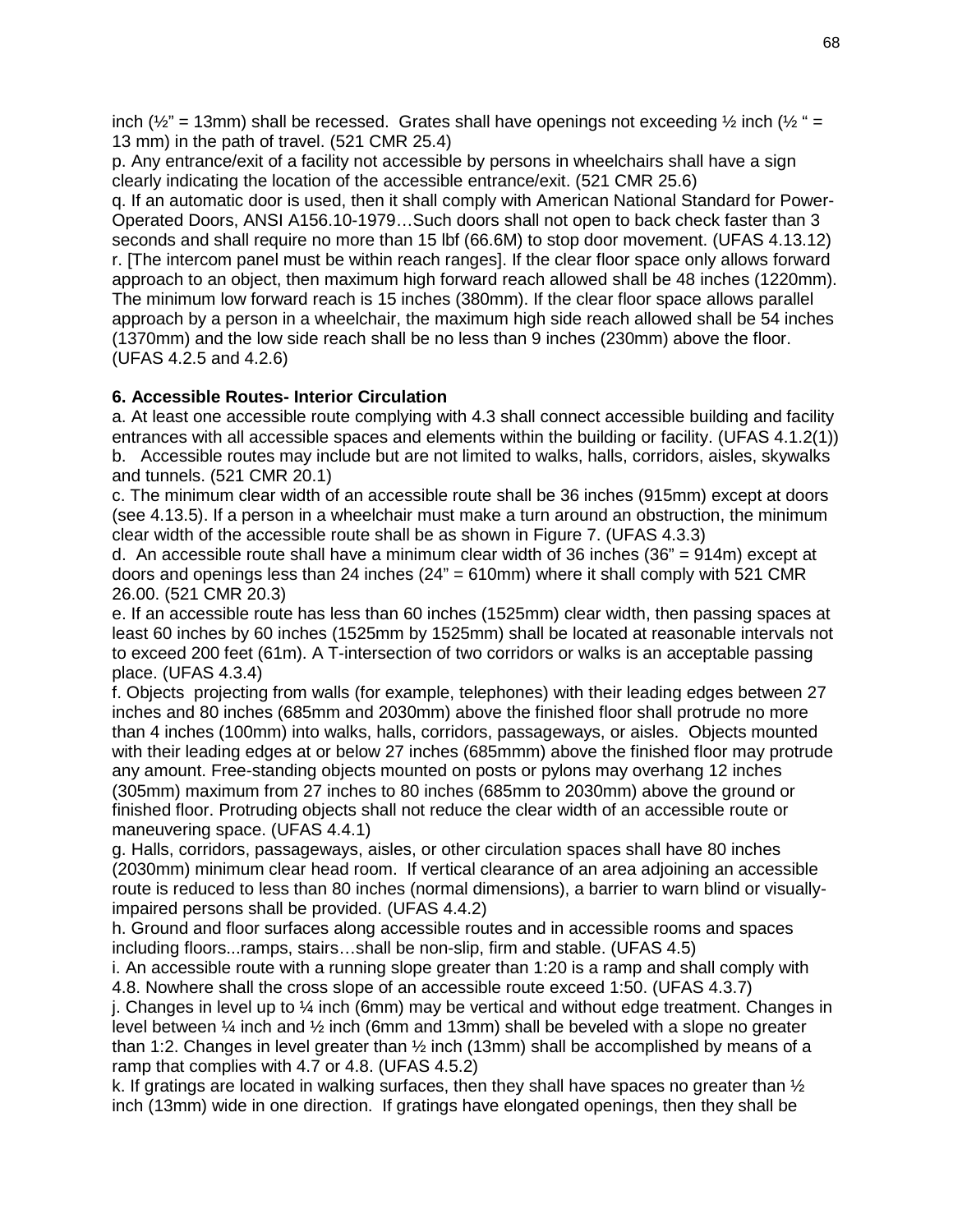inch (½" = 13mm) shall be recessed. Grates shall have openings not exceeding ½ inch (½ " = 13 mm) in the path of travel. (521 CMR 25.4)

p. Any entrance/exit of a facility not accessible by persons in wheelchairs shall have a sign clearly indicating the location of the accessible entrance/exit. (521 CMR 25.6)

q. If an automatic door is used, then it shall comply with American National Standard for Power-Operated Doors, ANSI A156.10-1979…Such doors shall not open to back check faster than 3 seconds and shall require no more than 15 lbf (66.6M) to stop door movement. (UFAS 4.13.12)

r. [The intercom panel must be within reach ranges]. If the clear floor space only allows forward approach to an object, then maximum high forward reach allowed shall be 48 inches (1220mm). The minimum low forward reach is 15 inches (380mm). If the clear floor space allows parallel approach by a person in a wheelchair, the maximum high side reach allowed shall be 54 inches (1370mm) and the low side reach shall be no less than 9 inches (230mm) above the floor. (UFAS 4.2.5 and 4.2.6)

**6. Accessible Routes- Interior Circulation**

a. At least one accessible route complying with 4.3 shall connect accessible building and facility entrances with all accessible spaces and elements within the building or facility. (UFAS 4.1.2(1))

b. Accessible routes may include but are not limited to walks, halls, corridors, aisles, skywalks and tunnels. (521 CMR 20.1)

c. The minimum clear width of an accessible route shall be 36 inches (915mm) except at doors (see 4.13.5). If a person in a wheelchair must make a turn around an obstruction, the minimum clear width of the accessible route shall be as shown in Figure 7. (UFAS 4.3.3)

d. An accessible route shall have a minimum clear width of 36 inches (36" = 914m) except at doors and openings less than 24 inches (24" = 610mm) where it shall comply with 521 CMR 26.00. (521 CMR 20.3)

e. If an accessible route has less than 60 inches (1525mm) clear width, then passing spaces at least 60 inches by 60 inches (1525mm by 1525mm) shall be located at reasonable intervals not to exceed 200 feet (61m). A T-intersection of two corridors or walks is an acceptable passing place. (UFAS 4.3.4)

f. Objects projecting from walls (for example, telephones) with their leading edges between 27 inches and 80 inches (685mm and 2030mm) above the finished floor shall protrude no more than 4 inches (100mm) into walks, halls, corridors, passageways, or aisles. Objects mounted with their leading edges at or below 27 inches (685mmm) above the finished floor may protrude any amount. Free-standing objects mounted on posts or pylons may overhang 12 inches (305mm) maximum from 27 inches to 80 inches (685mm to 2030mm) above the ground or finished floor. Protruding objects shall not reduce the clear width of an accessible route or maneuvering space. (UFAS 4.4.1)

g. Halls, corridors, passageways, aisles, or other circulation spaces shall have 80 inches (2030mm) minimum clear head room. If vertical clearance of an area adjoining an accessible route is reduced to less than 80 inches (normal dimensions), a barrier to warn blind or visually-impaired persons shall be provided. (UFAS 4.4.2)

h. Ground and floor surfaces along accessible routes and in accessible rooms and spaces including floors...ramps, stairs…shall be non-slip, firm and stable. (UFAS 4.5)

i. An accessible route with a running slope greater than 1:20 is a ramp and shall comply with 4.8. Nowhere shall the cross slope of an accessible route exceed 1:50. (UFAS 4.3.7)

j. Changes in level up to ¼ inch (6mm) may be vertical and without edge treatment. Changes in level between ¼ inch and ½ inch (6mm and 13mm) shall be beveled with a slope no greater than 1:2. Changes in level greater than ½ inch (13mm) shall be accomplished by means of a ramp that complies with 4.7 or 4.8. (UFAS 4.5.2)

k. If gratings are located in walking surfaces, then they shall have spaces no greater than ½ inch (13mm) wide in one direction. If gratings have elongated openings, then they shall be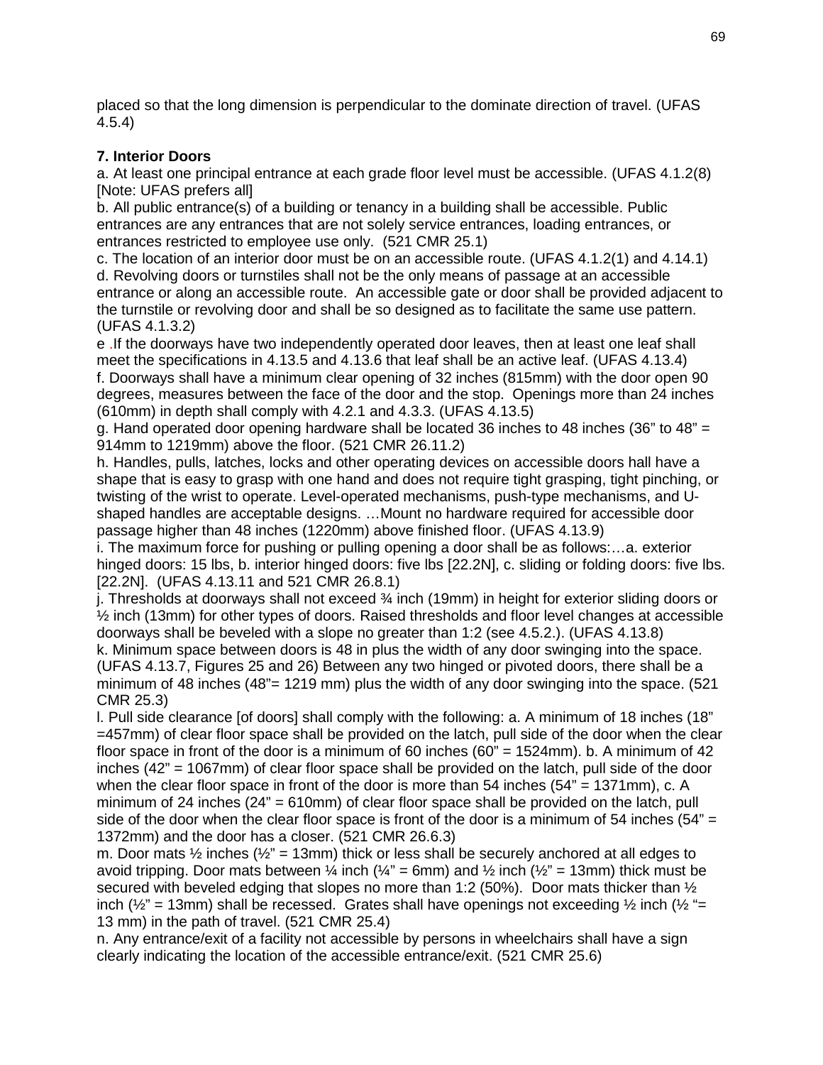placed so that the long dimension is perpendicular to the dominate direction of travel. (UFAS 4.5.4)

**7. Interior Doors**

a. At least one principal entrance at each grade floor level must be accessible. (UFAS 4.1.2(8) [Note: UFAS prefers all]

b. All public entrance(s) of a building or tenancy in a building shall be accessible. Public entrances are any entrances that are not solely service entrances, loading entrances, or entrances restricted to employee use only. (521 CMR 25.1)

c. The location of an interior door must be on an accessible route. (UFAS 4.1.2(1) and 4.14.1)

d. Revolving doors or turnstiles shall not be the only means of passage at an accessible entrance or along an accessible route. An accessible gate or door shall be provided adjacent to the turnstile or revolving door and shall be so designed as to facilitate the same use pattern. (UFAS 4.1.3.2)

e .If the doorways have two independently operated door leaves, then at least one leaf shall meet the specifications in 4.13.5 and 4.13.6 that leaf shall be an active leaf. (UFAS 4.13.4)

f. Doorways shall have a minimum clear opening of 32 inches (815mm) with the door open 90 degrees, measures between the face of the door and the stop. Openings more than 24 inches (610mm) in depth shall comply with 4.2.1 and 4.3.3. (UFAS 4.13.5)

g. Hand operated door opening hardware shall be located 36 inches to 48 inches (36" to 48" = 914mm to 1219mm) above the floor. (521 CMR 26.11.2)

h. Handles, pulls, latches, locks and other operating devices on accessible doors hall have a shape that is easy to grasp with one hand and does not require tight grasping, tight pinching, or twisting of the wrist to operate. Level-operated mechanisms, push-type mechanisms, and U-shaped handles are acceptable designs. …Mount no hardware required for accessible door passage higher than 48 inches (1220mm) above finished floor. (UFAS 4.13.9)

i. The maximum force for pushing or pulling opening a door shall be as follows:…a. exterior hinged doors: 15 lbs, b. interior hinged doors: five lbs [22.2N], c. sliding or folding doors: five lbs. [22.2N]. (UFAS 4.13.11 and 521 CMR 26.8.1)

j. Thresholds at doorways shall not exceed ¾ inch (19mm) in height for exterior sliding doors or ½ inch (13mm) for other types of doors. Raised thresholds and floor level changes at accessible doorways shall be beveled with a slope no greater than 1:2 (see 4.5.2.). (UFAS 4.13.8)

k. Minimum space between doors is 48 in plus the width of any door swinging into the space. (UFAS 4.13.7, Figures 25 and 26) Between any two hinged or pivoted doors, there shall be a minimum of 48 inches (48"= 1219 mm) plus the width of any door swinging into the space. (521 CMR 25.3)

l. Pull side clearance [of doors] shall comply with the following: a. A minimum of 18 inches (18" =457mm) of clear floor space shall be provided on the latch, pull side of the door when the clear floor space in front of the door is a minimum of 60 inches (60" = 1524mm). b. A minimum of 42 inches (42" = 1067mm) of clear floor space shall be provided on the latch, pull side of the door when the clear floor space in front of the door is more than 54 inches (54" = 1371mm), c. A minimum of 24 inches (24" = 610mm) of clear floor space shall be provided on the latch, pull side of the door when the clear floor space is front of the door is a minimum of 54 inches (54" = 1372mm) and the door has a closer. (521 CMR 26.6.3)

m. Door mats ½ inches (½" = 13mm) thick or less shall be securely anchored at all edges to avoid tripping. Door mats between ¼ inch (¼" = 6mm) and ½ inch (½" = 13mm) thick must be secured with beveled edging that slopes no more than 1:2 (50%). Door mats thicker than ½ inch (½" = 13mm) shall be recessed. Grates shall have openings not exceeding ½ inch (½ "= 13 mm) in the path of travel. (521 CMR 25.4)

n. Any entrance/exit of a facility not accessible by persons in wheelchairs shall have a sign clearly indicating the location of the accessible entrance/exit. (521 CMR 25.6)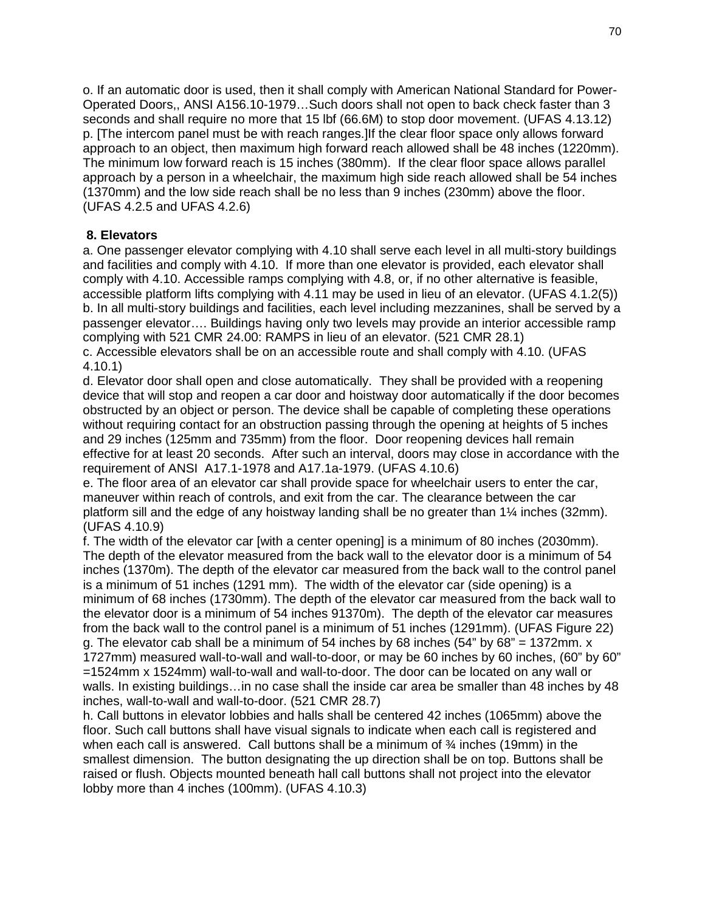o. If an automatic door is used, then it shall comply with American National Standard for Power-Operated Doors,, ANSI A156.10-1979…Such doors shall not open to back check faster than 3 seconds and shall require no more that 15 lbf (66.6M) to stop door movement. (UFAS 4.13.12)
p. [The intercom panel must be with reach ranges.]If the clear floor space only allows forward approach to an object, then maximum high forward reach allowed shall be 48 inches (1220mm). The minimum low forward reach is 15 inches (380mm). If the clear floor space allows parallel approach by a person in a wheelchair, the maximum high side reach allowed shall be 54 inches (1370mm) and the low side reach shall be no less than 9 inches (230mm) above the floor. (UFAS 4.2.5 and UFAS 4.2.6)

**8. Elevators**

a. One passenger elevator complying with 4.10 shall serve each level in all multi-story buildings and facilities and comply with 4.10. If more than one elevator is provided, each elevator shall comply with 4.10. Accessible ramps complying with 4.8, or, if no other alternative is feasible, accessible platform lifts complying with 4.11 may be used in lieu of an elevator. (UFAS 4.1.2(5))
b. In all multi-story buildings and facilities, each level including mezzanines, shall be served by a passenger elevator…. Buildings having only two levels may provide an interior accessible ramp complying with 521 CMR 24.00: RAMPS in lieu of an elevator. (521 CMR 28.1)
c. Accessible elevators shall be on an accessible route and shall comply with 4.10. (UFAS 4.10.1)
d. Elevator door shall open and close automatically. They shall be provided with a reopening device that will stop and reopen a car door and hoistway door automatically if the door becomes obstructed by an object or person. The device shall be capable of completing these operations without requiring contact for an obstruction passing through the opening at heights of 5 inches and 29 inches (125mm and 735mm) from the floor. Door reopening devices hall remain effective for at least 20 seconds. After such an interval, doors may close in accordance with the requirement of ANSI A17.1-1978 and A17.1a-1979. (UFAS 4.10.6)
e. The floor area of an elevator car shall provide space for wheelchair users to enter the car, maneuver within reach of controls, and exit from the car. The clearance between the car platform sill and the edge of any hoistway landing shall be no greater than 1¼ inches (32mm). (UFAS 4.10.9)
f. The width of the elevator car [with a center opening] is a minimum of 80 inches (2030mm). The depth of the elevator measured from the back wall to the elevator door is a minimum of 54 inches (1370m). The depth of the elevator car measured from the back wall to the control panel is a minimum of 51 inches (1291 mm). The width of the elevator car (side opening) is a minimum of 68 inches (1730mm). The depth of the elevator car measured from the back wall to the elevator door is a minimum of 54 inches 91370m). The depth of the elevator car measures from the back wall to the control panel is a minimum of 51 inches (1291mm). (UFAS Figure 22)
g. The elevator cab shall be a minimum of 54 inches by 68 inches (54" by 68" = 1372mm. x 1727mm) measured wall-to-wall and wall-to-door, or may be 60 inches by 60 inches, (60" by 60" =1524mm x 1524mm) wall-to-wall and wall-to-door. The door can be located on any wall or walls. In existing buildings…in no case shall the inside car area be smaller than 48 inches by 48 inches, wall-to-wall and wall-to-door. (521 CMR 28.7)
h. Call buttons in elevator lobbies and halls shall be centered 42 inches (1065mm) above the floor. Such call buttons shall have visual signals to indicate when each call is registered and when each call is answered. Call buttons shall be a minimum of ¾ inches (19mm) in the smallest dimension. The button designating the up direction shall be on top. Buttons shall be raised or flush. Objects mounted beneath hall call buttons shall not project into the elevator lobby more than 4 inches (100mm). (UFAS 4.10.3)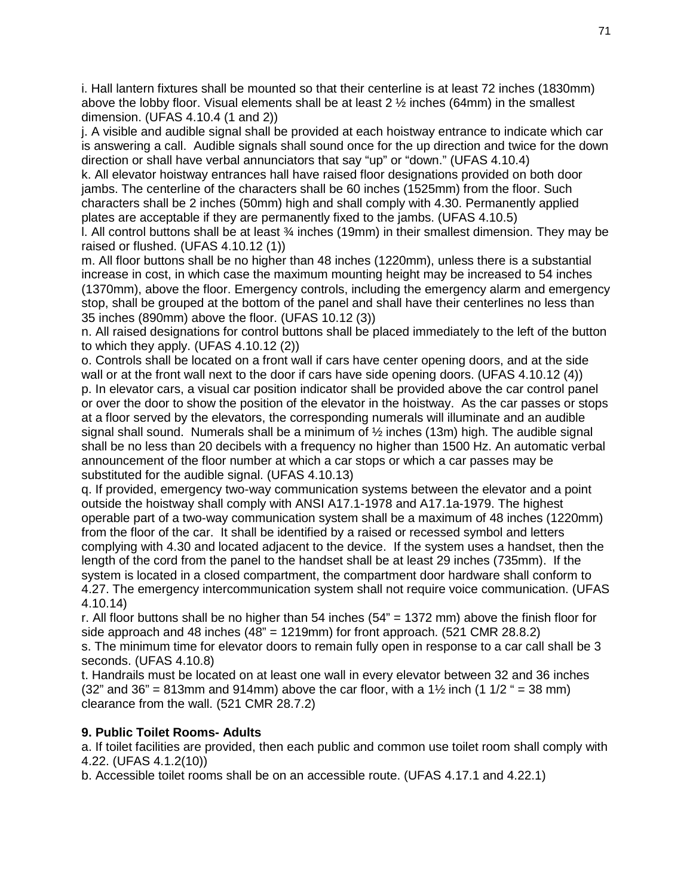i. Hall lantern fixtures shall be mounted so that their centerline is at least 72 inches (1830mm) above the lobby floor. Visual elements shall be at least 2 ½ inches (64mm) in the smallest dimension. (UFAS 4.10.4 (1 and 2))

j. A visible and audible signal shall be provided at each hoistway entrance to indicate which car is answering a call. Audible signals shall sound once for the up direction and twice for the down direction or shall have verbal annunciators that say "up" or "down." (UFAS 4.10.4)

k. All elevator hoistway entrances hall have raised floor designations provided on both door jambs. The centerline of the characters shall be 60 inches (1525mm) from the floor. Such characters shall be 2 inches (50mm) high and shall comply with 4.30. Permanently applied plates are acceptable if they are permanently fixed to the jambs. (UFAS 4.10.5)

l. All control buttons shall be at least ¾ inches (19mm) in their smallest dimension. They may be raised or flushed. (UFAS 4.10.12 (1))

m. All floor buttons shall be no higher than 48 inches (1220mm), unless there is a substantial increase in cost, in which case the maximum mounting height may be increased to 54 inches (1370mm), above the floor. Emergency controls, including the emergency alarm and emergency stop, shall be grouped at the bottom of the panel and shall have their centerlines no less than 35 inches (890mm) above the floor. (UFAS 10.12 (3))

n. All raised designations for control buttons shall be placed immediately to the left of the button to which they apply. (UFAS 4.10.12 (2))

o. Controls shall be located on a front wall if cars have center opening doors, and at the side wall or at the front wall next to the door if cars have side opening doors. (UFAS 4.10.12 (4))

p. In elevator cars, a visual car position indicator shall be provided above the car control panel or over the door to show the position of the elevator in the hoistway. As the car passes or stops at a floor served by the elevators, the corresponding numerals will illuminate and an audible signal shall sound. Numerals shall be a minimum of ½ inches (13m) high. The audible signal shall be no less than 20 decibels with a frequency no higher than 1500 Hz. An automatic verbal announcement of the floor number at which a car stops or which a car passes may be substituted for the audible signal. (UFAS 4.10.13)

q. If provided, emergency two-way communication systems between the elevator and a point outside the hoistway shall comply with ANSI A17.1-1978 and A17.1a-1979. The highest operable part of a two-way communication system shall be a maximum of 48 inches (1220mm) from the floor of the car. It shall be identified by a raised or recessed symbol and letters complying with 4.30 and located adjacent to the device. If the system uses a handset, then the length of the cord from the panel to the handset shall be at least 29 inches (735mm). If the system is located in a closed compartment, the compartment door hardware shall conform to 4.27. The emergency intercommunication system shall not require voice communication. (UFAS 4.10.14)

r. All floor buttons shall be no higher than 54 inches (54" = 1372 mm) above the finish floor for side approach and 48 inches (48" = 1219mm) for front approach. (521 CMR 28.8.2)

s. The minimum time for elevator doors to remain fully open in response to a car call shall be 3 seconds. (UFAS 4.10.8)

t. Handrails must be located on at least one wall in every elevator between 32 and 36 inches (32" and 36" = 813mm and 914mm) above the car floor, with a 1½ inch (1 1/2 " = 38 mm) clearance from the wall. (521 CMR 28.7.2)

**9. Public Toilet Rooms- Adults**

a. If toilet facilities are provided, then each public and common use toilet room shall comply with 4.22. (UFAS 4.1.2(10))

b. Accessible toilet rooms shall be on an accessible route. (UFAS 4.17.1 and 4.22.1)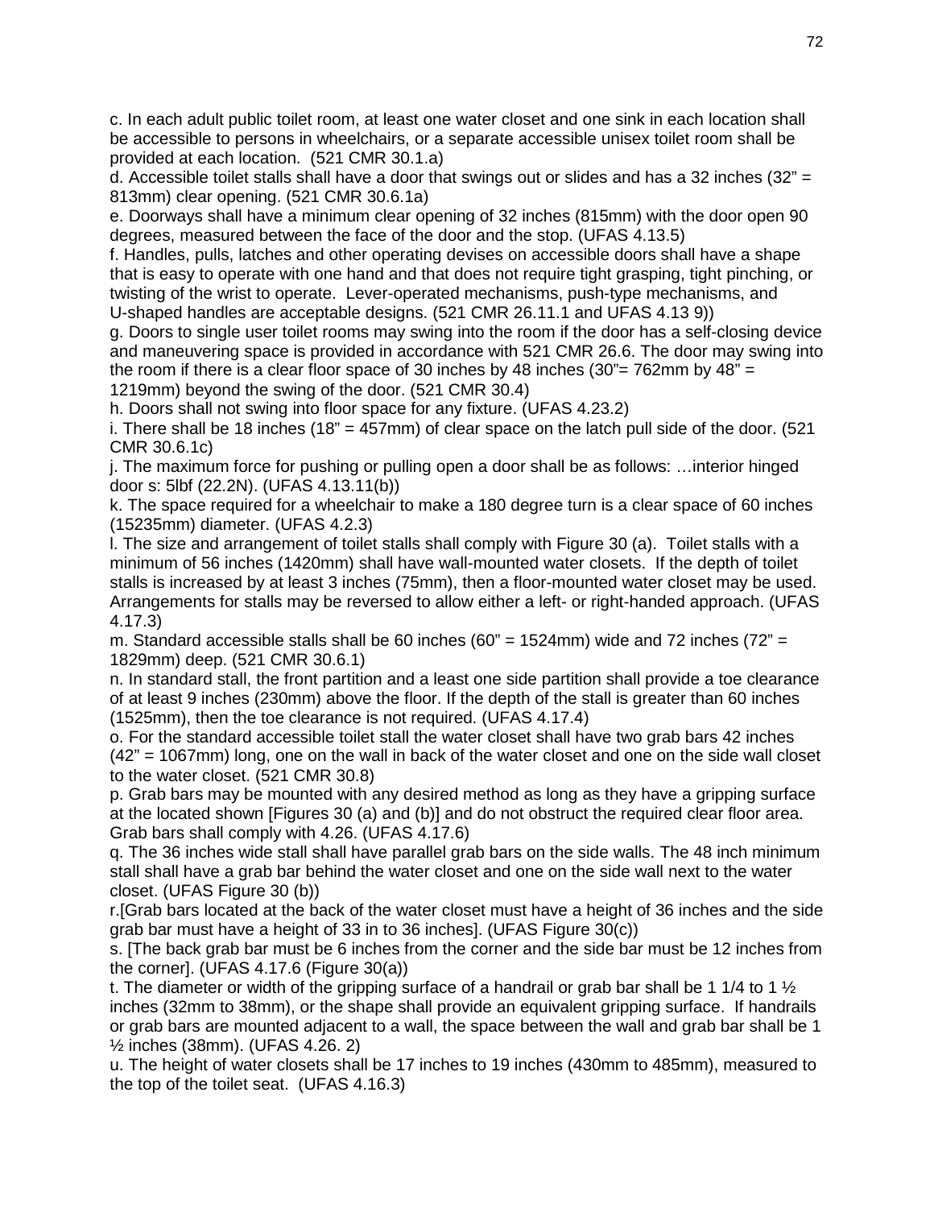c. In each adult public toilet room, at least one water closet and one sink in each location shall be accessible to persons in wheelchairs, or a separate accessible unisex toilet room shall be provided at each location. (521 CMR 30.1.a)

d. Accessible toilet stalls shall have a door that swings out or slides and has a 32 inches (32" = 813mm) clear opening. (521 CMR 30.6.1a)

e. Doorways shall have a minimum clear opening of 32 inches (815mm) with the door open 90 degrees, measured between the face of the door and the stop. (UFAS 4.13.5)

f. Handles, pulls, latches and other operating devises on accessible doors shall have a shape that is easy to operate with one hand and that does not require tight grasping, tight pinching, or twisting of the wrist to operate. Lever-operated mechanisms, push-type mechanisms, and U-shaped handles are acceptable designs. (521 CMR 26.11.1 and UFAS 4.13 9))

g. Doors to single user toilet rooms may swing into the room if the door has a self-closing device and maneuvering space is provided in accordance with 521 CMR 26.6. The door may swing into the room if there is a clear floor space of 30 inches by 48 inches (30"= 762mm by 48" = 1219mm) beyond the swing of the door. (521 CMR 30.4)

h. Doors shall not swing into floor space for any fixture. (UFAS 4.23.2)

i. There shall be 18 inches (18" = 457mm) of clear space on the latch pull side of the door. (521 CMR 30.6.1c)

j. The maximum force for pushing or pulling open a door shall be as follows: …interior hinged door s: 5lbf (22.2N). (UFAS 4.13.11(b))

k. The space required for a wheelchair to make a 180 degree turn is a clear space of 60 inches (15235mm) diameter. (UFAS 4.2.3)

l. The size and arrangement of toilet stalls shall comply with Figure 30 (a). Toilet stalls with a minimum of 56 inches (1420mm) shall have wall-mounted water closets. If the depth of toilet stalls is increased by at least 3 inches (75mm), then a floor-mounted water closet may be used. Arrangements for stalls may be reversed to allow either a left- or right-handed approach. (UFAS 4.17.3)

m. Standard accessible stalls shall be 60 inches (60" = 1524mm) wide and 72 inches (72" = 1829mm) deep. (521 CMR 30.6.1)

n. In standard stall, the front partition and a least one side partition shall provide a toe clearance of at least 9 inches (230mm) above the floor. If the depth of the stall is greater than 60 inches (1525mm), then the toe clearance is not required. (UFAS 4.17.4)

o. For the standard accessible toilet stall the water closet shall have two grab bars 42 inches (42" = 1067mm) long, one on the wall in back of the water closet and one on the side wall closet to the water closet. (521 CMR 30.8)

p. Grab bars may be mounted with any desired method as long as they have a gripping surface at the located shown [Figures 30 (a) and (b)] and do not obstruct the required clear floor area. Grab bars shall comply with 4.26. (UFAS 4.17.6)

q. The 36 inches wide stall shall have parallel grab bars on the side walls. The 48 inch minimum stall shall have a grab bar behind the water closet and one on the side wall next to the water closet. (UFAS Figure 30 (b))

r.[Grab bars located at the back of the water closet must have a height of 36 inches and the side grab bar must have a height of 33 in to 36 inches]. (UFAS Figure 30(c))

s. [The back grab bar must be 6 inches from the corner and the side bar must be 12 inches from the corner]. (UFAS 4.17.6 (Figure 30(a))

t. The diameter or width of the gripping surface of a handrail or grab bar shall be 1 1/4 to 1 ½ inches (32mm to 38mm), or the shape shall provide an equivalent gripping surface. If handrails or grab bars are mounted adjacent to a wall, the space between the wall and grab bar shall be 1 ½ inches (38mm). (UFAS 4.26. 2)

u. The height of water closets shall be 17 inches to 19 inches (430mm to 485mm), measured to the top of the toilet seat. (UFAS 4.16.3)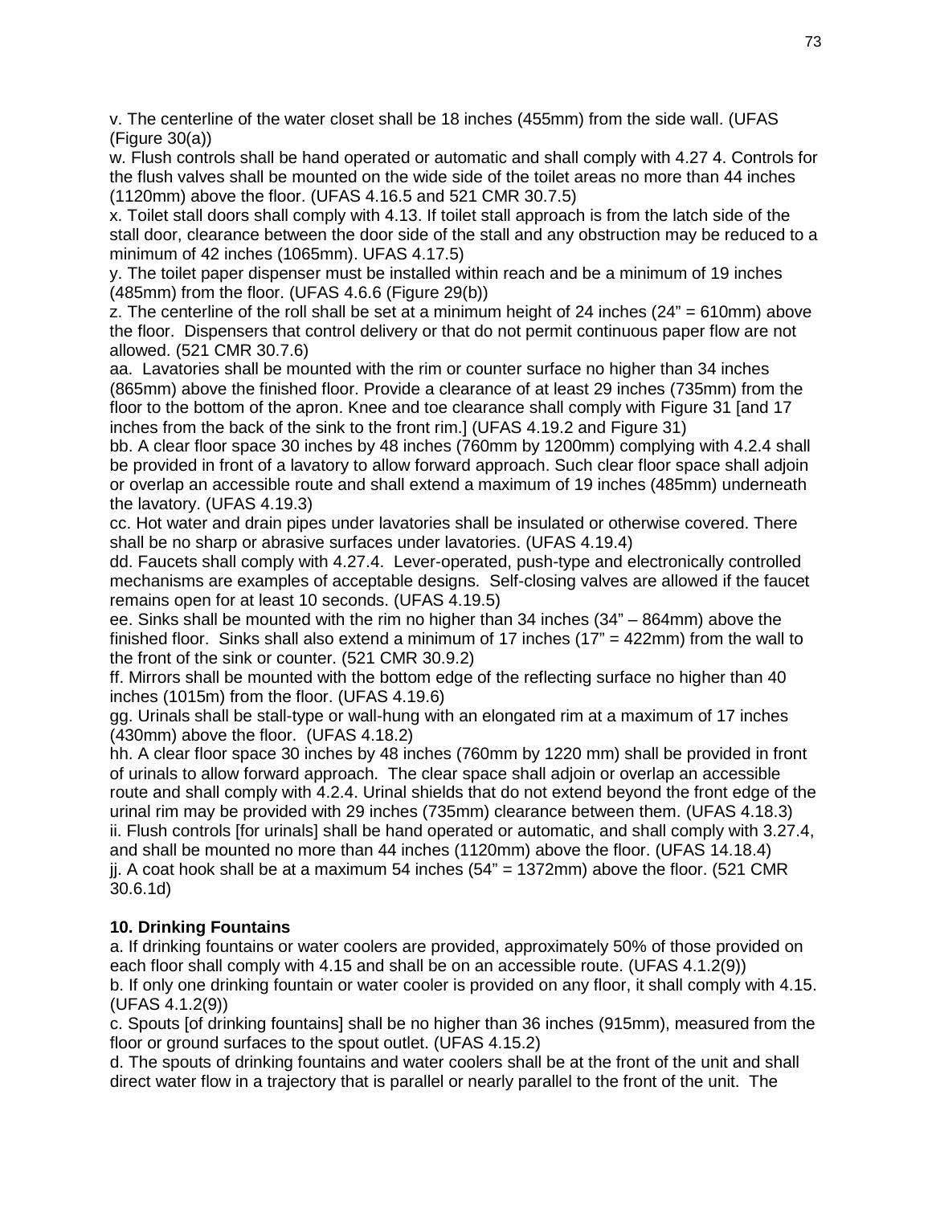v. The centerline of the water closet shall be 18 inches (455mm) from the side wall. (UFAS (Figure 30(a))

w. Flush controls shall be hand operated or automatic and shall comply with 4.27 4. Controls for the flush valves shall be mounted on the wide side of the toilet areas no more than 44 inches (1120mm) above the floor. (UFAS 4.16.5 and 521 CMR 30.7.5)

x. Toilet stall doors shall comply with 4.13. If toilet stall approach is from the latch side of the stall door, clearance between the door side of the stall and any obstruction may be reduced to a minimum of 42 inches (1065mm). UFAS 4.17.5)

y. The toilet paper dispenser must be installed within reach and be a minimum of 19 inches (485mm) from the floor. (UFAS 4.6.6 (Figure 29(b))

z. The centerline of the roll shall be set at a minimum height of 24 inches (24" = 610mm) above the floor. Dispensers that control delivery or that do not permit continuous paper flow are not allowed. (521 CMR 30.7.6)

aa. Lavatories shall be mounted with the rim or counter surface no higher than 34 inches (865mm) above the finished floor. Provide a clearance of at least 29 inches (735mm) from the floor to the bottom of the apron. Knee and toe clearance shall comply with Figure 31 [and 17 inches from the back of the sink to the front rim.] (UFAS 4.19.2 and Figure 31)

bb. A clear floor space 30 inches by 48 inches (760mm by 1200mm) complying with 4.2.4 shall be provided in front of a lavatory to allow forward approach. Such clear floor space shall adjoin or overlap an accessible route and shall extend a maximum of 19 inches (485mm) underneath the lavatory. (UFAS 4.19.3)

cc. Hot water and drain pipes under lavatories shall be insulated or otherwise covered. There shall be no sharp or abrasive surfaces under lavatories. (UFAS 4.19.4)

dd. Faucets shall comply with 4.27.4. Lever-operated, push-type and electronically controlled mechanisms are examples of acceptable designs. Self-closing valves are allowed if the faucet remains open for at least 10 seconds. (UFAS 4.19.5)

ee. Sinks shall be mounted with the rim no higher than 34 inches (34" – 864mm) above the finished floor. Sinks shall also extend a minimum of 17 inches (17" = 422mm) from the wall to the front of the sink or counter. (521 CMR 30.9.2)

ff. Mirrors shall be mounted with the bottom edge of the reflecting surface no higher than 40 inches (1015m) from the floor. (UFAS 4.19.6)

gg. Urinals shall be stall-type or wall-hung with an elongated rim at a maximum of 17 inches (430mm) above the floor. (UFAS 4.18.2)

hh. A clear floor space 30 inches by 48 inches (760mm by 1220 mm) shall be provided in front of urinals to allow forward approach. The clear space shall adjoin or overlap an accessible route and shall comply with 4.2.4. Urinal shields that do not extend beyond the front edge of the urinal rim may be provided with 29 inches (735mm) clearance between them. (UFAS 4.18.3)

ii. Flush controls [for urinals] shall be hand operated or automatic, and shall comply with 3.27.4, and shall be mounted no more than 44 inches (1120mm) above the floor. (UFAS 14.18.4)

jj. A coat hook shall be at a maximum 54 inches (54" = 1372mm) above the floor. (521 CMR 30.6.1d)

**10. Drinking Fountains**

a. If drinking fountains or water coolers are provided, approximately 50% of those provided on each floor shall comply with 4.15 and shall be on an accessible route. (UFAS 4.1.2(9))

b. If only one drinking fountain or water cooler is provided on any floor, it shall comply with 4.15. (UFAS 4.1.2(9))

c. Spouts [of drinking fountains] shall be no higher than 36 inches (915mm), measured from the floor or ground surfaces to the spout outlet. (UFAS 4.15.2)

d. The spouts of drinking fountains and water coolers shall be at the front of the unit and shall direct water flow in a trajectory that is parallel or nearly parallel to the front of the unit. The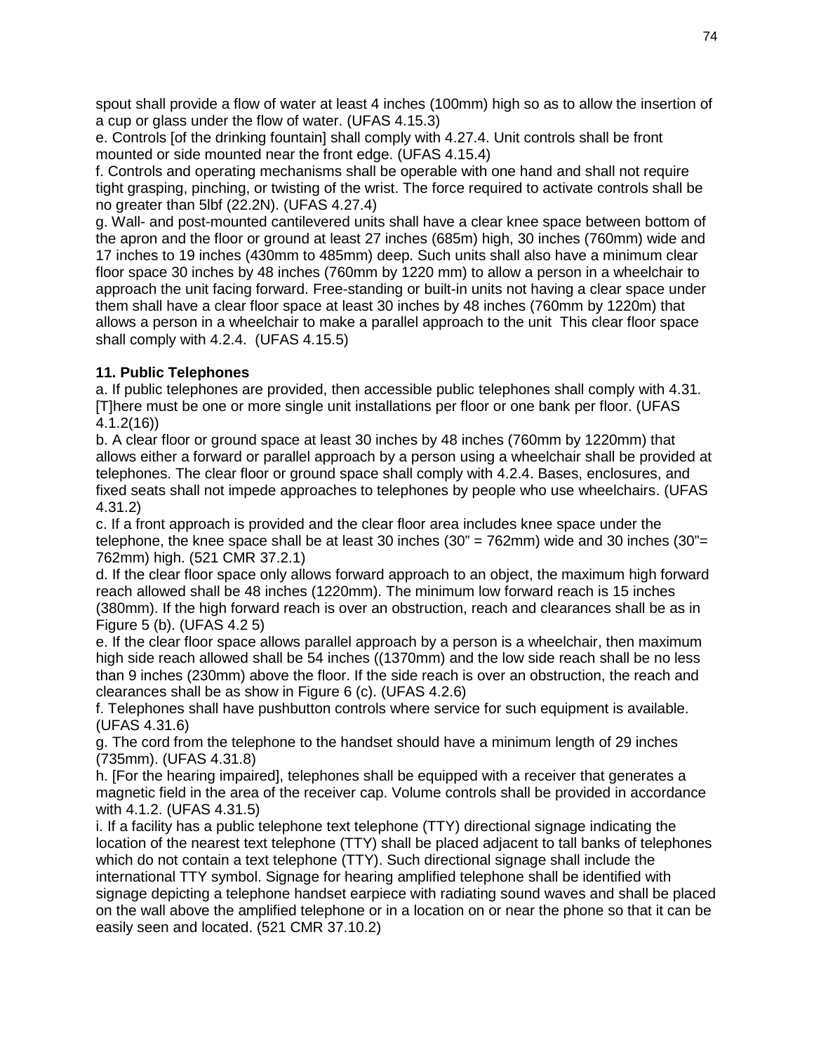spout shall provide a flow of water at least 4 inches (100mm) high so as to allow the insertion of a cup or glass under the flow of water. (UFAS 4.15.3)

e. Controls [of the drinking fountain] shall comply with 4.27.4. Unit controls shall be front mounted or side mounted near the front edge. (UFAS 4.15.4)

f. Controls and operating mechanisms shall be operable with one hand and shall not require tight grasping, pinching, or twisting of the wrist. The force required to activate controls shall be no greater than 5lbf (22.2N). (UFAS 4.27.4)

g. Wall- and post-mounted cantilevered units shall have a clear knee space between bottom of the apron and the floor or ground at least 27 inches (685m) high, 30 inches (760mm) wide and 17 inches to 19 inches (430mm to 485mm) deep. Such units shall also have a minimum clear floor space 30 inches by 48 inches (760mm by 1220 mm) to allow a person in a wheelchair to approach the unit facing forward. Free-standing or built-in units not having a clear space under them shall have a clear floor space at least 30 inches by 48 inches (760mm by 1220m) that allows a person in a wheelchair to make a parallel approach to the unit This clear floor space shall comply with 4.2.4. (UFAS 4.15.5)

**11. Public Telephones**

a. If public telephones are provided, then accessible public telephones shall comply with 4.31. [T]here must be one or more single unit installations per floor or one bank per floor. (UFAS 4.1.2(16))

b. A clear floor or ground space at least 30 inches by 48 inches (760mm by 1220mm) that allows either a forward or parallel approach by a person using a wheelchair shall be provided at telephones. The clear floor or ground space shall comply with 4.2.4. Bases, enclosures, and fixed seats shall not impede approaches to telephones by people who use wheelchairs. (UFAS 4.31.2)

c. If a front approach is provided and the clear floor area includes knee space under the telephone, the knee space shall be at least 30 inches (30" = 762mm) wide and 30 inches (30"= 762mm) high. (521 CMR 37.2.1)

d. If the clear floor space only allows forward approach to an object, the maximum high forward reach allowed shall be 48 inches (1220mm). The minimum low forward reach is 15 inches (380mm). If the high forward reach is over an obstruction, reach and clearances shall be as in Figure 5 (b). (UFAS 4.2 5)

e. If the clear floor space allows parallel approach by a person is a wheelchair, then maximum high side reach allowed shall be 54 inches ((1370mm) and the low side reach shall be no less than 9 inches (230mm) above the floor. If the side reach is over an obstruction, the reach and clearances shall be as show in Figure 6 (c). (UFAS 4.2.6)

f. Telephones shall have pushbutton controls where service for such equipment is available. (UFAS 4.31.6)

g. The cord from the telephone to the handset should have a minimum length of 29 inches (735mm). (UFAS 4.31.8)

h. [For the hearing impaired], telephones shall be equipped with a receiver that generates a magnetic field in the area of the receiver cap. Volume controls shall be provided in accordance with 4.1.2. (UFAS 4.31.5)

i. If a facility has a public telephone text telephone (TTY) directional signage indicating the location of the nearest text telephone (TTY) shall be placed adjacent to tall banks of telephones which do not contain a text telephone (TTY). Such directional signage shall include the international TTY symbol. Signage for hearing amplified telephone shall be identified with signage depicting a telephone handset earpiece with radiating sound waves and shall be placed on the wall above the amplified telephone or in a location on or near the phone so that it can be easily seen and located. (521 CMR 37.10.2)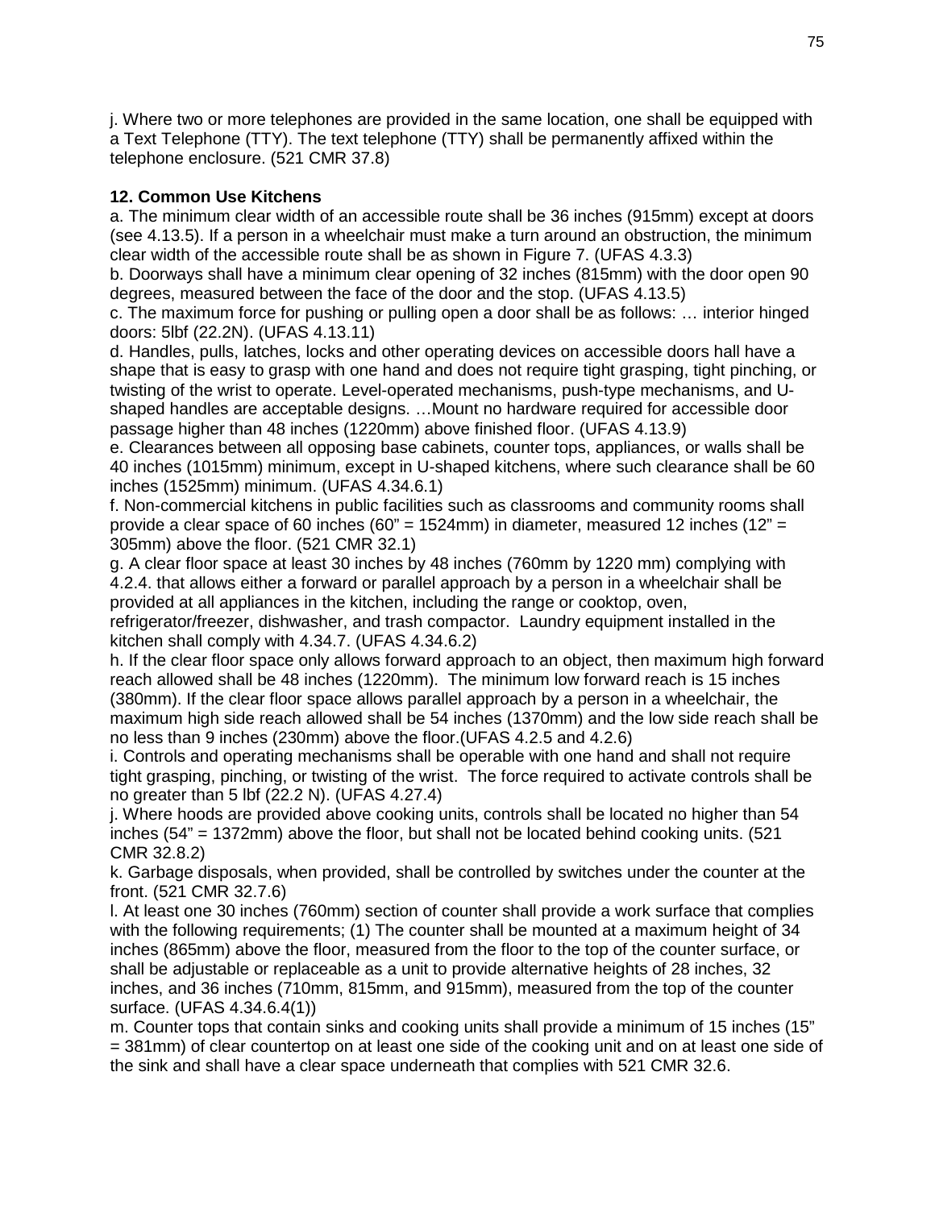j. Where two or more telephones are provided in the same location, one shall be equipped with a Text Telephone (TTY). The text telephone (TTY) shall be permanently affixed within the telephone enclosure. (521 CMR 37.8)

**12. Common Use Kitchens**

a. The minimum clear width of an accessible route shall be 36 inches (915mm) except at doors (see 4.13.5). If a person in a wheelchair must make a turn around an obstruction, the minimum clear width of the accessible route shall be as shown in Figure 7. (UFAS 4.3.3)

b. Doorways shall have a minimum clear opening of 32 inches (815mm) with the door open 90 degrees, measured between the face of the door and the stop. (UFAS 4.13.5)

c. The maximum force for pushing or pulling open a door shall be as follows: … interior hinged doors: 5lbf (22.2N). (UFAS 4.13.11)

d. Handles, pulls, latches, locks and other operating devices on accessible doors hall have a shape that is easy to grasp with one hand and does not require tight grasping, tight pinching, or twisting of the wrist to operate. Level-operated mechanisms, push-type mechanisms, and U-shaped handles are acceptable designs. …Mount no hardware required for accessible door passage higher than 48 inches (1220mm) above finished floor. (UFAS 4.13.9)

e. Clearances between all opposing base cabinets, counter tops, appliances, or walls shall be 40 inches (1015mm) minimum, except in U-shaped kitchens, where such clearance shall be 60 inches (1525mm) minimum. (UFAS 4.34.6.1)

f. Non-commercial kitchens in public facilities such as classrooms and community rooms shall provide a clear space of 60 inches (60" = 1524mm) in diameter, measured 12 inches (12" = 305mm) above the floor. (521 CMR 32.1)

g. A clear floor space at least 30 inches by 48 inches (760mm by 1220 mm) complying with 4.2.4. that allows either a forward or parallel approach by a person in a wheelchair shall be provided at all appliances in the kitchen, including the range or cooktop, oven, refrigerator/freezer, dishwasher, and trash compactor. Laundry equipment installed in the kitchen shall comply with 4.34.7. (UFAS 4.34.6.2)

h. If the clear floor space only allows forward approach to an object, then maximum high forward reach allowed shall be 48 inches (1220mm). The minimum low forward reach is 15 inches (380mm). If the clear floor space allows parallel approach by a person in a wheelchair, the maximum high side reach allowed shall be 54 inches (1370mm) and the low side reach shall be no less than 9 inches (230mm) above the floor.(UFAS 4.2.5 and 4.2.6)

i. Controls and operating mechanisms shall be operable with one hand and shall not require tight grasping, pinching, or twisting of the wrist. The force required to activate controls shall be no greater than 5 lbf (22.2 N). (UFAS 4.27.4)

j. Where hoods are provided above cooking units, controls shall be located no higher than 54 inches (54" = 1372mm) above the floor, but shall not be located behind cooking units. (521 CMR 32.8.2)

k. Garbage disposals, when provided, shall be controlled by switches under the counter at the front. (521 CMR 32.7.6)

l. At least one 30 inches (760mm) section of counter shall provide a work surface that complies with the following requirements; (1) The counter shall be mounted at a maximum height of 34 inches (865mm) above the floor, measured from the floor to the top of the counter surface, or shall be adjustable or replaceable as a unit to provide alternative heights of 28 inches, 32 inches, and 36 inches (710mm, 815mm, and 915mm), measured from the top of the counter surface. (UFAS 4.34.6.4(1))

m. Counter tops that contain sinks and cooking units shall provide a minimum of 15 inches (15" = 381mm) of clear countertop on at least one side of the cooking unit and on at least one side of the sink and shall have a clear space underneath that complies with 521 CMR 32.6.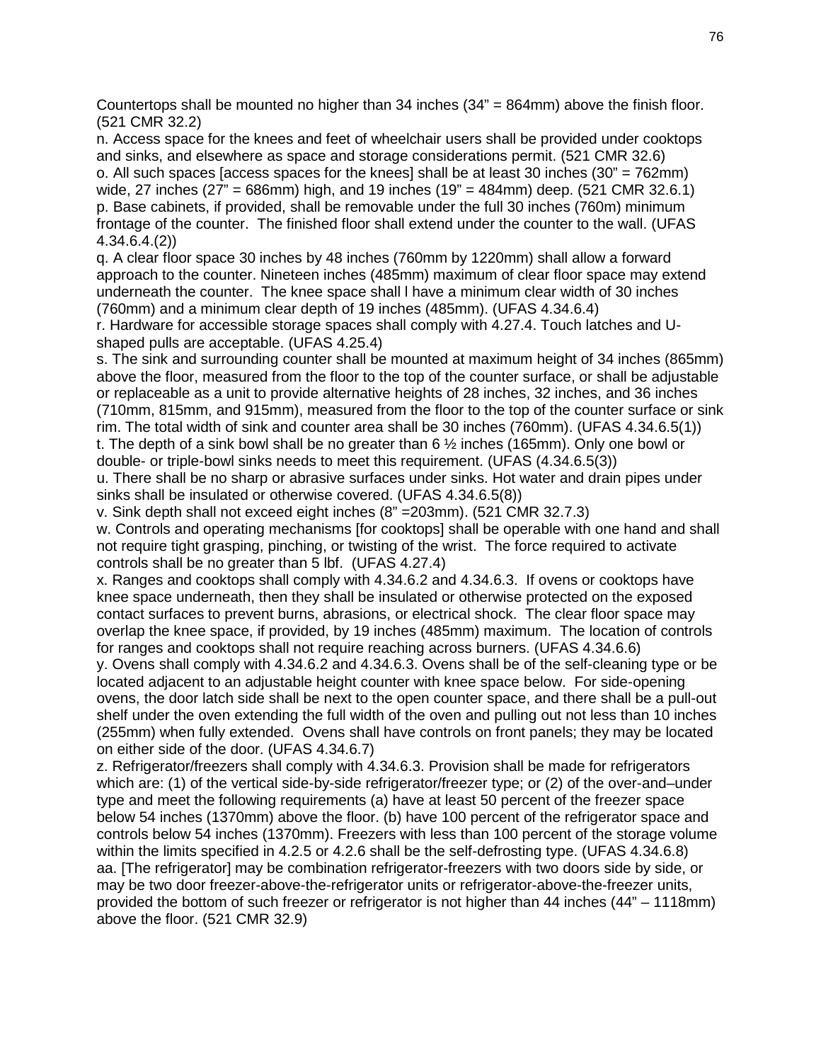Countertops shall be mounted no higher than 34 inches (34" = 864mm) above the finish floor. (521 CMR 32.2)

n. Access space for the knees and feet of wheelchair users shall be provided under cooktops and sinks, and elsewhere as space and storage considerations permit. (521 CMR 32.6)

o. All such spaces [access spaces for the knees] shall be at least 30 inches (30" = 762mm) wide, 27 inches (27" = 686mm) high, and 19 inches (19" = 484mm) deep. (521 CMR 32.6.1)

p. Base cabinets, if provided, shall be removable under the full 30 inches (760m) minimum frontage of the counter. The finished floor shall extend under the counter to the wall. (UFAS 4.34.6.4.(2))

q. A clear floor space 30 inches by 48 inches (760mm by 1220mm) shall allow a forward approach to the counter. Nineteen inches (485mm) maximum of clear floor space may extend underneath the counter. The knee space shall l have a minimum clear width of 30 inches (760mm) and a minimum clear depth of 19 inches (485mm). (UFAS 4.34.6.4)

r. Hardware for accessible storage spaces shall comply with 4.27.4. Touch latches and U-shaped pulls are acceptable. (UFAS 4.25.4)

s. The sink and surrounding counter shall be mounted at maximum height of 34 inches (865mm) above the floor, measured from the floor to the top of the counter surface, or shall be adjustable or replaceable as a unit to provide alternative heights of 28 inches, 32 inches, and 36 inches (710mm, 815mm, and 915mm), measured from the floor to the top of the counter surface or sink rim. The total width of sink and counter area shall be 30 inches (760mm). (UFAS 4.34.6.5(1))

t. The depth of a sink bowl shall be no greater than 6 ½ inches (165mm). Only one bowl or double- or triple-bowl sinks needs to meet this requirement. (UFAS (4.34.6.5(3))

u. There shall be no sharp or abrasive surfaces under sinks. Hot water and drain pipes under sinks shall be insulated or otherwise covered. (UFAS 4.34.6.5(8))

v. Sink depth shall not exceed eight inches (8" =203mm). (521 CMR 32.7.3)

w. Controls and operating mechanisms [for cooktops] shall be operable with one hand and shall not require tight grasping, pinching, or twisting of the wrist. The force required to activate controls shall be no greater than 5 lbf. (UFAS 4.27.4)

x. Ranges and cooktops shall comply with 4.34.6.2 and 4.34.6.3. If ovens or cooktops have knee space underneath, then they shall be insulated or otherwise protected on the exposed contact surfaces to prevent burns, abrasions, or electrical shock. The clear floor space may overlap the knee space, if provided, by 19 inches (485mm) maximum. The location of controls for ranges and cooktops shall not require reaching across burners. (UFAS 4.34.6.6)

y. Ovens shall comply with 4.34.6.2 and 4.34.6.3. Ovens shall be of the self-cleaning type or be located adjacent to an adjustable height counter with knee space below. For side-opening ovens, the door latch side shall be next to the open counter space, and there shall be a pull-out shelf under the oven extending the full width of the oven and pulling out not less than 10 inches (255mm) when fully extended. Ovens shall have controls on front panels; they may be located on either side of the door. (UFAS 4.34.6.7)

z. Refrigerator/freezers shall comply with 4.34.6.3. Provision shall be made for refrigerators which are: (1) of the vertical side-by-side refrigerator/freezer type; or (2) of the over-and–under type and meet the following requirements (a) have at least 50 percent of the freezer space below 54 inches (1370mm) above the floor. (b) have 100 percent of the refrigerator space and controls below 54 inches (1370mm). Freezers with less than 100 percent of the storage volume within the limits specified in 4.2.5 or 4.2.6 shall be the self-defrosting type. (UFAS 4.34.6.8)

aa. [The refrigerator] may be combination refrigerator-freezers with two doors side by side, or may be two door freezer-above-the-refrigerator units or refrigerator-above-the-freezer units, provided the bottom of such freezer or refrigerator is not higher than 44 inches (44" – 1118mm) above the floor. (521 CMR 32.9)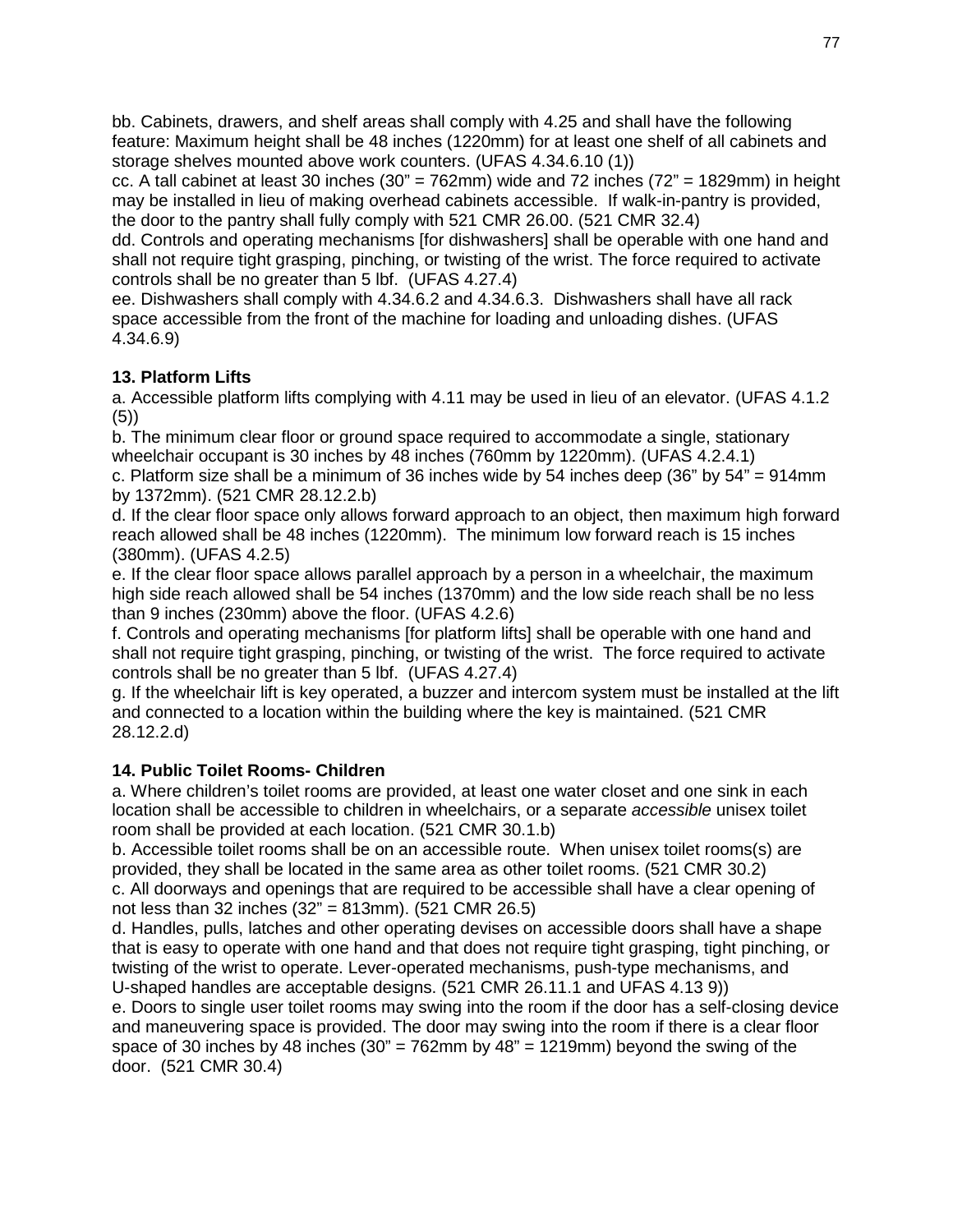bb. Cabinets, drawers, and shelf areas shall comply with 4.25 and shall have the following feature: Maximum height shall be 48 inches (1220mm) for at least one shelf of all cabinets and storage shelves mounted above work counters. (UFAS 4.34.6.10 (1))

cc. A tall cabinet at least 30 inches (30" = 762mm) wide and 72 inches (72" = 1829mm) in height may be installed in lieu of making overhead cabinets accessible. If walk-in-pantry is provided, the door to the pantry shall fully comply with 521 CMR 26.00. (521 CMR 32.4)

dd. Controls and operating mechanisms [for dishwashers] shall be operable with one hand and shall not require tight grasping, pinching, or twisting of the wrist. The force required to activate controls shall be no greater than 5 lbf. (UFAS 4.27.4)

ee. Dishwashers shall comply with 4.34.6.2 and 4.34.6.3. Dishwashers shall have all rack space accessible from the front of the machine for loading and unloading dishes. (UFAS 4.34.6.9)

**13. Platform Lifts**

a. Accessible platform lifts complying with 4.11 may be used in lieu of an elevator. (UFAS 4.1.2 (5))

b. The minimum clear floor or ground space required to accommodate a single, stationary wheelchair occupant is 30 inches by 48 inches (760mm by 1220mm). (UFAS 4.2.4.1)

c. Platform size shall be a minimum of 36 inches wide by 54 inches deep (36" by 54" = 914mm by 1372mm). (521 CMR 28.12.2.b)

d. If the clear floor space only allows forward approach to an object, then maximum high forward reach allowed shall be 48 inches (1220mm). The minimum low forward reach is 15 inches (380mm). (UFAS 4.2.5)

e. If the clear floor space allows parallel approach by a person in a wheelchair, the maximum high side reach allowed shall be 54 inches (1370mm) and the low side reach shall be no less than 9 inches (230mm) above the floor. (UFAS 4.2.6)

f. Controls and operating mechanisms [for platform lifts] shall be operable with one hand and shall not require tight grasping, pinching, or twisting of the wrist. The force required to activate controls shall be no greater than 5 lbf. (UFAS 4.27.4)

g. If the wheelchair lift is key operated, a buzzer and intercom system must be installed at the lift and connected to a location within the building where the key is maintained. (521 CMR 28.12.2.d)

**14. Public Toilet Rooms- Children**

a. Where children's toilet rooms are provided, at least one water closet and one sink in each location shall be accessible to children in wheelchairs, or a separate *accessible* unisex toilet room shall be provided at each location. (521 CMR 30.1.b)

b. Accessible toilet rooms shall be on an accessible route. When unisex toilet rooms(s) are provided, they shall be located in the same area as other toilet rooms. (521 CMR 30.2)

c. All doorways and openings that are required to be accessible shall have a clear opening of not less than 32 inches (32" = 813mm). (521 CMR 26.5)

d. Handles, pulls, latches and other operating devises on accessible doors shall have a shape that is easy to operate with one hand and that does not require tight grasping, tight pinching, or twisting of the wrist to operate. Lever-operated mechanisms, push-type mechanisms, and U-shaped handles are acceptable designs. (521 CMR 26.11.1 and UFAS 4.13 9))

e. Doors to single user toilet rooms may swing into the room if the door has a self-closing device and maneuvering space is provided. The door may swing into the room if there is a clear floor space of 30 inches by 48 inches (30" = 762mm by 48" = 1219mm) beyond the swing of the door. (521 CMR 30.4)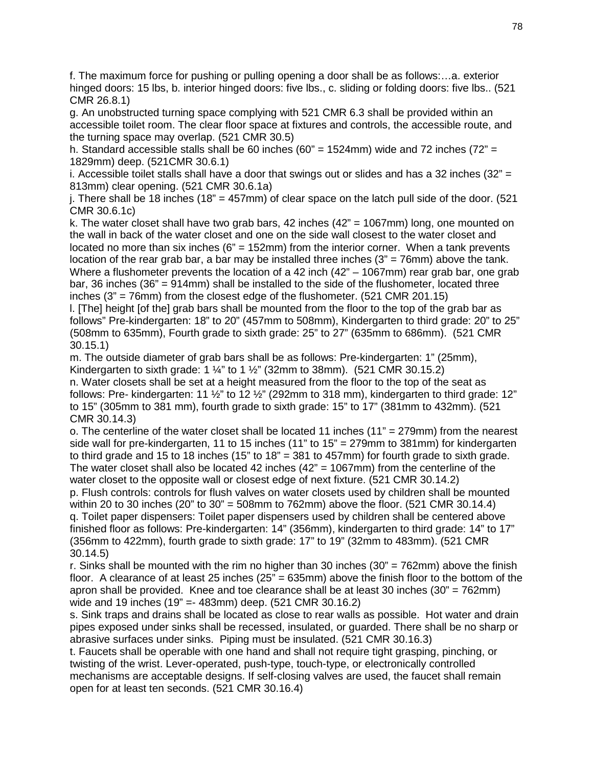f. The maximum force for pushing or pulling opening a door shall be as follows:…a. exterior hinged doors: 15 lbs, b. interior hinged doors: five lbs., c. sliding or folding doors: five lbs.. (521 CMR 26.8.1)

g. An unobstructed turning space complying with 521 CMR 6.3 shall be provided within an accessible toilet room. The clear floor space at fixtures and controls, the accessible route, and the turning space may overlap. (521 CMR 30.5)

h. Standard accessible stalls shall be 60 inches (60" = 1524mm) wide and 72 inches (72" = 1829mm) deep. (521CMR 30.6.1)

i. Accessible toilet stalls shall have a door that swings out or slides and has a 32 inches (32" = 813mm) clear opening. (521 CMR 30.6.1a)

j. There shall be 18 inches (18" = 457mm) of clear space on the latch pull side of the door. (521 CMR 30.6.1c)

k. The water closet shall have two grab bars, 42 inches (42" = 1067mm) long, one mounted on the wall in back of the water closet and one on the side wall closest to the water closet and located no more than six inches (6" = 152mm) from the interior corner. When a tank prevents location of the rear grab bar, a bar may be installed three inches (3" = 76mm) above the tank. Where a flushometer prevents the location of a 42 inch (42" – 1067mm) rear grab bar, one grab bar, 36 inches (36" = 914mm) shall be installed to the side of the flushometer, located three inches (3" = 76mm) from the closest edge of the flushometer. (521 CMR 201.15)

l. [The] height [of the] grab bars shall be mounted from the floor to the top of the grab bar as follows" Pre-kindergarten: 18" to 20" (457mm to 508mm), Kindergarten to third grade: 20" to 25" (508mm to 635mm), Fourth grade to sixth grade: 25" to 27" (635mm to 686mm). (521 CMR 30.15.1)

m. The outside diameter of grab bars shall be as follows: Pre-kindergarten: 1" (25mm), Kindergarten to sixth grade: 1 ¼" to 1 ½" (32mm to 38mm). (521 CMR 30.15.2)

n. Water closets shall be set at a height measured from the floor to the top of the seat as follows: Pre- kindergarten: 11 ½" to 12 ½" (292mm to 318 mm), kindergarten to third grade: 12" to 15" (305mm to 381 mm), fourth grade to sixth grade: 15" to 17" (381mm to 432mm). (521 CMR 30.14.3)

o. The centerline of the water closet shall be located 11 inches (11" = 279mm) from the nearest side wall for pre-kindergarten, 11 to 15 inches (11" to 15" = 279mm to 381mm) for kindergarten to third grade and 15 to 18 inches (15" to 18" = 381 to 457mm) for fourth grade to sixth grade. The water closet shall also be located 42 inches (42" = 1067mm) from the centerline of the water closet to the opposite wall or closest edge of next fixture. (521 CMR 30.14.2)

p. Flush controls: controls for flush valves on water closets used by children shall be mounted within 20 to 30 inches (20" to 30" = 508mm to 762mm) above the floor. (521 CMR 30.14.4)

q. Toilet paper dispensers: Toilet paper dispensers used by children shall be centered above finished floor as follows: Pre-kindergarten: 14" (356mm), kindergarten to third grade: 14" to 17" (356mm to 422mm), fourth grade to sixth grade: 17" to 19" (32mm to 483mm). (521 CMR 30.14.5)

r. Sinks shall be mounted with the rim no higher than 30 inches (30" = 762mm) above the finish floor. A clearance of at least 25 inches (25" = 635mm) above the finish floor to the bottom of the apron shall be provided. Knee and toe clearance shall be at least 30 inches (30" = 762mm) wide and 19 inches (19" =- 483mm) deep. (521 CMR 30.16.2)

s. Sink traps and drains shall be located as close to rear walls as possible. Hot water and drain pipes exposed under sinks shall be recessed, insulated, or guarded. There shall be no sharp or abrasive surfaces under sinks. Piping must be insulated. (521 CMR 30.16.3)

t. Faucets shall be operable with one hand and shall not require tight grasping, pinching, or twisting of the wrist. Lever-operated, push-type, touch-type, or electronically controlled mechanisms are acceptable designs. If self-closing valves are used, the faucet shall remain open for at least ten seconds. (521 CMR 30.16.4)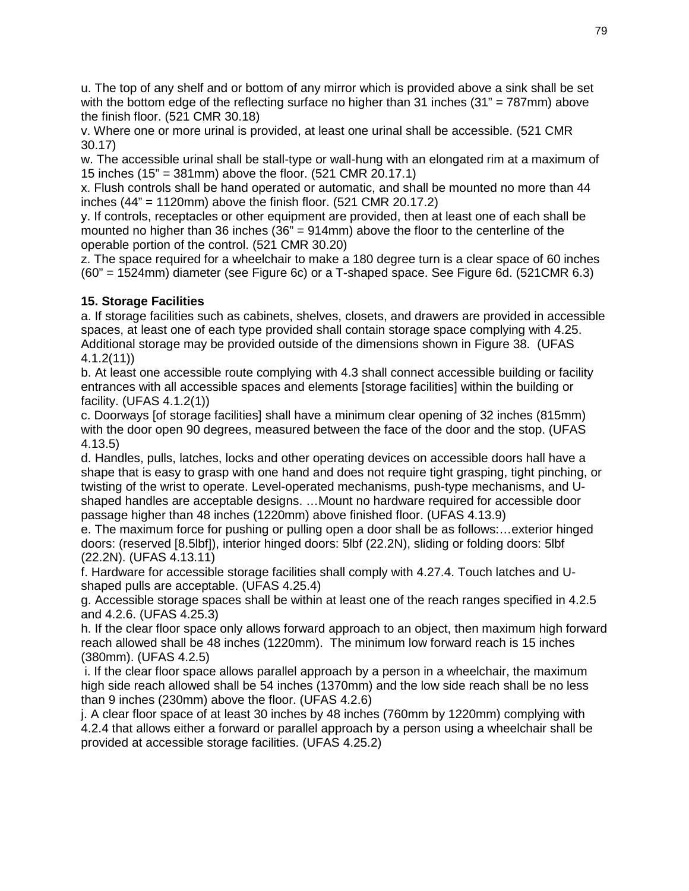u. The top of any shelf and or bottom of any mirror which is provided above a sink shall be set with the bottom edge of the reflecting surface no higher than 31 inches (31" = 787mm) above the finish floor. (521 CMR 30.18)

v. Where one or more urinal is provided, at least one urinal shall be accessible. (521 CMR 30.17)

w. The accessible urinal shall be stall-type or wall-hung with an elongated rim at a maximum of 15 inches (15" = 381mm) above the floor. (521 CMR 20.17.1)

x. Flush controls shall be hand operated or automatic, and shall be mounted no more than 44 inches (44" = 1120mm) above the finish floor. (521 CMR 20.17.2)

y. If controls, receptacles or other equipment are provided, then at least one of each shall be mounted no higher than 36 inches (36" = 914mm) above the floor to the centerline of the operable portion of the control. (521 CMR 30.20)

z. The space required for a wheelchair to make a 180 degree turn is a clear space of 60 inches (60" = 1524mm) diameter (see Figure 6c) or a T-shaped space. See Figure 6d. (521CMR 6.3)

**15. Storage Facilities**

a. If storage facilities such as cabinets, shelves, closets, and drawers are provided in accessible spaces, at least one of each type provided shall contain storage space complying with 4.25. Additional storage may be provided outside of the dimensions shown in Figure 38. (UFAS 4.1.2(11))

b. At least one accessible route complying with 4.3 shall connect accessible building or facility entrances with all accessible spaces and elements [storage facilities] within the building or facility. (UFAS 4.1.2(1))

c. Doorways [of storage facilities] shall have a minimum clear opening of 32 inches (815mm) with the door open 90 degrees, measured between the face of the door and the stop. (UFAS 4.13.5)

d. Handles, pulls, latches, locks and other operating devices on accessible doors hall have a shape that is easy to grasp with one hand and does not require tight grasping, tight pinching, or twisting of the wrist to operate. Level-operated mechanisms, push-type mechanisms, and U-shaped handles are acceptable designs. …Mount no hardware required for accessible door passage higher than 48 inches (1220mm) above finished floor. (UFAS 4.13.9)

e. The maximum force for pushing or pulling open a door shall be as follows:…exterior hinged doors: (reserved [8.5lbf]), interior hinged doors: 5lbf (22.2N), sliding or folding doors: 5lbf (22.2N). (UFAS 4.13.11)

f. Hardware for accessible storage facilities shall comply with 4.27.4. Touch latches and U-shaped pulls are acceptable. (UFAS 4.25.4)

g. Accessible storage spaces shall be within at least one of the reach ranges specified in 4.2.5 and 4.2.6. (UFAS 4.25.3)

h. If the clear floor space only allows forward approach to an object, then maximum high forward reach allowed shall be 48 inches (1220mm). The minimum low forward reach is 15 inches (380mm). (UFAS 4.2.5)

i. If the clear floor space allows parallel approach by a person in a wheelchair, the maximum high side reach allowed shall be 54 inches (1370mm) and the low side reach shall be no less than 9 inches (230mm) above the floor. (UFAS 4.2.6)

j. A clear floor space of at least 30 inches by 48 inches (760mm by 1220mm) complying with 4.2.4 that allows either a forward or parallel approach by a person using a wheelchair shall be provided at accessible storage facilities. (UFAS 4.25.2)